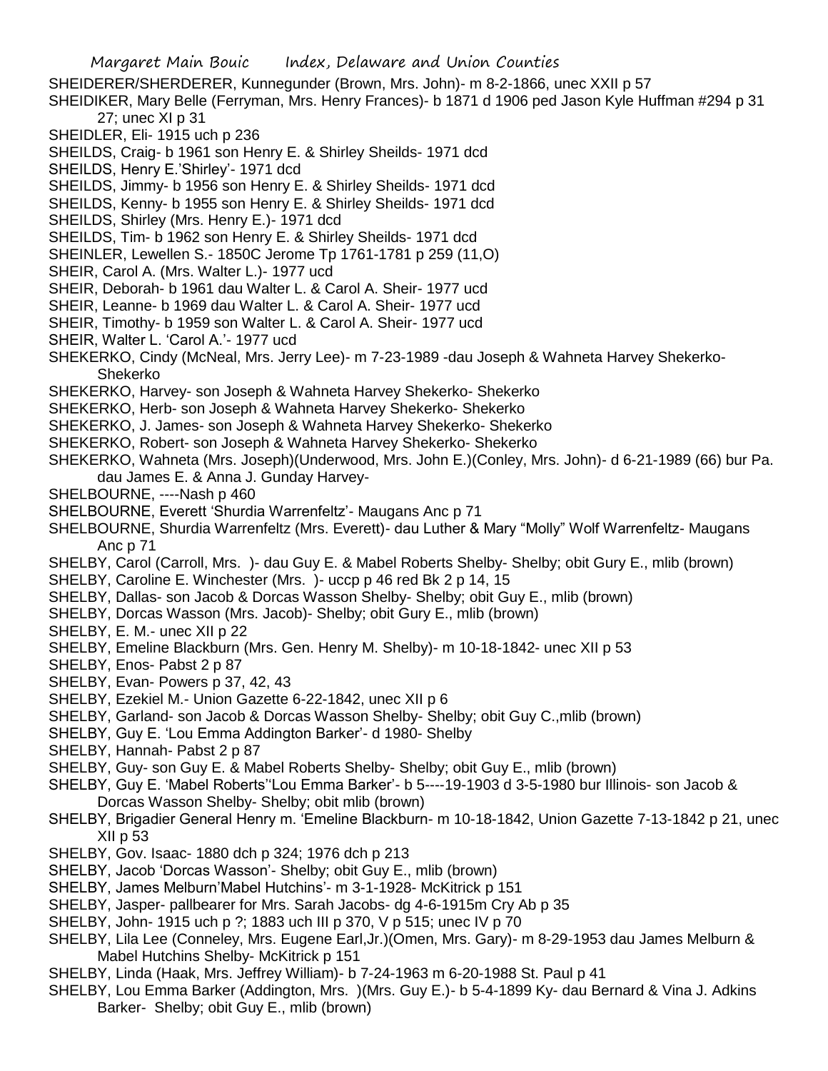SHEIDERER/SHERDERER, Kunnegunder (Brown, Mrs. John)- m 8-2-1866, unec XXII p 57

SHEIDIKER, Mary Belle (Ferryman, Mrs. Henry Frances)- b 1871 d 1906 ped Jason Kyle Huffman #294 p 31 27; unec XI p 31

SHEIDLER, Eli- 1915 uch p 236

SHEILDS, Craig- b 1961 son Henry E. & Shirley Sheilds- 1971 dcd

SHEILDS, Henry E.'Shirley'- 1971 dcd

SHEILDS, Jimmy- b 1956 son Henry E. & Shirley Sheilds- 1971 dcd

SHEILDS, Kenny- b 1955 son Henry E. & Shirley Sheilds- 1971 dcd

SHEILDS, Shirley (Mrs. Henry E.)- 1971 dcd

SHEILDS, Tim- b 1962 son Henry E. & Shirley Sheilds- 1971 dcd

SHEINLER, Lewellen S.- 1850C Jerome Tp 1761-1781 p 259 (11,O)

SHEIR, Carol A. (Mrs. Walter L.)- 1977 ucd

SHEIR, Deborah- b 1961 dau Walter L. & Carol A. Sheir- 1977 ucd

SHEIR, Leanne- b 1969 dau Walter L. & Carol A. Sheir- 1977 ucd

SHEIR, Timothy- b 1959 son Walter L. & Carol A. Sheir- 1977 ucd

SHEIR, Walter L. 'Carol A.'- 1977 ucd

SHEKERKO, Cindy (McNeal, Mrs. Jerry Lee)- m 7-23-1989 -dau Joseph & Wahneta Harvey Shekerko- Shekerko

SHEKERKO, Harvey- son Joseph & Wahneta Harvey Shekerko- Shekerko

SHEKERKO, Herb- son Joseph & Wahneta Harvey Shekerko- Shekerko

SHEKERKO, J. James- son Joseph & Wahneta Harvey Shekerko- Shekerko

SHEKERKO, Robert- son Joseph & Wahneta Harvey Shekerko- Shekerko

SHEKERKO, Wahneta (Mrs. Joseph)(Underwood, Mrs. John E.)(Conley, Mrs. John)- d 6-21-1989 (66) bur Pa. dau James E. & Anna J. Gunday Harvey-

SHELBOURNE, ----Nash p 460

SHELBOURNE, Everett 'Shurdia Warrenfeltz'- Maugans Anc p 71

SHELBOURNE, Shurdia Warrenfeltz (Mrs. Everett)- dau Luther & Mary "Molly" Wolf Warrenfeltz- Maugans Anc p 71

SHELBY, Carol (Carroll, Mrs. )- dau Guy E. & Mabel Roberts Shelby- Shelby; obit Gury E., mlib (brown)

SHELBY, Caroline E. Winchester (Mrs. )- uccp p 46 red Bk 2 p 14, 15

SHELBY, Dallas- son Jacob & Dorcas Wasson Shelby- Shelby; obit Guy E., mlib (brown)

SHELBY, Dorcas Wasson (Mrs. Jacob)- Shelby; obit Gury E., mlib (brown)

SHELBY, E. M.- unec XII p 22

SHELBY, Emeline Blackburn (Mrs. Gen. Henry M. Shelby)- m 10-18-1842- unec XII p 53

SHELBY, Enos- Pabst 2 p 87

SHELBY, Evan- Powers p 37, 42, 43

SHELBY, Ezekiel M.- Union Gazette 6-22-1842, unec XII p 6

SHELBY, Garland- son Jacob & Dorcas Wasson Shelby- Shelby; obit Guy C.,mlib (brown)

SHELBY, Guy E. 'Lou Emma Addington Barker'- d 1980- Shelby

SHELBY, Hannah- Pabst 2 p 87

SHELBY, Guy- son Guy E. & Mabel Roberts Shelby- Shelby; obit Guy E., mlib (brown)

SHELBY, Guy E. 'Mabel Roberts''Lou Emma Barker'- b 5----19-1903 d 3-5-1980 bur Illinois- son Jacob & Dorcas Wasson Shelby- Shelby; obit mlib (brown)

SHELBY, Brigadier General Henry m. 'Emeline Blackburn- m 10-18-1842, Union Gazette 7-13-1842 p 21, unec XII p 53

SHELBY, Gov. Isaac- 1880 dch p 324; 1976 dch p 213

SHELBY, Jacob 'Dorcas Wasson'- Shelby; obit Guy E., mlib (brown)

SHELBY, James Melburn'Mabel Hutchins'- m 3-1-1928- McKitrick p 151

SHELBY, Jasper- pallbearer for Mrs. Sarah Jacobs- dg 4-6-1915m Cry Ab p 35

SHELBY, John- 1915 uch p ?; 1883 uch III p 370, V p 515; unec IV p 70

SHELBY, Lila Lee (Conneley, Mrs. Eugene Earl,Jr.)(Omen, Mrs. Gary)- m 8-29-1953 dau James Melburn & Mabel Hutchins Shelby- McKitrick p 151

SHELBY, Linda (Haak, Mrs. Jeffrey William)- b 7-24-1963 m 6-20-1988 St. Paul p 41

SHELBY, Lou Emma Barker (Addington, Mrs. )(Mrs. Guy E.)- b 5-4-1899 Ky- dau Bernard & Vina J. Adkins Barker- Shelby; obit Guy E., mlib (brown)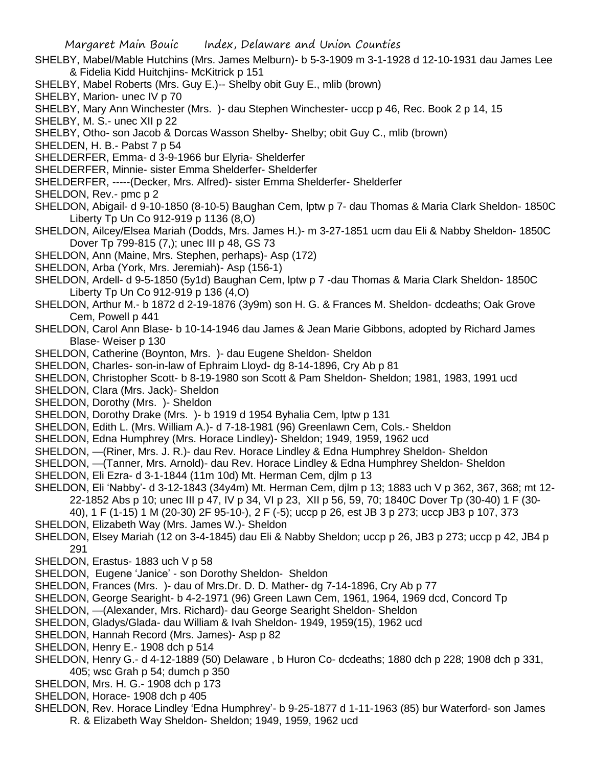SHELBY, Mabel/Mable Hutchins (Mrs. James Melburn)- b 5-3-1909 m 3-1-1928 d 12-10-1931 dau James Lee & Fidelia Kidd Huitchjins- McKitrick p 151

SHELBY, Mabel Roberts (Mrs. Guy E.)-- Shelby obit Guy E., mlib (brown)

SHELBY, Marion- unec IV p 70

SHELBY, Mary Ann Winchester (Mrs. )- dau Stephen Winchester- uccp p 46, Rec. Book 2 p 14, 15

SHELBY, M. S.- unec XII p 22

SHELBY, Otho- son Jacob & Dorcas Wasson Shelby- Shelby; obit Guy C., mlib (brown)

SHELDEN, H. B.- Pabst 7 p 54

SHELDERFER, Emma- d 3-9-1966 bur Elyria- Shelderfer

SHELDERFER, Minnie- sister Emma Shelderfer- Shelderfer

SHELDERFER, -----(Decker, Mrs. Alfred)- sister Emma Shelderfer- Shelderfer

SHELDON, Rev.- pmc p 2

SHELDON, Abigail- d 9-10-1850 (8-10-5) Baughan Cem, lptw p 7- dau Thomas & Maria Clark Sheldon- 1850C Liberty Tp Un Co 912-919 p 1136 (8,O)

SHELDON, Ailcey/Elsea Mariah (Dodds, Mrs. James H.)- m 3-27-1851 ucm dau Eli & Nabby Sheldon- 1850C Dover Tp 799-815 (7,); unec III p 48, GS 73

SHELDON, Ann (Maine, Mrs. Stephen, perhaps)- Asp (172)

SHELDON, Arba (York, Mrs. Jeremiah)- Asp (156-1)

SHELDON, Ardell- d 9-5-1850 (5y1d) Baughan Cem, lptw p 7 -dau Thomas & Maria Clark Sheldon- 1850C Liberty Tp Un Co 912-919 p 136 (4,O)

SHELDON, Arthur M.- b 1872 d 2-19-1876 (3y9m) son H. G. & Frances M. Sheldon- dcdeaths; Oak Grove Cem, Powell p 441

SHELDON, Carol Ann Blase- b 10-14-1946 dau James & Jean Marie Gibbons, adopted by Richard James Blase- Weiser p 130

SHELDON, Catherine (Boynton, Mrs. )- dau Eugene Sheldon- Sheldon

SHELDON, Charles- son-in-law of Ephraim Lloyd- dg 8-14-1896, Cry Ab p 81

SHELDON, Christopher Scott- b 8-19-1980 son Scott & Pam Sheldon- Sheldon; 1981, 1983, 1991 ucd

SHELDON, Clara (Mrs. Jack)- Sheldon

SHELDON, Dorothy (Mrs. )- Sheldon

SHELDON, Dorothy Drake (Mrs. )- b 1919 d 1954 Byhalia Cem, lptw p 131

SHELDON, Edith L. (Mrs. William A.)- d 7-18-1981 (96) Greenlawn Cem, Cols.- Sheldon

SHELDON, Edna Humphrey (Mrs. Horace Lindley)- Sheldon; 1949, 1959, 1962 ucd

SHELDON, —(Riner, Mrs. J. R.)- dau Rev. Horace Lindley & Edna Humphrey Sheldon- Sheldon

SHELDON, —(Tanner, Mrs. Arnold)- dau Rev. Horace Lindley & Edna Humphrey Sheldon- Sheldon

SHELDON, Eli Ezra- d 3-1-1844 (11m 10d) Mt. Herman Cem, djlm p 13

SHELDON, Eli 'Nabby'- d 3-12-1843 (34y4m) Mt. Herman Cem, djlm p 13; 1883 uch V p 362, 367, 368; mt 12-22-1852 Abs p 10; unec III p 47, IV p 34, VI p 23, XII p 56, 59, 70; 1840C Dover Tp (30-40) 1 F (30-40), 1 F (1-15) 1 M (20-30) 2F 95-10-), 2 F (-5); uccp p 26, est JB 3 p 273; uccp JB3 p 107, 373

SHELDON, Elizabeth Way (Mrs. James W.)- Sheldon

SHELDON, Elsey Mariah (12 on 3-4-1845) dau Eli & Nabby Sheldon; uccp p 26, JB3 p 273; uccp p 42, JB4 p 291

SHELDON, Erastus- 1883 uch V p 58

SHELDON, Eugene 'Janice' - son Dorothy Sheldon- Sheldon

SHELDON, Frances (Mrs. )- dau of Mrs.Dr. D. D. Mather- dg 7-14-1896, Cry Ab p 77

SHELDON, George Searight- b 4-2-1971 (96) Green Lawn Cem, 1961, 1964, 1969 dcd, Concord Tp

SHELDON, —(Alexander, Mrs. Richard)- dau George Searight Sheldon- Sheldon

SHELDON, Gladys/Glada- dau William & Ivah Sheldon- 1949, 1959(15), 1962 ucd

SHELDON, Hannah Record (Mrs. James)- Asp p 82

SHELDON, Henry E.- 1908 dch p 514

SHELDON, Henry G.- d 4-12-1889 (50) Delaware , b Huron Co- dcdeaths; 1880 dch p 228; 1908 dch p 331, 405; wsc Grah p 54; dumch p 350

SHELDON, Mrs. H. G.- 1908 dch p 173

SHELDON, Horace- 1908 dch p 405

SHELDON, Rev. Horace Lindley 'Edna Humphrey'- b 9-25-1877 d 1-11-1963 (85) bur Waterford- son James R. & Elizabeth Way Sheldon- Sheldon; 1949, 1959, 1962 ucd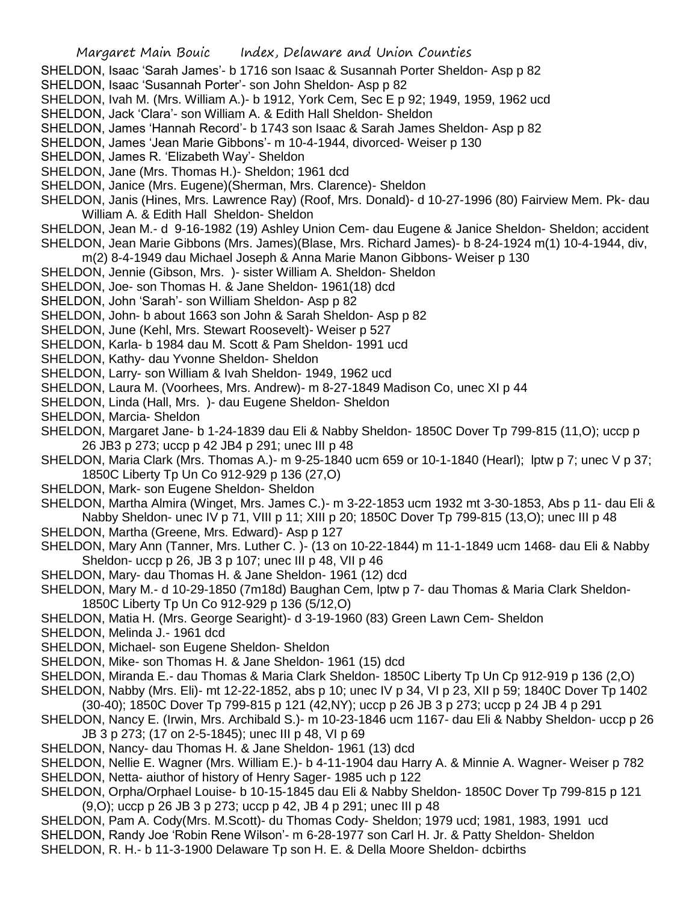SHELDON, Isaac 'Sarah James'- b 1716 son Isaac & Susannah Porter Sheldon- Asp p 82
SHELDON, Isaac 'Susannah Porter'- son John Sheldon- Asp p 82
SHELDON, Ivah M. (Mrs. William A.)- b 1912, York Cem, Sec E p 92; 1949, 1959, 1962 ucd
SHELDON, Jack 'Clara'- son William A. & Edith Hall Sheldon- Sheldon
SHELDON, James 'Hannah Record'- b 1743 son Isaac & Sarah James Sheldon- Asp p 82
SHELDON, James 'Jean Marie Gibbons'- m 10-4-1944, divorced- Weiser p 130
SHELDON, James R. 'Elizabeth Way'- Sheldon
SHELDON, Jane (Mrs. Thomas H.)- Sheldon; 1961 dcd
SHELDON, Janice (Mrs. Eugene)(Sherman, Mrs. Clarence)- Sheldon
SHELDON, Janis (Hines, Mrs. Lawrence Ray) (Roof, Mrs. Donald)- d 10-27-1996 (80) Fairview Mem. Pk- dau William A. & Edith Hall Sheldon- Sheldon
SHELDON, Jean M.- d 9-16-1982 (19) Ashley Union Cem- dau Eugene & Janice Sheldon- Sheldon; accident
SHELDON, Jean Marie Gibbons (Mrs. James)(Blase, Mrs. Richard James)- b 8-24-1924 m(1) 10-4-1944, div, m(2) 8-4-1949 dau Michael Joseph & Anna Marie Manon Gibbons- Weiser p 130
SHELDON, Jennie (Gibson, Mrs. )- sister William A. Sheldon- Sheldon
SHELDON, Joe- son Thomas H. & Jane Sheldon- 1961(18) dcd
SHELDON, John 'Sarah'- son William Sheldon- Asp p 82
SHELDON, John- b about 1663 son John & Sarah Sheldon- Asp p 82
SHELDON, June (Kehl, Mrs. Stewart Roosevelt)- Weiser p 527
SHELDON, Karla- b 1984 dau M. Scott & Pam Sheldon- 1991 ucd
SHELDON, Kathy- dau Yvonne Sheldon- Sheldon
SHELDON, Larry- son William & Ivah Sheldon- 1949, 1962 ucd
SHELDON, Laura M. (Voorhees, Mrs. Andrew)- m 8-27-1849 Madison Co, unec XI p 44
SHELDON, Linda (Hall, Mrs. )- dau Eugene Sheldon- Sheldon
SHELDON, Marcia- Sheldon
SHELDON, Margaret Jane- b 1-24-1839 dau Eli & Nabby Sheldon- 1850C Dover Tp 799-815 (11,O); uccp p 26 JB3 p 273; uccp p 42 JB4 p 291; unec III p 48
SHELDON, Maria Clark (Mrs. Thomas A.)- m 9-25-1840 ucm 659 or 10-1-1840 (Hearl); lptw p 7; unec V p 37; 1850C Liberty Tp Un Co 912-929 p 136 (27,O)
SHELDON, Mark- son Eugene Sheldon- Sheldon
SHELDON, Martha Almira (Winget, Mrs. James C.)- m 3-22-1853 ucm 1932 mt 3-30-1853, Abs p 11- dau Eli & Nabby Sheldon- unec IV p 71, VIII p 11; XIII p 20; 1850C Dover Tp 799-815 (13,O); unec III p 48
SHELDON, Martha (Greene, Mrs. Edward)- Asp p 127
SHELDON, Mary Ann (Tanner, Mrs. Luther C. )- (13 on 10-22-1844) m 11-1-1849 ucm 1468- dau Eli & Nabby Sheldon- uccp p 26, JB 3 p 107; unec III p 48, VII p 46
SHELDON, Mary- dau Thomas H. & Jane Sheldon- 1961 (12) dcd
SHELDON, Mary M.- d 10-29-1850 (7m18d) Baughan Cem, lptw p 7- dau Thomas & Maria Clark Sheldon- 1850C Liberty Tp Un Co 912-929 p 136 (5/12,O)
SHELDON, Matia H. (Mrs. George Searight)- d 3-19-1960 (83) Green Lawn Cem- Sheldon
SHELDON, Melinda J.- 1961 dcd
SHELDON, Michael- son Eugene Sheldon- Sheldon
SHELDON, Mike- son Thomas H. & Jane Sheldon- 1961 (15) dcd
SHELDON, Miranda E.- dau Thomas & Maria Clark Sheldon- 1850C Liberty Tp Un Cp 912-919 p 136 (2,O)
SHELDON, Nabby (Mrs. Eli)- mt 12-22-1852, abs p 10; unec IV p 34, VI p 23, XII p 59; 1840C Dover Tp 1402 (30-40); 1850C Dover Tp 799-815 p 121 (42,NY); uccp p 26 JB 3 p 273; uccp p 24 JB 4 p 291
SHELDON, Nancy E. (Irwin, Mrs. Archibald S.)- m 10-23-1846 ucm 1167- dau Eli & Nabby Sheldon- uccp p 26 JB 3 p 273; (17 on 2-5-1845); unec III p 48, VI p 69
SHELDON, Nancy- dau Thomas H. & Jane Sheldon- 1961 (13) dcd
SHELDON, Nellie E. Wagner (Mrs. William E.)- b 4-11-1904 dau Harry A. & Minnie A. Wagner- Weiser p 782
SHELDON, Netta- aiuthor of history of Henry Sager- 1985 uch p 122
SHELDON, Orpha/Orphael Louise- b 10-15-1845 dau Eli & Nabby Sheldon- 1850C Dover Tp 799-815 p 121 (9,O); uccp p 26 JB 3 p 273; uccp p 42, JB 4 p 291; unec III p 48
SHELDON, Pam A. Cody(Mrs. M.Scott)- du Thomas Cody- Sheldon; 1979 ucd; 1981, 1983, 1991 ucd
SHELDON, Randy Joe 'Robin Rene Wilson'- m 6-28-1977 son Carl H. Jr. & Patty Sheldon- Sheldon
SHELDON, R. H.- b 11-3-1900 Delaware Tp son H. E. & Della Moore Sheldon- dcbirths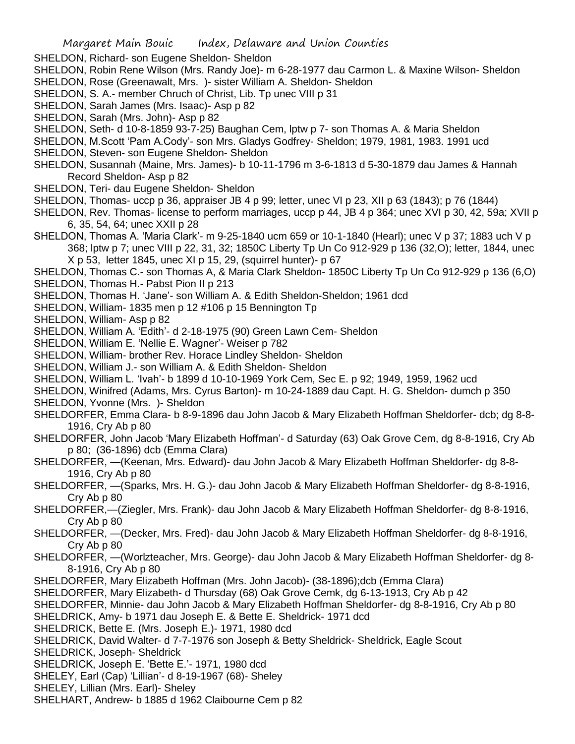SHELDON, Richard- son Eugene Sheldon- Sheldon

SHELDON, Robin Rene Wilson (Mrs. Randy Joe)- m 6-28-1977 dau Carmon L. & Maxine Wilson- Sheldon

SHELDON, Rose (Greenawalt, Mrs. )- sister William A. Sheldon- Sheldon

SHELDON, S. A.- member Chruch of Christ, Lib. Tp unec VIII p 31

SHELDON, Sarah James (Mrs. Isaac)- Asp p 82

SHELDON, Sarah (Mrs. John)- Asp p 82

SHELDON, Seth- d 10-8-1859 93-7-25) Baughan Cem, lptw p 7- son Thomas A. & Maria Sheldon

SHELDON, M.Scott 'Pam A.Cody'- son Mrs. Gladys Godfrey- Sheldon; 1979, 1981, 1983. 1991 ucd

SHELDON, Steven- son Eugene Sheldon- Sheldon

SHELDON, Susannah (Maine, Mrs. James)- b 10-11-1796 m 3-6-1813 d 5-30-1879 dau James & Hannah Record Sheldon- Asp p 82

SHELDON, Teri- dau Eugene Sheldon- Sheldon

SHELDON, Thomas- uccp p 36, appraiser JB 4 p 99; letter, unec VI p 23, XII p 63 (1843); p 76 (1844)

SHELDON, Rev. Thomas- license to perform marriages, uccp p 44, JB 4 p 364; unec XVI p 30, 42, 59a; XVII p 6, 35, 54, 64; unec XXII p 28

SHELDON, Thomas A. 'Maria Clark'- m 9-25-1840 ucm 659 or 10-1-1840 (Hearl); unec V p 37; 1883 uch V p 368; lptw p 7; unec VIII p 22, 31, 32; 1850C Liberty Tp Un Co 912-929 p 136 (32,O); letter, 1844, unec X p 53, letter 1845, unec XI p 15, 29, (squirrel hunter)- p 67

SHELDON, Thomas C.- son Thomas A, & Maria Clark Sheldon- 1850C Liberty Tp Un Co 912-929 p 136 (6,O)

SHELDON, Thomas H.- Pabst Pion II p 213

SHELDON, Thomas H. 'Jane'- son William A. & Edith Sheldon-Sheldon; 1961 dcd

SHELDON, William- 1835 men p 12 #106 p 15 Bennington Tp

SHELDON, William- Asp p 82

SHELDON, William A. 'Edith'- d 2-18-1975 (90) Green Lawn Cem- Sheldon

SHELDON, William E. 'Nellie E. Wagner'- Weiser p 782

SHELDON, William- brother Rev. Horace Lindley Sheldon- Sheldon

SHELDON, William J.- son William A. & Edith Sheldon- Sheldon

SHELDON, William L. 'Ivah'- b 1899 d 10-10-1969 York Cem, Sec E. p 92; 1949, 1959, 1962 ucd

SHELDON, Winifred (Adams, Mrs. Cyrus Barton)- m 10-24-1889 dau Capt. H. G. Sheldon- dumch p 350

SHELDON, Yvonne (Mrs. )- Sheldon

SHELDORFER, Emma Clara- b 8-9-1896 dau John Jacob & Mary Elizabeth Hoffman Sheldorfer- dcb; dg 8-8-1916, Cry Ab p 80

SHELDORFER, John Jacob 'Mary Elizabeth Hoffman'- d Saturday (63) Oak Grove Cem, dg 8-8-1916, Cry Ab p 80; (36-1896) dcb (Emma Clara)

SHELDORFER, —(Keenan, Mrs. Edward)- dau John Jacob & Mary Elizabeth Hoffman Sheldorfer- dg 8-8-1916, Cry Ab p 80

SHELDORFER, —(Sparks, Mrs. H. G.)- dau John Jacob & Mary Elizabeth Hoffman Sheldorfer- dg 8-8-1916, Cry Ab p 80

SHELDORFER,—(Ziegler, Mrs. Frank)- dau John Jacob & Mary Elizabeth Hoffman Sheldorfer- dg 8-8-1916, Cry Ab p 80

SHELDORFER, —(Decker, Mrs. Fred)- dau John Jacob & Mary Elizabeth Hoffman Sheldorfer- dg 8-8-1916, Cry Ab p 80

SHELDORFER, —(Worlzteacher, Mrs. George)- dau John Jacob & Mary Elizabeth Hoffman Sheldorfer- dg 8-8-1916, Cry Ab p 80

SHELDORFER, Mary Elizabeth Hoffman (Mrs. John Jacob)- (38-1896);dcb (Emma Clara)

SHELDORFER, Mary Elizabeth- d Thursday (68) Oak Grove Cemk, dg 6-13-1913, Cry Ab p 42

SHELDORFER, Minnie- dau John Jacob & Mary Elizabeth Hoffman Sheldorfer- dg 8-8-1916, Cry Ab p 80

SHELDRICK, Amy- b 1971 dau Joseph E. & Bette E. Sheldrick- 1971 dcd

SHELDRICK, Bette E. (Mrs. Joseph E.)- 1971, 1980 dcd

SHELDRICK, David Walter- d 7-7-1976 son Joseph & Betty Sheldrick- Sheldrick, Eagle Scout

SHELDRICK, Joseph- Sheldrick

SHELDRICK, Joseph E. 'Bette E.'- 1971, 1980 dcd

SHELEY, Earl (Cap) 'Lillian'- d 8-19-1967 (68)- Sheley

SHELEY, Lillian (Mrs. Earl)- Sheley

SHELHART, Andrew- b 1885 d 1962 Claibourne Cem p 82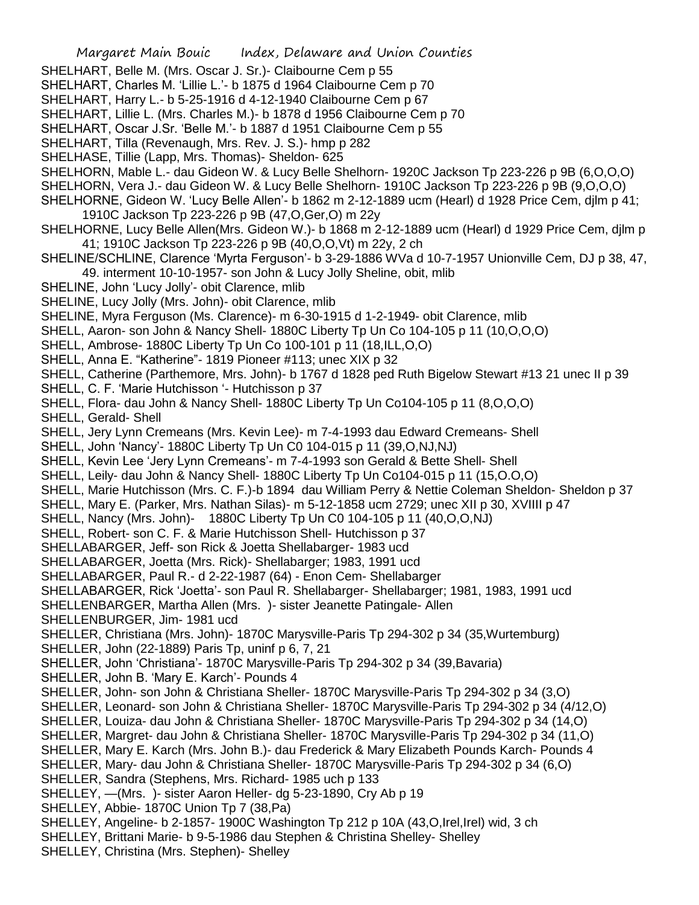SHELHART, Belle M. (Mrs. Oscar J. Sr.)- Claibourne Cem p 55
SHELHART, Charles M. 'Lillie L.'- b 1875 d 1964 Claibourne Cem p 70
SHELHART, Harry L.- b 5-25-1916 d 4-12-1940 Claibourne Cem p 67
SHELHART, Lillie L. (Mrs. Charles M.)- b 1878 d 1956 Claibourne Cem p 70
SHELHART, Oscar J.Sr. 'Belle M.'- b 1887 d 1951 Claibourne Cem p 55
SHELHART, Tilla (Revenaugh, Mrs. Rev. J. S.)- hmp p 282
SHELHASE, Tillie (Lapp, Mrs. Thomas)- Sheldon- 625
SHELHORN, Mable L.- dau Gideon W. & Lucy Belle Shelhorn- 1920C Jackson Tp 223-226 p 9B (6,O,O,O)
SHELHORN, Vera J.- dau Gideon W. & Lucy Belle Shelhorn- 1910C Jackson Tp 223-226 p 9B (9,O,O,O)
SHELHORNE, Gideon W. 'Lucy Belle Allen'- b 1862 m 2-12-1889 ucm (Hearl) d 1928 Price Cem, djlm p 41; 1910C Jackson Tp 223-226 p 9B (47,O,Ger,O) m 22y
SHELHORNE, Lucy Belle Allen(Mrs. Gideon W.)- b 1868 m 2-12-1889 ucm (Hearl) d 1929 Price Cem, djlm p 41; 1910C Jackson Tp 223-226 p 9B (40,O,O,Vt) m 22y, 2 ch
SHELINE/SCHLINE, Clarence 'Myrta Ferguson'- b 3-29-1886 WVa d 10-7-1957 Unionville Cem, DJ p 38, 47, 49. interment 10-10-1957- son John & Lucy Jolly Sheline, obit, mlib
SHELINE, John 'Lucy Jolly'- obit Clarence, mlib
SHELINE, Lucy Jolly (Mrs. John)- obit Clarence, mlib
SHELINE, Myra Ferguson (Ms. Clarence)- m 6-30-1915 d 1-2-1949- obit Clarence, mlib
SHELL, Aaron- son John & Nancy Shell- 1880C Liberty Tp Un Co 104-105 p 11 (10,O,O,O)
SHELL, Ambrose- 1880C Liberty Tp Un Co 100-101 p 11 (18,ILL,O,O)
SHELL, Anna E. "Katherine"- 1819 Pioneer #113; unec XIX p 32
SHELL, Catherine (Parthemore, Mrs. John)- b 1767 d 1828 ped Ruth Bigelow Stewart #13 21 unec II p 39
SHELL, C. F. 'Marie Hutchisson '- Hutchisson p 37
SHELL, Flora- dau John & Nancy Shell- 1880C Liberty Tp Un Co104-105 p 11 (8,O,O,O)
SHELL, Gerald- Shell
SHELL, Jery Lynn Cremeans (Mrs. Kevin Lee)- m 7-4-1993 dau Edward Cremeans- Shell
SHELL, John 'Nancy'- 1880C Liberty Tp Un C0 104-015 p 11 (39,O,NJ,NJ)
SHELL, Kevin Lee 'Jery Lynn Cremeans'- m 7-4-1993 son Gerald & Bette Shell- Shell
SHELL, Leily- dau John & Nancy Shell- 1880C Liberty Tp Un Co104-015 p 11 (15,O.O,O)
SHELL, Marie Hutchisson (Mrs. C. F.)-b 1894 dau William Perry & Nettie Coleman Sheldon- Sheldon p 37
SHELL, Mary E. (Parker, Mrs. Nathan Silas)- m 5-12-1858 ucm 2729; unec XII p 30, XVIIII p 47
SHELL, Nancy (Mrs. John)- 1880C Liberty Tp Un C0 104-105 p 11 (40,O,O,NJ)
SHELL, Robert- son C. F. & Marie Hutchisson Shell- Hutchisson p 37
SHELLABARGER, Jeff- son Rick & Joetta Shellabarger- 1983 ucd
SHELLABARGER, Joetta (Mrs. Rick)- Shellabarger; 1983, 1991 ucd
SHELLABARGER, Paul R.- d 2-22-1987 (64) - Enon Cem- Shellabarger
SHELLABARGER, Rick 'Joetta'- son Paul R. Shellabarger- Shellabarger; 1981, 1983, 1991 ucd
SHELLENBARGER, Martha Allen (Mrs. )- sister Jeanette Patingale- Allen
SHELLENBURGER, Jim- 1981 ucd
SHELLER, Christiana (Mrs. John)- 1870C Marysville-Paris Tp 294-302 p 34 (35,Wurtemburg)
SHELLER, John (22-1889) Paris Tp, uninf p 6, 7, 21
SHELLER, John 'Christiana'- 1870C Marysville-Paris Tp 294-302 p 34 (39,Bavaria)
SHELLER, John B. 'Mary E. Karch'- Pounds 4
SHELLER, John- son John & Christiana Sheller- 1870C Marysville-Paris Tp 294-302 p 34 (3,O)
SHELLER, Leonard- son John & Christiana Sheller- 1870C Marysville-Paris Tp 294-302 p 34 (4/12,O)
SHELLER, Louiza- dau John & Christiana Sheller- 1870C Marysville-Paris Tp 294-302 p 34 (14,O)
SHELLER, Margret- dau John & Christiana Sheller- 1870C Marysville-Paris Tp 294-302 p 34 (11,O)
SHELLER, Mary E. Karch (Mrs. John B.)- dau Frederick & Mary Elizabeth Pounds Karch- Pounds 4
SHELLER, Mary- dau John & Christiana Sheller- 1870C Marysville-Paris Tp 294-302 p 34 (6,O)
SHELLER, Sandra (Stephens, Mrs. Richard- 1985 uch p 133
SHELLEY, —(Mrs. )- sister Aaron Heller- dg 5-23-1890, Cry Ab p 19
SHELLEY, Abbie- 1870C Union Tp 7 (38,Pa)
SHELLEY, Angeline- b 2-1857- 1900C Washington Tp 212 p 10A (43,O,Irel,Irel) wid, 3 ch
SHELLEY, Brittani Marie- b 9-5-1986 dau Stephen & Christina Shelley- Shelley
SHELLEY, Christina (Mrs. Stephen)- Shelley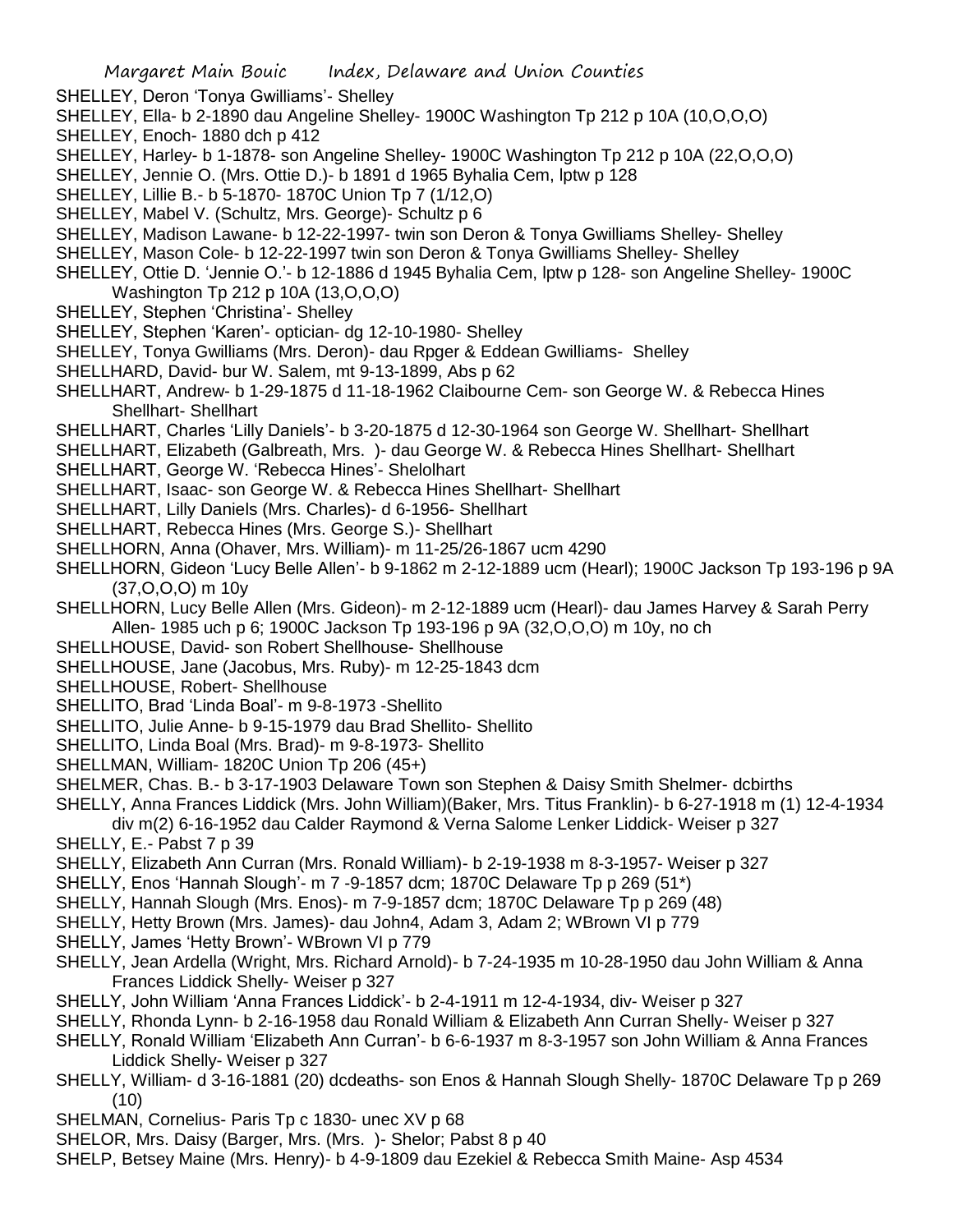SHELLEY, Deron 'Tonya Gwilliams'- Shelley
SHELLEY, Ella- b 2-1890 dau Angeline Shelley- 1900C Washington Tp 212 p 10A (10,O,O,O)
SHELLEY, Enoch- 1880 dch p 412
SHELLEY, Harley- b 1-1878- son Angeline Shelley- 1900C Washington Tp 212 p 10A (22,O,O,O)
SHELLEY, Jennie O. (Mrs. Ottie D.)- b 1891 d 1965 Byhalia Cem, lptw p 128
SHELLEY, Lillie B.- b 5-1870- 1870C Union Tp 7 (1/12,O)
SHELLEY, Mabel V. (Schultz, Mrs. George)- Schultz p 6
SHELLEY, Madison Lawane- b 12-22-1997- twin son Deron & Tonya Gwilliams Shelley- Shelley
SHELLEY, Mason Cole- b 12-22-1997 twin son Deron & Tonya Gwilliams Shelley- Shelley
SHELLEY, Ottie D. 'Jennie O.'- b 12-1886 d 1945 Byhalia Cem, lptw p 128- son Angeline Shelley- 1900C Washington Tp 212 p 10A (13,O,O,O)
SHELLEY, Stephen 'Christina'- Shelley
SHELLEY, Stephen 'Karen'- optician- dg 12-10-1980- Shelley
SHELLEY, Tonya Gwilliams (Mrs. Deron)- dau Rpger & Eddean Gwilliams- Shelley
SHELLHARD, David- bur W. Salem, mt 9-13-1899, Abs p 62
SHELLHART, Andrew- b 1-29-1875 d 11-18-1962 Claibourne Cem- son George W. & Rebecca Hines Shellhart- Shellhart
SHELLHART, Charles 'Lilly Daniels'- b 3-20-1875 d 12-30-1964 son George W. Shellhart- Shellhart
SHELLHART, Elizabeth (Galbreath, Mrs. )- dau George W. & Rebecca Hines Shellhart- Shellhart
SHELLHART, George W. 'Rebecca Hines'- Shelolhart
SHELLHART, Isaac- son George W. & Rebecca Hines Shellhart- Shellhart
SHELLHART, Lilly Daniels (Mrs. Charles)- d 6-1956- Shellhart
SHELLHART, Rebecca Hines (Mrs. George S.)- Shellhart
SHELLHORN, Anna (Ohaver, Mrs. William)- m 11-25/26-1867 ucm 4290
SHELLHORN, Gideon 'Lucy Belle Allen'- b 9-1862 m 2-12-1889 ucm (Hearl); 1900C Jackson Tp 193-196 p 9A (37,O,O,O) m 10y
SHELLHORN, Lucy Belle Allen (Mrs. Gideon)- m 2-12-1889 ucm (Hearl)- dau James Harvey & Sarah Perry Allen- 1985 uch p 6; 1900C Jackson Tp 193-196 p 9A (32,O,O,O) m 10y, no ch
SHELLHOUSE, David- son Robert Shellhouse- Shellhouse
SHELLHOUSE, Jane (Jacobus, Mrs. Ruby)- m 12-25-1843 dcm
SHELLHOUSE, Robert- Shellhouse
SHELLITO, Brad 'Linda Boal'- m 9-8-1973 -Shellito
SHELLITO, Julie Anne- b 9-15-1979 dau Brad Shellito- Shellito
SHELLITO, Linda Boal (Mrs. Brad)- m 9-8-1973- Shellito
SHELLMAN, William- 1820C Union Tp 206 (45+)
SHELMER, Chas. B.- b 3-17-1903 Delaware Town son Stephen & Daisy Smith Shelmer- dcbirths
SHELLY, Anna Frances Liddick (Mrs. John William)(Baker, Mrs. Titus Franklin)- b 6-27-1918 m (1) 12-4-1934 div m(2) 6-16-1952 dau Calder Raymond & Verna Salome Lenker Liddick- Weiser p 327
SHELLY, E.- Pabst 7 p 39
SHELLY, Elizabeth Ann Curran (Mrs. Ronald William)- b 2-19-1938 m 8-3-1957- Weiser p 327
SHELLY, Enos 'Hannah Slough'- m 7 -9-1857 dcm; 1870C Delaware Tp p 269 (51*)
SHELLY, Hannah Slough (Mrs. Enos)- m 7-9-1857 dcm; 1870C Delaware Tp p 269 (48)
SHELLY, Hetty Brown (Mrs. James)- dau John4, Adam 3, Adam 2; WBrown VI p 779
SHELLY, James 'Hetty Brown'- WBrown VI p 779
SHELLY, Jean Ardella (Wright, Mrs. Richard Arnold)- b 7-24-1935 m 10-28-1950 dau John William & Anna Frances Liddick Shelly- Weiser p 327
SHELLY, John William 'Anna Frances Liddick'- b 2-4-1911 m 12-4-1934, div- Weiser p 327
SHELLY, Rhonda Lynn- b 2-16-1958 dau Ronald William & Elizabeth Ann Curran Shelly- Weiser p 327
SHELLY, Ronald William 'Elizabeth Ann Curran'- b 6-6-1937 m 8-3-1957 son John William & Anna Frances Liddick Shelly- Weiser p 327
SHELLY, William- d 3-16-1881 (20) dcdeaths- son Enos & Hannah Slough Shelly- 1870C Delaware Tp p 269 (10)
SHELMAN, Cornelius- Paris Tp c 1830- unec XV p 68
SHELOR, Mrs. Daisy (Barger, Mrs. (Mrs. )- Shelor; Pabst 8 p 40
SHELP, Betsey Maine (Mrs. Henry)- b 4-9-1809 dau Ezekiel & Rebecca Smith Maine- Asp 4534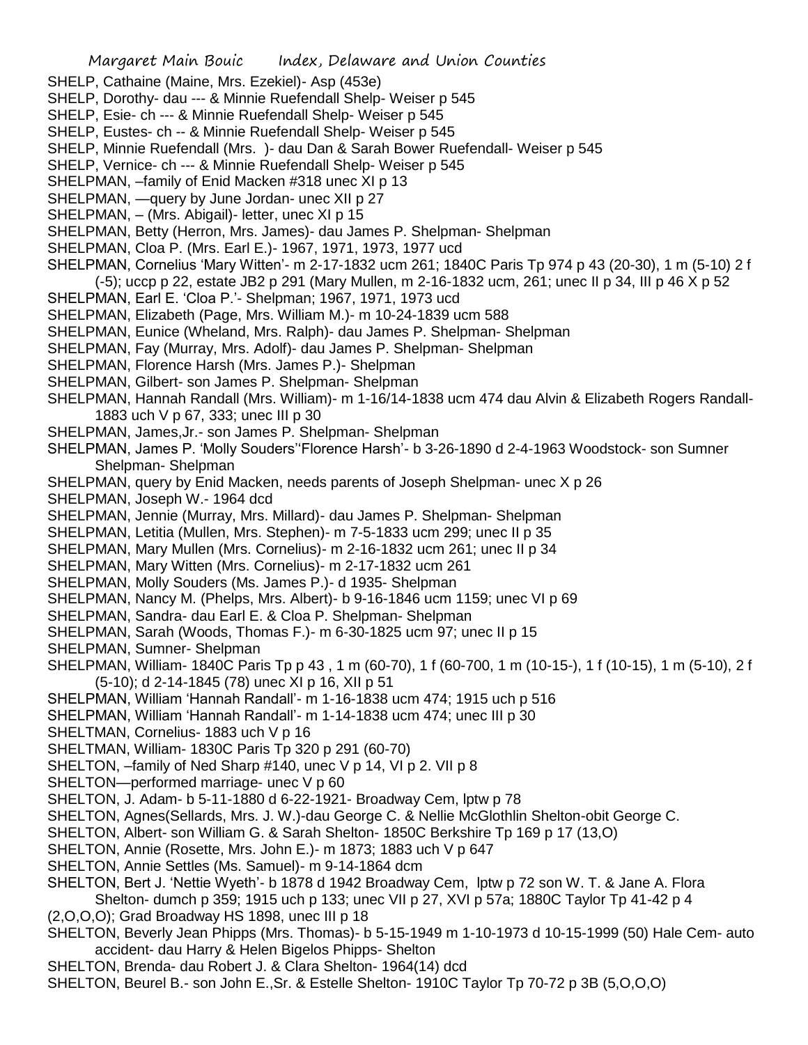SHELP, Cathaine (Maine, Mrs. Ezekiel)- Asp (453e)
SHELP, Dorothy- dau --- & Minnie Ruefendall Shelp- Weiser p 545
SHELP, Esie- ch --- & Minnie Ruefendall Shelp- Weiser p 545
SHELP, Eustes- ch -- & Minnie Ruefendall Shelp- Weiser p 545
SHELP, Minnie Ruefendall (Mrs. )- dau Dan & Sarah Bower Ruefendall- Weiser p 545
SHELP, Vernice- ch --- & Minnie Ruefendall Shelp- Weiser p 545
SHELPMAN, –family of Enid Macken #318 unec XI p 13
SHELPMAN, —query by June Jordan- unec XII p 27
SHELPMAN, – (Mrs. Abigail)- letter, unec XI p 15
SHELPMAN, Betty (Herron, Mrs. James)- dau James P. Shelpman- Shelpman
SHELPMAN, Cloa P. (Mrs. Earl E.)- 1967, 1971, 1973, 1977 ucd
SHELPMAN, Cornelius 'Mary Witten'- m 2-17-1832 ucm 261; 1840C Paris Tp 974 p 43 (20-30), 1 m (5-10) 2 f (-5); uccp p 22, estate JB2 p 291 (Mary Mullen, m 2-16-1832 ucm, 261; unec II p 34, III p 46 X p 52
SHELPMAN, Earl E. 'Cloa P.'- Shelpman; 1967, 1971, 1973 ucd
SHELPMAN, Elizabeth (Page, Mrs. William M.)- m 10-24-1839 ucm 588
SHELPMAN, Eunice (Wheland, Mrs. Ralph)- dau James P. Shelpman- Shelpman
SHELPMAN, Fay (Murray, Mrs. Adolf)- dau James P. Shelpman- Shelpman
SHELPMAN, Florence Harsh (Mrs. James P.)- Shelpman
SHELPMAN, Gilbert- son James P. Shelpman- Shelpman
SHELPMAN, Hannah Randall (Mrs. William)- m 1-16/14-1838 ucm 474 dau Alvin & Elizabeth Rogers Randall- 1883 uch V p 67, 333; unec III p 30
SHELPMAN, James,Jr.- son James P. Shelpman- Shelpman
SHELPMAN, James P. 'Molly Souders''Florence Harsh'- b 3-26-1890 d 2-4-1963 Woodstock- son Sumner Shelpman- Shelpman
SHELPMAN, query by Enid Macken, needs parents of Joseph Shelpman- unec X p 26
SHELPMAN, Joseph W.- 1964 dcd
SHELPMAN, Jennie (Murray, Mrs. Millard)- dau James P. Shelpman- Shelpman
SHELPMAN, Letitia (Mullen, Mrs. Stephen)- m 7-5-1833 ucm 299; unec II p 35
SHELPMAN, Mary Mullen (Mrs. Cornelius)- m 2-16-1832 ucm 261; unec II p 34
SHELPMAN, Mary Witten (Mrs. Cornelius)- m 2-17-1832 ucm 261
SHELPMAN, Molly Souders (Ms. James P.)- d 1935- Shelpman
SHELPMAN, Nancy M. (Phelps, Mrs. Albert)- b 9-16-1846 ucm 1159; unec VI p 69
SHELPMAN, Sandra- dau Earl E. & Cloa P. Shelpman- Shelpman
SHELPMAN, Sarah (Woods, Thomas F.)- m 6-30-1825 ucm 97; unec II p 15
SHELPMAN, Sumner- Shelpman
SHELPMAN, William- 1840C Paris Tp p 43 , 1 m (60-70), 1 f (60-700, 1 m (10-15-), 1 f (10-15), 1 m (5-10), 2 f (5-10); d 2-14-1845 (78) unec XI p 16, XII p 51
SHELPMAN, William 'Hannah Randall'- m 1-16-1838 ucm 474; 1915 uch p 516
SHELPMAN, William 'Hannah Randall'- m 1-14-1838 ucm 474; unec III p 30
SHELTMAN, Cornelius- 1883 uch V p 16
SHELTMAN, William- 1830C Paris Tp 320 p 291 (60-70)
SHELTON, –family of Ned Sharp #140, unec V p 14, VI p 2. VII p 8
SHELTON—performed marriage- unec V p 60
SHELTON, J. Adam- b 5-11-1880 d 6-22-1921- Broadway Cem, lptw p 78
SHELTON, Agnes(Sellards, Mrs. J. W.)-dau George C. & Nellie McGlothlin Shelton-obit George C.
SHELTON, Albert- son William G. & Sarah Shelton- 1850C Berkshire Tp 169 p 17 (13,O)
SHELTON, Annie (Rosette, Mrs. John E.)- m 1873; 1883 uch V p 647
SHELTON, Annie Settles (Ms. Samuel)- m 9-14-1864 dcm
SHELTON, Bert J. 'Nettie Wyeth'- b 1878 d 1942 Broadway Cem, lptw p 72 son W. T. & Jane A. Flora Shelton- dumch p 359; 1915 uch p 133; unec VII p 27, XVI p 57a; 1880C Taylor Tp 41-42 p 4 (2,O,O,O); Grad Broadway HS 1898, unec III p 18
SHELTON, Beverly Jean Phipps (Mrs. Thomas)- b 5-15-1949 m 1-10-1973 d 10-15-1999 (50) Hale Cem- auto accident- dau Harry & Helen Bigelos Phipps- Shelton
SHELTON, Brenda- dau Robert J. & Clara Shelton- 1964(14) dcd
SHELTON, Beurel B.- son John E.,Sr. & Estelle Shelton- 1910C Taylor Tp 70-72 p 3B (5,O,O,O)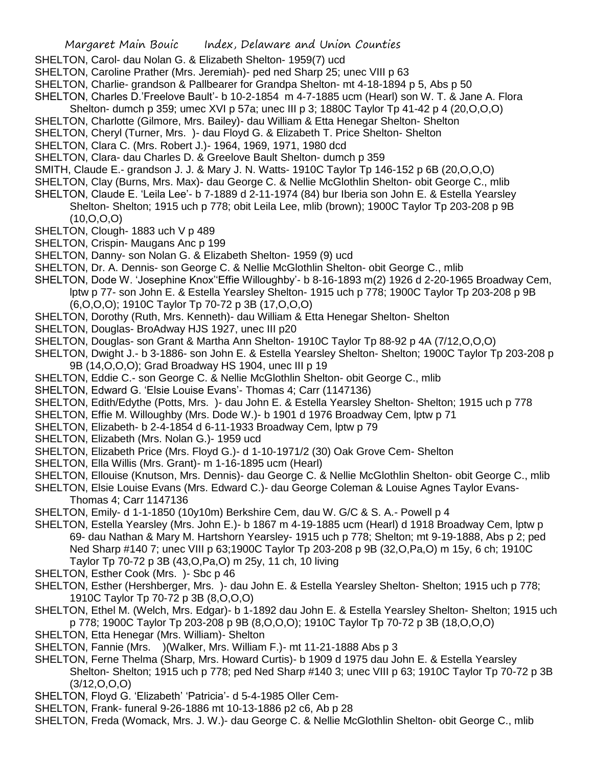SHELTON, Carol- dau Nolan G. & Elizabeth Shelton- 1959(7) ucd

SHELTON, Caroline Prather (Mrs. Jeremiah)- ped ned Sharp 25; unec VIII p 63

SHELTON, Charlie- grandson & Pallbearer for Grandpa Shelton- mt 4-18-1894 p 5, Abs p 50

SHELTON, Charles D.'Freelove Bault'- b 10-2-1854 m 4-7-1885 ucm (Hearl) son W. T. & Jane A. Flora Shelton- dumch p 359; umec XVI p 57a; unec III p 3; 1880C Taylor Tp 41-42 p 4 (20,O,O,O)

SHELTON, Charlotte (Gilmore, Mrs. Bailey)- dau William & Etta Henegar Shelton- Shelton

SHELTON, Cheryl (Turner, Mrs. )- dau Floyd G. & Elizabeth T. Price Shelton- Shelton

SHELTON, Clara C. (Mrs. Robert J.)- 1964, 1969, 1971, 1980 dcd

SHELTON, Clara- dau Charles D. & Greelove Bault Shelton- dumch p 359

SMITH, Claude E.- grandson J. J. & Mary J. N. Watts- 1910C Taylor Tp 146-152 p 6B (20,O,O,O)

SHELTON, Clay (Burns, Mrs. Max)- dau George C. & Nellie McGlothlin Shelton- obit George C., mlib

SHELTON, Claude E. 'Leila Lee'- b 7-1889 d 2-11-1974 (84) bur Iberia son John E. & Estella Yearsley Shelton- Shelton; 1915 uch p 778; obit Leila Lee, mlib (brown); 1900C Taylor Tp 203-208 p 9B (10,O,O,O)

SHELTON, Clough- 1883 uch V p 489

SHELTON, Crispin- Maugans Anc p 199

SHELTON, Danny- son Nolan G. & Elizabeth Shelton- 1959 (9) ucd

SHELTON, Dr. A. Dennis- son George C. & Nellie McGlothlin Shelton- obit George C., mlib

SHELTON, Dode W. 'Josephine Knox''Effie Willoughby'- b 8-16-1893 m(2) 1926 d 2-20-1965 Broadway Cem, lptw p 77- son John E. & Estella Yearsley Shelton- 1915 uch p 778; 1900C Taylor Tp 203-208 p 9B (6,O,O,O); 1910C Taylor Tp 70-72 p 3B (17,O,O,O)

SHELTON, Dorothy (Ruth, Mrs. Kenneth)- dau William & Etta Henegar Shelton- Shelton

SHELTON, Douglas- BroAdway HJS 1927, unec III p20

SHELTON, Douglas- son Grant & Martha Ann Shelton- 1910C Taylor Tp 88-92 p 4A (7/12,O,O,O)

SHELTON, Dwight J.- b 3-1886- son John E. & Estella Yearsley Shelton- Shelton; 1900C Taylor Tp 203-208 p 9B (14,O,O,O); Grad Broadway HS 1904, unec III p 19

SHELTON, Eddie C.- son George C. & Nellie McGlothlin Shelton- obit George C., mlib

SHELTON, Edward G. 'Elsie Louise Evans'- Thomas 4; Carr (1147136)

SHELTON, Edith/Edythe (Potts, Mrs. )- dau John E. & Estella Yearsley Shelton- Shelton; 1915 uch p 778

SHELTON, Effie M. Willoughby (Mrs. Dode W.)- b 1901 d 1976 Broadway Cem, lptw p 71

SHELTON, Elizabeth- b 2-4-1854 d 6-11-1933 Broadway Cem, lptw p 79

SHELTON, Elizabeth (Mrs. Nolan G.)- 1959 ucd

SHELTON, Elizabeth Price (Mrs. Floyd G.)- d 1-10-1971/2 (30) Oak Grove Cem- Shelton

SHELTON, Ella Willis (Mrs. Grant)- m 1-16-1895 ucm (Hearl)

SHELTON, Ellouise (Knutson, Mrs. Dennis)- dau George C. & Nellie McGlothlin Shelton- obit George C., mlib

SHELTON, Elsie Louise Evans (Mrs. Edward C.)- dau George Coleman & Louise Agnes Taylor Evans- Thomas 4; Carr 1147136

SHELTON, Emily- d 1-1-1850 (10y10m) Berkshire Cem, dau W. G/C & S. A.- Powell p 4

SHELTON, Estella Yearsley (Mrs. John E.)- b 1867 m 4-19-1885 ucm (Hearl) d 1918 Broadway Cem, lptw p 69- dau Nathan & Mary M. Hartshorn Yearsley- 1915 uch p 778; Shelton; mt 9-19-1888, Abs p 2; ped Ned Sharp #140 7; unec VIII p 63;1900C Taylor Tp 203-208 p 9B (32,O,Pa,O) m 15y, 6 ch; 1910C Taylor Tp 70-72 p 3B (43,O,Pa,O) m 25y, 11 ch, 10 living

SHELTON, Esther Cook (Mrs. )- Sbc p 46

SHELTON, Esther (Hershberger, Mrs. )- dau John E. & Estella Yearsley Shelton- Shelton; 1915 uch p 778; 1910C Taylor Tp 70-72 p 3B (8,O,O,O)

SHELTON, Ethel M. (Welch, Mrs. Edgar)- b 1-1892 dau John E. & Estella Yearsley Shelton- Shelton; 1915 uch p 778; 1900C Taylor Tp 203-208 p 9B (8,O,O,O); 1910C Taylor Tp 70-72 p 3B (18,O,O,O)

SHELTON, Etta Henegar (Mrs. William)- Shelton

SHELTON, Fannie (Mrs. )(Walker, Mrs. William F.)- mt 11-21-1888 Abs p 3

SHELTON, Ferne Thelma (Sharp, Mrs. Howard Curtis)- b 1909 d 1975 dau John E. & Estella Yearsley Shelton- Shelton; 1915 uch p 778; ped Ned Sharp #140 3; unec VIII p 63; 1910C Taylor Tp 70-72 p 3B (3/12,O,O,O)

SHELTON, Floyd G. 'Elizabeth' 'Patricia'- d 5-4-1985 Oller Cem-

SHELTON, Frank- funeral 9-26-1886 mt 10-13-1886 p2 c6, Ab p 28

SHELTON, Freda (Womack, Mrs. J. W.)- dau George C. & Nellie McGlothlin Shelton- obit George C., mlib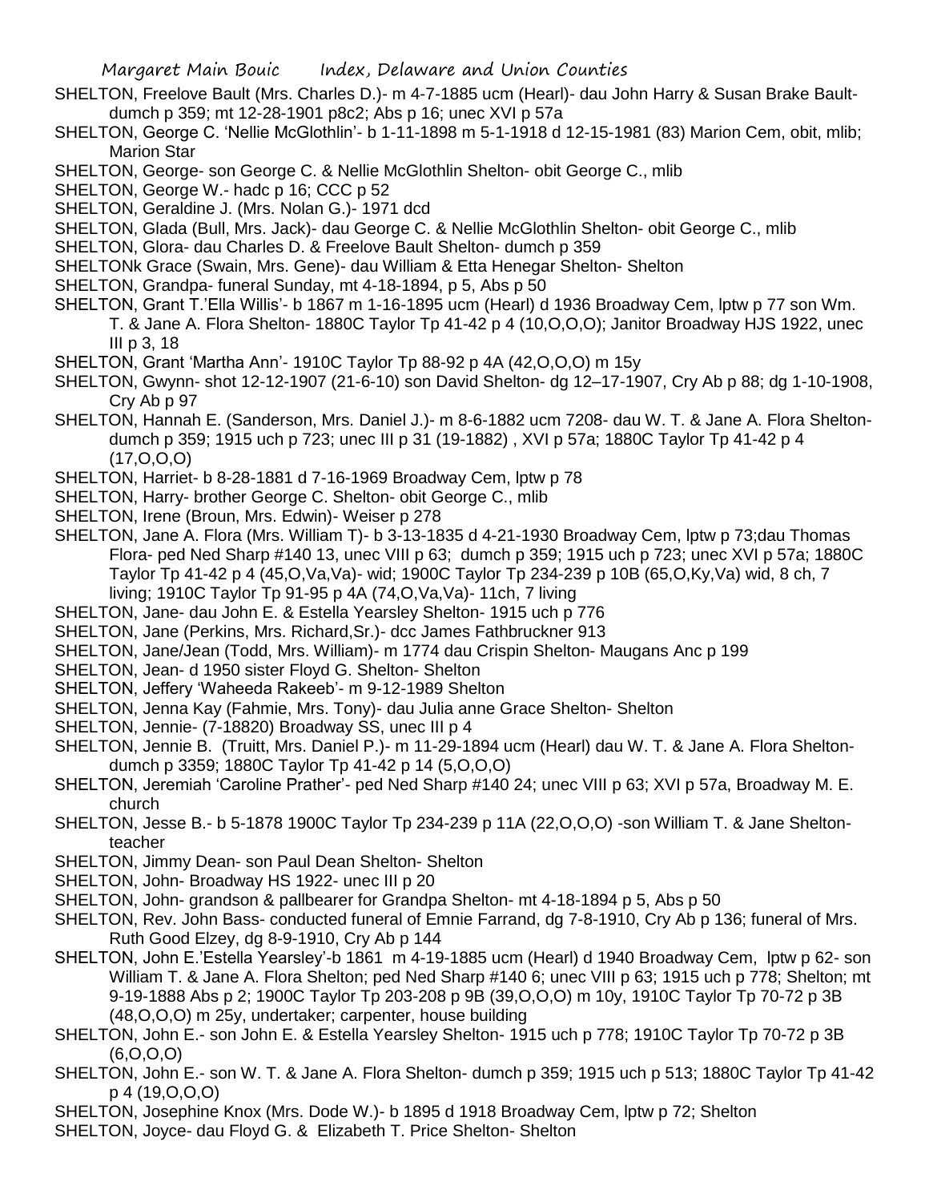SHELTON, Freelove Bault (Mrs. Charles D.)- m 4-7-1885 ucm (Hearl)- dau John Harry & Susan Brake Bault- dumch p 359; mt 12-28-1901 p8c2; Abs p 16; unec XVI p 57a

SHELTON, George C. 'Nellie McGlothlin'- b 1-11-1898 m 5-1-1918 d 12-15-1981 (83) Marion Cem, obit, mlib; Marion Star

SHELTON, George- son George C. & Nellie McGlothlin Shelton- obit George C., mlib

SHELTON, George W.- hadc p 16; CCC p 52

SHELTON, Geraldine J. (Mrs. Nolan G.)- 1971 dcd

SHELTON, Glada (Bull, Mrs. Jack)- dau George C. & Nellie McGlothlin Shelton- obit George C., mlib

SHELTON, Glora- dau Charles D. & Freelove Bault Shelton- dumch p 359

SHELTONk Grace (Swain, Mrs. Gene)- dau William & Etta Henegar Shelton- Shelton

SHELTON, Grandpa- funeral Sunday, mt 4-18-1894, p 5, Abs p 50

SHELTON, Grant T.'Ella Willis'- b 1867 m 1-16-1895 ucm (Hearl) d 1936 Broadway Cem, lptw p 77 son Wm. T. & Jane A. Flora Shelton- 1880C Taylor Tp 41-42 p 4 (10,O,O,O); Janitor Broadway HJS 1922, unec III p 3, 18

SHELTON, Grant 'Martha Ann'- 1910C Taylor Tp 88-92 p 4A (42,O,O,O) m 15y

SHELTON, Gwynn- shot 12-12-1907 (21-6-10) son David Shelton- dg 12–17-1907, Cry Ab p 88; dg 1-10-1908, Cry Ab p 97

SHELTON, Hannah E. (Sanderson, Mrs. Daniel J.)- m 8-6-1882 ucm 7208- dau W. T. & Jane A. Flora Shelton- dumch p 359; 1915 uch p 723; unec III p 31 (19-1882) , XVI p 57a; 1880C Taylor Tp 41-42 p 4 (17,O,O,O)

SHELTON, Harriet- b 8-28-1881 d 7-16-1969 Broadway Cem, lptw p 78

SHELTON, Harry- brother George C. Shelton- obit George C., mlib

SHELTON, Irene (Broun, Mrs. Edwin)- Weiser p 278

SHELTON, Jane A. Flora (Mrs. William T)- b 3-13-1835 d 4-21-1930 Broadway Cem, lptw p 73;dau Thomas Flora- ped Ned Sharp #140 13, unec VIII p 63; dumch p 359; 1915 uch p 723; unec XVI p 57a; 1880C Taylor Tp 41-42 p 4 (45,O,Va,Va)- wid; 1900C Taylor Tp 234-239 p 10B (65,O,Ky,Va) wid, 8 ch, 7 living; 1910C Taylor Tp 91-95 p 4A (74,O,Va,Va)- 11ch, 7 living

SHELTON, Jane- dau John E. & Estella Yearsley Shelton- 1915 uch p 776

SHELTON, Jane (Perkins, Mrs. Richard,Sr.)- dcc James Fathbruckner 913

SHELTON, Jane/Jean (Todd, Mrs. William)- m 1774 dau Crispin Shelton- Maugans Anc p 199

SHELTON, Jean- d 1950 sister Floyd G. Shelton- Shelton

SHELTON, Jeffery 'Waheeda Rakeeb'- m 9-12-1989 Shelton

SHELTON, Jenna Kay (Fahmie, Mrs. Tony)- dau Julia anne Grace Shelton- Shelton

SHELTON, Jennie- (7-18820) Broadway SS, unec III p 4

SHELTON, Jennie B. (Truitt, Mrs. Daniel P.)- m 11-29-1894 ucm (Hearl) dau W. T. & Jane A. Flora Shelton- dumch p 3359; 1880C Taylor Tp 41-42 p 14 (5,O,O,O)

SHELTON, Jeremiah 'Caroline Prather'- ped Ned Sharp #140 24; unec VIII p 63; XVI p 57a, Broadway M. E. church

SHELTON, Jesse B.- b 5-1878 1900C Taylor Tp 234-239 p 11A (22,O,O,O) -son William T. & Jane Shelton- teacher

SHELTON, Jimmy Dean- son Paul Dean Shelton- Shelton

SHELTON, John- Broadway HS 1922- unec III p 20

SHELTON, John- grandson & pallbearer for Grandpa Shelton- mt 4-18-1894 p 5, Abs p 50

SHELTON, Rev. John Bass- conducted funeral of Emnie Farrand, dg 7-8-1910, Cry Ab p 136; funeral of Mrs. Ruth Good Elzey, dg 8-9-1910, Cry Ab p 144

SHELTON, John E.'Estella Yearsley'-b 1861 m 4-19-1885 ucm (Hearl) d 1940 Broadway Cem, lptw p 62- son William T. & Jane A. Flora Shelton; ped Ned Sharp #140 6; unec VIII p 63; 1915 uch p 778; Shelton; mt 9-19-1888 Abs p 2; 1900C Taylor Tp 203-208 p 9B (39,O,O,O) m 10y, 1910C Taylor Tp 70-72 p 3B (48,O,O,O) m 25y, undertaker; carpenter, house building

SHELTON, John E.- son John E. & Estella Yearsley Shelton- 1915 uch p 778; 1910C Taylor Tp 70-72 p 3B (6,O,O,O)

SHELTON, John E.- son W. T. & Jane A. Flora Shelton- dumch p 359; 1915 uch p 513; 1880C Taylor Tp 41-42 p 4 (19,O,O,O)

SHELTON, Josephine Knox (Mrs. Dode W.)- b 1895 d 1918 Broadway Cem, lptw p 72; Shelton

SHELTON, Joyce- dau Floyd G. & Elizabeth T. Price Shelton- Shelton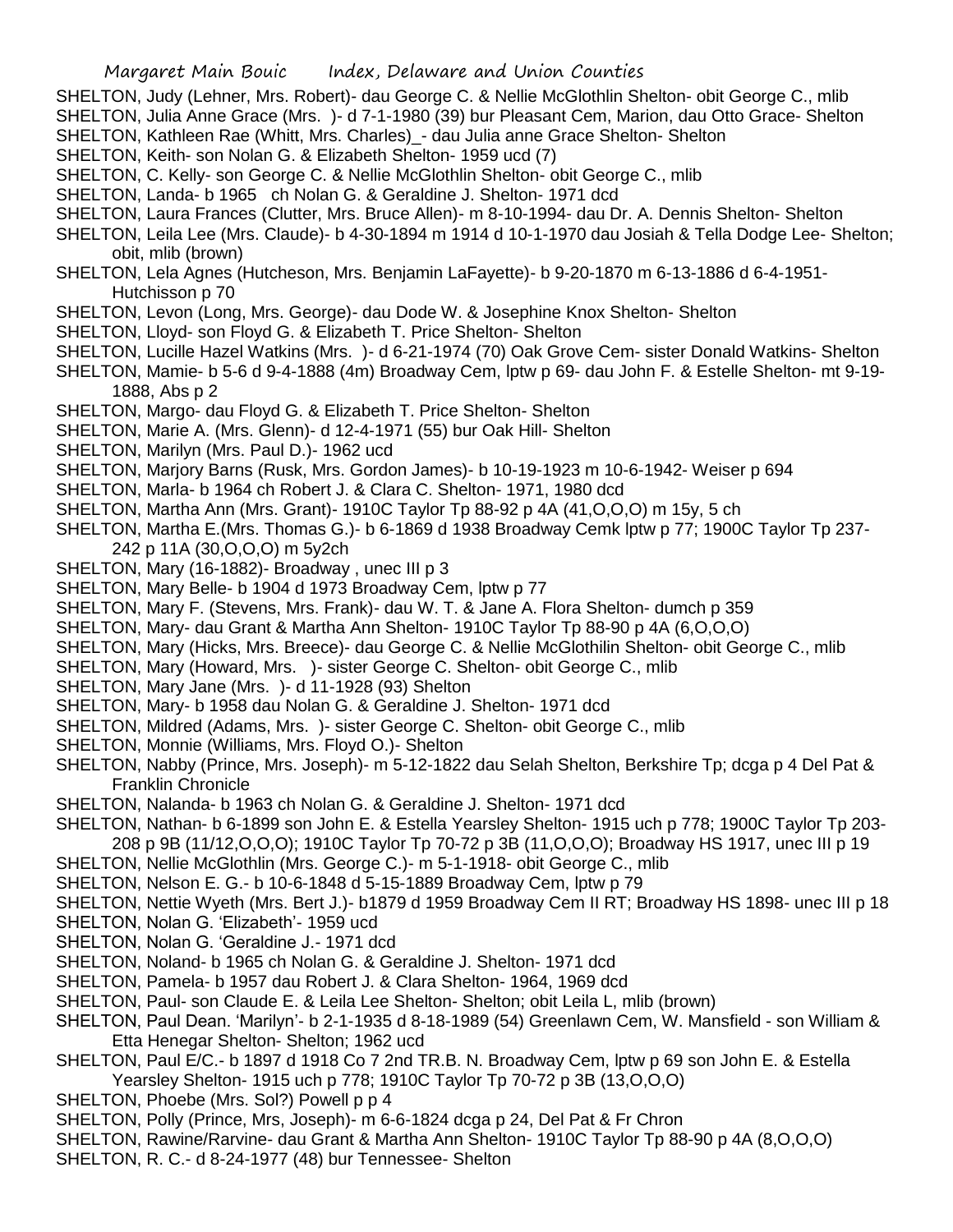SHELTON, Judy (Lehner, Mrs. Robert)- dau George C. & Nellie McGlothlin Shelton- obit George C., mlib
SHELTON, Julia Anne Grace (Mrs. )- d 7-1-1980 (39) bur Pleasant Cem, Marion, dau Otto Grace- Shelton
SHELTON, Kathleen Rae (Whitt, Mrs. Charles)_- dau Julia anne Grace Shelton- Shelton
SHELTON, Keith- son Nolan G. & Elizabeth Shelton- 1959 ucd (7)
SHELTON, C. Kelly- son George C. & Nellie McGlothlin Shelton- obit George C., mlib
SHELTON, Landa- b 1965 ch Nolan G. & Geraldine J. Shelton- 1971 dcd
SHELTON, Laura Frances (Clutter, Mrs. Bruce Allen)- m 8-10-1994- dau Dr. A. Dennis Shelton- Shelton
SHELTON, Leila Lee (Mrs. Claude)- b 4-30-1894 m 1914 d 10-1-1970 dau Josiah & Tella Dodge Lee- Shelton; obit, mlib (brown)
SHELTON, Lela Agnes (Hutcheson, Mrs. Benjamin LaFayette)- b 9-20-1870 m 6-13-1886 d 6-4-1951- Hutchisson p 70
SHELTON, Levon (Long, Mrs. George)- dau Dode W. & Josephine Knox Shelton- Shelton
SHELTON, Lloyd- son Floyd G. & Elizabeth T. Price Shelton- Shelton
SHELTON, Lucille Hazel Watkins (Mrs. )- d 6-21-1974 (70) Oak Grove Cem- sister Donald Watkins- Shelton
SHELTON, Mamie- b 5-6 d 9-4-1888 (4m) Broadway Cem, lptw p 69- dau John F. & Estelle Shelton- mt 9-19-1888, Abs p 2
SHELTON, Margo- dau Floyd G. & Elizabeth T. Price Shelton- Shelton
SHELTON, Marie A. (Mrs. Glenn)- d 12-4-1971 (55) bur Oak Hill- Shelton
SHELTON, Marilyn (Mrs. Paul D.)- 1962 ucd
SHELTON, Marjory Barns (Rusk, Mrs. Gordon James)- b 10-19-1923 m 10-6-1942- Weiser p 694
SHELTON, Marla- b 1964 ch Robert J. & Clara C. Shelton- 1971, 1980 dcd
SHELTON, Martha Ann (Mrs. Grant)- 1910C Taylor Tp 88-92 p 4A (41,O,O,O) m 15y, 5 ch
SHELTON, Martha E.(Mrs. Thomas G.)- b 6-1869 d 1938 Broadway Cemk lptw p 77; 1900C Taylor Tp 237-242 p 11A (30,O,O,O) m 5y2ch
SHELTON, Mary (16-1882)- Broadway , unec III p 3
SHELTON, Mary Belle- b 1904 d 1973 Broadway Cem, lptw p 77
SHELTON, Mary F. (Stevens, Mrs. Frank)- dau W. T. & Jane A. Flora Shelton- dumch p 359
SHELTON, Mary- dau Grant & Martha Ann Shelton- 1910C Taylor Tp 88-90 p 4A (6,O,O,O)
SHELTON, Mary (Hicks, Mrs. Breece)- dau George C. & Nellie McGlothilin Shelton- obit George C., mlib
SHELTON, Mary (Howard, Mrs. )- sister George C. Shelton- obit George C., mlib
SHELTON, Mary Jane (Mrs. )- d 11-1928 (93) Shelton
SHELTON, Mary- b 1958 dau Nolan G. & Geraldine J. Shelton- 1971 dcd
SHELTON, Mildred (Adams, Mrs. )- sister George C. Shelton- obit George C., mlib
SHELTON, Monnie (Williams, Mrs. Floyd O.)- Shelton
SHELTON, Nabby (Prince, Mrs. Joseph)- m 5-12-1822 dau Selah Shelton, Berkshire Tp; dcga p 4 Del Pat & Franklin Chronicle
SHELTON, Nalanda- b 1963 ch Nolan G. & Geraldine J. Shelton- 1971 dcd
SHELTON, Nathan- b 6-1899 son John E. & Estella Yearsley Shelton- 1915 uch p 778; 1900C Taylor Tp 203-208 p 9B (11/12,O,O,O); 1910C Taylor Tp 70-72 p 3B (11,O,O,O); Broadway HS 1917, unec III p 19
SHELTON, Nellie McGlothlin (Mrs. George C.)- m 5-1-1918- obit George C., mlib
SHELTON, Nelson E. G.- b 10-6-1848 d 5-15-1889 Broadway Cem, lptw p 79
SHELTON, Nettie Wyeth (Mrs. Bert J.)- b1879 d 1959 Broadway Cem II RT; Broadway HS 1898- unec III p 18
SHELTON, Nolan G. 'Elizabeth'- 1959 ucd
SHELTON, Nolan G. 'Geraldine J.- 1971 dcd
SHELTON, Noland- b 1965 ch Nolan G. & Geraldine J. Shelton- 1971 dcd
SHELTON, Pamela- b 1957 dau Robert J. & Clara Shelton- 1964, 1969 dcd
SHELTON, Paul- son Claude E. & Leila Lee Shelton- Shelton; obit Leila L, mlib (brown)
SHELTON, Paul Dean. 'Marilyn'- b 2-1-1935 d 8-18-1989 (54) Greenlawn Cem, W. Mansfield - son William & Etta Henegar Shelton- Shelton; 1962 ucd
SHELTON, Paul E/C.- b 1897 d 1918 Co 7 2nd TR.B. N. Broadway Cem, lptw p 69 son John E. & Estella Yearsley Shelton- 1915 uch p 778; 1910C Taylor Tp 70-72 p 3B (13,O,O,O)
SHELTON, Phoebe (Mrs. Sol?) Powell p p 4
SHELTON, Polly (Prince, Mrs, Joseph)- m 6-6-1824 dcga p 24, Del Pat & Fr Chron
SHELTON, Rawine/Rarvine- dau Grant & Martha Ann Shelton- 1910C Taylor Tp 88-90 p 4A (8,O,O,O)
SHELTON, R. C.- d 8-24-1977 (48) bur Tennessee- Shelton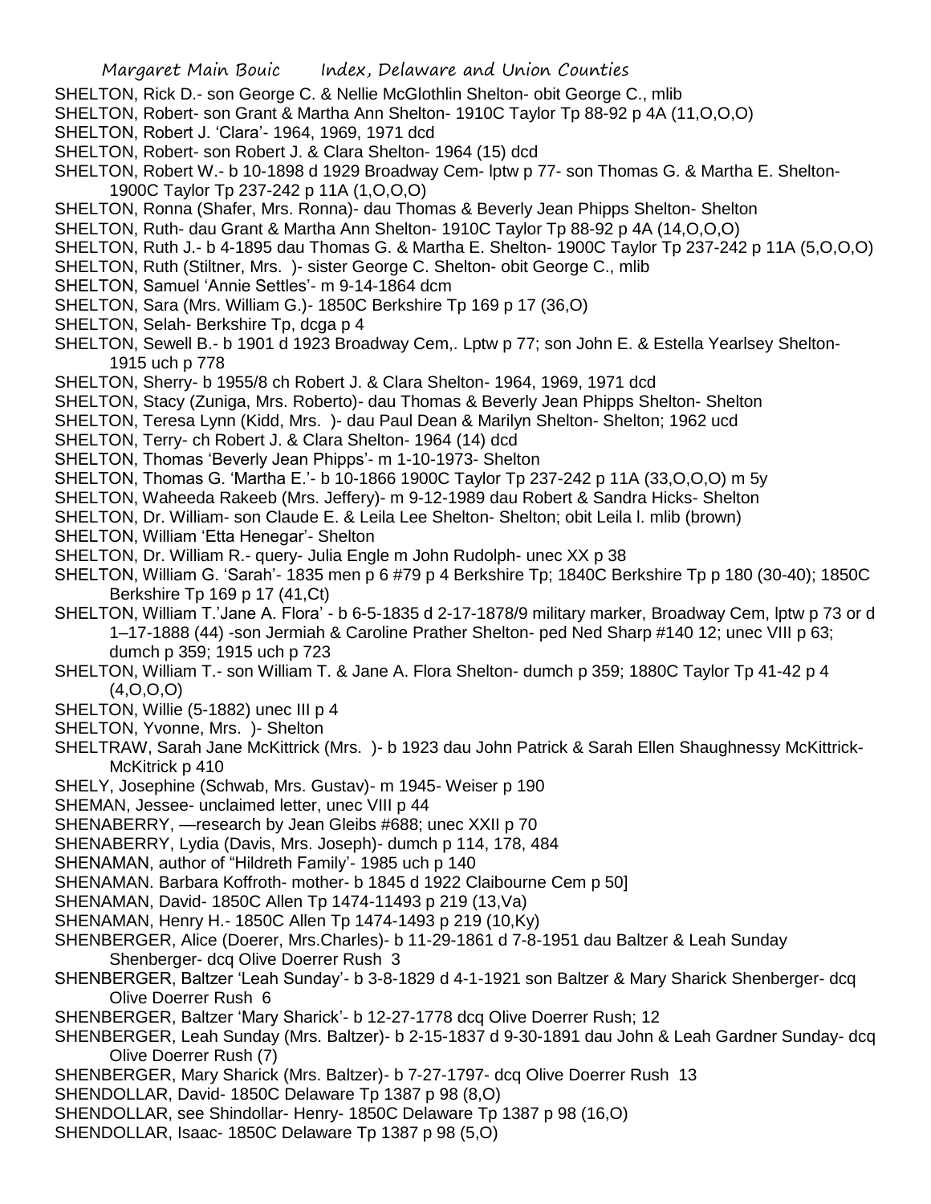SHELTON, Rick D.- son George C. & Nellie McGlothlin Shelton- obit George C., mlib

SHELTON, Robert- son Grant & Martha Ann Shelton- 1910C Taylor Tp 88-92 p 4A (11,O,O,O)

SHELTON, Robert J. 'Clara'- 1964, 1969, 1971 dcd

SHELTON, Robert- son Robert J. & Clara Shelton- 1964 (15) dcd

SHELTON, Robert W.- b 10-1898 d 1929 Broadway Cem- lptw p 77- son Thomas G. & Martha E. Shelton- 1900C Taylor Tp 237-242 p 11A (1,O,O,O)

SHELTON, Ronna (Shafer, Mrs. Ronna)- dau Thomas & Beverly Jean Phipps Shelton- Shelton

SHELTON, Ruth- dau Grant & Martha Ann Shelton- 1910C Taylor Tp 88-92 p 4A (14,O,O,O)

SHELTON, Ruth J.- b 4-1895 dau Thomas G. & Martha E. Shelton- 1900C Taylor Tp 237-242 p 11A (5,O,O,O)

SHELTON, Ruth (Stiltner, Mrs. )- sister George C. Shelton- obit George C., mlib

SHELTON, Samuel 'Annie Settles'- m 9-14-1864 dcm

SHELTON, Sara (Mrs. William G.)- 1850C Berkshire Tp 169 p 17 (36,O)

SHELTON, Selah- Berkshire Tp, dcga p 4

SHELTON, Sewell B.- b 1901 d 1923 Broadway Cem,. Lptw p 77; son John E. & Estella Yearlsey Shelton- 1915 uch p 778

SHELTON, Sherry- b 1955/8 ch Robert J. & Clara Shelton- 1964, 1969, 1971 dcd

SHELTON, Stacy (Zuniga, Mrs. Roberto)- dau Thomas & Beverly Jean Phipps Shelton- Shelton

SHELTON, Teresa Lynn (Kidd, Mrs. )- dau Paul Dean & Marilyn Shelton- Shelton; 1962 ucd

SHELTON, Terry- ch Robert J. & Clara Shelton- 1964 (14) dcd

SHELTON, Thomas 'Beverly Jean Phipps'- m 1-10-1973- Shelton

SHELTON, Thomas G. 'Martha E.'- b 10-1866 1900C Taylor Tp 237-242 p 11A (33,O,O,O) m 5y

SHELTON, Waheeda Rakeeb (Mrs. Jeffery)- m 9-12-1989 dau Robert & Sandra Hicks- Shelton

SHELTON, Dr. William- son Claude E. & Leila Lee Shelton- Shelton; obit Leila l. mlib (brown)

SHELTON, William 'Etta Henegar'- Shelton

SHELTON, Dr. William R.- query- Julia Engle m John Rudolph- unec XX p 38

SHELTON, William G. 'Sarah'- 1835 men p 6 #79 p 4 Berkshire Tp; 1840C Berkshire Tp p 180 (30-40); 1850C Berkshire Tp 169 p 17 (41,Ct)

SHELTON, William T.'Jane A. Flora' - b 6-5-1835 d 2-17-1878/9 military marker, Broadway Cem, lptw p 73 or d 1–17-1888 (44) -son Jermiah & Caroline Prather Shelton- ped Ned Sharp #140 12; unec VIII p 63; dumch p 359; 1915 uch p 723

SHELTON, William T.- son William T. & Jane A. Flora Shelton- dumch p 359; 1880C Taylor Tp 41-42 p 4 (4,O,O,O)

SHELTON, Willie (5-1882) unec III p 4

SHELTON, Yvonne, Mrs. )- Shelton

SHELTRAW, Sarah Jane McKittrick (Mrs. )- b 1923 dau John Patrick & Sarah Ellen Shaughnessy McKittrick- McKitrick p 410

SHELY, Josephine (Schwab, Mrs. Gustav)- m 1945- Weiser p 190

SHEMAN, Jessee- unclaimed letter, unec VIII p 44

SHENABERRY, —research by Jean Gleibs #688; unec XXII p 70

SHENABERRY, Lydia (Davis, Mrs. Joseph)- dumch p 114, 178, 484

SHENAMAN, author of "Hildreth Family'- 1985 uch p 140

SHENAMAN. Barbara Koffroth- mother- b 1845 d 1922 Claibourne Cem p 50]

SHENAMAN, David- 1850C Allen Tp 1474-11493 p 219 (13,Va)

SHENAMAN, Henry H.- 1850C Allen Tp 1474-1493 p 219 (10,Ky)

SHENBERGER, Alice (Doerer, Mrs.Charles)- b 11-29-1861 d 7-8-1951 dau Baltzer & Leah Sunday Shenberger- dcq Olive Doerrer Rush 3

SHENBERGER, Baltzer 'Leah Sunday'- b 3-8-1829 d 4-1-1921 son Baltzer & Mary Sharick Shenberger- dcq Olive Doerrer Rush 6

SHENBERGER, Baltzer 'Mary Sharick'- b 12-27-1778 dcq Olive Doerrer Rush; 12

SHENBERGER, Leah Sunday (Mrs. Baltzer)- b 2-15-1837 d 9-30-1891 dau John & Leah Gardner Sunday- dcq Olive Doerrer Rush (7)

SHENBERGER, Mary Sharick (Mrs. Baltzer)- b 7-27-1797- dcq Olive Doerrer Rush 13

SHENDOLLAR, David- 1850C Delaware Tp 1387 p 98 (8,O)

SHENDOLLAR, see Shindollar- Henry- 1850C Delaware Tp 1387 p 98 (16,O)

SHENDOLLAR, Isaac- 1850C Delaware Tp 1387 p 98 (5,O)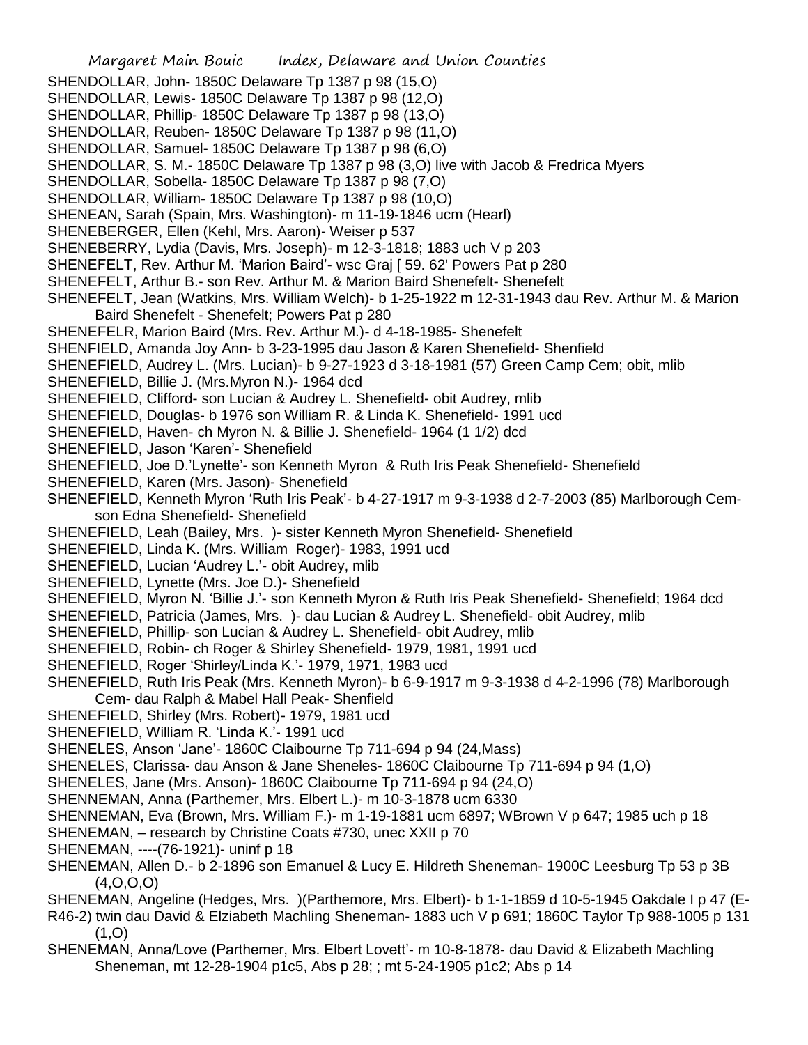SHENDOLLAR, John- 1850C Delaware Tp 1387 p 98 (15,O)

SHENDOLLAR, Lewis- 1850C Delaware Tp 1387 p 98 (12,O)

SHENDOLLAR, Phillip- 1850C Delaware Tp 1387 p 98 (13,O)

SHENDOLLAR, Reuben- 1850C Delaware Tp 1387 p 98 (11,O)

SHENDOLLAR, Samuel- 1850C Delaware Tp 1387 p 98 (6,O)

SHENDOLLAR, S. M.- 1850C Delaware Tp 1387 p 98 (3,O) live with Jacob & Fredrica Myers

SHENDOLLAR, Sobella- 1850C Delaware Tp 1387 p 98 (7,O)

SHENDOLLAR, William- 1850C Delaware Tp 1387 p 98 (10,O)

SHENEAN, Sarah (Spain, Mrs. Washington)- m 11-19-1846 ucm (Hearl)

SHENEBERGER, Ellen (Kehl, Mrs. Aaron)- Weiser p 537

SHENEBERRY, Lydia (Davis, Mrs. Joseph)- m 12-3-1818; 1883 uch V p 203

SHENEFELT, Rev. Arthur M. 'Marion Baird'- wsc Graj [ 59. 62' Powers Pat p 280

SHENEFELT, Arthur B.- son Rev. Arthur M. & Marion Baird Shenefelt- Shenefelt

SHENEFELT, Jean (Watkins, Mrs. William Welch)- b 1-25-1922 m 12-31-1943 dau Rev. Arthur M. & Marion Baird Shenefelt - Shenefelt; Powers Pat p 280

SHENEFELR, Marion Baird (Mrs. Rev. Arthur M.)- d 4-18-1985- Shenefelt

SHENFIELD, Amanda Joy Ann- b 3-23-1995 dau Jason & Karen Shenefield- Shenfield

SHENEFIELD, Audrey L. (Mrs. Lucian)- b 9-27-1923 d 3-18-1981 (57) Green Camp Cem; obit, mlib

SHENEFIELD, Billie J. (Mrs.Myron N.)- 1964 dcd

SHENEFIELD, Clifford- son Lucian & Audrey L. Shenefield- obit Audrey, mlib

SHENEFIELD, Douglas- b 1976 son William R. & Linda K. Shenefield- 1991 ucd

SHENEFIELD, Haven- ch Myron N. & Billie J. Shenefield- 1964 (1 1/2) dcd

SHENEFIELD, Jason 'Karen'- Shenefield

SHENEFIELD, Joe D.'Lynette'- son Kenneth Myron & Ruth Iris Peak Shenefield- Shenefield

SHENEFIELD, Karen (Mrs. Jason)- Shenefield

SHENEFIELD, Kenneth Myron 'Ruth Iris Peak'- b 4-27-1917 m 9-3-1938 d 2-7-2003 (85) Marlborough Cem- son Edna Shenefield- Shenefield

SHENEFIELD, Leah (Bailey, Mrs. )- sister Kenneth Myron Shenefield- Shenefield

SHENEFIELD, Linda K. (Mrs. William Roger)- 1983, 1991 ucd

SHENEFIELD, Lucian 'Audrey L.'- obit Audrey, mlib

SHENEFIELD, Lynette (Mrs. Joe D.)- Shenefield

SHENEFIELD, Myron N. 'Billie J.'- son Kenneth Myron & Ruth Iris Peak Shenefield- Shenefield; 1964 dcd

SHENEFIELD, Patricia (James, Mrs. )- dau Lucian & Audrey L. Shenefield- obit Audrey, mlib

SHENEFIELD, Phillip- son Lucian & Audrey L. Shenefield- obit Audrey, mlib

SHENEFIELD, Robin- ch Roger & Shirley Shenefield- 1979, 1981, 1991 ucd

SHENEFIELD, Roger 'Shirley/Linda K.'- 1979, 1971, 1983 ucd

SHENEFIELD, Ruth Iris Peak (Mrs. Kenneth Myron)- b 6-9-1917 m 9-3-1938 d 4-2-1996 (78) Marlborough Cem- dau Ralph & Mabel Hall Peak- Shenfield

SHENEFIELD, Shirley (Mrs. Robert)- 1979, 1981 ucd

SHENEFIELD, William R. 'Linda K.'- 1991 ucd

SHENELES, Anson 'Jane'- 1860C Claibourne Tp 711-694 p 94 (24,Mass)

SHENELES, Clarissa- dau Anson & Jane Sheneles- 1860C Claibourne Tp 711-694 p 94 (1,O)

SHENELES, Jane (Mrs. Anson)- 1860C Claibourne Tp 711-694 p 94 (24,O)

SHENNEMAN, Anna (Parthemer, Mrs. Elbert L.)- m 10-3-1878 ucm 6330

SHENNEMAN, Eva (Brown, Mrs. William F.)- m 1-19-1881 ucm 6897; WBrown V p 647; 1985 uch p 18

SHENEMAN, – research by Christine Coats #730, unec XXII p 70

SHENEMAN, ----(76-1921)- uninf p 18

SHENEMAN, Allen D.- b 2-1896 son Emanuel & Lucy E. Hildreth Sheneman- 1900C Leesburg Tp 53 p 3B (4,O,O,O)

SHENEMAN, Angeline (Hedges, Mrs. )(Parthemore, Mrs. Elbert)- b 1-1-1859 d 10-5-1945 Oakdale I p 47 (E-R46-2) twin dau David & Elziabeth Machling Sheneman- 1883 uch V p 691; 1860C Taylor Tp 988-1005 p 131 (1,O)

SHENEMAN, Anna/Love (Parthemer, Mrs. Elbert Lovett'- m 10-8-1878- dau David & Elizabeth Machling Sheneman, mt 12-28-1904 p1c5, Abs p 28; ; mt 5-24-1905 p1c2; Abs p 14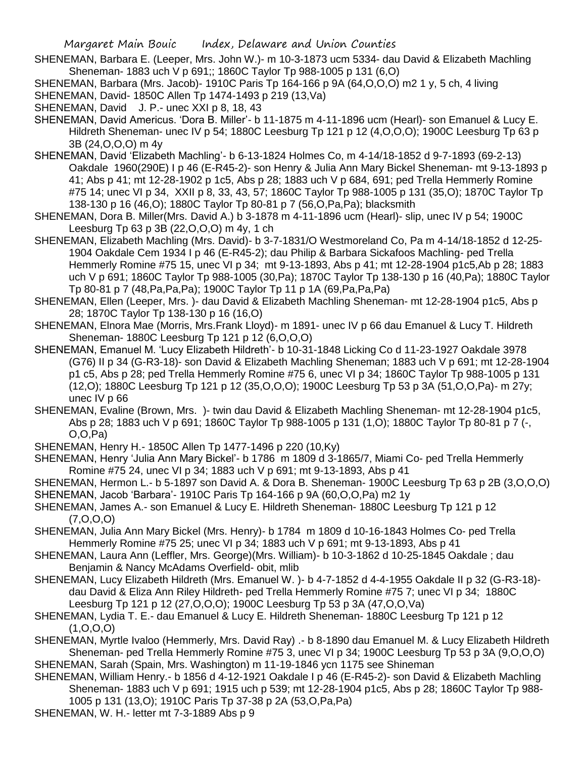SHENEMAN, Barbara E. (Leeper, Mrs. John W.)- m 10-3-1873 ucm 5334- dau David & Elizabeth Machling Sheneman- 1883 uch V p 691;; 1860C Taylor Tp 988-1005 p 131 (6,O)

SHENEMAN, Barbara (Mrs. Jacob)- 1910C Paris Tp 164-166 p 9A (64,O,O,O) m2 1 y, 5 ch, 4 living

SHENEMAN, David- 1850C Allen Tp 1474-1493 p 219 (13,Va)

SHENEMAN, David J. P.- unec XXI p 8, 18, 43

SHENEMAN, David Americus. 'Dora B. Miller'- b 11-1875 m 4-11-1896 ucm (Hearl)- son Emanuel & Lucy E. Hildreth Sheneman- unec IV p 54; 1880C Leesburg Tp 121 p 12 (4,O,O,O); 1900C Leesburg Tp 63 p 3B (24,O,O,O) m 4y

SHENEMAN, David 'Elizabeth Machling'- b 6-13-1824 Holmes Co, m 4-14/18-1852 d 9-7-1893 (69-2-13) Oakdale 1960(290E) I p 46 (E-R45-2)- son Henry & Julia Ann Mary Bickel Sheneman- mt 9-13-1893 p 41; Abs p 41; mt 12-28-1902 p 1c5, Abs p 28; 1883 uch V p 684, 691; ped Trella Hemmerly Romine #75 14; unec VI p 34, XXII p 8, 33, 43, 57; 1860C Taylor Tp 988-1005 p 131 (35,O); 1870C Taylor Tp 138-130 p 16 (46,O); 1880C Taylor Tp 80-81 p 7 (56,O,Pa,Pa); blacksmith

SHENEMAN, Dora B. Miller(Mrs. David A.) b 3-1878 m 4-11-1896 ucm (Hearl)- slip, unec IV p 54; 1900C Leesburg Tp 63 p 3B (22,O,O,O) m 4y, 1 ch

SHENEMAN, Elizabeth Machling (Mrs. David)- b 3-7-1831/O Westmoreland Co, Pa m 4-14/18-1852 d 12-25-1904 Oakdale Cem 1934 I p 46 (E-R45-2); dau Philip & Barbara Sickafoos Machling- ped Trella Hemmerly Romine #75 15, unec VI p 34; mt 9-13-1893, Abs p 41; mt 12-28-1904 p1c5,Ab p 28; 1883 uch V p 691; 1860C Taylor Tp 988-1005 (30,Pa); 1870C Taylor Tp 138-130 p 16 (40,Pa); 1880C Taylor Tp 80-81 p 7 (48,Pa,Pa,Pa); 1900C Taylor Tp 11 p 1A (69,Pa,Pa,Pa)

SHENEMAN, Ellen (Leeper, Mrs. )- dau David & Elizabeth Machling Sheneman- mt 12-28-1904 p1c5, Abs p 28; 1870C Taylor Tp 138-130 p 16 (16,O)

SHENEMAN, Elnora Mae (Morris, Mrs.Frank Lloyd)- m 1891- unec IV p 66 dau Emanuel & Lucy T. Hildreth Sheneman- 1880C Leesburg Tp 121 p 12 (6,O,O,O)

SHENEMAN, Emanuel M. 'Lucy Elizabeth Hildreth'- b 10-31-1848 Licking Co d 11-23-1927 Oakdale 3978 (G76) II p 34 (G-R3-18)- son David & Elizabeth Machling Sheneman; 1883 uch V p 691; mt 12-28-1904 p1 c5, Abs p 28; ped Trella Hemmerly Romine #75 6, unec VI p 34; 1860C Taylor Tp 988-1005 p 131 (12,O); 1880C Leesburg Tp 121 p 12 (35,O,O,O); 1900C Leesburg Tp 53 p 3A (51,O,O,Pa)- m 27y; unec IV p 66

SHENEMAN, Evaline (Brown, Mrs. )- twin dau David & Elizabeth Machling Sheneman- mt 12-28-1904 p1c5, Abs p 28; 1883 uch V p 691; 1860C Taylor Tp 988-1005 p 131 (1,O); 1880C Taylor Tp 80-81 p 7 (-, O,O,Pa)

SHENEMAN, Henry H.- 1850C Allen Tp 1477-1496 p 220 (10,Ky)

SHENEMAN, Henry 'Julia Ann Mary Bickel'- b 1786 m 1809 d 3-1865/7, Miami Co- ped Trella Hemmerly Romine #75 24, unec VI p 34; 1883 uch V p 691; mt 9-13-1893, Abs p 41

SHENEMAN, Hermon L.- b 5-1897 son David A. & Dora B. Sheneman- 1900C Leesburg Tp 63 p 2B (3,O,O,O)

SHENEMAN, Jacob 'Barbara'- 1910C Paris Tp 164-166 p 9A (60,O,O,Pa) m2 1y

SHENEMAN, James A.- son Emanuel & Lucy E. Hildreth Sheneman- 1880C Leesburg Tp 121 p 12 (7,O,O,O)

SHENEMAN, Julia Ann Mary Bickel (Mrs. Henry)- b 1784 m 1809 d 10-16-1843 Holmes Co- ped Trella Hemmerly Romine #75 25; unec VI p 34; 1883 uch V p 691; mt 9-13-1893, Abs p 41

SHENEMAN, Laura Ann (Leffler, Mrs. George)(Mrs. William)- b 10-3-1862 d 10-25-1845 Oakdale ; dau Benjamin & Nancy McAdams Overfield- obit, mlib

SHENEMAN, Lucy Elizabeth Hildreth (Mrs. Emanuel W. )- b 4-7-1852 d 4-4-1955 Oakdale II p 32 (G-R3-18)- dau David & Eliza Ann Riley Hildreth- ped Trella Hemmerly Romine #75 7; unec VI p 34; 1880C Leesburg Tp 121 p 12 (27,O,O,O); 1900C Leesburg Tp 53 p 3A (47,O,O,Va)

SHENEMAN, Lydia T. E.- dau Emanuel & Lucy E. Hildreth Sheneman- 1880C Leesburg Tp 121 p 12 (1,O,O,O)

SHENEMAN, Myrtle Ivaloo (Hemmerly, Mrs. David Ray) .- b 8-1890 dau Emanuel M. & Lucy Elizabeth Hildreth Sheneman- ped Trella Hemmerly Romine #75 3, unec VI p 34; 1900C Leesburg Tp 53 p 3A (9,O,O,O)

SHENEMAN, Sarah (Spain, Mrs. Washington) m 11-19-1846 ycn 1175 see Shineman

SHENEMAN, William Henry.- b 1856 d 4-12-1921 Oakdale I p 46 (E-R45-2)- son David & Elizabeth Machling Sheneman- 1883 uch V p 691; 1915 uch p 539; mt 12-28-1904 p1c5, Abs p 28; 1860C Taylor Tp 988-1005 p 131 (13,O); 1910C Paris Tp 37-38 p 2A (53,O,Pa,Pa)

SHENEMAN, W. H.- letter mt 7-3-1889 Abs p 9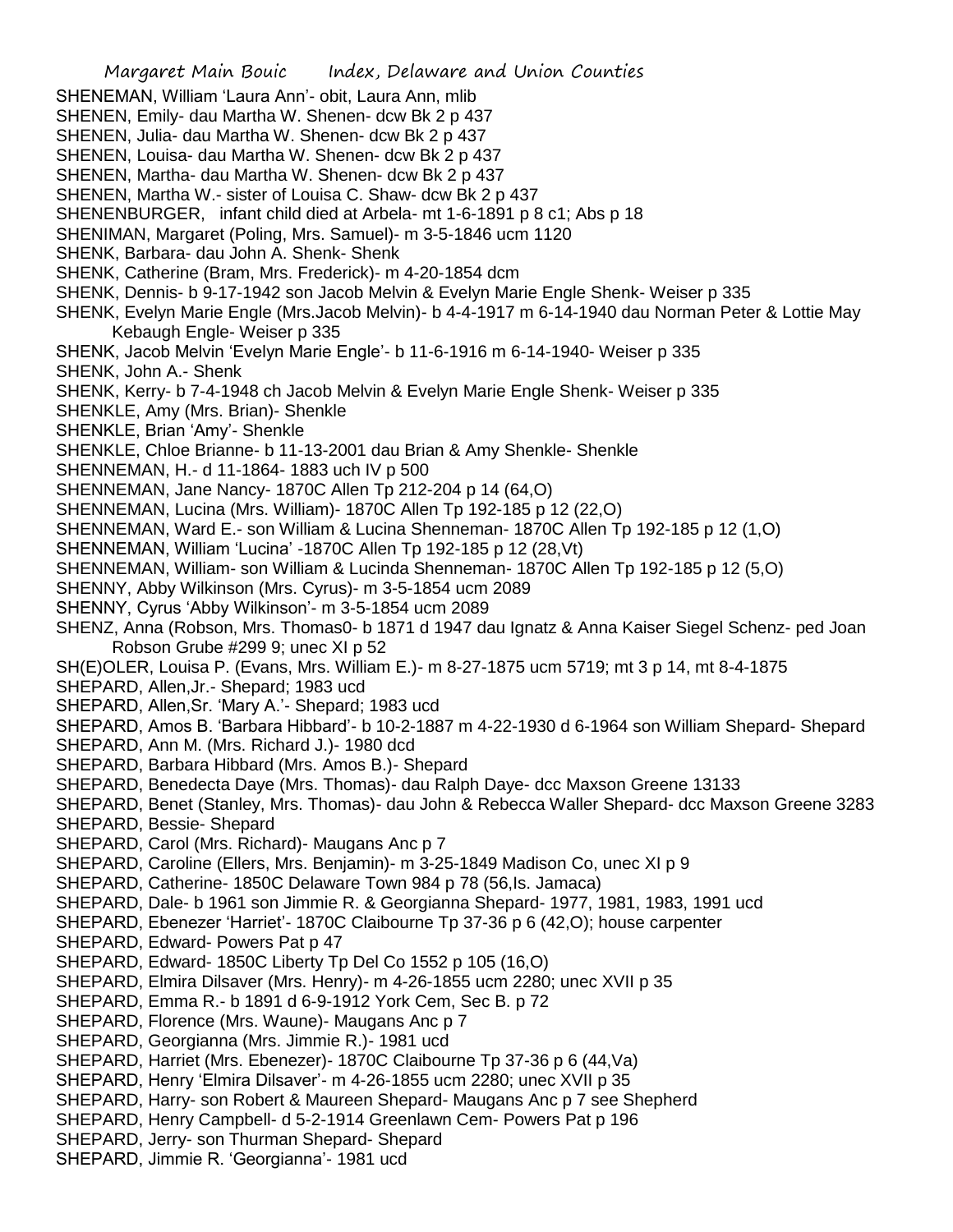SHENEMAN, William 'Laura Ann'- obit, Laura Ann, mlib
SHENEN, Emily- dau Martha W. Shenen- dcw Bk 2 p 437
SHENEN, Julia- dau Martha W. Shenen- dcw Bk 2 p 437
SHENEN, Louisa- dau Martha W. Shenen- dcw Bk 2 p 437
SHENEN, Martha- dau Martha W. Shenen- dcw Bk 2 p 437
SHENEN, Martha W.- sister of Louisa C. Shaw- dcw Bk 2 p 437
SHENENBURGER, infant child died at Arbela- mt 1-6-1891 p 8 c1; Abs p 18
SHENIMAN, Margaret (Poling, Mrs. Samuel)- m 3-5-1846 ucm 1120
SHENK, Barbara- dau John A. Shenk- Shenk
SHENK, Catherine (Bram, Mrs. Frederick)- m 4-20-1854 dcm
SHENK, Dennis- b 9-17-1942 son Jacob Melvin & Evelyn Marie Engle Shenk- Weiser p 335
SHENK, Evelyn Marie Engle (Mrs.Jacob Melvin)- b 4-4-1917 m 6-14-1940 dau Norman Peter & Lottie May Kebaugh Engle- Weiser p 335
SHENK, Jacob Melvin 'Evelyn Marie Engle'- b 11-6-1916 m 6-14-1940- Weiser p 335
SHENK, John A.- Shenk
SHENK, Kerry- b 7-4-1948 ch Jacob Melvin & Evelyn Marie Engle Shenk- Weiser p 335
SHENKLE, Amy (Mrs. Brian)- Shenkle
SHENKLE, Brian 'Amy'- Shenkle
SHENKLE, Chloe Brianne- b 11-13-2001 dau Brian & Amy Shenkle- Shenkle
SHENNEMAN, H.- d 11-1864- 1883 uch IV p 500
SHENNEMAN, Jane Nancy- 1870C Allen Tp 212-204 p 14 (64,O)
SHENNEMAN, Lucina (Mrs. William)- 1870C Allen Tp 192-185 p 12 (22,O)
SHENNEMAN, Ward E.- son William & Lucina Shenneman- 1870C Allen Tp 192-185 p 12 (1,O)
SHENNEMAN, William 'Lucina' -1870C Allen Tp 192-185 p 12 (28,Vt)
SHENNEMAN, William- son William & Lucinda Shenneman- 1870C Allen Tp 192-185 p 12 (5,O)
SHENNY, Abby Wilkinson (Mrs. Cyrus)- m 3-5-1854 ucm 2089
SHENNY, Cyrus 'Abby Wilkinson'- m 3-5-1854 ucm 2089
SHENZ, Anna (Robson, Mrs. Thomas0- b 1871 d 1947 dau Ignatz & Anna Kaiser Siegel Schenz- ped Joan Robson Grube #299 9; unec XI p 52
SH(E)OLER, Louisa P. (Evans, Mrs. William E.)- m 8-27-1875 ucm 5719; mt 3 p 14, mt 8-4-1875
SHEPARD, Allen,Jr.- Shepard; 1983 ucd
SHEPARD, Allen,Sr. 'Mary A.'- Shepard; 1983 ucd
SHEPARD, Amos B. 'Barbara Hibbard'- b 10-2-1887 m 4-22-1930 d 6-1964 son William Shepard- Shepard
SHEPARD, Ann M. (Mrs. Richard J.)- 1980 dcd
SHEPARD, Barbara Hibbard (Mrs. Amos B.)- Shepard
SHEPARD, Benedecta Daye (Mrs. Thomas)- dau Ralph Daye- dcc Maxson Greene 13133
SHEPARD, Benet (Stanley, Mrs. Thomas)- dau John & Rebecca Waller Shepard- dcc Maxson Greene 3283
SHEPARD, Bessie- Shepard
SHEPARD, Carol (Mrs. Richard)- Maugans Anc p 7
SHEPARD, Caroline (Ellers, Mrs. Benjamin)- m 3-25-1849 Madison Co, unec XI p 9
SHEPARD, Catherine- 1850C Delaware Town 984 p 78 (56,Is. Jamaca)
SHEPARD, Dale- b 1961 son Jimmie R. & Georgianna Shepard- 1977, 1981, 1983, 1991 ucd
SHEPARD, Ebenezer 'Harriet'- 1870C Claibourne Tp 37-36 p 6 (42,O); house carpenter
SHEPARD, Edward- Powers Pat p 47
SHEPARD, Edward- 1850C Liberty Tp Del Co 1552 p 105 (16,O)
SHEPARD, Elmira Dilsaver (Mrs. Henry)- m 4-26-1855 ucm 2280; unec XVII p 35
SHEPARD, Emma R.- b 1891 d 6-9-1912 York Cem, Sec B. p 72
SHEPARD, Florence (Mrs. Waune)- Maugans Anc p 7
SHEPARD, Georgianna (Mrs. Jimmie R.)- 1981 ucd
SHEPARD, Harriet (Mrs. Ebenezer)- 1870C Claibourne Tp 37-36 p 6 (44,Va)
SHEPARD, Henry 'Elmira Dilsaver'- m 4-26-1855 ucm 2280; unec XVII p 35
SHEPARD, Harry- son Robert & Maureen Shepard- Maugans Anc p 7 see Shepherd
SHEPARD, Henry Campbell- d 5-2-1914 Greenlawn Cem- Powers Pat p 196
SHEPARD, Jerry- son Thurman Shepard- Shepard
SHEPARD, Jimmie R. 'Georgianna'- 1981 ucd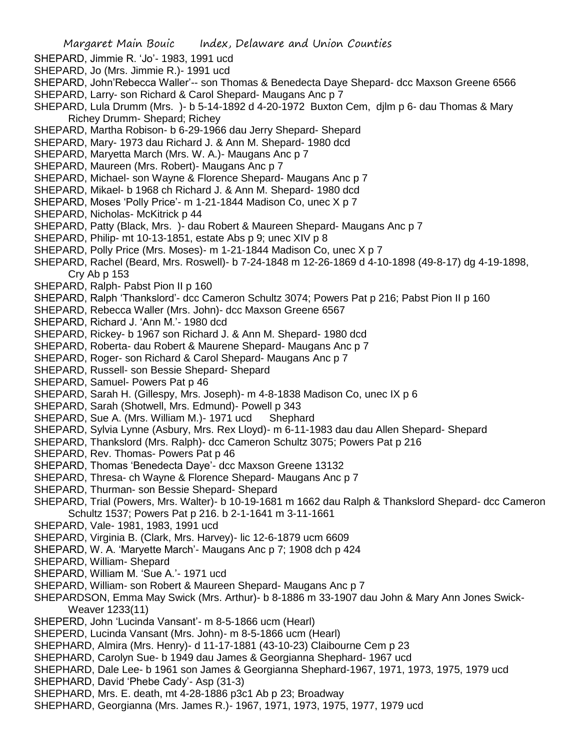SHEPARD, Jimmie R. 'Jo'- 1983, 1991 ucd
SHEPARD, Jo (Mrs. Jimmie R.)- 1991 ucd
SHEPARD, John'Rebecca Waller'-- son Thomas & Benedecta Daye Shepard- dcc Maxson Greene 6566
SHEPARD, Larry- son Richard & Carol Shepard- Maugans Anc p 7
SHEPARD, Lula Drumm (Mrs. )- b 5-14-1892 d 4-20-1972 Buxton Cem, djlm p 6- dau Thomas & Mary Richey Drumm- Shepard; Richey
SHEPARD, Martha Robison- b 6-29-1966 dau Jerry Shepard- Shepard
SHEPARD, Mary- 1973 dau Richard J. & Ann M. Shepard- 1980 dcd
SHEPARD, Maryetta March (Mrs. W. A.)- Maugans Anc p 7
SHEPARD, Maureen (Mrs. Robert)- Maugans Anc p 7
SHEPARD, Michael- son Wayne & Florence Shepard- Maugans Anc p 7
SHEPARD, Mikael- b 1968 ch Richard J. & Ann M. Shepard- 1980 dcd
SHEPARD, Moses 'Polly Price'- m 1-21-1844 Madison Co, unec X p 7
SHEPARD, Nicholas- McKitrick p 44
SHEPARD, Patty (Black, Mrs. )- dau Robert & Maureen Shepard- Maugans Anc p 7
SHEPARD, Philip- mt 10-13-1851, estate Abs p 9; unec XIV p 8
SHEPARD, Polly Price (Mrs. Moses)- m 1-21-1844 Madison Co, unec X p 7
SHEPARD, Rachel (Beard, Mrs. Roswell)- b 7-24-1848 m 12-26-1869 d 4-10-1898 (49-8-17) dg 4-19-1898, Cry Ab p 153
SHEPARD, Ralph- Pabst Pion II p 160
SHEPARD, Ralph 'Thankslord'- dcc Cameron Schultz 3074; Powers Pat p 216; Pabst Pion II p 160
SHEPARD, Rebecca Waller (Mrs. John)- dcc Maxson Greene 6567
SHEPARD, Richard J. 'Ann M.'- 1980 dcd
SHEPARD, Rickey- b 1967 son Richard J. & Ann M. Shepard- 1980 dcd
SHEPARD, Roberta- dau Robert & Maurene Shepard- Maugans Anc p 7
SHEPARD, Roger- son Richard & Carol Shepard- Maugans Anc p 7
SHEPARD, Russell- son Bessie Shepard- Shepard
SHEPARD, Samuel- Powers Pat p 46
SHEPARD, Sarah H. (Gillespy, Mrs. Joseph)- m 4-8-1838 Madison Co, unec IX p 6
SHEPARD, Sarah (Shotwell, Mrs. Edmund)- Powell p 343
SHEPARD, Sue A. (Mrs. William M.)- 1971 ucd Shephard
SHEPARD, Sylvia Lynne (Asbury, Mrs. Rex Lloyd)- m 6-11-1983 dau dau Allen Shepard- Shepard
SHEPARD, Thankslord (Mrs. Ralph)- dcc Cameron Schultz 3075; Powers Pat p 216
SHEPARD, Rev. Thomas- Powers Pat p 46
SHEPARD, Thomas 'Benedecta Daye'- dcc Maxson Greene 13132
SHEPARD, Thresa- ch Wayne & Florence Shepard- Maugans Anc p 7
SHEPARD, Thurman- son Bessie Shepard- Shepard
SHEPARD, Trial (Powers, Mrs. Walter)- b 10-19-1681 m 1662 dau Ralph & Thankslord Shepard- dcc Cameron Schultz 1537; Powers Pat p 216. b 2-1-1641 m 3-11-1661
SHEPARD, Vale- 1981, 1983, 1991 ucd
SHEPARD, Virginia B. (Clark, Mrs. Harvey)- lic 12-6-1879 ucm 6609
SHEPARD, W. A. 'Maryette March'- Maugans Anc p 7; 1908 dch p 424
SHEPARD, William- Shepard
SHEPARD, William M. 'Sue A.'- 1971 ucd
SHEPARD, William- son Robert & Maureen Shepard- Maugans Anc p 7
SHEPARDSON, Emma May Swick (Mrs. Arthur)- b 8-1886 m 33-1907 dau John & Mary Ann Jones Swick- Weaver 1233(11)
SHEPERD, John 'Lucinda Vansant'- m 8-5-1866 ucm (Hearl)
SHEPERD, Lucinda Vansant (Mrs. John)- m 8-5-1866 ucm (Hearl)
SHEPHARD, Almira (Mrs. Henry)- d 11-17-1881 (43-10-23) Claibourne Cem p 23
SHEPHARD, Carolyn Sue- b 1949 dau James & Georgianna Shephard- 1967 ucd
SHEPHARD, Dale Lee- b 1961 son James & Georgianna Shephard-1967, 1971, 1973, 1975, 1979 ucd
SHEPHARD, David 'Phebe Cady'- Asp (31-3)
SHEPHARD, Mrs. E. death, mt 4-28-1886 p3c1 Ab p 23; Broadway
SHEPHARD, Georgianna (Mrs. James R.)- 1967, 1971, 1973, 1975, 1977, 1979 ucd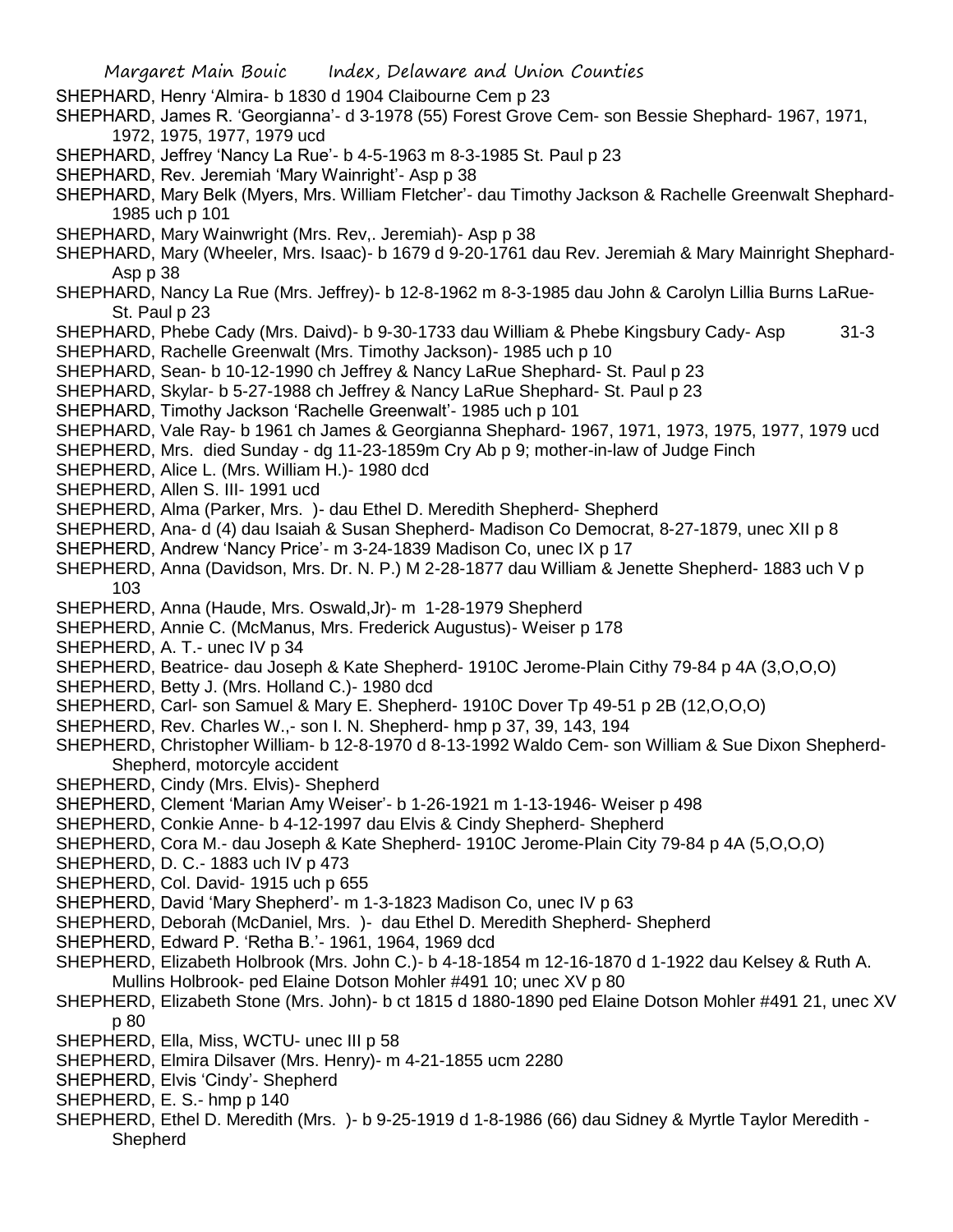SHEPHARD, Henry 'Almira- b 1830 d 1904 Claibourne Cem p 23

SHEPHARD, James R. 'Georgianna'- d 3-1978 (55) Forest Grove Cem- son Bessie Shephard- 1967, 1971, 1972, 1975, 1977, 1979 ucd

SHEPHARD, Jeffrey 'Nancy La Rue'- b 4-5-1963 m 8-3-1985 St. Paul p 23

SHEPHARD, Rev. Jeremiah 'Mary Wainright'- Asp p 38

SHEPHARD, Mary Belk (Myers, Mrs. William Fletcher'- dau Timothy Jackson & Rachelle Greenwalt Shephard- 1985 uch p 101

SHEPHARD, Mary Wainwright (Mrs. Rev,. Jeremiah)- Asp p 38

SHEPHARD, Mary (Wheeler, Mrs. Isaac)- b 1679 d 9-20-1761 dau Rev. Jeremiah & Mary Mainright Shephard- Asp p 38

SHEPHARD, Nancy La Rue (Mrs. Jeffrey)- b 12-8-1962 m 8-3-1985 dau John & Carolyn Lillia Burns LaRue- St. Paul p 23

SHEPHARD, Phebe Cady (Mrs. Daivd)- b 9-30-1733 dau William & Phebe Kingsbury Cady- Asp 31-3

SHEPHARD, Rachelle Greenwalt (Mrs. Timothy Jackson)- 1985 uch p 10

SHEPHARD, Sean- b 10-12-1990 ch Jeffrey & Nancy LaRue Shephard- St. Paul p 23

SHEPHARD, Skylar- b 5-27-1988 ch Jeffrey & Nancy LaRue Shephard- St. Paul p 23

SHEPHARD, Timothy Jackson 'Rachelle Greenwalt'- 1985 uch p 101

SHEPHARD, Vale Ray- b 1961 ch James & Georgianna Shephard- 1967, 1971, 1973, 1975, 1977, 1979 ucd

SHEPHERD, Mrs. died Sunday - dg 11-23-1859m Cry Ab p 9; mother-in-law of Judge Finch

SHEPHERD, Alice L. (Mrs. William H.)- 1980 dcd

SHEPHERD, Allen S. III- 1991 ucd

SHEPHERD, Alma (Parker, Mrs. )- dau Ethel D. Meredith Shepherd- Shepherd

SHEPHERD, Ana- d (4) dau Isaiah & Susan Shepherd- Madison Co Democrat, 8-27-1879, unec XII p 8

SHEPHERD, Andrew 'Nancy Price'- m 3-24-1839 Madison Co, unec IX p 17

SHEPHERD, Anna (Davidson, Mrs. Dr. N. P.) M 2-28-1877 dau William & Jenette Shepherd- 1883 uch V p 103

SHEPHERD, Anna (Haude, Mrs. Oswald,Jr)- m 1-28-1979 Shepherd

SHEPHERD, Annie C. (McManus, Mrs. Frederick Augustus)- Weiser p 178

SHEPHERD, A. T.- unec IV p 34

SHEPHERD, Beatrice- dau Joseph & Kate Shepherd- 1910C Jerome-Plain Cithy 79-84 p 4A (3,O,O,O)

SHEPHERD, Betty J. (Mrs. Holland C.)- 1980 dcd

SHEPHERD, Carl- son Samuel & Mary E. Shepherd- 1910C Dover Tp 49-51 p 2B (12,O,O,O)

SHEPHERD, Rev. Charles W.,- son I. N. Shepherd- hmp p 37, 39, 143, 194

SHEPHERD, Christopher William- b 12-8-1970 d 8-13-1992 Waldo Cem- son William & Sue Dixon Shepherd- Shepherd, motorcyle accident

SHEPHERD, Cindy (Mrs. Elvis)- Shepherd

SHEPHERD, Clement 'Marian Amy Weiser'- b 1-26-1921 m 1-13-1946- Weiser p 498

SHEPHERD, Conkie Anne- b 4-12-1997 dau Elvis & Cindy Shepherd- Shepherd

SHEPHERD, Cora M.- dau Joseph & Kate Shepherd- 1910C Jerome-Plain City 79-84 p 4A (5,O,O,O)

SHEPHERD, D. C.- 1883 uch IV p 473

SHEPHERD, Col. David- 1915 uch p 655

SHEPHERD, David 'Mary Shepherd'- m 1-3-1823 Madison Co, unec IV p 63

SHEPHERD, Deborah (McDaniel, Mrs. )- dau Ethel D. Meredith Shepherd- Shepherd

SHEPHERD, Edward P. 'Retha B.'- 1961, 1964, 1969 dcd

SHEPHERD, Elizabeth Holbrook (Mrs. John C.)- b 4-18-1854 m 12-16-1870 d 1-1922 dau Kelsey & Ruth A. Mullins Holbrook- ped Elaine Dotson Mohler #491 10; unec XV p 80

SHEPHERD, Elizabeth Stone (Mrs. John)- b ct 1815 d 1880-1890 ped Elaine Dotson Mohler #491 21, unec XV p 80

SHEPHERD, Ella, Miss, WCTU- unec III p 58

SHEPHERD, Elmira Dilsaver (Mrs. Henry)- m 4-21-1855 ucm 2280

SHEPHERD, Elvis 'Cindy'- Shepherd

SHEPHERD, E. S.- hmp p 140

SHEPHERD, Ethel D. Meredith (Mrs. )- b 9-25-1919 d 1-8-1986 (66) dau Sidney & Myrtle Taylor Meredith - Shepherd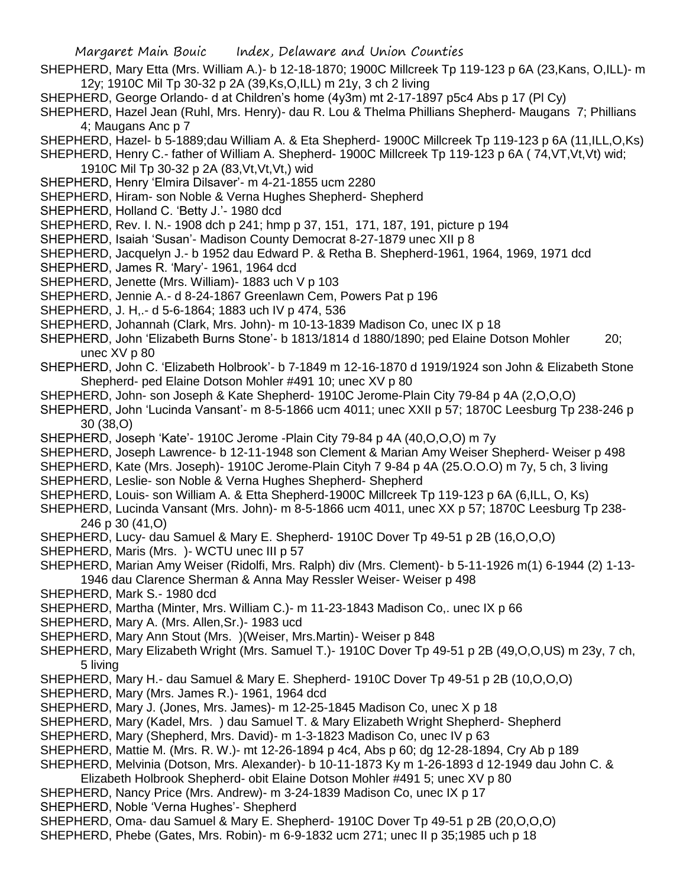SHEPHERD, Mary Etta (Mrs. William A.)- b 12-18-1870; 1900C Millcreek Tp 119-123 p 6A (23,Kans, O,ILL)- m 12y; 1910C Mil Tp 30-32 p 2A (39,Ks,O,ILL) m 21y, 3 ch 2 living

SHEPHERD, George Orlando- d at Children's home (4y3m) mt 2-17-1897 p5c4 Abs p 17 (Pl Cy)

SHEPHERD, Hazel Jean (Ruhl, Mrs. Henry)- dau R. Lou & Thelma Phillians Shepherd- Maugans 7; Phillians 4; Maugans Anc p 7

SHEPHERD, Hazel- b 5-1889;dau William A. & Eta Shepherd- 1900C Millcreek Tp 119-123 p 6A (11,ILL,O,Ks)

SHEPHERD, Henry C.- father of William A. Shepherd- 1900C Millcreek Tp 119-123 p 6A ( 74,VT,Vt,Vt) wid; 1910C Mil Tp 30-32 p 2A (83,Vt,Vt,Vt,) wid

SHEPHERD, Henry 'Elmira Dilsaver'- m 4-21-1855 ucm 2280

SHEPHERD, Hiram- son Noble & Verna Hughes Shepherd- Shepherd

SHEPHERD, Holland C. 'Betty J.'- 1980 dcd

SHEPHERD, Rev. I. N.- 1908 dch p 241; hmp p 37, 151, 171, 187, 191, picture p 194

SHEPHERD, Isaiah 'Susan'- Madison County Democrat 8-27-1879 unec XII p 8

SHEPHERD, Jacquelyn J.- b 1952 dau Edward P. & Retha B. Shepherd-1961, 1964, 1969, 1971 dcd

SHEPHERD, James R. 'Mary'- 1961, 1964 dcd

SHEPHERD, Jenette (Mrs. William)- 1883 uch V p 103

SHEPHERD, Jennie A.- d 8-24-1867 Greenlawn Cem, Powers Pat p 196

SHEPHERD, J. H,.- d 5-6-1864; 1883 uch IV p 474, 536

SHEPHERD, Johannah (Clark, Mrs. John)- m 10-13-1839 Madison Co, unec IX p 18

SHEPHERD, John 'Elizabeth Burns Stone'- b 1813/1814 d 1880/1890; ped Elaine Dotson Mohler 20; unec XV p 80

SHEPHERD, John C. 'Elizabeth Holbrook'- b 7-1849 m 12-16-1870 d 1919/1924 son John & Elizabeth Stone Shepherd- ped Elaine Dotson Mohler #491 10; unec XV p 80

SHEPHERD, John- son Joseph & Kate Shepherd- 1910C Jerome-Plain City 79-84 p 4A (2,O,O,O)

SHEPHERD, John 'Lucinda Vansant'- m 8-5-1866 ucm 4011; unec XXII p 57; 1870C Leesburg Tp 238-246 p 30 (38,O)

SHEPHERD, Joseph 'Kate'- 1910C Jerome -Plain City 79-84 p 4A (40,O,O,O) m 7y

SHEPHERD, Joseph Lawrence- b 12-11-1948 son Clement & Marian Amy Weiser Shepherd- Weiser p 498

SHEPHERD, Kate (Mrs. Joseph)- 1910C Jerome-Plain Cityh 7 9-84 p 4A (25.O.O.O) m 7y, 5 ch, 3 living

SHEPHERD, Leslie- son Noble & Verna Hughes Shepherd- Shepherd

SHEPHERD, Louis- son William A. & Etta Shepherd-1900C Millcreek Tp 119-123 p 6A (6,ILL, O, Ks)

SHEPHERD, Lucinda Vansant (Mrs. John)- m 8-5-1866 ucm 4011, unec XX p 57; 1870C Leesburg Tp 238-246 p 30 (41,O)

SHEPHERD, Lucy- dau Samuel & Mary E. Shepherd- 1910C Dover Tp 49-51 p 2B (16,O,O,O)

SHEPHERD, Maris (Mrs. )- WCTU unec III p 57

SHEPHERD, Marian Amy Weiser (Ridolfi, Mrs. Ralph) div (Mrs. Clement)- b 5-11-1926 m(1) 6-1944 (2) 1-13-1946 dau Clarence Sherman & Anna May Ressler Weiser- Weiser p 498

SHEPHERD, Mark S.- 1980 dcd

SHEPHERD, Martha (Minter, Mrs. William C.)- m 11-23-1843 Madison Co,. unec IX p 66

SHEPHERD, Mary A. (Mrs. Allen,Sr.)- 1983 ucd

SHEPHERD, Mary Ann Stout (Mrs. )(Weiser, Mrs.Martin)- Weiser p 848

SHEPHERD, Mary Elizabeth Wright (Mrs. Samuel T.)- 1910C Dover Tp 49-51 p 2B (49,O,O,US) m 23y, 7 ch, 5 living

SHEPHERD, Mary H.- dau Samuel & Mary E. Shepherd- 1910C Dover Tp 49-51 p 2B (10,O,O,O)

SHEPHERD, Mary (Mrs. James R.)- 1961, 1964 dcd

SHEPHERD, Mary J. (Jones, Mrs. James)- m 12-25-1845 Madison Co, unec X p 18

SHEPHERD, Mary (Kadel, Mrs. ) dau Samuel T. & Mary Elizabeth Wright Shepherd- Shepherd

SHEPHERD, Mary (Shepherd, Mrs. David)- m 1-3-1823 Madison Co, unec IV p 63

SHEPHERD, Mattie M. (Mrs. R. W.)- mt 12-26-1894 p 4c4, Abs p 60; dg 12-28-1894, Cry Ab p 189

SHEPHERD, Melvinia (Dotson, Mrs. Alexander)- b 10-11-1873 Ky m 1-26-1893 d 12-1949 dau John C. & Elizabeth Holbrook Shepherd- obit Elaine Dotson Mohler #491 5; unec XV p 80

SHEPHERD, Nancy Price (Mrs. Andrew)- m 3-24-1839 Madison Co, unec IX p 17

SHEPHERD, Noble 'Verna Hughes'- Shepherd

SHEPHERD, Oma- dau Samuel & Mary E. Shepherd- 1910C Dover Tp 49-51 p 2B (20,O,O,O)

SHEPHERD, Phebe (Gates, Mrs. Robin)- m 6-9-1832 ucm 271; unec II p 35;1985 uch p 18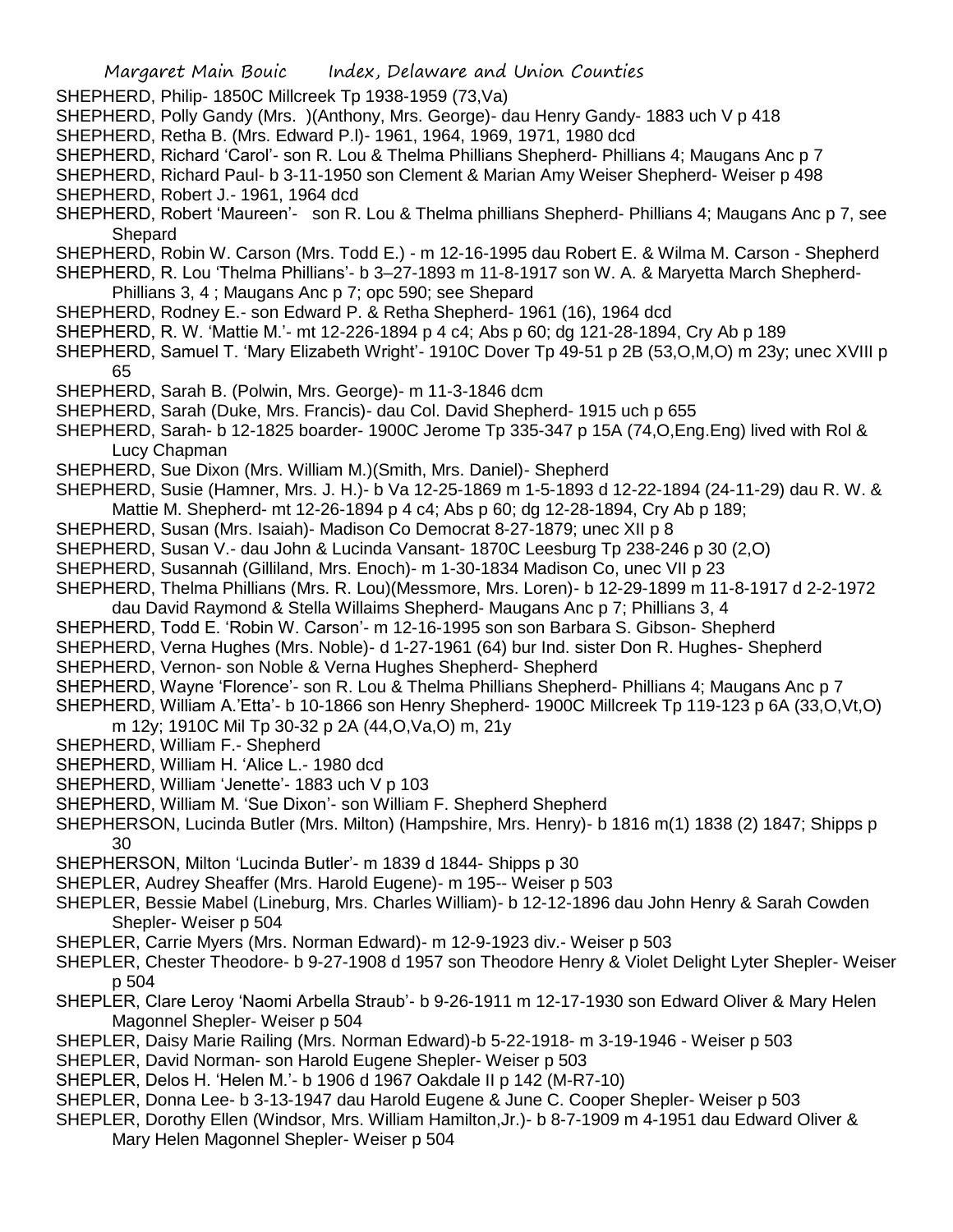SHEPHERD, Philip- 1850C Millcreek Tp 1938-1959 (73,Va)

SHEPHERD, Polly Gandy (Mrs. )(Anthony, Mrs. George)- dau Henry Gandy- 1883 uch V p 418

SHEPHERD, Retha B. (Mrs. Edward P.l)- 1961, 1964, 1969, 1971, 1980 dcd

SHEPHERD, Richard 'Carol'- son R. Lou & Thelma Phillians Shepherd- Phillians 4; Maugans Anc p 7

SHEPHERD, Richard Paul- b 3-11-1950 son Clement & Marian Amy Weiser Shepherd- Weiser p 498

SHEPHERD, Robert J.- 1961, 1964 dcd

SHEPHERD, Robert 'Maureen'- son R. Lou & Thelma phillians Shepherd- Phillians 4; Maugans Anc p 7, see Shepard

SHEPHERD, Robin W. Carson (Mrs. Todd E.) - m 12-16-1995 dau Robert E. & Wilma M. Carson - Shepherd

SHEPHERD, R. Lou 'Thelma Phillians'- b 3–27-1893 m 11-8-1917 son W. A. & Maryetta March Shepherd- Phillians 3, 4 ; Maugans Anc p 7; opc 590; see Shepard

SHEPHERD, Rodney E.- son Edward P. & Retha Shepherd- 1961 (16), 1964 dcd

SHEPHERD, R. W. 'Mattie M.'- mt 12-226-1894 p 4 c4; Abs p 60; dg 121-28-1894, Cry Ab p 189

SHEPHERD, Samuel T. 'Mary Elizabeth Wright'- 1910C Dover Tp 49-51 p 2B (53,O,M,O) m 23y; unec XVIII p 65

SHEPHERD, Sarah B. (Polwin, Mrs. George)- m 11-3-1846 dcm

SHEPHERD, Sarah (Duke, Mrs. Francis)- dau Col. David Shepherd- 1915 uch p 655

SHEPHERD, Sarah- b 12-1825 boarder- 1900C Jerome Tp 335-347 p 15A (74,O,Eng.Eng) lived with Rol & Lucy Chapman

SHEPHERD, Sue Dixon (Mrs. William M.)(Smith, Mrs. Daniel)- Shepherd

SHEPHERD, Susie (Hamner, Mrs. J. H.)- b Va 12-25-1869 m 1-5-1893 d 12-22-1894 (24-11-29) dau R. W. & Mattie M. Shepherd- mt 12-26-1894 p 4 c4; Abs p 60; dg 12-28-1894, Cry Ab p 189;

SHEPHERD, Susan (Mrs. Isaiah)- Madison Co Democrat 8-27-1879; unec XII p 8

SHEPHERD, Susan V.- dau John & Lucinda Vansant- 1870C Leesburg Tp 238-246 p 30 (2,O)

SHEPHERD, Susannah (Gilliland, Mrs. Enoch)- m 1-30-1834 Madison Co, unec VII p 23

SHEPHERD, Thelma Phillians (Mrs. R. Lou)(Messmore, Mrs. Loren)- b 12-29-1899 m 11-8-1917 d 2-2-1972 dau David Raymond & Stella Willaims Shepherd- Maugans Anc p 7; Phillians 3, 4

SHEPHERD, Todd E. 'Robin W. Carson'- m 12-16-1995 son son Barbara S. Gibson- Shepherd

SHEPHERD, Verna Hughes (Mrs. Noble)- d 1-27-1961 (64) bur Ind. sister Don R. Hughes- Shepherd

SHEPHERD, Vernon- son Noble & Verna Hughes Shepherd- Shepherd

SHEPHERD, Wayne 'Florence'- son R. Lou & Thelma Phillians Shepherd- Phillians 4; Maugans Anc p 7

SHEPHERD, William A.'Etta'- b 10-1866 son Henry Shepherd- 1900C Millcreek Tp 119-123 p 6A (33,O,Vt,O) m 12y; 1910C Mil Tp 30-32 p 2A (44,O,Va,O) m, 21y

SHEPHERD, William F.- Shepherd

SHEPHERD, William H. 'Alice L.- 1980 dcd

SHEPHERD, William 'Jenette'- 1883 uch V p 103

SHEPHERD, William M. 'Sue Dixon'- son William F. Shepherd Shepherd

SHEPHERSON, Lucinda Butler (Mrs. Milton) (Hampshire, Mrs. Henry)- b 1816 m(1) 1838 (2) 1847; Shipps p 30

SHEPHERSON, Milton 'Lucinda Butler'- m 1839 d 1844- Shipps p 30

SHEPLER, Audrey Sheaffer (Mrs. Harold Eugene)- m 195-- Weiser p 503

SHEPLER, Bessie Mabel (Lineburg, Mrs. Charles William)- b 12-12-1896 dau John Henry & Sarah Cowden Shepler- Weiser p 504

SHEPLER, Carrie Myers (Mrs. Norman Edward)- m 12-9-1923 div.- Weiser p 503

SHEPLER, Chester Theodore- b 9-27-1908 d 1957 son Theodore Henry & Violet Delight Lyter Shepler- Weiser p 504

SHEPLER, Clare Leroy 'Naomi Arbella Straub'- b 9-26-1911 m 12-17-1930 son Edward Oliver & Mary Helen Magonnel Shepler- Weiser p 504

SHEPLER, Daisy Marie Railing (Mrs. Norman Edward)-b 5-22-1918- m 3-19-1946 - Weiser p 503

SHEPLER, David Norman- son Harold Eugene Shepler- Weiser p 503

SHEPLER, Delos H. 'Helen M.'- b 1906 d 1967 Oakdale II p 142 (M-R7-10)

SHEPLER, Donna Lee- b 3-13-1947 dau Harold Eugene & June C. Cooper Shepler- Weiser p 503

SHEPLER, Dorothy Ellen (Windsor, Mrs. William Hamilton,Jr.)- b 8-7-1909 m 4-1951 dau Edward Oliver & Mary Helen Magonnel Shepler- Weiser p 504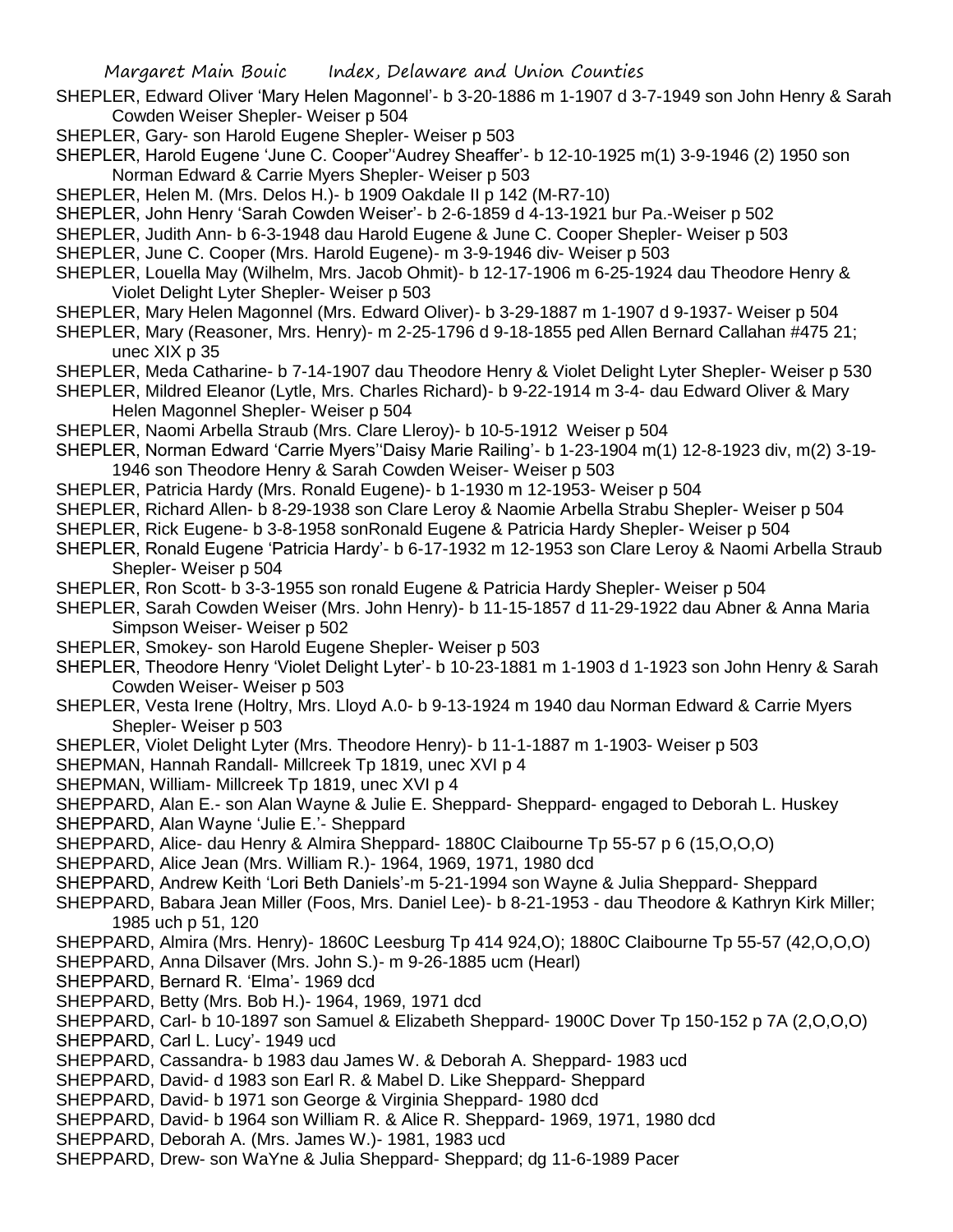SHEPLER, Edward Oliver 'Mary Helen Magonnel'- b 3-20-1886 m 1-1907 d 3-7-1949 son John Henry & Sarah Cowden Weiser Shepler- Weiser p 504

SHEPLER, Gary- son Harold Eugene Shepler- Weiser p 503

SHEPLER, Harold Eugene 'June C. Cooper''Audrey Sheaffer'- b 12-10-1925 m(1) 3-9-1946 (2) 1950 son Norman Edward & Carrie Myers Shepler- Weiser p 503

SHEPLER, Helen M. (Mrs. Delos H.)- b 1909 Oakdale II p 142 (M-R7-10)

SHEPLER, John Henry 'Sarah Cowden Weiser'- b 2-6-1859 d 4-13-1921 bur Pa.-Weiser p 502

SHEPLER, Judith Ann- b 6-3-1948 dau Harold Eugene & June C. Cooper Shepler- Weiser p 503

SHEPLER, June C. Cooper (Mrs. Harold Eugene)- m 3-9-1946 div- Weiser p 503

SHEPLER, Louella May (Wilhelm, Mrs. Jacob Ohmit)- b 12-17-1906 m 6-25-1924 dau Theodore Henry & Violet Delight Lyter Shepler- Weiser p 503

SHEPLER, Mary Helen Magonnel (Mrs. Edward Oliver)- b 3-29-1887 m 1-1907 d 9-1937- Weiser p 504

SHEPLER, Mary (Reasoner, Mrs. Henry)- m 2-25-1796 d 9-18-1855 ped Allen Bernard Callahan #475 21; unec XIX p 35

SHEPLER, Meda Catharine- b 7-14-1907 dau Theodore Henry & Violet Delight Lyter Shepler- Weiser p 530

SHEPLER, Mildred Eleanor (Lytle, Mrs. Charles Richard)- b 9-22-1914 m 3-4- dau Edward Oliver & Mary Helen Magonnel Shepler- Weiser p 504

SHEPLER, Naomi Arbella Straub (Mrs. Clare Lleroy)- b 10-5-1912 Weiser p 504

SHEPLER, Norman Edward 'Carrie Myers''Daisy Marie Railing'- b 1-23-1904 m(1) 12-8-1923 div, m(2) 3-19-1946 son Theodore Henry & Sarah Cowden Weiser- Weiser p 503

SHEPLER, Patricia Hardy (Mrs. Ronald Eugene)- b 1-1930 m 12-1953- Weiser p 504

SHEPLER, Richard Allen- b 8-29-1938 son Clare Leroy & Naomie Arbella Strabu Shepler- Weiser p 504

SHEPLER, Rick Eugene- b 3-8-1958 sonRonald Eugene & Patricia Hardy Shepler- Weiser p 504

SHEPLER, Ronald Eugene 'Patricia Hardy'- b 6-17-1932 m 12-1953 son Clare Leroy & Naomi Arbella Straub Shepler- Weiser p 504

SHEPLER, Ron Scott- b 3-3-1955 son ronald Eugene & Patricia Hardy Shepler- Weiser p 504

SHEPLER, Sarah Cowden Weiser (Mrs. John Henry)- b 11-15-1857 d 11-29-1922 dau Abner & Anna Maria Simpson Weiser- Weiser p 502

SHEPLER, Smokey- son Harold Eugene Shepler- Weiser p 503

SHEPLER, Theodore Henry 'Violet Delight Lyter'- b 10-23-1881 m 1-1903 d 1-1923 son John Henry & Sarah Cowden Weiser- Weiser p 503

SHEPLER, Vesta Irene (Holtry, Mrs. Lloyd A.0- b 9-13-1924 m 1940 dau Norman Edward & Carrie Myers Shepler- Weiser p 503

SHEPLER, Violet Delight Lyter (Mrs. Theodore Henry)- b 11-1-1887 m 1-1903- Weiser p 503

SHEPMAN, Hannah Randall- Millcreek Tp 1819, unec XVI p 4

SHEPMAN, William- Millcreek Tp 1819, unec XVI p 4

SHEPPARD, Alan E.- son Alan Wayne & Julie E. Sheppard- Sheppard- engaged to Deborah L. Huskey

SHEPPARD, Alan Wayne 'Julie E.'- Sheppard

SHEPPARD, Alice- dau Henry & Almira Sheppard- 1880C Claibourne Tp 55-57 p 6 (15,O,O,O)

SHEPPARD, Alice Jean (Mrs. William R.)- 1964, 1969, 1971, 1980 dcd

SHEPPARD, Andrew Keith 'Lori Beth Daniels'-m 5-21-1994 son Wayne & Julia Sheppard- Sheppard

SHEPPARD, Babara Jean Miller (Foos, Mrs. Daniel Lee)- b 8-21-1953 - dau Theodore & Kathryn Kirk Miller; 1985 uch p 51, 120

SHEPPARD, Almira (Mrs. Henry)- 1860C Leesburg Tp 414 924,O); 1880C Claibourne Tp 55-57 (42,O,O,O)

SHEPPARD, Anna Dilsaver (Mrs. John S.)- m 9-26-1885 ucm (Hearl)

SHEPPARD, Bernard R. 'Elma'- 1969 dcd

SHEPPARD, Betty (Mrs. Bob H.)- 1964, 1969, 1971 dcd

SHEPPARD, Carl- b 10-1897 son Samuel & Elizabeth Sheppard- 1900C Dover Tp 150-152 p 7A (2,O,O,O)

SHEPPARD, Carl L. Lucy'- 1949 ucd

SHEPPARD, Cassandra- b 1983 dau James W. & Deborah A. Sheppard- 1983 ucd

SHEPPARD, David- d 1983 son Earl R. & Mabel D. Like Sheppard- Sheppard

SHEPPARD, David- b 1971 son George & Virginia Sheppard- 1980 dcd

SHEPPARD, David- b 1964 son William R. & Alice R. Sheppard- 1969, 1971, 1980 dcd

SHEPPARD, Deborah A. (Mrs. James W.)- 1981, 1983 ucd

SHEPPARD, Drew- son WaYne & Julia Sheppard- Sheppard; dg 11-6-1989 Pacer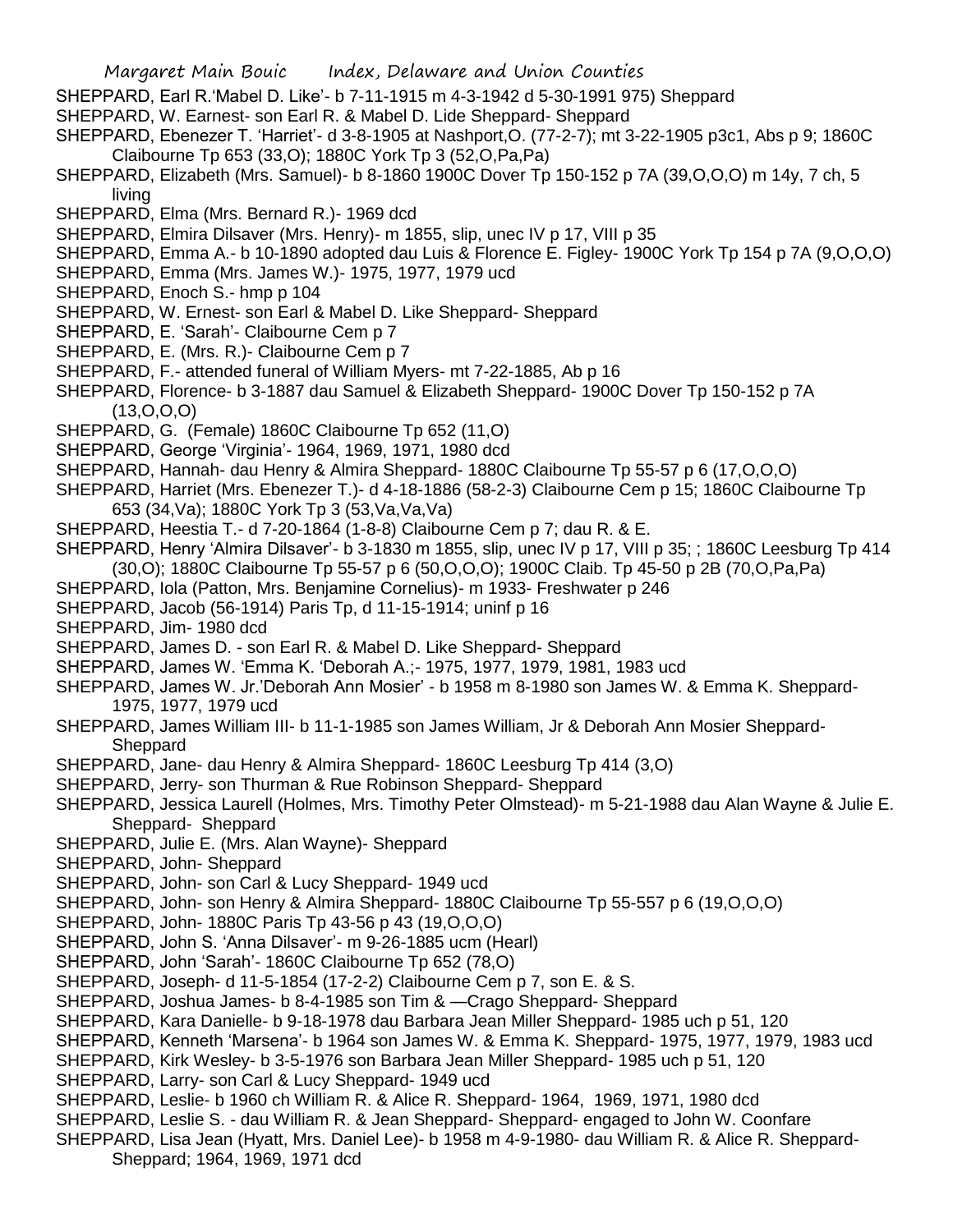SHEPPARD, Earl R.'Mabel D. Like'- b 7-11-1915 m 4-3-1942 d 5-30-1991 975) Sheppard

SHEPPARD, W. Earnest- son Earl R. & Mabel D. Lide Sheppard- Sheppard

SHEPPARD, Ebenezer T. 'Harriet'- d 3-8-1905 at Nashport,O. (77-2-7); mt 3-22-1905 p3c1, Abs p 9; 1860C Claibourne Tp 653 (33,O); 1880C York Tp 3 (52,O,Pa,Pa)

SHEPPARD, Elizabeth (Mrs. Samuel)- b 8-1860 1900C Dover Tp 150-152 p 7A (39,O,O,O) m 14y, 7 ch, 5 living

SHEPPARD, Elma (Mrs. Bernard R.)- 1969 dcd

SHEPPARD, Elmira Dilsaver (Mrs. Henry)- m 1855, slip, unec IV p 17, VIII p 35

SHEPPARD, Emma A.- b 10-1890 adopted dau Luis & Florence E. Figley- 1900C York Tp 154 p 7A (9,O,O,O)

SHEPPARD, Emma (Mrs. James W.)- 1975, 1977, 1979 ucd

SHEPPARD, Enoch S.- hmp p 104

SHEPPARD, W. Ernest- son Earl & Mabel D. Like Sheppard- Sheppard

SHEPPARD, E. 'Sarah'- Claibourne Cem p 7

SHEPPARD, E. (Mrs. R.)- Claibourne Cem p 7

SHEPPARD, F.- attended funeral of William Myers- mt 7-22-1885, Ab p 16

SHEPPARD, Florence- b 3-1887 dau Samuel & Elizabeth Sheppard- 1900C Dover Tp 150-152 p 7A (13,O,O,O)

SHEPPARD, G. (Female) 1860C Claibourne Tp 652 (11,O)

SHEPPARD, George 'Virginia'- 1964, 1969, 1971, 1980 dcd

SHEPPARD, Hannah- dau Henry & Almira Sheppard- 1880C Claibourne Tp 55-57 p 6 (17,O,O,O)

SHEPPARD, Harriet (Mrs. Ebenezer T.)- d 4-18-1886 (58-2-3) Claibourne Cem p 15; 1860C Claibourne Tp 653 (34,Va); 1880C York Tp 3 (53,Va,Va,Va)

SHEPPARD, Heestia T.- d 7-20-1864 (1-8-8) Claibourne Cem p 7; dau R. & E.

SHEPPARD, Henry 'Almira Dilsaver'- b 3-1830 m 1855, slip, unec IV p 17, VIII p 35; ; 1860C Leesburg Tp 414 (30,O); 1880C Claibourne Tp 55-57 p 6 (50,O,O,O); 1900C Claib. Tp 45-50 p 2B (70,O,Pa,Pa)

SHEPPARD, Iola (Patton, Mrs. Benjamine Cornelius)- m 1933- Freshwater p 246

SHEPPARD, Jacob (56-1914) Paris Tp, d 11-15-1914; uninf p 16

SHEPPARD, Jim- 1980 dcd

SHEPPARD, James D. - son Earl R. & Mabel D. Like Sheppard- Sheppard

SHEPPARD, James W. 'Emma K. 'Deborah A.;- 1975, 1977, 1979, 1981, 1983 ucd

SHEPPARD, James W. Jr.'Deborah Ann Mosier' - b 1958 m 8-1980 son James W. & Emma K. Sheppard- 1975, 1977, 1979 ucd

SHEPPARD, James William III- b 11-1-1985 son James William, Jr & Deborah Ann Mosier Sheppard- Sheppard

SHEPPARD, Jane- dau Henry & Almira Sheppard- 1860C Leesburg Tp 414 (3,O)

SHEPPARD, Jerry- son Thurman & Rue Robinson Sheppard- Sheppard

SHEPPARD, Jessica Laurell (Holmes, Mrs. Timothy Peter Olmstead)- m 5-21-1988 dau Alan Wayne & Julie E. Sheppard- Sheppard

SHEPPARD, Julie E. (Mrs. Alan Wayne)- Sheppard

SHEPPARD, John- Sheppard

SHEPPARD, John- son Carl & Lucy Sheppard- 1949 ucd

SHEPPARD, John- son Henry & Almira Sheppard- 1880C Claibourne Tp 55-557 p 6 (19,O,O,O)

SHEPPARD, John- 1880C Paris Tp 43-56 p 43 (19,O,O,O)

SHEPPARD, John S. 'Anna Dilsaver'- m 9-26-1885 ucm (Hearl)

SHEPPARD, John 'Sarah'- 1860C Claibourne Tp 652 (78,O)

SHEPPARD, Joseph- d 11-5-1854 (17-2-2) Claibourne Cem p 7, son E. & S.

SHEPPARD, Joshua James- b 8-4-1985 son Tim & —Crago Sheppard- Sheppard

SHEPPARD, Kara Danielle- b 9-18-1978 dau Barbara Jean Miller Sheppard- 1985 uch p 51, 120

SHEPPARD, Kenneth 'Marsena'- b 1964 son James W. & Emma K. Sheppard- 1975, 1977, 1979, 1983 ucd

SHEPPARD, Kirk Wesley- b 3-5-1976 son Barbara Jean Miller Sheppard- 1985 uch p 51, 120

SHEPPARD, Larry- son Carl & Lucy Sheppard- 1949 ucd

SHEPPARD, Leslie- b 1960 ch William R. & Alice R. Sheppard- 1964, 1969, 1971, 1980 dcd

SHEPPARD, Leslie S. - dau William R. & Jean Sheppard- Sheppard- engaged to John W. Coonfare

SHEPPARD, Lisa Jean (Hyatt, Mrs. Daniel Lee)- b 1958 m 4-9-1980- dau William R. & Alice R. Sheppard- Sheppard; 1964, 1969, 1971 dcd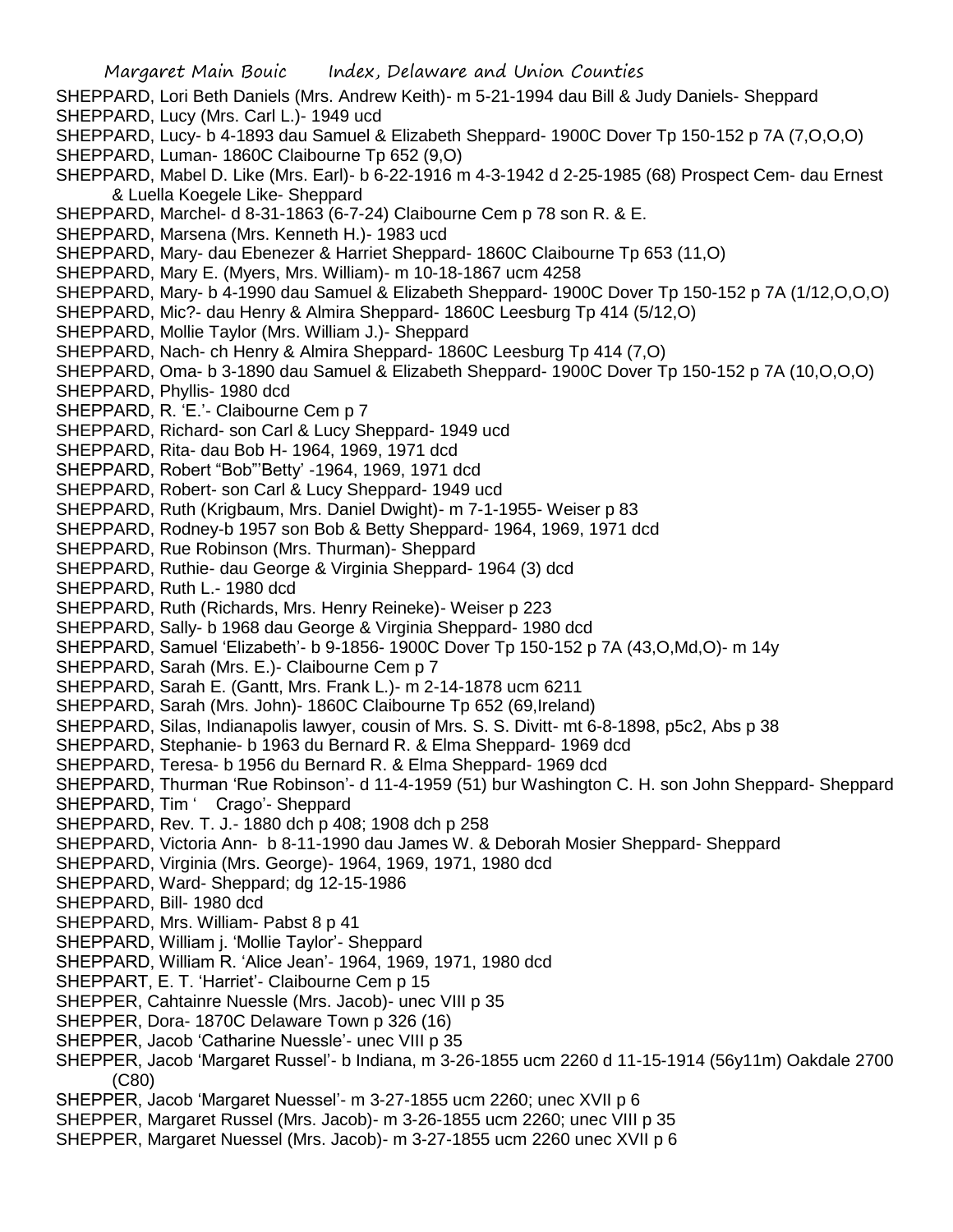SHEPPARD, Lori Beth Daniels (Mrs. Andrew Keith)- m 5-21-1994 dau Bill & Judy Daniels- Sheppard
SHEPPARD, Lucy (Mrs. Carl L.)- 1949 ucd
SHEPPARD, Lucy- b 4-1893 dau Samuel & Elizabeth Sheppard- 1900C Dover Tp 150-152 p 7A (7,O,O,O)
SHEPPARD, Luman- 1860C Claibourne Tp 652 (9,O)
SHEPPARD, Mabel D. Like (Mrs. Earl)- b 6-22-1916 m 4-3-1942 d 2-25-1985 (68) Prospect Cem- dau Ernest & Luella Koegele Like- Sheppard
SHEPPARD, Marchel- d 8-31-1863 (6-7-24) Claibourne Cem p 78 son R. & E.
SHEPPARD, Marsena (Mrs. Kenneth H.)- 1983 ucd
SHEPPARD, Mary- dau Ebenezer & Harriet Sheppard- 1860C Claibourne Tp 653 (11,O)
SHEPPARD, Mary E. (Myers, Mrs. William)- m 10-18-1867 ucm 4258
SHEPPARD, Mary- b 4-1990 dau Samuel & Elizabeth Sheppard- 1900C Dover Tp 150-152 p 7A (1/12,O,O,O)
SHEPPARD, Mic?- dau Henry & Almira Sheppard- 1860C Leesburg Tp 414 (5/12,O)
SHEPPARD, Mollie Taylor (Mrs. William J.)- Sheppard
SHEPPARD, Nach- ch Henry & Almira Sheppard- 1860C Leesburg Tp 414 (7,O)
SHEPPARD, Oma- b 3-1890 dau Samuel & Elizabeth Sheppard- 1900C Dover Tp 150-152 p 7A (10,O,O,O)
SHEPPARD, Phyllis- 1980 dcd
SHEPPARD, R. 'E.'- Claibourne Cem p 7
SHEPPARD, Richard- son Carl & Lucy Sheppard- 1949 ucd
SHEPPARD, Rita- dau Bob H- 1964, 1969, 1971 dcd
SHEPPARD, Robert "Bob"'Betty' -1964, 1969, 1971 dcd
SHEPPARD, Robert- son Carl & Lucy Sheppard- 1949 ucd
SHEPPARD, Ruth (Krigbaum, Mrs. Daniel Dwight)- m 7-1-1955- Weiser p 83
SHEPPARD, Rodney-b 1957 son Bob & Betty Sheppard- 1964, 1969, 1971 dcd
SHEPPARD, Rue Robinson (Mrs. Thurman)- Sheppard
SHEPPARD, Ruthie- dau George & Virginia Sheppard- 1964 (3) dcd
SHEPPARD, Ruth L.- 1980 dcd
SHEPPARD, Ruth (Richards, Mrs. Henry Reineke)- Weiser p 223
SHEPPARD, Sally- b 1968 dau George & Virginia Sheppard- 1980 dcd
SHEPPARD, Samuel 'Elizabeth'- b 9-1856- 1900C Dover Tp 150-152 p 7A (43,O,Md,O)- m 14y
SHEPPARD, Sarah (Mrs. E.)- Claibourne Cem p 7
SHEPPARD, Sarah E. (Gantt, Mrs. Frank L.)- m 2-14-1878 ucm 6211
SHEPPARD, Sarah (Mrs. John)- 1860C Claibourne Tp 652 (69,Ireland)
SHEPPARD, Silas, Indianapolis lawyer, cousin of Mrs. S. S. Divitt- mt 6-8-1898, p5c2, Abs p 38
SHEPPARD, Stephanie- b 1963 du Bernard R. & Elma Sheppard- 1969 dcd
SHEPPARD, Teresa- b 1956 du Bernard R. & Elma Sheppard- 1969 dcd
SHEPPARD, Thurman 'Rue Robinson'- d 11-4-1959 (51) bur Washington C. H. son John Sheppard- Sheppard
SHEPPARD, Tim ' Crago'- Sheppard
SHEPPARD, Rev. T. J.- 1880 dch p 408; 1908 dch p 258
SHEPPARD, Victoria Ann- b 8-11-1990 dau James W. & Deborah Mosier Sheppard- Sheppard
SHEPPARD, Virginia (Mrs. George)- 1964, 1969, 1971, 1980 dcd
SHEPPARD, Ward- Sheppard; dg 12-15-1986
SHEPPARD, Bill- 1980 dcd
SHEPPARD, Mrs. William- Pabst 8 p 41
SHEPPARD, William j. 'Mollie Taylor'- Sheppard
SHEPPARD, William R. 'Alice Jean'- 1964, 1969, 1971, 1980 dcd
SHEPPART, E. T. 'Harriet'- Claibourne Cem p 15
SHEPPER, Cahtainre Nuessle (Mrs. Jacob)- unec VIII p 35
SHEPPER, Dora- 1870C Delaware Town p 326 (16)
SHEPPER, Jacob 'Catharine Nuessle'- unec VIII p 35
SHEPPER, Jacob 'Margaret Russel'- b Indiana, m 3-26-1855 ucm 2260 d 11-15-1914 (56y11m) Oakdale 2700 (C80)
SHEPPER, Jacob 'Margaret Nuessel'- m 3-27-1855 ucm 2260; unec XVII p 6
SHEPPER, Margaret Russel (Mrs. Jacob)- m 3-26-1855 ucm 2260; unec VIII p 35
SHEPPER, Margaret Nuessel (Mrs. Jacob)- m 3-27-1855 ucm 2260 unec XVII p 6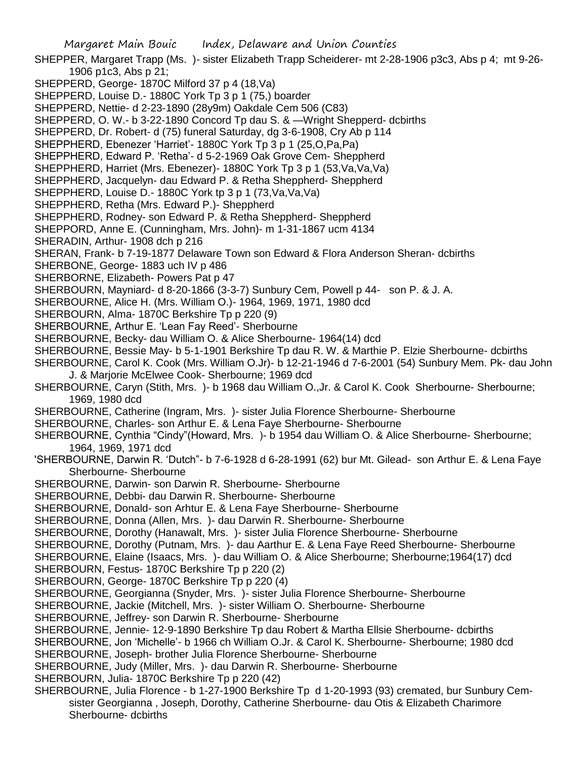SHEPPER, Margaret Trapp (Ms. )- sister Elizabeth Trapp Scheiderer- mt 2-28-1906 p3c3, Abs p 4; mt 9-26-1906 p1c3, Abs p 21;

SHEPPERD, George- 1870C Milford 37 p 4 (18,Va)

SHEPPERD, Louise D.- 1880C York Tp 3 p 1 (75,) boarder

SHEPPERD, Nettie- d 2-23-1890 (28y9m) Oakdale Cem 506 (C83)

SHEPPERD, O. W.- b 3-22-1890 Concord Tp dau S. & —Wright Shepperd- dcbirths

SHEPPERD, Dr. Robert- d (75) funeral Saturday, dg 3-6-1908, Cry Ab p 114

SHEPPHERD, Ebenezer 'Harriet'- 1880C York Tp 3 p 1 (25,O,Pa,Pa)

SHEPPHERD, Edward P. 'Retha'- d 5-2-1969 Oak Grove Cem- Sheppherd

SHEPPHERD, Harriet (Mrs. Ebenezer)- 1880C York Tp 3 p 1 (53,Va,Va,Va)

SHEPPHERD, Jacquelyn- dau Edward P. & Retha Sheppherd- Sheppherd

SHEPPHERD, Louise D.- 1880C York tp 3 p 1 (73,Va,Va,Va)

SHEPPHERD, Retha (Mrs. Edward P.)- Sheppherd

SHEPPHERD, Rodney- son Edward P. & Retha Sheppherd- Sheppherd

SHEPPORD, Anne E. (Cunningham, Mrs. John)- m 1-31-1867 ucm 4134

SHERADIN, Arthur- 1908 dch p 216

SHERAN, Frank- b 7-19-1877 Delaware Town son Edward & Flora Anderson Sheran- dcbirths

SHERBONE, George- 1883 uch IV p 486

SHERBORNE, Elizabeth- Powers Pat p 47

SHERBOURN, Mayniard- d 8-20-1866 (3-3-7) Sunbury Cem, Powell p 44- son P. & J. A.

SHERBOURNE, Alice H. (Mrs. William O.)- 1964, 1969, 1971, 1980 dcd

SHERBOURN, Alma- 1870C Berkshire Tp p 220 (9)

SHERBOURNE, Arthur E. 'Lean Fay Reed'- Sherbourne

SHERBOURNE, Becky- dau William O. & Alice Sherbourne- 1964(14) dcd

SHERBOURNE, Bessie May- b 5-1-1901 Berkshire Tp dau R. W. & Marthie P. Elzie Sherbourne- dcbirths

SHERBOURNE, Carol K. Cook (Mrs. William O.Jr)- b 12-21-1946 d 7-6-2001 (54) Sunbury Mem. Pk- dau John J. & Marjorie McElwee Cook- Sherbourne; 1969 dcd

SHERBOURNE, Caryn (Stith, Mrs. )- b 1968 dau William O.,Jr. & Carol K. Cook Sherbourne- Sherbourne; 1969, 1980 dcd

SHERBOURNE, Catherine (Ingram, Mrs. )- sister Julia Florence Sherbourne- Sherbourne

SHERBOURNE, Charles- son Arthur E. & Lena Faye Sherbourne- Sherbourne

SHERBOURNE, Cynthia "Cindy"(Howard, Mrs. )- b 1954 dau William O. & Alice Sherbourne- Sherbourne; 1964, 1969, 1971 dcd

'SHERBOURNE, Darwin R. 'Dutch"- b 7-6-1928 d 6-28-1991 (62) bur Mt. Gilead- son Arthur E. & Lena Faye Sherbourne- Sherbourne

SHERBOURNE, Darwin- son Darwin R. Sherbourne- Sherbourne

SHERBOURNE, Debbi- dau Darwin R. Sherbourne- Sherbourne

SHERBOURNE, Donald- son Arhtur E. & Lena Faye Sherbourne- Sherbourne

SHERBOURNE, Donna (Allen, Mrs. )- dau Darwin R. Sherbourne- Sherbourne

SHERBOURNE, Dorothy (Hanawalt, Mrs. )- sister Julia Florence Sherbourne- Sherbourne

SHERBOURNE, Dorothy (Putnam, Mrs. )- dau Aarthur E. & Lena Faye Reed Sherbourne- Sherbourne

SHERBOURNE, Elaine (Isaacs, Mrs. )- dau William O. & Alice Sherbourne; Sherbourne;1964(17) dcd

SHERBOURN, Festus- 1870C Berkshire Tp p 220 (2)

SHERBOURN, George- 1870C Berkshire Tp p 220 (4)

SHERBOURNE, Georgianna (Snyder, Mrs. )- sister Julia Florence Sherbourne- Sherbourne

SHERBOURNE, Jackie (Mitchell, Mrs. )- sister William O. Sherbourne- Sherbourne

SHERBOURNE, Jeffrey- son Darwin R. Sherbourne- Sherbourne

SHERBOURNE, Jennie- 12-9-1890 Berkshire Tp dau Robert & Martha Ellsie Sherbourne- dcbirths

SHERBOURNE, Jon 'Michelle'- b 1966 ch William O.Jr. & Carol K. Sherbourne- Sherbourne; 1980 dcd

SHERBOURNE, Joseph- brother Julia Florence Sherbourne- Sherbourne

SHERBOURNE, Judy (Miller, Mrs. )- dau Darwin R. Sherbourne- Sherbourne

SHERBOURN, Julia- 1870C Berkshire Tp p 220 (42)

SHERBOURNE, Julia Florence - b 1-27-1900 Berkshire Tp d 1-20-1993 (93) cremated, bur Sunbury Cem- sister Georgianna , Joseph, Dorothy, Catherine Sherbourne- dau Otis & Elizabeth Charimore Sherbourne- dcbirths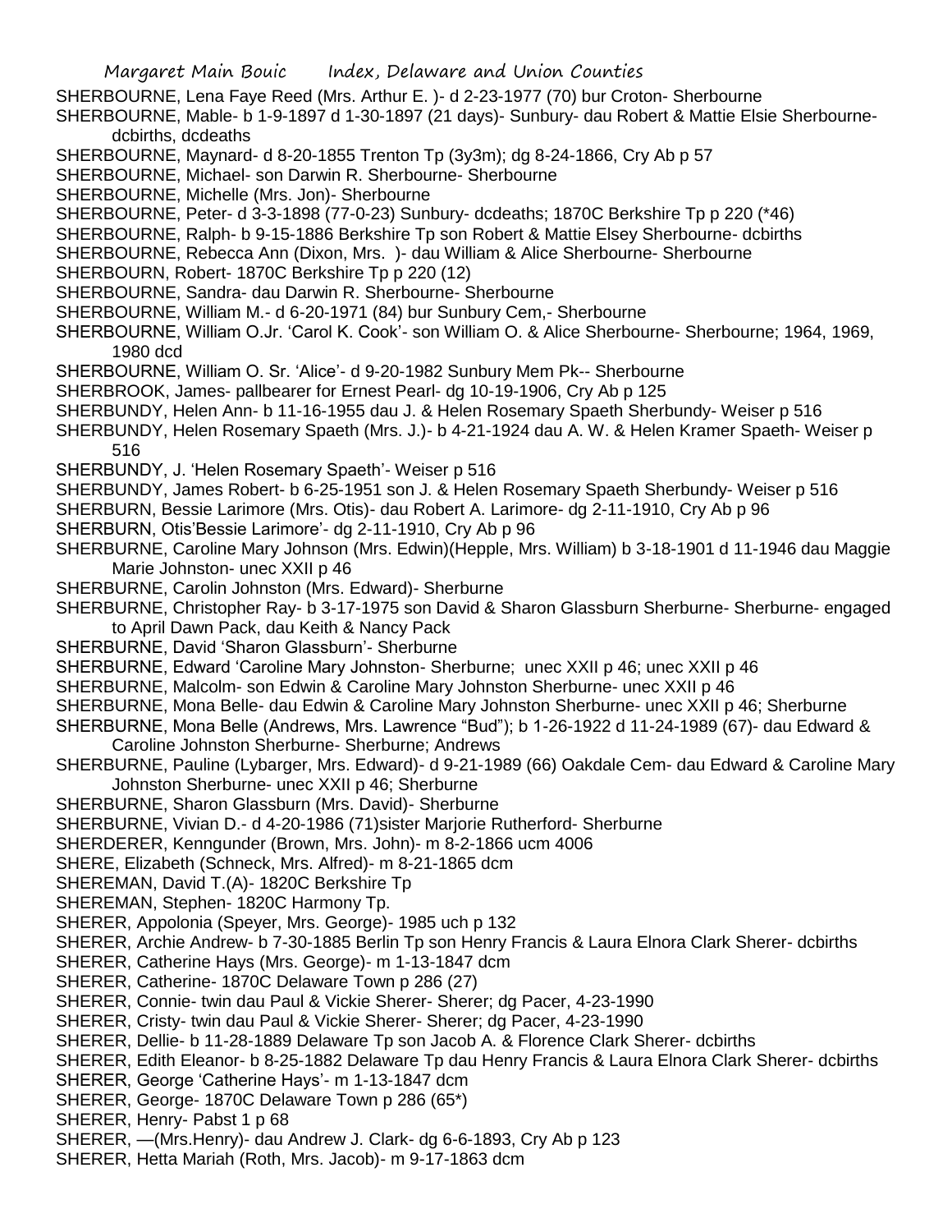SHERBOURNE, Lena Faye Reed (Mrs. Arthur E. )- d 2-23-1977 (70) bur Croton- Sherbourne

SHERBOURNE, Mable- b 1-9-1897 d 1-30-1897 (21 days)- Sunbury- dau Robert & Mattie Elsie Sherbourne- dcbirths, dcdeaths

SHERBOURNE, Maynard- d 8-20-1855 Trenton Tp (3y3m); dg 8-24-1866, Cry Ab p 57

SHERBOURNE, Michael- son Darwin R. Sherbourne- Sherbourne

SHERBOURNE, Michelle (Mrs. Jon)- Sherbourne

SHERBOURNE, Peter- d 3-3-1898 (77-0-23) Sunbury- dcdeaths; 1870C Berkshire Tp p 220 (*46)

SHERBOURNE, Ralph- b 9-15-1886 Berkshire Tp son Robert & Mattie Elsey Sherbourne- dcbirths

SHERBOURNE, Rebecca Ann (Dixon, Mrs. )- dau William & Alice Sherbourne- Sherbourne

SHERBOURN, Robert- 1870C Berkshire Tp p 220 (12)

SHERBOURNE, Sandra- dau Darwin R. Sherbourne- Sherbourne

SHERBOURNE, William M.- d 6-20-1971 (84) bur Sunbury Cem,- Sherbourne

SHERBOURNE, William O.Jr. 'Carol K. Cook'- son William O. & Alice Sherbourne- Sherbourne; 1964, 1969, 1980 dcd

SHERBOURNE, William O. Sr. 'Alice'- d 9-20-1982 Sunbury Mem Pk-- Sherbourne

SHERBROOK, James- pallbearer for Ernest Pearl- dg 10-19-1906, Cry Ab p 125

SHERBUNDY, Helen Ann- b 11-16-1955 dau J. & Helen Rosemary Spaeth Sherbundy- Weiser p 516

SHERBUNDY, Helen Rosemary Spaeth (Mrs. J.)- b 4-21-1924 dau A. W. & Helen Kramer Spaeth- Weiser p 516

SHERBUNDY, J. 'Helen Rosemary Spaeth'- Weiser p 516

SHERBUNDY, James Robert- b 6-25-1951 son J. & Helen Rosemary Spaeth Sherbundy- Weiser p 516

SHERBURN, Bessie Larimore (Mrs. Otis)- dau Robert A. Larimore- dg 2-11-1910, Cry Ab p 96

SHERBURN, Otis'Bessie Larimore'- dg 2-11-1910, Cry Ab p 96

SHERBURNE, Caroline Mary Johnson (Mrs. Edwin)(Hepple, Mrs. William) b 3-18-1901 d 11-1946 dau Maggie Marie Johnston- unec XXII p 46

SHERBURNE, Carolin Johnston (Mrs. Edward)- Sherburne

SHERBURNE, Christopher Ray- b 3-17-1975 son David & Sharon Glassburn Sherburne- Sherburne- engaged to April Dawn Pack, dau Keith & Nancy Pack

SHERBURNE, David 'Sharon Glassburn'- Sherburne

SHERBURNE, Edward 'Caroline Mary Johnston- Sherburne; unec XXII p 46; unec XXII p 46

SHERBURNE, Malcolm- son Edwin & Caroline Mary Johnston Sherburne- unec XXII p 46

SHERBURNE, Mona Belle- dau Edwin & Caroline Mary Johnston Sherburne- unec XXII p 46; Sherburne

SHERBURNE, Mona Belle (Andrews, Mrs. Lawrence "Bud"); b 1-26-1922 d 11-24-1989 (67)- dau Edward & Caroline Johnston Sherburne- Sherburne; Andrews

SHERBURNE, Pauline (Lybarger, Mrs. Edward)- d 9-21-1989 (66) Oakdale Cem- dau Edward & Caroline Mary Johnston Sherburne- unec XXII p 46; Sherburne

SHERBURNE, Sharon Glassburn (Mrs. David)- Sherburne

SHERBURNE, Vivian D.- d 4-20-1986 (71)sister Marjorie Rutherford- Sherburne

SHERDERER, Kenngunder (Brown, Mrs. John)- m 8-2-1866 ucm 4006

SHERE, Elizabeth (Schneck, Mrs. Alfred)- m 8-21-1865 dcm

SHEREMAN, David T.(A)- 1820C Berkshire Tp

SHEREMAN, Stephen- 1820C Harmony Tp.

SHERER, Appolonia (Speyer, Mrs. George)- 1985 uch p 132

SHERER, Archie Andrew- b 7-30-1885 Berlin Tp son Henry Francis & Laura Elnora Clark Sherer- dcbirths

SHERER, Catherine Hays (Mrs. George)- m 1-13-1847 dcm

SHERER, Catherine- 1870C Delaware Town p 286 (27)

SHERER, Connie- twin dau Paul & Vickie Sherer- Sherer; dg Pacer, 4-23-1990

SHERER, Cristy- twin dau Paul & Vickie Sherer- Sherer; dg Pacer, 4-23-1990

SHERER, Dellie- b 11-28-1889 Delaware Tp son Jacob A. & Florence Clark Sherer- dcbirths

SHERER, Edith Eleanor- b 8-25-1882 Delaware Tp dau Henry Francis & Laura Elnora Clark Sherer- dcbirths

SHERER, George 'Catherine Hays'- m 1-13-1847 dcm

SHERER, George- 1870C Delaware Town p 286 (65*)

SHERER, Henry- Pabst 1 p 68

SHERER, —(Mrs.Henry)- dau Andrew J. Clark- dg 6-6-1893, Cry Ab p 123

SHERER, Hetta Mariah (Roth, Mrs. Jacob)- m 9-17-1863 dcm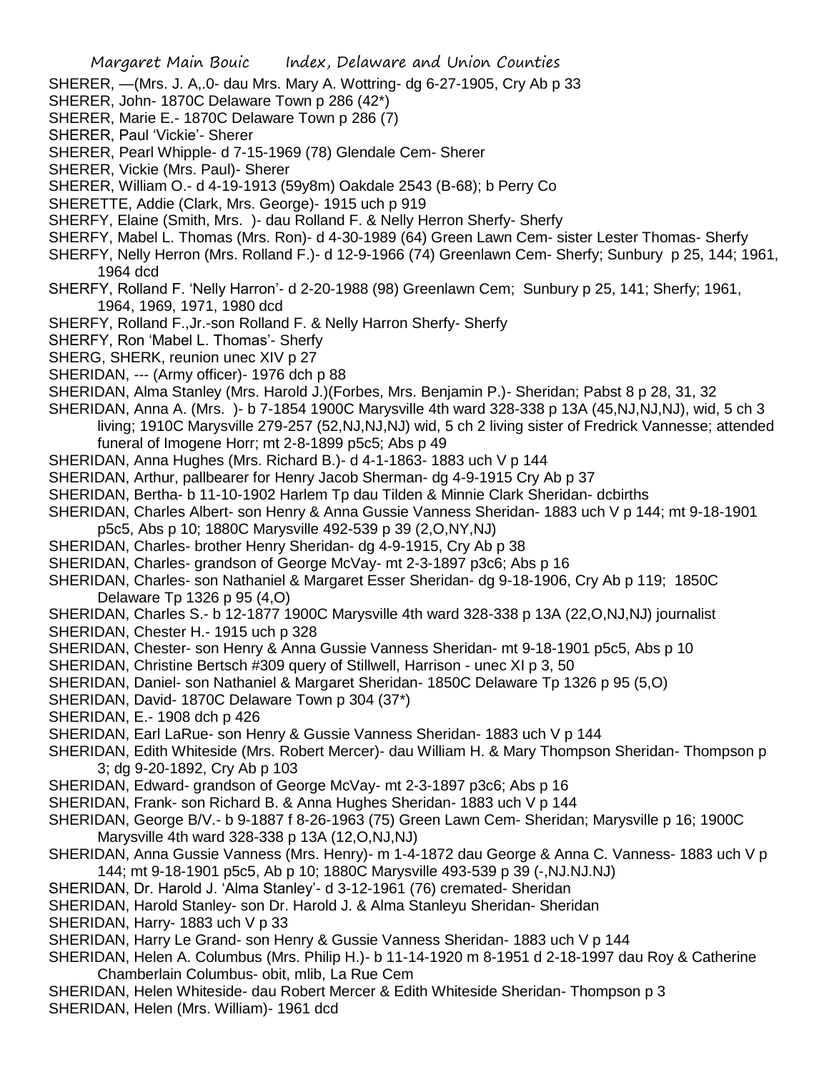SHERER, —(Mrs. J. A,.0- dau Mrs. Mary A. Wottring- dg 6-27-1905, Cry Ab p 33

SHERER, John- 1870C Delaware Town p 286 (42*)

SHERER, Marie E.- 1870C Delaware Town p 286 (7)

SHERER, Paul 'Vickie'- Sherer

SHERER, Pearl Whipple- d 7-15-1969 (78) Glendale Cem- Sherer

SHERER, Vickie (Mrs. Paul)- Sherer

SHERER, William O.- d 4-19-1913 (59y8m) Oakdale 2543 (B-68); b Perry Co

SHERETTE, Addie (Clark, Mrs. George)- 1915 uch p 919

SHERFY, Elaine (Smith, Mrs. )- dau Rolland F. & Nelly Herron Sherfy- Sherfy

SHERFY, Mabel L. Thomas (Mrs. Ron)- d 4-30-1989 (64) Green Lawn Cem- sister Lester Thomas- Sherfy

SHERFY, Nelly Herron (Mrs. Rolland F.)- d 12-9-1966 (74) Greenlawn Cem- Sherfy; Sunbury p 25, 144; 1961, 1964 dcd

SHERFY, Rolland F. 'Nelly Harron'- d 2-20-1988 (98) Greenlawn Cem; Sunbury p 25, 141; Sherfy; 1961, 1964, 1969, 1971, 1980 dcd

SHERFY, Rolland F.,Jr.-son Rolland F. & Nelly Harron Sherfy- Sherfy

SHERFY, Ron 'Mabel L. Thomas'- Sherfy

SHERG, SHERK, reunion unec XIV p 27

SHERIDAN, --- (Army officer)- 1976 dch p 88

SHERIDAN, Alma Stanley (Mrs. Harold J.)(Forbes, Mrs. Benjamin P.)- Sheridan; Pabst 8 p 28, 31, 32

SHERIDAN, Anna A. (Mrs. )- b 7-1854 1900C Marysville 4th ward 328-338 p 13A (45,NJ,NJ,NJ), wid, 5 ch 3 living; 1910C Marysville 279-257 (52,NJ,NJ,NJ) wid, 5 ch 2 living sister of Fredrick Vannesse; attended funeral of Imogene Horr; mt 2-8-1899 p5c5; Abs p 49

SHERIDAN, Anna Hughes (Mrs. Richard B.)- d 4-1-1863- 1883 uch V p 144

SHERIDAN, Arthur, pallbearer for Henry Jacob Sherman- dg 4-9-1915 Cry Ab p 37

SHERIDAN, Bertha- b 11-10-1902 Harlem Tp dau Tilden & Minnie Clark Sheridan- dcbirths

SHERIDAN, Charles Albert- son Henry & Anna Gussie Vanness Sheridan- 1883 uch V p 144; mt 9-18-1901 p5c5, Abs p 10; 1880C Marysville 492-539 p 39 (2,O,NY,NJ)

SHERIDAN, Charles- brother Henry Sheridan- dg 4-9-1915, Cry Ab p 38

SHERIDAN, Charles- grandson of George McVay- mt 2-3-1897 p3c6; Abs p 16

SHERIDAN, Charles- son Nathaniel & Margaret Esser Sheridan- dg 9-18-1906, Cry Ab p 119; 1850C Delaware Tp 1326 p 95 (4,O)

SHERIDAN, Charles S.- b 12-1877 1900C Marysville 4th ward 328-338 p 13A (22,O,NJ,NJ) journalist

SHERIDAN, Chester H.- 1915 uch p 328

SHERIDAN, Chester- son Henry & Anna Gussie Vanness Sheridan- mt 9-18-1901 p5c5, Abs p 10

SHERIDAN, Christine Bertsch #309 query of Stillwell, Harrison - unec XI p 3, 50

SHERIDAN, Daniel- son Nathaniel & Margaret Sheridan- 1850C Delaware Tp 1326 p 95 (5,O)

SHERIDAN, David- 1870C Delaware Town p 304 (37*)

SHERIDAN, E.- 1908 dch p 426

SHERIDAN, Earl LaRue- son Henry & Gussie Vanness Sheridan- 1883 uch V p 144

SHERIDAN, Edith Whiteside (Mrs. Robert Mercer)- dau William H. & Mary Thompson Sheridan- Thompson p 3; dg 9-20-1892, Cry Ab p 103

SHERIDAN, Edward- grandson of George McVay- mt 2-3-1897 p3c6; Abs p 16

SHERIDAN, Frank- son Richard B. & Anna Hughes Sheridan- 1883 uch V p 144

SHERIDAN, George B/V.- b 9-1887 f 8-26-1963 (75) Green Lawn Cem- Sheridan; Marysville p 16; 1900C Marysville 4th ward 328-338 p 13A (12,O,NJ,NJ)

SHERIDAN, Anna Gussie Vanness (Mrs. Henry)- m 1-4-1872 dau George & Anna C. Vanness- 1883 uch V p 144; mt 9-18-1901 p5c5, Ab p 10; 1880C Marysville 493-539 p 39 (-,NJ.NJ.NJ)

SHERIDAN, Dr. Harold J. 'Alma Stanley'- d 3-12-1961 (76) cremated- Sheridan

SHERIDAN, Harold Stanley- son Dr. Harold J. & Alma Stanleyu Sheridan- Sheridan

SHERIDAN, Harry- 1883 uch V p 33

SHERIDAN, Harry Le Grand- son Henry & Gussie Vanness Sheridan- 1883 uch V p 144

SHERIDAN, Helen A. Columbus (Mrs. Philip H.)- b 11-14-1920 m 8-1951 d 2-18-1997 dau Roy & Catherine Chamberlain Columbus- obit, mlib, La Rue Cem

SHERIDAN, Helen Whiteside- dau Robert Mercer & Edith Whiteside Sheridan- Thompson p 3

SHERIDAN, Helen (Mrs. William)- 1961 dcd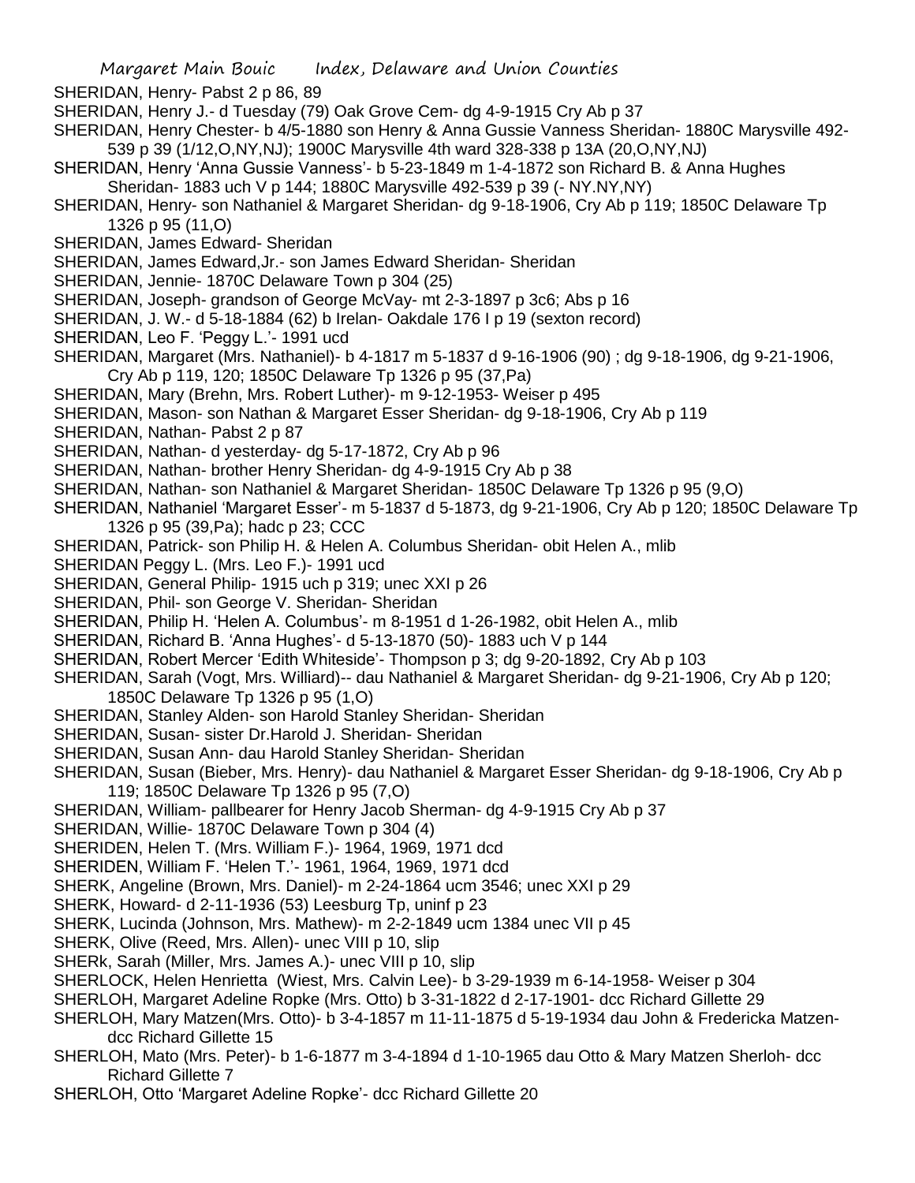SHERIDAN, Henry- Pabst 2 p 86, 89

SHERIDAN, Henry J.- d Tuesday (79) Oak Grove Cem- dg 4-9-1915 Cry Ab p 37

SHERIDAN, Henry Chester- b 4/5-1880 son Henry & Anna Gussie Vanness Sheridan- 1880C Marysville 492-539 p 39 (1/12,O,NY,NJ); 1900C Marysville 4th ward 328-338 p 13A (20,O,NY,NJ)

SHERIDAN, Henry 'Anna Gussie Vanness'- b 5-23-1849 m 1-4-1872 son Richard B. & Anna Hughes Sheridan- 1883 uch V p 144; 1880C Marysville 492-539 p 39 (- NY.NY,NY)

SHERIDAN, Henry- son Nathaniel & Margaret Sheridan- dg 9-18-1906, Cry Ab p 119; 1850C Delaware Tp 1326 p 95 (11,O)

SHERIDAN, James Edward- Sheridan

SHERIDAN, James Edward,Jr.- son James Edward Sheridan- Sheridan

SHERIDAN, Jennie- 1870C Delaware Town p 304 (25)

SHERIDAN, Joseph- grandson of George McVay- mt 2-3-1897 p 3c6; Abs p 16

SHERIDAN, J. W.- d 5-18-1884 (62) b Irelan- Oakdale 176 I p 19 (sexton record)

SHERIDAN, Leo F. 'Peggy L.'- 1991 ucd

SHERIDAN, Margaret (Mrs. Nathaniel)- b 4-1817 m 5-1837 d 9-16-1906 (90) ; dg 9-18-1906, dg 9-21-1906, Cry Ab p 119, 120; 1850C Delaware Tp 1326 p 95 (37,Pa)

SHERIDAN, Mary (Brehn, Mrs. Robert Luther)- m 9-12-1953- Weiser p 495

SHERIDAN, Mason- son Nathan & Margaret Esser Sheridan- dg 9-18-1906, Cry Ab p 119

SHERIDAN, Nathan- Pabst 2 p 87

SHERIDAN, Nathan- d yesterday- dg 5-17-1872, Cry Ab p 96

SHERIDAN, Nathan- brother Henry Sheridan- dg 4-9-1915 Cry Ab p 38

SHERIDAN, Nathan- son Nathaniel & Margaret Sheridan- 1850C Delaware Tp 1326 p 95 (9,O)

SHERIDAN, Nathaniel 'Margaret Esser'- m 5-1837 d 5-1873, dg 9-21-1906, Cry Ab p 120; 1850C Delaware Tp 1326 p 95 (39,Pa); hadc p 23; CCC

SHERIDAN, Patrick- son Philip H. & Helen A. Columbus Sheridan- obit Helen A., mlib

SHERIDAN Peggy L. (Mrs. Leo F.)- 1991 ucd

SHERIDAN, General Philip- 1915 uch p 319; unec XXI p 26

SHERIDAN, Phil- son George V. Sheridan- Sheridan

SHERIDAN, Philip H. 'Helen A. Columbus'- m 8-1951 d 1-26-1982, obit Helen A., mlib

SHERIDAN, Richard B. 'Anna Hughes'- d 5-13-1870 (50)- 1883 uch V p 144

SHERIDAN, Robert Mercer 'Edith Whiteside'- Thompson p 3; dg 9-20-1892, Cry Ab p 103

SHERIDAN, Sarah (Vogt, Mrs. Williard)-- dau Nathaniel & Margaret Sheridan- dg 9-21-1906, Cry Ab p 120; 1850C Delaware Tp 1326 p 95 (1,O)

SHERIDAN, Stanley Alden- son Harold Stanley Sheridan- Sheridan

SHERIDAN, Susan- sister Dr.Harold J. Sheridan- Sheridan

SHERIDAN, Susan Ann- dau Harold Stanley Sheridan- Sheridan

SHERIDAN, Susan (Bieber, Mrs. Henry)- dau Nathaniel & Margaret Esser Sheridan- dg 9-18-1906, Cry Ab p 119; 1850C Delaware Tp 1326 p 95 (7,O)

SHERIDAN, William- pallbearer for Henry Jacob Sherman- dg 4-9-1915 Cry Ab p 37

SHERIDAN, Willie- 1870C Delaware Town p 304 (4)

SHERIDEN, Helen T. (Mrs. William F.)- 1964, 1969, 1971 dcd

SHERIDEN, William F. 'Helen T.'- 1961, 1964, 1969, 1971 dcd

SHERK, Angeline (Brown, Mrs. Daniel)- m 2-24-1864 ucm 3546; unec XXI p 29

SHERK, Howard- d 2-11-1936 (53) Leesburg Tp, uninf p 23

SHERK, Lucinda (Johnson, Mrs. Mathew)- m 2-2-1849 ucm 1384 unec VII p 45

SHERK, Olive (Reed, Mrs. Allen)- unec VIII p 10, slip

SHERk, Sarah (Miller, Mrs. James A.)- unec VIII p 10, slip

SHERLOCK, Helen Henrietta (Wiest, Mrs. Calvin Lee)- b 3-29-1939 m 6-14-1958- Weiser p 304

SHERLOH, Margaret Adeline Ropke (Mrs. Otto) b 3-31-1822 d 2-17-1901- dcc Richard Gillette 29

SHERLOH, Mary Matzen(Mrs. Otto)- b 3-4-1857 m 11-11-1875 d 5-19-1934 dau John & Fredericka Matzen- dcc Richard Gillette 15

SHERLOH, Mato (Mrs. Peter)- b 1-6-1877 m 3-4-1894 d 1-10-1965 dau Otto & Mary Matzen Sherloh- dcc Richard Gillette 7

SHERLOH, Otto 'Margaret Adeline Ropke'- dcc Richard Gillette 20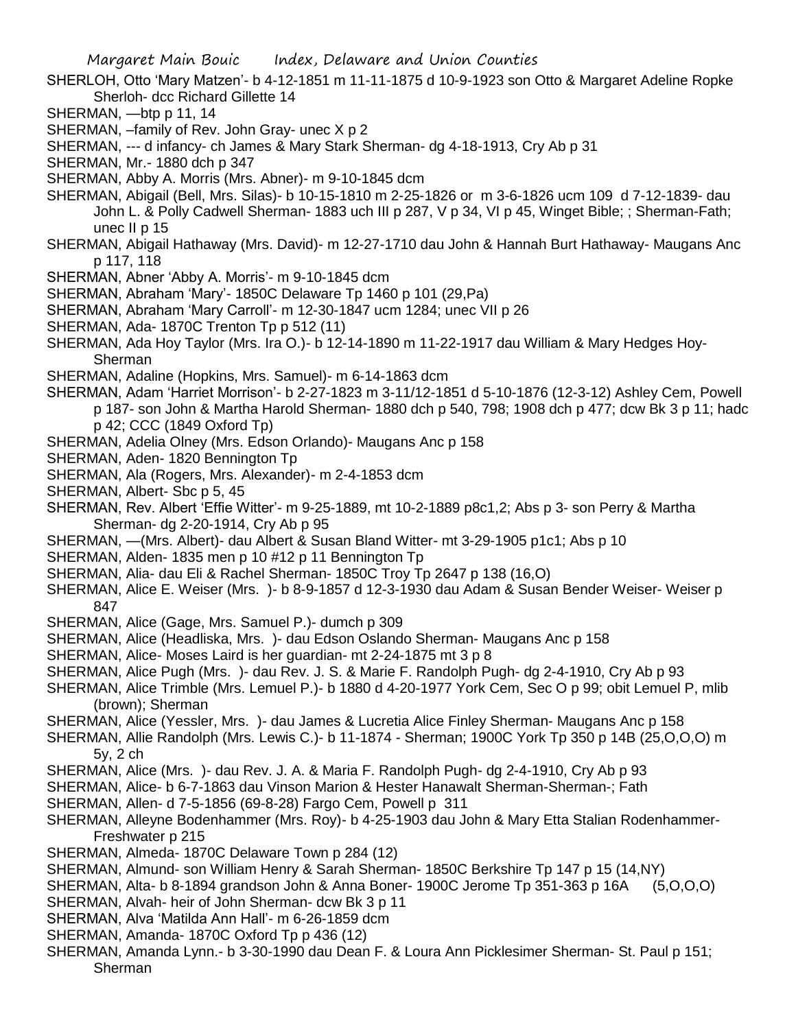SHERLOH, Otto 'Mary Matzen'- b 4-12-1851 m 11-11-1875 d 10-9-1923 son Otto & Margaret Adeline Ropke Sherloh- dcc Richard Gillette 14

SHERMAN, —btp p 11, 14

SHERMAN, –family of Rev. John Gray- unec X p 2

SHERMAN, --- d infancy- ch James & Mary Stark Sherman- dg 4-18-1913, Cry Ab p 31

SHERMAN, Mr.- 1880 dch p 347

SHERMAN, Abby A. Morris (Mrs. Abner)- m 9-10-1845 dcm

SHERMAN, Abigail (Bell, Mrs. Silas)- b 10-15-1810 m 2-25-1826 or m 3-6-1826 ucm 109 d 7-12-1839- dau John L. & Polly Cadwell Sherman- 1883 uch III p 287, V p 34, VI p 45, Winget Bible; ; Sherman-Fath; unec II p 15

SHERMAN, Abigail Hathaway (Mrs. David)- m 12-27-1710 dau John & Hannah Burt Hathaway- Maugans Anc p 117, 118

SHERMAN, Abner 'Abby A. Morris'- m 9-10-1845 dcm

SHERMAN, Abraham 'Mary'- 1850C Delaware Tp 1460 p 101 (29,Pa)

SHERMAN, Abraham 'Mary Carroll'- m 12-30-1847 ucm 1284; unec VII p 26

SHERMAN, Ada- 1870C Trenton Tp p 512 (11)

SHERMAN, Ada Hoy Taylor (Mrs. Ira O.)- b 12-14-1890 m 11-22-1917 dau William & Mary Hedges Hoy- Sherman

SHERMAN, Adaline (Hopkins, Mrs. Samuel)- m 6-14-1863 dcm

SHERMAN, Adam 'Harriet Morrison'- b 2-27-1823 m 3-11/12-1851 d 5-10-1876 (12-3-12) Ashley Cem, Powell p 187- son John & Martha Harold Sherman- 1880 dch p 540, 798; 1908 dch p 477; dcw Bk 3 p 11; hadc p 42; CCC (1849 Oxford Tp)

SHERMAN, Adelia Olney (Mrs. Edson Orlando)- Maugans Anc p 158

SHERMAN, Aden- 1820 Bennington Tp

SHERMAN, Ala (Rogers, Mrs. Alexander)- m 2-4-1853 dcm

SHERMAN, Albert- Sbc p 5, 45

SHERMAN, Rev. Albert 'Effie Witter'- m 9-25-1889, mt 10-2-1889 p8c1,2; Abs p 3- son Perry & Martha Sherman- dg 2-20-1914, Cry Ab p 95

SHERMAN, —(Mrs. Albert)- dau Albert & Susan Bland Witter- mt 3-29-1905 p1c1; Abs p 10

SHERMAN, Alden- 1835 men p 10 #12 p 11 Bennington Tp

SHERMAN, Alia- dau Eli & Rachel Sherman- 1850C Troy Tp 2647 p 138 (16,O)

SHERMAN, Alice E. Weiser (Mrs. )- b 8-9-1857 d 12-3-1930 dau Adam & Susan Bender Weiser- Weiser p 847

SHERMAN, Alice (Gage, Mrs. Samuel P.)- dumch p 309

SHERMAN, Alice (Headliska, Mrs. )- dau Edson Oslando Sherman- Maugans Anc p 158

SHERMAN, Alice- Moses Laird is her guardian- mt 2-24-1875 mt 3 p 8

SHERMAN, Alice Pugh (Mrs. )- dau Rev. J. S. & Marie F. Randolph Pugh- dg 2-4-1910, Cry Ab p 93

SHERMAN, Alice Trimble (Mrs. Lemuel P.)- b 1880 d 4-20-1977 York Cem, Sec O p 99; obit Lemuel P, mlib (brown); Sherman

SHERMAN, Alice (Yessler, Mrs. )- dau James & Lucretia Alice Finley Sherman- Maugans Anc p 158

SHERMAN, Allie Randolph (Mrs. Lewis C.)- b 11-1874 - Sherman; 1900C York Tp 350 p 14B (25,O,O,O) m 5y, 2 ch

SHERMAN, Alice (Mrs. )- dau Rev. J. A. & Maria F. Randolph Pugh- dg 2-4-1910, Cry Ab p 93

SHERMAN, Alice- b 6-7-1863 dau Vinson Marion & Hester Hanawalt Sherman-Sherman-; Fath

SHERMAN, Allen- d 7-5-1856 (69-8-28) Fargo Cem, Powell p 311

SHERMAN, Alleyne Bodenhammer (Mrs. Roy)- b 4-25-1903 dau John & Mary Etta Stalian Rodenhammer- Freshwater p 215

SHERMAN, Almeda- 1870C Delaware Town p 284 (12)

SHERMAN, Almund- son William Henry & Sarah Sherman- 1850C Berkshire Tp 147 p 15 (14,NY)

SHERMAN, Alta- b 8-1894 grandson John & Anna Boner- 1900C Jerome Tp 351-363 p 16A (5,O,O,O)

SHERMAN, Alvah- heir of John Sherman- dcw Bk 3 p 11

SHERMAN, Alva 'Matilda Ann Hall'- m 6-26-1859 dcm

SHERMAN, Amanda- 1870C Oxford Tp p 436 (12)

SHERMAN, Amanda Lynn.- b 3-30-1990 dau Dean F. & Loura Ann Picklesimer Sherman- St. Paul p 151; Sherman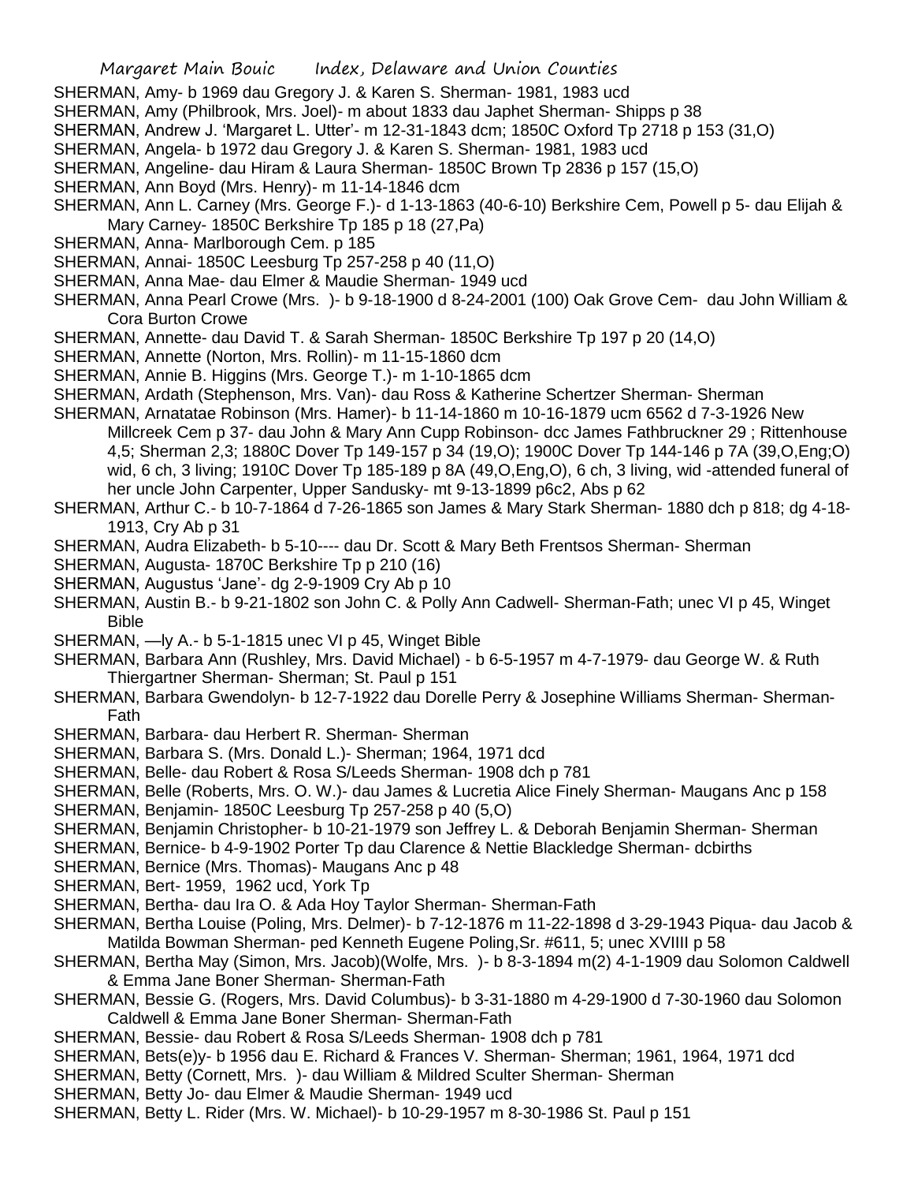SHERMAN, Amy- b 1969 dau Gregory J. & Karen S. Sherman- 1981, 1983 ucd

SHERMAN, Amy (Philbrook, Mrs. Joel)- m about 1833 dau Japhet Sherman- Shipps p 38

SHERMAN, Andrew J. 'Margaret L. Utter'- m 12-31-1843 dcm; 1850C Oxford Tp 2718 p 153 (31,O)

SHERMAN, Angela- b 1972 dau Gregory J. & Karen S. Sherman- 1981, 1983 ucd

SHERMAN, Angeline- dau Hiram & Laura Sherman- 1850C Brown Tp 2836 p 157 (15,O)

SHERMAN, Ann Boyd (Mrs. Henry)- m 11-14-1846 dcm

SHERMAN, Ann L. Carney (Mrs. George F.)- d 1-13-1863 (40-6-10) Berkshire Cem, Powell p 5- dau Elijah & Mary Carney- 1850C Berkshire Tp 185 p 18 (27,Pa)

SHERMAN, Anna- Marlborough Cem. p 185

SHERMAN, Annai- 1850C Leesburg Tp 257-258 p 40 (11,O)

SHERMAN, Anna Mae- dau Elmer & Maudie Sherman- 1949 ucd

SHERMAN, Anna Pearl Crowe (Mrs. )- b 9-18-1900 d 8-24-2001 (100) Oak Grove Cem- dau John William & Cora Burton Crowe

SHERMAN, Annette- dau David T. & Sarah Sherman- 1850C Berkshire Tp 197 p 20 (14,O)

SHERMAN, Annette (Norton, Mrs. Rollin)- m 11-15-1860 dcm

SHERMAN, Annie B. Higgins (Mrs. George T.)- m 1-10-1865 dcm

SHERMAN, Ardath (Stephenson, Mrs. Van)- dau Ross & Katherine Schertzer Sherman- Sherman

SHERMAN, Arnatatae Robinson (Mrs. Hamer)- b 11-14-1860 m 10-16-1879 ucm 6562 d 7-3-1926 New Millcreek Cem p 37- dau John & Mary Ann Cupp Robinson- dcc James Fathbruckner 29 ; Rittenhouse 4,5; Sherman 2,3; 1880C Dover Tp 149-157 p 34 (19,O); 1900C Dover Tp 144-146 p 7A (39,O,Eng;O) wid, 6 ch, 3 living; 1910C Dover Tp 185-189 p 8A (49,O,Eng,O), 6 ch, 3 living, wid -attended funeral of her uncle John Carpenter, Upper Sandusky- mt 9-13-1899 p6c2, Abs p 62

SHERMAN, Arthur C.- b 10-7-1864 d 7-26-1865 son James & Mary Stark Sherman- 1880 dch p 818; dg 4-18-1913, Cry Ab p 31

SHERMAN, Audra Elizabeth- b 5-10---- dau Dr. Scott & Mary Beth Frentsos Sherman- Sherman

SHERMAN, Augusta- 1870C Berkshire Tp p 210 (16)

SHERMAN, Augustus 'Jane'- dg 2-9-1909 Cry Ab p 10

SHERMAN, Austin B.- b 9-21-1802 son John C. & Polly Ann Cadwell- Sherman-Fath; unec VI p 45, Winget Bible

SHERMAN, —ly A.- b 5-1-1815 unec VI p 45, Winget Bible

SHERMAN, Barbara Ann (Rushley, Mrs. David Michael) - b 6-5-1957 m 4-7-1979- dau George W. & Ruth Thiergartner Sherman- Sherman; St. Paul p 151

SHERMAN, Barbara Gwendolyn- b 12-7-1922 dau Dorelle Perry & Josephine Williams Sherman- Sherman-Fath

SHERMAN, Barbara- dau Herbert R. Sherman- Sherman

SHERMAN, Barbara S. (Mrs. Donald L.)- Sherman; 1964, 1971 dcd

SHERMAN, Belle- dau Robert & Rosa S/Leeds Sherman- 1908 dch p 781

SHERMAN, Belle (Roberts, Mrs. O. W.)- dau James & Lucretia Alice Finely Sherman- Maugans Anc p 158

SHERMAN, Benjamin- 1850C Leesburg Tp 257-258 p 40 (5,O)

SHERMAN, Benjamin Christopher- b 10-21-1979 son Jeffrey L. & Deborah Benjamin Sherman- Sherman

SHERMAN, Bernice- b 4-9-1902 Porter Tp dau Clarence & Nettie Blackledge Sherman- dcbirths

SHERMAN, Bernice (Mrs. Thomas)- Maugans Anc p 48

SHERMAN, Bert- 1959, 1962 ucd, York Tp

SHERMAN, Bertha- dau Ira O. & Ada Hoy Taylor Sherman- Sherman-Fath

SHERMAN, Bertha Louise (Poling, Mrs. Delmer)- b 7-12-1876 m 11-22-1898 d 3-29-1943 Piqua- dau Jacob & Matilda Bowman Sherman- ped Kenneth Eugene Poling,Sr. #611, 5; unec XVIIII p 58

SHERMAN, Bertha May (Simon, Mrs. Jacob)(Wolfe, Mrs. )- b 8-3-1894 m(2) 4-1-1909 dau Solomon Caldwell & Emma Jane Boner Sherman- Sherman-Fath

SHERMAN, Bessie G. (Rogers, Mrs. David Columbus)- b 3-31-1880 m 4-29-1900 d 7-30-1960 dau Solomon Caldwell & Emma Jane Boner Sherman- Sherman-Fath

SHERMAN, Bessie- dau Robert & Rosa S/Leeds Sherman- 1908 dch p 781

SHERMAN, Bets(e)y- b 1956 dau E. Richard & Frances V. Sherman- Sherman; 1961, 1964, 1971 dcd

SHERMAN, Betty (Cornett, Mrs. )- dau William & Mildred Sculter Sherman- Sherman

SHERMAN, Betty Jo- dau Elmer & Maudie Sherman- 1949 ucd

SHERMAN, Betty L. Rider (Mrs. W. Michael)- b 10-29-1957 m 8-30-1986 St. Paul p 151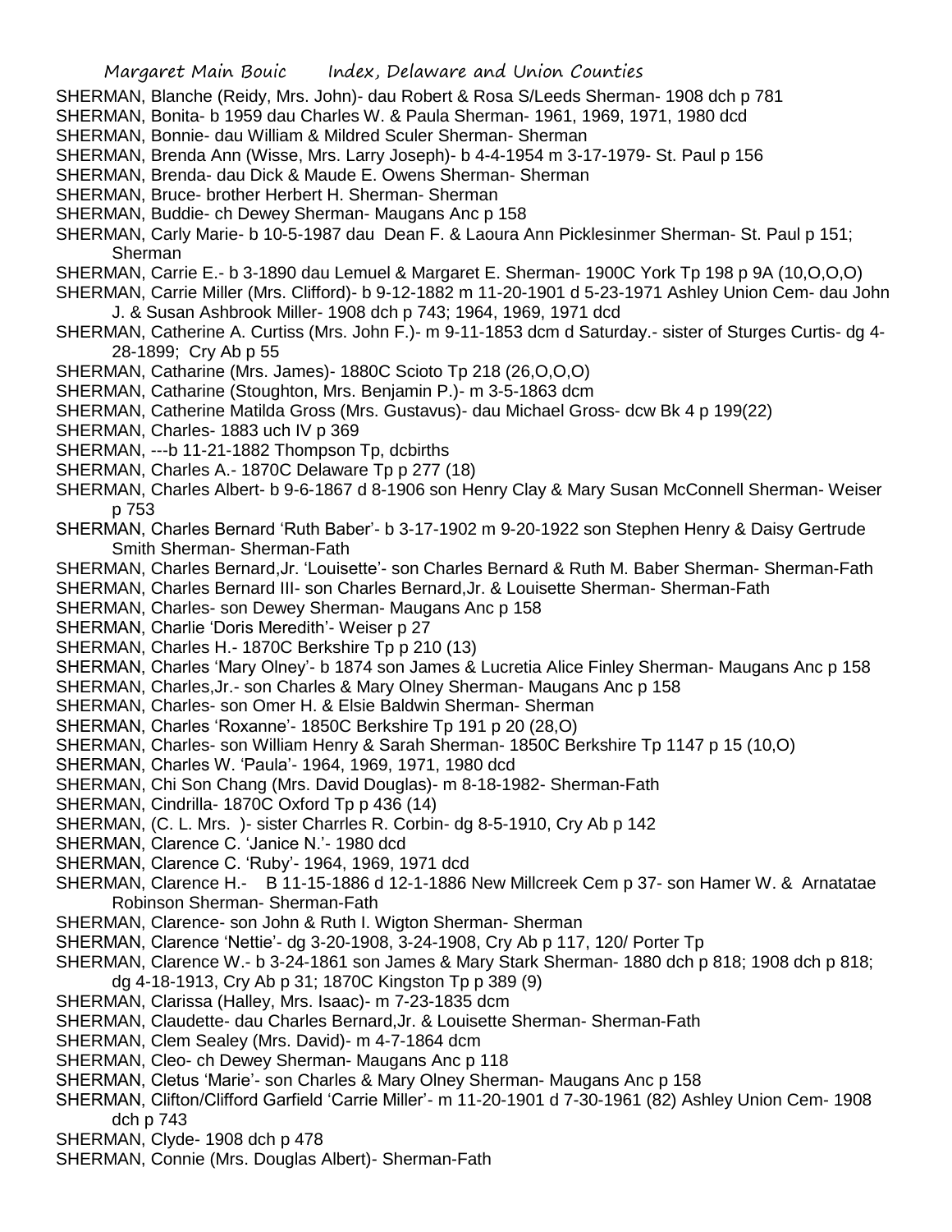SHERMAN, Blanche (Reidy, Mrs. John)- dau Robert & Rosa S/Leeds Sherman- 1908 dch p 781
SHERMAN, Bonita- b 1959 dau Charles W. & Paula Sherman- 1961, 1969, 1971, 1980 dcd
SHERMAN, Bonnie- dau William & Mildred Sculer Sherman- Sherman
SHERMAN, Brenda Ann (Wisse, Mrs. Larry Joseph)- b 4-4-1954 m 3-17-1979- St. Paul p 156
SHERMAN, Brenda- dau Dick & Maude E. Owens Sherman- Sherman
SHERMAN, Bruce- brother Herbert H. Sherman- Sherman
SHERMAN, Buddie- ch Dewey Sherman- Maugans Anc p 158
SHERMAN, Carly Marie- b 10-5-1987 dau Dean F. & Laoura Ann Picklesinmer Sherman- St. Paul p 151; Sherman
SHERMAN, Carrie E.- b 3-1890 dau Lemuel & Margaret E. Sherman- 1900C York Tp 198 p 9A (10,O,O,O)
SHERMAN, Carrie Miller (Mrs. Clifford)- b 9-12-1882 m 11-20-1901 d 5-23-1971 Ashley Union Cem- dau John J. & Susan Ashbrook Miller- 1908 dch p 743; 1964, 1969, 1971 dcd
SHERMAN, Catherine A. Curtiss (Mrs. John F.)- m 9-11-1853 dcm d Saturday.- sister of Sturges Curtis- dg 4-28-1899; Cry Ab p 55
SHERMAN, Catharine (Mrs. James)- 1880C Scioto Tp 218 (26,O,O,O)
SHERMAN, Catharine (Stoughton, Mrs. Benjamin P.)- m 3-5-1863 dcm
SHERMAN, Catherine Matilda Gross (Mrs. Gustavus)- dau Michael Gross- dcw Bk 4 p 199(22)
SHERMAN, Charles- 1883 uch IV p 369
SHERMAN, ---b 11-21-1882 Thompson Tp, dcbirths
SHERMAN, Charles A.- 1870C Delaware Tp p 277 (18)
SHERMAN, Charles Albert- b 9-6-1867 d 8-1906 son Henry Clay & Mary Susan McConnell Sherman- Weiser p 753
SHERMAN, Charles Bernard 'Ruth Baber'- b 3-17-1902 m 9-20-1922 son Stephen Henry & Daisy Gertrude Smith Sherman- Sherman-Fath
SHERMAN, Charles Bernard,Jr. 'Louisette'- son Charles Bernard & Ruth M. Baber Sherman- Sherman-Fath
SHERMAN, Charles Bernard III- son Charles Bernard,Jr. & Louisette Sherman- Sherman-Fath
SHERMAN, Charles- son Dewey Sherman- Maugans Anc p 158
SHERMAN, Charlie 'Doris Meredith'- Weiser p 27
SHERMAN, Charles H.- 1870C Berkshire Tp p 210 (13)
SHERMAN, Charles 'Mary Olney'- b 1874 son James & Lucretia Alice Finley Sherman- Maugans Anc p 158
SHERMAN, Charles,Jr.- son Charles & Mary Olney Sherman- Maugans Anc p 158
SHERMAN, Charles- son Omer H. & Elsie Baldwin Sherman- Sherman
SHERMAN, Charles 'Roxanne'- 1850C Berkshire Tp 191 p 20 (28,O)
SHERMAN, Charles- son William Henry & Sarah Sherman- 1850C Berkshire Tp 1147 p 15 (10,O)
SHERMAN, Charles W. 'Paula'- 1964, 1969, 1971, 1980 dcd
SHERMAN, Chi Son Chang (Mrs. David Douglas)- m 8-18-1982- Sherman-Fath
SHERMAN, Cindrilla- 1870C Oxford Tp p 436 (14)
SHERMAN, (C. L. Mrs. )- sister Charrles R. Corbin- dg 8-5-1910, Cry Ab p 142
SHERMAN, Clarence C. 'Janice N.'- 1980 dcd
SHERMAN, Clarence C. 'Ruby'- 1964, 1969, 1971 dcd
SHERMAN, Clarence H.- B 11-15-1886 d 12-1-1886 New Millcreek Cem p 37- son Hamer W. & Arnatatae Robinson Sherman- Sherman-Fath
SHERMAN, Clarence- son John & Ruth I. Wigton Sherman- Sherman
SHERMAN, Clarence 'Nettie'- dg 3-20-1908, 3-24-1908, Cry Ab p 117, 120/ Porter Tp
SHERMAN, Clarence W.- b 3-24-1861 son James & Mary Stark Sherman- 1880 dch p 818; 1908 dch p 818; dg 4-18-1913, Cry Ab p 31; 1870C Kingston Tp p 389 (9)
SHERMAN, Clarissa (Halley, Mrs. Isaac)- m 7-23-1835 dcm
SHERMAN, Claudette- dau Charles Bernard,Jr. & Louisette Sherman- Sherman-Fath
SHERMAN, Clem Sealey (Mrs. David)- m 4-7-1864 dcm
SHERMAN, Cleo- ch Dewey Sherman- Maugans Anc p 118
SHERMAN, Cletus 'Marie'- son Charles & Mary Olney Sherman- Maugans Anc p 158
SHERMAN, Clifton/Clifford Garfield 'Carrie Miller'- m 11-20-1901 d 7-30-1961 (82) Ashley Union Cem- 1908 dch p 743
SHERMAN, Clyde- 1908 dch p 478
SHERMAN, Connie (Mrs. Douglas Albert)- Sherman-Fath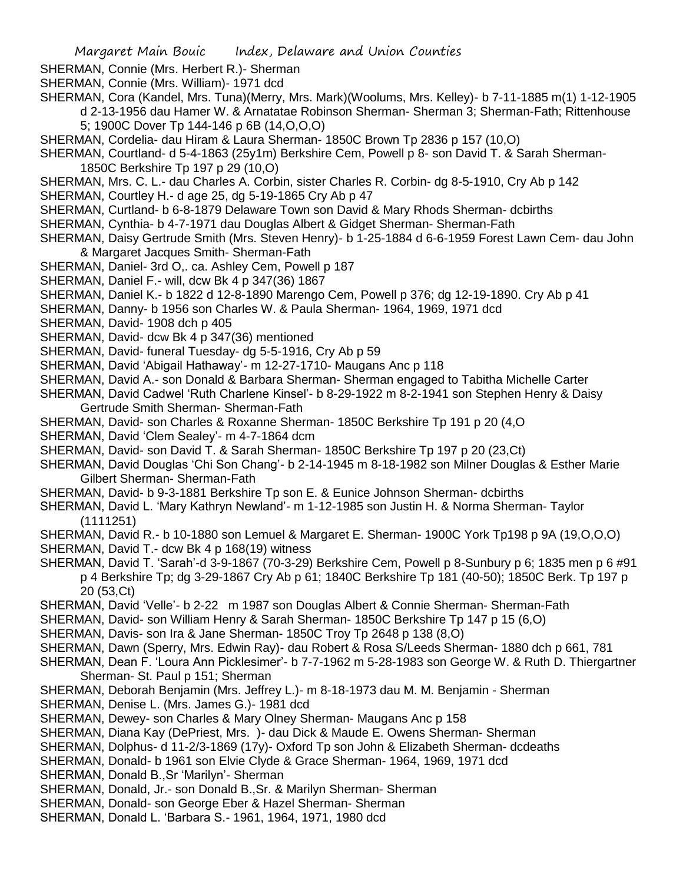SHERMAN, Connie (Mrs. Herbert R.)- Sherman

SHERMAN, Connie (Mrs. William)- 1971 dcd

SHERMAN, Cora (Kandel, Mrs. Tuna)(Merry, Mrs. Mark)(Woolums, Mrs. Kelley)- b 7-11-1885 m(1) 1-12-1905 d 2-13-1956 dau Hamer W. & Arnatatae Robinson Sherman- Sherman 3; Sherman-Fath; Rittenhouse 5; 1900C Dover Tp 144-146 p 6B (14,O,O,O)

SHERMAN, Cordelia- dau Hiram & Laura Sherman- 1850C Brown Tp 2836 p 157 (10,O)

SHERMAN, Courtland- d 5-4-1863 (25y1m) Berkshire Cem, Powell p 8- son David T. & Sarah Sherman- 1850C Berkshire Tp 197 p 29 (10,O)

SHERMAN, Mrs. C. L.- dau Charles A. Corbin, sister Charles R. Corbin- dg 8-5-1910, Cry Ab p 142

SHERMAN, Courtley H.- d age 25, dg 5-19-1865 Cry Ab p 47

SHERMAN, Curtland- b 6-8-1879 Delaware Town son David & Mary Rhods Sherman- dcbirths

SHERMAN, Cynthia- b 4-7-1971 dau Douglas Albert & Gidget Sherman- Sherman-Fath

SHERMAN, Daisy Gertrude Smith (Mrs. Steven Henry)- b 1-25-1884 d 6-6-1959 Forest Lawn Cem- dau John & Margaret Jacques Smith- Sherman-Fath

SHERMAN, Daniel- 3rd O,. ca. Ashley Cem, Powell p 187

SHERMAN, Daniel F.- will, dcw Bk 4 p 347(36) 1867

SHERMAN, Daniel K.- b 1822 d 12-8-1890 Marengo Cem, Powell p 376; dg 12-19-1890. Cry Ab p 41

SHERMAN, Danny- b 1956 son Charles W. & Paula Sherman- 1964, 1969, 1971 dcd

SHERMAN, David- 1908 dch p 405

SHERMAN, David- dcw Bk 4 p 347(36) mentioned

SHERMAN, David- funeral Tuesday- dg 5-5-1916, Cry Ab p 59

SHERMAN, David 'Abigail Hathaway'- m 12-27-1710- Maugans Anc p 118

SHERMAN, David A.- son Donald & Barbara Sherman- Sherman engaged to Tabitha Michelle Carter

SHERMAN, David Cadwel 'Ruth Charlene Kinsel'- b 8-29-1922 m 8-2-1941 son Stephen Henry & Daisy Gertrude Smith Sherman- Sherman-Fath

SHERMAN, David- son Charles & Roxanne Sherman- 1850C Berkshire Tp 191 p 20 (4,O

SHERMAN, David 'Clem Sealey'- m 4-7-1864 dcm

SHERMAN, David- son David T. & Sarah Sherman- 1850C Berkshire Tp 197 p 20 (23,Ct)

SHERMAN, David Douglas 'Chi Son Chang'- b 2-14-1945 m 8-18-1982 son Milner Douglas & Esther Marie Gilbert Sherman- Sherman-Fath

SHERMAN, David- b 9-3-1881 Berkshire Tp son E. & Eunice Johnson Sherman- dcbirths

SHERMAN, David L. 'Mary Kathryn Newland'- m 1-12-1985 son Justin H. & Norma Sherman- Taylor (1111251)

SHERMAN, David R.- b 10-1880 son Lemuel & Margaret E. Sherman- 1900C York Tp198 p 9A (19,O,O,O)

SHERMAN, David T.- dcw Bk 4 p 168(19) witness

SHERMAN, David T. 'Sarah'-d 3-9-1867 (70-3-29) Berkshire Cem, Powell p 8-Sunbury p 6; 1835 men p 6 #91 p 4 Berkshire Tp; dg 3-29-1867 Cry Ab p 61; 1840C Berkshire Tp 181 (40-50); 1850C Berk. Tp 197 p 20 (53,Ct)

SHERMAN, David 'Velle'- b 2-22 m 1987 son Douglas Albert & Connie Sherman- Sherman-Fath

SHERMAN, David- son William Henry & Sarah Sherman- 1850C Berkshire Tp 147 p 15 (6,O)

SHERMAN, Davis- son Ira & Jane Sherman- 1850C Troy Tp 2648 p 138 (8,O)

SHERMAN, Dawn (Sperry, Mrs. Edwin Ray)- dau Robert & Rosa S/Leeds Sherman- 1880 dch p 661, 781

SHERMAN, Dean F. 'Loura Ann Picklesimer'- b 7-7-1962 m 5-28-1983 son George W. & Ruth D. Thiergartner Sherman- St. Paul p 151; Sherman

SHERMAN, Deborah Benjamin (Mrs. Jeffrey L.)- m 8-18-1973 dau M. M. Benjamin - Sherman

SHERMAN, Denise L. (Mrs. James G.)- 1981 dcd

SHERMAN, Dewey- son Charles & Mary Olney Sherman- Maugans Anc p 158

SHERMAN, Diana Kay (DePriest, Mrs. )- dau Dick & Maude E. Owens Sherman- Sherman

SHERMAN, Dolphus- d 11-2/3-1869 (17y)- Oxford Tp son John & Elizabeth Sherman- dcdeaths

SHERMAN, Donald- b 1961 son Elvie Clyde & Grace Sherman- 1964, 1969, 1971 dcd

SHERMAN, Donald B.,Sr 'Marilyn'- Sherman

SHERMAN, Donald, Jr.- son Donald B.,Sr. & Marilyn Sherman- Sherman

SHERMAN, Donald- son George Eber & Hazel Sherman- Sherman

SHERMAN, Donald L. 'Barbara S.- 1961, 1964, 1971, 1980 dcd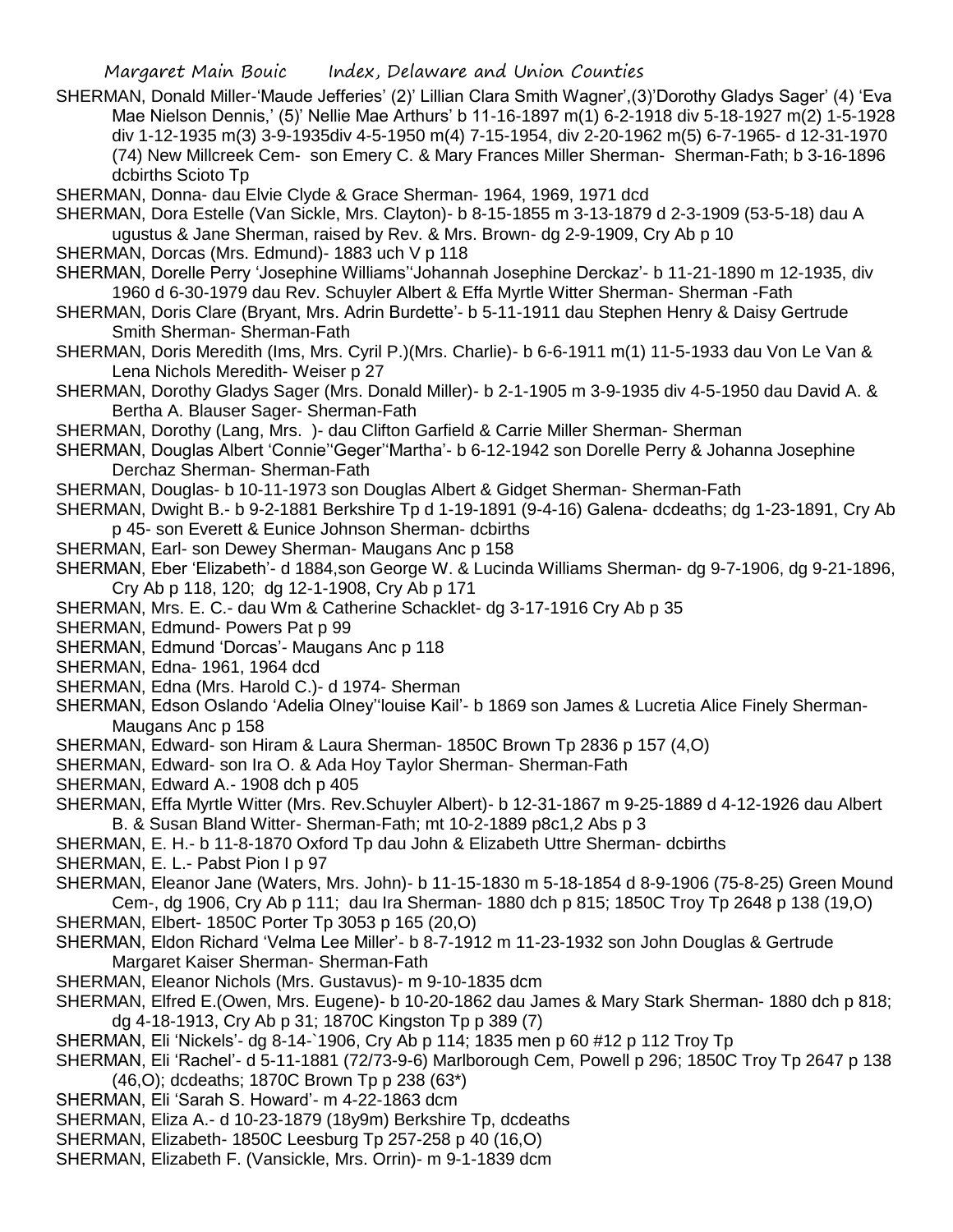SHERMAN, Donald Miller-'Maude Jefferies' (2)' Lillian Clara Smith Wagner',(3)'Dorothy Gladys Sager' (4) 'Eva Mae Nielson Dennis,' (5)' Nellie Mae Arthurs' b 11-16-1897 m(1) 6-2-1918 div 5-18-1927 m(2) 1-5-1928 div 1-12-1935 m(3) 3-9-1935div 4-5-1950 m(4) 7-15-1954, div 2-20-1962 m(5) 6-7-1965- d 12-31-1970 (74) New Millcreek Cem- son Emery C. & Mary Frances Miller Sherman- Sherman-Fath; b 3-16-1896 dcbirths Scioto Tp

SHERMAN, Donna- dau Elvie Clyde & Grace Sherman- 1964, 1969, 1971 dcd

SHERMAN, Dora Estelle (Van Sickle, Mrs. Clayton)- b 8-15-1855 m 3-13-1879 d 2-3-1909 (53-5-18) dau A ugustus & Jane Sherman, raised by Rev. & Mrs. Brown- dg 2-9-1909, Cry Ab p 10

SHERMAN, Dorcas (Mrs. Edmund)- 1883 uch V p 118

SHERMAN, Dorelle Perry 'Josephine Williams''Johannah Josephine Derckaz'- b 11-21-1890 m 12-1935, div 1960 d 6-30-1979 dau Rev. Schuyler Albert & Effa Myrtle Witter Sherman- Sherman -Fath

SHERMAN, Doris Clare (Bryant, Mrs. Adrin Burdette'- b 5-11-1911 dau Stephen Henry & Daisy Gertrude Smith Sherman- Sherman-Fath

SHERMAN, Doris Meredith (Ims, Mrs. Cyril P.)(Mrs. Charlie)- b 6-6-1911 m(1) 11-5-1933 dau Von Le Van & Lena Nichols Meredith- Weiser p 27

SHERMAN, Dorothy Gladys Sager (Mrs. Donald Miller)- b 2-1-1905 m 3-9-1935 div 4-5-1950 dau David A. & Bertha A. Blauser Sager- Sherman-Fath

SHERMAN, Dorothy (Lang, Mrs. )- dau Clifton Garfield & Carrie Miller Sherman- Sherman

SHERMAN, Douglas Albert 'Connie''Geger''Martha'- b 6-12-1942 son Dorelle Perry & Johanna Josephine Derchaz Sherman- Sherman-Fath

SHERMAN, Douglas- b 10-11-1973 son Douglas Albert & Gidget Sherman- Sherman-Fath

SHERMAN, Dwight B.- b 9-2-1881 Berkshire Tp d 1-19-1891 (9-4-16) Galena- dcdeaths; dg 1-23-1891, Cry Ab p 45- son Everett & Eunice Johnson Sherman- dcbirths

SHERMAN, Earl- son Dewey Sherman- Maugans Anc p 158

SHERMAN, Eber 'Elizabeth'- d 1884,son George W. & Lucinda Williams Sherman- dg 9-7-1906, dg 9-21-1896, Cry Ab p 118, 120; dg 12-1-1908, Cry Ab p 171

SHERMAN, Mrs. E. C.- dau Wm & Catherine Schacklet- dg 3-17-1916 Cry Ab p 35

SHERMAN, Edmund- Powers Pat p 99

SHERMAN, Edmund 'Dorcas'- Maugans Anc p 118

SHERMAN, Edna- 1961, 1964 dcd

SHERMAN, Edna (Mrs. Harold C.)- d 1974- Sherman

SHERMAN, Edson Oslando 'Adelia Olney''louise Kail'- b 1869 son James & Lucretia Alice Finely Sherman- Maugans Anc p 158

SHERMAN, Edward- son Hiram & Laura Sherman- 1850C Brown Tp 2836 p 157 (4,O)

SHERMAN, Edward- son Ira O. & Ada Hoy Taylor Sherman- Sherman-Fath

SHERMAN, Edward A.- 1908 dch p 405

SHERMAN, Effa Myrtle Witter (Mrs. Rev.Schuyler Albert)- b 12-31-1867 m 9-25-1889 d 4-12-1926 dau Albert B. & Susan Bland Witter- Sherman-Fath; mt 10-2-1889 p8c1,2 Abs p 3

SHERMAN, E. H.- b 11-8-1870 Oxford Tp dau John & Elizabeth Uttre Sherman- dcbirths

SHERMAN, E. L.- Pabst Pion I p 97

SHERMAN, Eleanor Jane (Waters, Mrs. John)- b 11-15-1830 m 5-18-1854 d 8-9-1906 (75-8-25) Green Mound Cem-, dg 1906, Cry Ab p 111; dau Ira Sherman- 1880 dch p 815; 1850C Troy Tp 2648 p 138 (19,O)

SHERMAN, Elbert- 1850C Porter Tp 3053 p 165 (20,O)

SHERMAN, Eldon Richard 'Velma Lee Miller'- b 8-7-1912 m 11-23-1932 son John Douglas & Gertrude Margaret Kaiser Sherman- Sherman-Fath

SHERMAN, Eleanor Nichols (Mrs. Gustavus)- m 9-10-1835 dcm

SHERMAN, Elfred E.(Owen, Mrs. Eugene)- b 10-20-1862 dau James & Mary Stark Sherman- 1880 dch p 818; dg 4-18-1913, Cry Ab p 31; 1870C Kingston Tp p 389 (7)

SHERMAN, Eli 'Nickels'- dg 8-14-`1906, Cry Ab p 114; 1835 men p 60 #12 p 112 Troy Tp

SHERMAN, Eli 'Rachel'- d 5-11-1881 (72/73-9-6) Marlborough Cem, Powell p 296; 1850C Troy Tp 2647 p 138 (46,O); dcdeaths; 1870C Brown Tp p 238 (63*)

SHERMAN, Eli 'Sarah S. Howard'- m 4-22-1863 dcm

SHERMAN, Eliza A.- d 10-23-1879 (18y9m) Berkshire Tp, dcdeaths

SHERMAN, Elizabeth- 1850C Leesburg Tp 257-258 p 40 (16,O)

SHERMAN, Elizabeth F. (Vansickle, Mrs. Orrin)- m 9-1-1839 dcm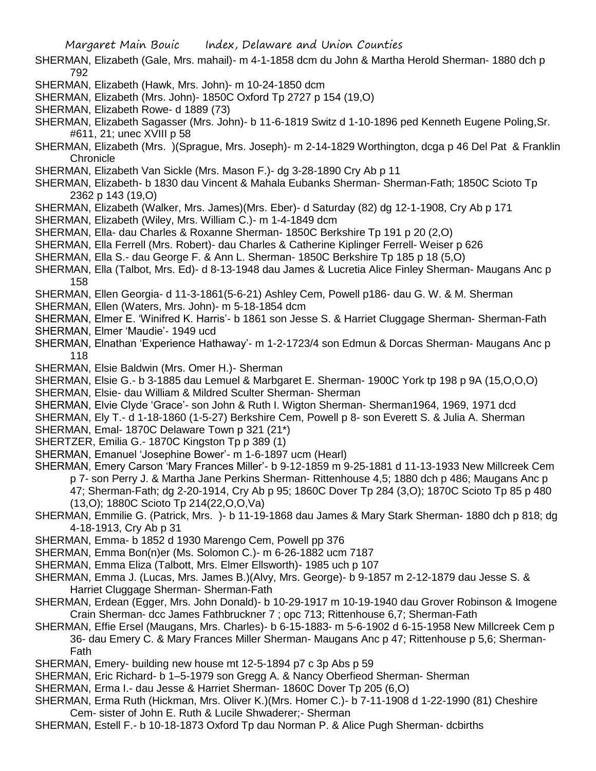SHERMAN, Elizabeth (Gale, Mrs. mahail)- m 4-1-1858 dcm du John & Martha Herold Sherman- 1880 dch p 792

SHERMAN, Elizabeth (Hawk, Mrs. John)- m 10-24-1850 dcm

SHERMAN, Elizabeth (Mrs. John)- 1850C Oxford Tp 2727 p 154 (19,O)

SHERMAN, Elizabeth Rowe- d 1889 (73)

SHERMAN, Elizabeth Sagasser (Mrs. John)- b 11-6-1819 Switz d 1-10-1896 ped Kenneth Eugene Poling,Sr. #611, 21; unec XVIII p 58

SHERMAN, Elizabeth (Mrs. )(Sprague, Mrs. Joseph)- m 2-14-1829 Worthington, dcga p 46 Del Pat & Franklin Chronicle

SHERMAN, Elizabeth Van Sickle (Mrs. Mason F.)- dg 3-28-1890 Cry Ab p 11

SHERMAN, Elizabeth- b 1830 dau Vincent & Mahala Eubanks Sherman- Sherman-Fath; 1850C Scioto Tp 2362 p 143 (19,O)

SHERMAN, Elizabeth (Walker, Mrs. James)(Mrs. Eber)- d Saturday (82) dg 12-1-1908, Cry Ab p 171

SHERMAN, Elizabeth (Wiley, Mrs. William C.)- m 1-4-1849 dcm

SHERMAN, Ella- dau Charles & Roxanne Sherman- 1850C Berkshire Tp 191 p 20 (2,O)

SHERMAN, Ella Ferrell (Mrs. Robert)- dau Charles & Catherine Kiplinger Ferrell- Weiser p 626

SHERMAN, Ella S.- dau George F. & Ann L. Sherman- 1850C Berkshire Tp 185 p 18 (5,O)

SHERMAN, Ella (Talbot, Mrs. Ed)- d 8-13-1948 dau James & Lucretia Alice Finley Sherman- Maugans Anc p 158

SHERMAN, Ellen Georgia- d 11-3-1861(5-6-21) Ashley Cem, Powell p186- dau G. W. & M. Sherman

SHERMAN, Ellen (Waters, Mrs. John)- m 5-18-1854 dcm

SHERMAN, Elmer E. 'Winifred K. Harris'- b 1861 son Jesse S. & Harriet Cluggage Sherman- Sherman-Fath

SHERMAN, Elmer 'Maudie'- 1949 ucd

SHERMAN, Elnathan 'Experience Hathaway'- m 1-2-1723/4 son Edmun & Dorcas Sherman- Maugans Anc p 118

SHERMAN, Elsie Baldwin (Mrs. Omer H.)- Sherman

SHERMAN, Elsie G.- b 3-1885 dau Lemuel & Marbgaret E. Sherman- 1900C York tp 198 p 9A (15,O,O,O)

SHERMAN, Elsie- dau William & Mildred Sculter Sherman- Sherman

SHERMAN, Elvie Clyde 'Grace'- son John & Ruth I. Wigton Sherman- Sherman1964, 1969, 1971 dcd

SHERMAN, Ely T.- d 1-18-1860 (1-5-27) Berkshire Cem, Powell p 8- son Everett S. & Julia A. Sherman

SHERMAN, Emal- 1870C Delaware Town p 321 (21*)

SHERTZER, Emilia G.- 1870C Kingston Tp p 389 (1)

SHERMAN, Emanuel 'Josephine Bower'- m 1-6-1897 ucm (Hearl)

SHERMAN, Emery Carson 'Mary Frances Miller'- b 9-12-1859 m 9-25-1881 d 11-13-1933 New Millcreek Cem p 7- son Perry J. & Martha Jane Perkins Sherman- Rittenhouse 4,5; 1880 dch p 486; Maugans Anc p 47; Sherman-Fath; dg 2-20-1914, Cry Ab p 95; 1860C Dover Tp 284 (3,O); 1870C Scioto Tp 85 p 480 (13,O); 1880C Scioto Tp 214(22,O,O,Va)

SHERMAN, Emmilie G. (Patrick, Mrs. )- b 11-19-1868 dau James & Mary Stark Sherman- 1880 dch p 818; dg 4-18-1913, Cry Ab p 31

SHERMAN, Emma- b 1852 d 1930 Marengo Cem, Powell pp 376

SHERMAN, Emma Bon(n)er (Ms. Solomon C.)- m 6-26-1882 ucm 7187

SHERMAN, Emma Eliza (Talbott, Mrs. Elmer Ellsworth)- 1985 uch p 107

SHERMAN, Emma J. (Lucas, Mrs. James B.)(Alvy, Mrs. George)- b 9-1857 m 2-12-1879 dau Jesse S. & Harriet Cluggage Sherman- Sherman-Fath

SHERMAN, Erdean (Egger, Mrs. John Donald)- b 10-29-1917 m 10-19-1940 dau Grover Robinson & Imogene Crain Sherman- dcc James Fathbruckner 7 ; opc 713; Rittenhouse 6,7; Sherman-Fath

SHERMAN, Effie Ersel (Maugans, Mrs. Charles)- b 6-15-1883- m 5-6-1902 d 6-15-1958 New Millcreek Cem p 36- dau Emery C. & Mary Frances Miller Sherman- Maugans Anc p 47; Rittenhouse p 5,6; Sherman-Fath

SHERMAN, Emery- building new house mt 12-5-1894 p7 c 3p Abs p 59

SHERMAN, Eric Richard- b 1–5-1979 son Gregg A. & Nancy Oberfieod Sherman- Sherman

SHERMAN, Erma I.- dau Jesse & Harriet Sherman- 1860C Dover Tp 205 (6,O)

SHERMAN, Erma Ruth (Hickman, Mrs. Oliver K.)(Mrs. Homer C.)- b 7-11-1908 d 1-22-1990 (81) Cheshire Cem- sister of John E. Ruth & Lucile Shwaderer;- Sherman

SHERMAN, Estell F.- b 10-18-1873 Oxford Tp dau Norman P. & Alice Pugh Sherman- dcbirths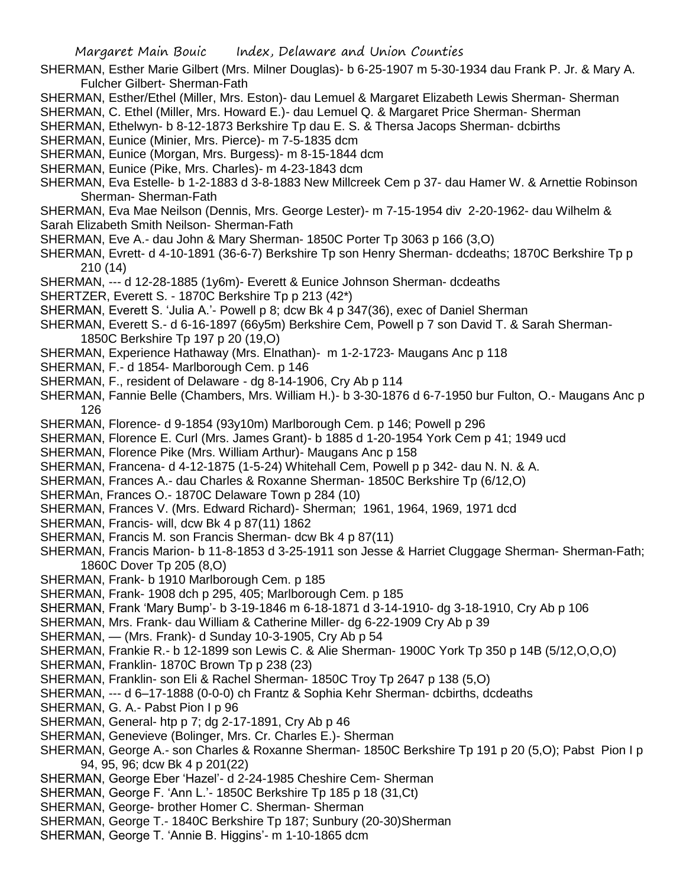SHERMAN, Esther Marie Gilbert (Mrs. Milner Douglas)- b 6-25-1907 m 5-30-1934 dau Frank P. Jr. & Mary A. Fulcher Gilbert- Sherman-Fath

SHERMAN, Esther/Ethel (Miller, Mrs. Eston)- dau Lemuel & Margaret Elizabeth Lewis Sherman- Sherman

SHERMAN, C. Ethel (Miller, Mrs. Howard E.)- dau Lemuel Q. & Margaret Price Sherman- Sherman

SHERMAN, Ethelwyn- b 8-12-1873 Berkshire Tp dau E. S. & Thersa Jacops Sherman- dcbirths

SHERMAN, Eunice (Minier, Mrs. Pierce)- m 7-5-1835 dcm

SHERMAN, Eunice (Morgan, Mrs. Burgess)- m 8-15-1844 dcm

SHERMAN, Eunice (Pike, Mrs. Charles)- m 4-23-1843 dcm

SHERMAN, Eva Estelle- b 1-2-1883 d 3-8-1883 New Millcreek Cem p 37- dau Hamer W. & Arnettie Robinson Sherman- Sherman-Fath

SHERMAN, Eva Mae Neilson (Dennis, Mrs. George Lester)- m 7-15-1954 div 2-20-1962- dau Wilhelm & Sarah Elizabeth Smith Neilson- Sherman-Fath

SHERMAN, Eve A.- dau John & Mary Sherman- 1850C Porter Tp 3063 p 166 (3,O)

SHERMAN, Evrett- d 4-10-1891 (36-6-7) Berkshire Tp son Henry Sherman- dcdeaths; 1870C Berkshire Tp p 210 (14)

SHERMAN, --- d 12-28-1885 (1y6m)- Everett & Eunice Johnson Sherman- dcdeaths

SHERTZER, Everett S. - 1870C Berkshire Tp p 213 (42*)

SHERMAN, Everett S. 'Julia A.'- Powell p 8; dcw Bk 4 p 347(36), exec of Daniel Sherman

SHERMAN, Everett S.- d 6-16-1897 (66y5m) Berkshire Cem, Powell p 7 son David T. & Sarah Sherman- 1850C Berkshire Tp 197 p 20 (19,O)

SHERMAN, Experience Hathaway (Mrs. Elnathan)- m 1-2-1723- Maugans Anc p 118

SHERMAN, F.- d 1854- Marlborough Cem. p 146

SHERMAN, F., resident of Delaware - dg 8-14-1906, Cry Ab p 114

SHERMAN, Fannie Belle (Chambers, Mrs. William H.)- b 3-30-1876 d 6-7-1950 bur Fulton, O.- Maugans Anc p 126

SHERMAN, Florence- d 9-1854 (93y10m) Marlborough Cem. p 146; Powell p 296

SHERMAN, Florence E. Curl (Mrs. James Grant)- b 1885 d 1-20-1954 York Cem p 41; 1949 ucd

SHERMAN, Florence Pike (Mrs. William Arthur)- Maugans Anc p 158

SHERMAN, Francena- d 4-12-1875 (1-5-24) Whitehall Cem, Powell p p 342- dau N. N. & A.

SHERMAN, Frances A.- dau Charles & Roxanne Sherman- 1850C Berkshire Tp (6/12,O)

SHERMAn, Frances O.- 1870C Delaware Town p 284 (10)

SHERMAN, Frances V. (Mrs. Edward Richard)- Sherman; 1961, 1964, 1969, 1971 dcd

SHERMAN, Francis- will, dcw Bk 4 p 87(11) 1862

SHERMAN, Francis M. son Francis Sherman- dcw Bk 4 p 87(11)

SHERMAN, Francis Marion- b 11-8-1853 d 3-25-1911 son Jesse & Harriet Cluggage Sherman- Sherman-Fath; 1860C Dover Tp 205 (8,O)

SHERMAN, Frank- b 1910 Marlborough Cem. p 185

SHERMAN, Frank- 1908 dch p 295, 405; Marlborough Cem. p 185

SHERMAN, Frank 'Mary Bump'- b 3-19-1846 m 6-18-1871 d 3-14-1910- dg 3-18-1910, Cry Ab p 106

SHERMAN, Mrs. Frank- dau William & Catherine Miller- dg 6-22-1909 Cry Ab p 39

SHERMAN, — (Mrs. Frank)- d Sunday 10-3-1905, Cry Ab p 54

SHERMAN, Frankie R.- b 12-1899 son Lewis C. & Alie Sherman- 1900C York Tp 350 p 14B (5/12,O,O,O)

SHERMAN, Franklin- 1870C Brown Tp p 238 (23)

SHERMAN, Franklin- son Eli & Rachel Sherman- 1850C Troy Tp 2647 p 138 (5,O)

SHERMAN, --- d 6–17-1888 (0-0-0) ch Frantz & Sophia Kehr Sherman- dcbirths, dcdeaths

SHERMAN, G. A.- Pabst Pion I p 96

SHERMAN, General- htp p 7; dg 2-17-1891, Cry Ab p 46

SHERMAN, Genevieve (Bolinger, Mrs. Cr. Charles E.)- Sherman

SHERMAN, George A.- son Charles & Roxanne Sherman- 1850C Berkshire Tp 191 p 20 (5,O); Pabst Pion I p 94, 95, 96; dcw Bk 4 p 201(22)

SHERMAN, George Eber 'Hazel'- d 2-24-1985 Cheshire Cem- Sherman

SHERMAN, George F. 'Ann L.'- 1850C Berkshire Tp 185 p 18 (31,Ct)

SHERMAN, George- brother Homer C. Sherman- Sherman

SHERMAN, George T.- 1840C Berkshire Tp 187; Sunbury (20-30)Sherman

SHERMAN, George T. 'Annie B. Higgins'- m 1-10-1865 dcm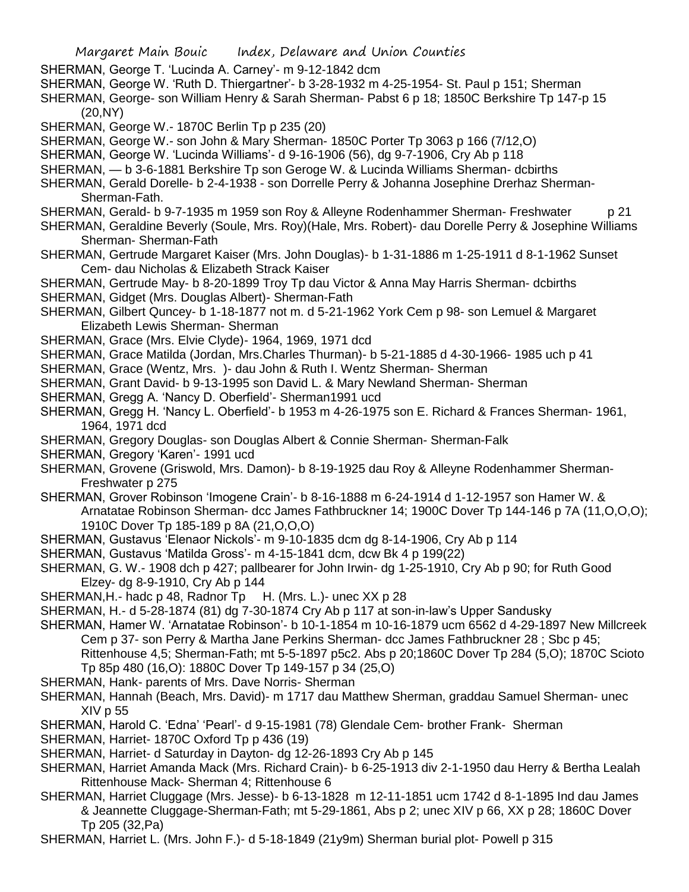SHERMAN, George T. 'Lucinda A. Carney'- m 9-12-1842 dcm

SHERMAN, George W. 'Ruth D. Thiergartner'- b 3-28-1932 m 4-25-1954- St. Paul p 151; Sherman

SHERMAN, George- son William Henry & Sarah Sherman- Pabst 6 p 18; 1850C Berkshire Tp 147-p 15 (20,NY)

SHERMAN, George W.- 1870C Berlin Tp p 235 (20)

SHERMAN, George W.- son John & Mary Sherman- 1850C Porter Tp 3063 p 166 (7/12,O)

SHERMAN, George W. 'Lucinda Williams'- d 9-16-1906 (56), dg 9-7-1906, Cry Ab p 118

SHERMAN, — b 3-6-1881 Berkshire Tp son Geroge W. & Lucinda Williams Sherman- dcbirths

SHERMAN, Gerald Dorelle- b 2-4-1938 - son Dorrelle Perry & Johanna Josephine Drerhaz Sherman- Sherman-Fath.

SHERMAN, Gerald- b 9-7-1935 m 1959 son Roy & Alleyne Rodenhammer Sherman- Freshwater p 21

SHERMAN, Geraldine Beverly (Soule, Mrs. Roy)(Hale, Mrs. Robert)- dau Dorelle Perry & Josephine Williams Sherman- Sherman-Fath

SHERMAN, Gertrude Margaret Kaiser (Mrs. John Douglas)- b 1-31-1886 m 1-25-1911 d 8-1-1962 Sunset Cem- dau Nicholas & Elizabeth Strack Kaiser

SHERMAN, Gertrude May- b 8-20-1899 Troy Tp dau Victor & Anna May Harris Sherman- dcbirths

SHERMAN, Gidget (Mrs. Douglas Albert)- Sherman-Fath

SHERMAN, Gilbert Quncey- b 1-18-1877 not m. d 5-21-1962 York Cem p 98- son Lemuel & Margaret Elizabeth Lewis Sherman- Sherman

SHERMAN, Grace (Mrs. Elvie Clyde)- 1964, 1969, 1971 dcd

SHERMAN, Grace Matilda (Jordan, Mrs.Charles Thurman)- b 5-21-1885 d 4-30-1966- 1985 uch p 41

SHERMAN, Grace (Wentz, Mrs. )- dau John & Ruth I. Wentz Sherman- Sherman

SHERMAN, Grant David- b 9-13-1995 son David L. & Mary Newland Sherman- Sherman

SHERMAN, Gregg A. 'Nancy D. Oberfield'- Sherman1991 ucd

SHERMAN, Gregg H. 'Nancy L. Oberfield'- b 1953 m 4-26-1975 son E. Richard & Frances Sherman- 1961, 1964, 1971 dcd

SHERMAN, Gregory Douglas- son Douglas Albert & Connie Sherman- Sherman-Falk

SHERMAN, Gregory 'Karen'- 1991 ucd

SHERMAN, Grovene (Griswold, Mrs. Damon)- b 8-19-1925 dau Roy & Alleyne Rodenhammer Sherman- Freshwater p 275

SHERMAN, Grover Robinson 'Imogene Crain'- b 8-16-1888 m 6-24-1914 d 1-12-1957 son Hamer W. & Arnatatae Robinson Sherman- dcc James Fathbruckner 14; 1900C Dover Tp 144-146 p 7A (11,O,O,O); 1910C Dover Tp 185-189 p 8A (21,O,O,O)

SHERMAN, Gustavus 'Elenaor Nickols'- m 9-10-1835 dcm dg 8-14-1906, Cry Ab p 114

SHERMAN, Gustavus 'Matilda Gross'- m 4-15-1841 dcm, dcw Bk 4 p 199(22)

SHERMAN, G. W.- 1908 dch p 427; pallbearer for John Irwin- dg 1-25-1910, Cry Ab p 90; for Ruth Good Elzey- dg 8-9-1910, Cry Ab p 144

SHERMAN,H.- hadc p 48, Radnor Tp H. (Mrs. L.)- unec XX p 28

SHERMAN, H.- d 5-28-1874 (81) dg 7-30-1874 Cry Ab p 117 at son-in-law's Upper Sandusky

SHERMAN, Hamer W. 'Arnatatae Robinson'- b 10-1-1854 m 10-16-1879 ucm 6562 d 4-29-1897 New Millcreek Cem p 37- son Perry & Martha Jane Perkins Sherman- dcc James Fathbruckner 28 ; Sbc p 45; Rittenhouse 4,5; Sherman-Fath; mt 5-5-1897 p5c2. Abs p 20;1860C Dover Tp 284 (5,O); 1870C Scioto Tp 85p 480 (16,O): 1880C Dover Tp 149-157 p 34 (25,O)

SHERMAN, Hank- parents of Mrs. Dave Norris- Sherman

SHERMAN, Hannah (Beach, Mrs. David)- m 1717 dau Matthew Sherman, graddau Samuel Sherman- unec XIV p 55

SHERMAN, Harold C. 'Edna' 'Pearl'- d 9-15-1981 (78) Glendale Cem- brother Frank- Sherman

SHERMAN, Harriet- 1870C Oxford Tp p 436 (19)

SHERMAN, Harriet- d Saturday in Dayton- dg 12-26-1893 Cry Ab p 145

SHERMAN, Harriet Amanda Mack (Mrs. Richard Crain)- b 6-25-1913 div 2-1-1950 dau Herry & Bertha Lealah Rittenhouse Mack- Sherman 4; Rittenhouse 6

SHERMAN, Harriet Cluggage (Mrs. Jesse)- b 6-13-1828 m 12-11-1851 ucm 1742 d 8-1-1895 Ind dau James & Jeannette Cluggage-Sherman-Fath; mt 5-29-1861, Abs p 2; unec XIV p 66, XX p 28; 1860C Dover Tp 205 (32,Pa)

SHERMAN, Harriet L. (Mrs. John F.)- d 5-18-1849 (21y9m) Sherman burial plot- Powell p 315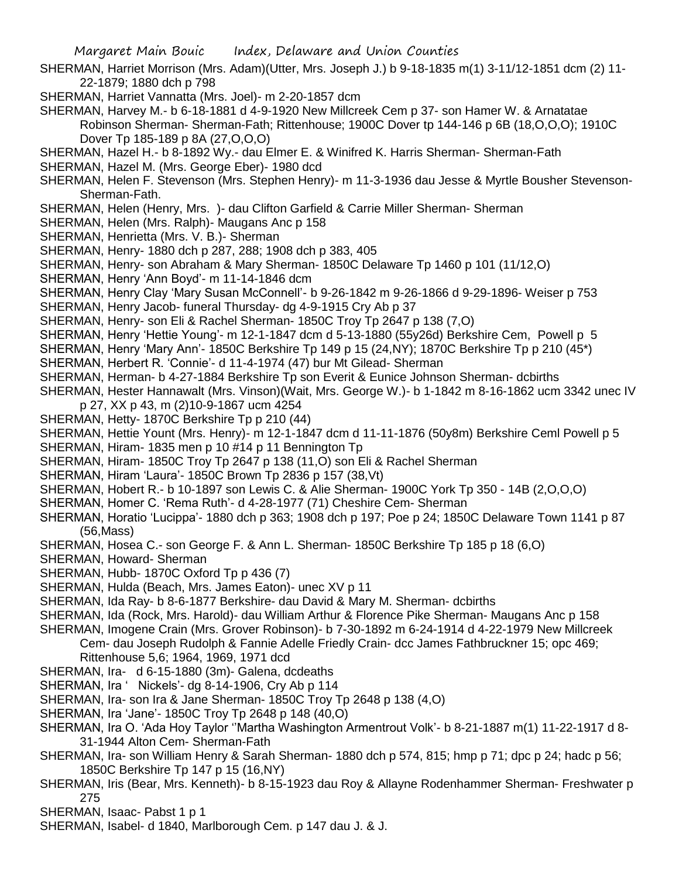SHERMAN, Harriet Morrison (Mrs. Adam)(Utter, Mrs. Joseph J.) b 9-18-1835 m(1) 3-11/12-1851 dcm (2) 11-22-1879; 1880 dch p 798

SHERMAN, Harriet Vannatta (Mrs. Joel)- m 2-20-1857 dcm

SHERMAN, Harvey M.- b 6-18-1881 d 4-9-1920 New Millcreek Cem p 37- son Hamer W. & Arnatatae Robinson Sherman- Sherman-Fath; Rittenhouse; 1900C Dover tp 144-146 p 6B (18,O,O,O); 1910C Dover Tp 185-189 p 8A (27,O,O,O)

SHERMAN, Hazel H.- b 8-1892 Wy.- dau Elmer E. & Winifred K. Harris Sherman- Sherman-Fath

SHERMAN, Hazel M. (Mrs. George Eber)- 1980 dcd

SHERMAN, Helen F. Stevenson (Mrs. Stephen Henry)- m 11-3-1936 dau Jesse & Myrtle Bousher Stevenson- Sherman-Fath.

SHERMAN, Helen (Henry, Mrs. )- dau Clifton Garfield & Carrie Miller Sherman- Sherman

SHERMAN, Helen (Mrs. Ralph)- Maugans Anc p 158

SHERMAN, Henrietta (Mrs. V. B.)- Sherman

SHERMAN, Henry- 1880 dch p 287, 288; 1908 dch p 383, 405

SHERMAN, Henry- son Abraham & Mary Sherman- 1850C Delaware Tp 1460 p 101 (11/12,O)

SHERMAN, Henry 'Ann Boyd'- m 11-14-1846 dcm

SHERMAN, Henry Clay 'Mary Susan McConnell'- b 9-26-1842 m 9-26-1866 d 9-29-1896- Weiser p 753

SHERMAN, Henry Jacob- funeral Thursday- dg 4-9-1915 Cry Ab p 37

SHERMAN, Henry- son Eli & Rachel Sherman- 1850C Troy Tp 2647 p 138 (7,O)

SHERMAN, Henry 'Hettie Young'- m 12-1-1847 dcm d 5-13-1880 (55y26d) Berkshire Cem, Powell p 5

SHERMAN, Henry 'Mary Ann'- 1850C Berkshire Tp 149 p 15 (24,NY); 1870C Berkshire Tp p 210 (45*)

SHERMAN, Herbert R. 'Connie'- d 11-4-1974 (47) bur Mt Gilead- Sherman

SHERMAN, Herman- b 4-27-1884 Berkshire Tp son Everit & Eunice Johnson Sherman- dcbirths

SHERMAN, Hester Hannawalt (Mrs. Vinson)(Wait, Mrs. George W.)- b 1-1842 m 8-16-1862 ucm 3342 unec IV p 27, XX p 43, m (2)10-9-1867 ucm 4254

SHERMAN, Hetty- 1870C Berkshire Tp p 210 (44)

SHERMAN, Hettie Yount (Mrs. Henry)- m 12-1-1847 dcm d 11-11-1876 (50y8m) Berkshire Ceml Powell p 5

SHERMAN, Hiram- 1835 men p 10 #14 p 11 Bennington Tp

SHERMAN, Hiram- 1850C Troy Tp 2647 p 138 (11,O) son Eli & Rachel Sherman

SHERMAN, Hiram 'Laura'- 1850C Brown Tp 2836 p 157 (38,Vt)

SHERMAN, Hobert R.- b 10-1897 son Lewis C. & Alie Sherman- 1900C York Tp 350 - 14B (2,O,O,O)

SHERMAN, Homer C. 'Rema Ruth'- d 4-28-1977 (71) Cheshire Cem- Sherman

SHERMAN, Horatio 'Lucippa'- 1880 dch p 363; 1908 dch p 197; Poe p 24; 1850C Delaware Town 1141 p 87 (56,Mass)

SHERMAN, Hosea C.- son George F. & Ann L. Sherman- 1850C Berkshire Tp 185 p 18 (6,O)

SHERMAN, Howard- Sherman

SHERMAN, Hubb- 1870C Oxford Tp p 436 (7)

SHERMAN, Hulda (Beach, Mrs. James Eaton)- unec XV p 11

SHERMAN, Ida Ray- b 8-6-1877 Berkshire- dau David & Mary M. Sherman- dcbirths

SHERMAN, Ida (Rock, Mrs. Harold)- dau William Arthur & Florence Pike Sherman- Maugans Anc p 158

SHERMAN, Imogene Crain (Mrs. Grover Robinson)- b 7-30-1892 m 6-24-1914 d 4-22-1979 New Millcreek Cem- dau Joseph Rudolph & Fannie Adelle Friedly Crain- dcc James Fathbruckner 15; opc 469; Rittenhouse 5,6; 1964, 1969, 1971 dcd

SHERMAN, Ira- d 6-15-1880 (3m)- Galena, dcdeaths

SHERMAN, Ira ' Nickels'- dg 8-14-1906, Cry Ab p 114

SHERMAN, Ira- son Ira & Jane Sherman- 1850C Troy Tp 2648 p 138 (4,O)

SHERMAN, Ira 'Jane'- 1850C Troy Tp 2648 p 148 (40,O)

SHERMAN, Ira O. 'Ada Hoy Taylor ''Martha Washington Armentrout Volk'- b 8-21-1887 m(1) 11-22-1917 d 8-31-1944 Alton Cem- Sherman-Fath

SHERMAN, Ira- son William Henry & Sarah Sherman- 1880 dch p 574, 815; hmp p 71; dpc p 24; hadc p 56; 1850C Berkshire Tp 147 p 15 (16,NY)

SHERMAN, Iris (Bear, Mrs. Kenneth)- b 8-15-1923 dau Roy & Allayne Rodenhammer Sherman- Freshwater p 275

SHERMAN, Isaac- Pabst 1 p 1

SHERMAN, Isabel- d 1840, Marlborough Cem. p 147 dau J. & J.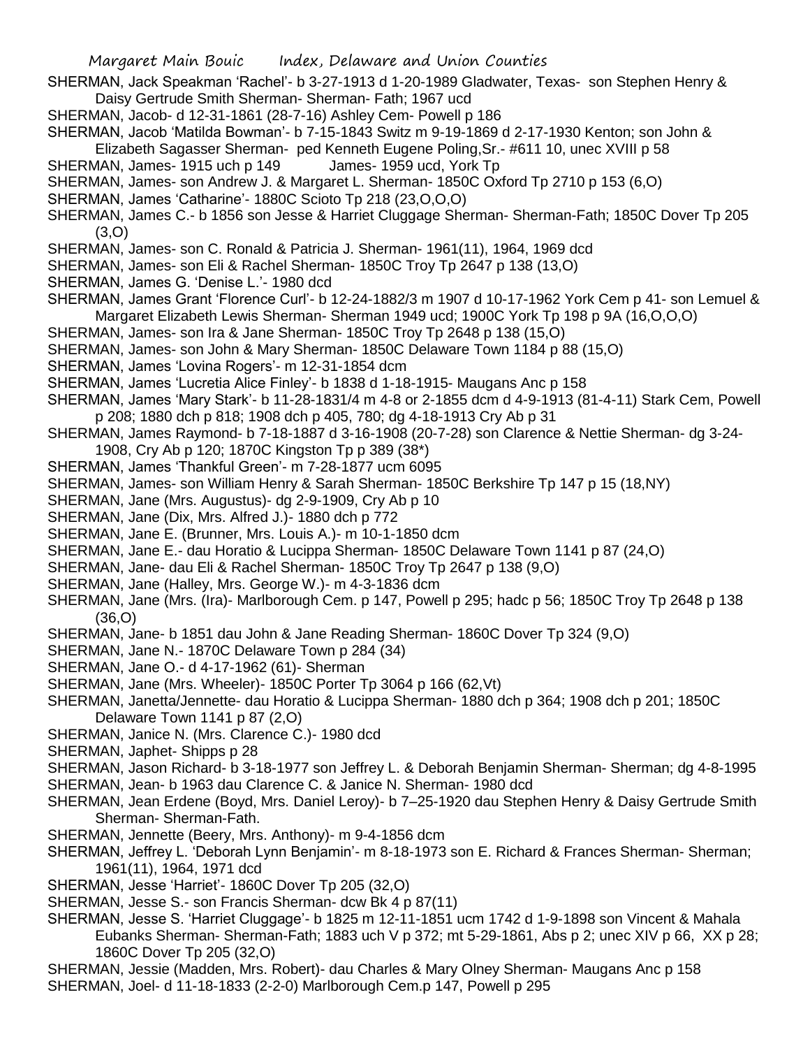SHERMAN, Jack Speakman 'Rachel'- b 3-27-1913 d 1-20-1989 Gladwater, Texas- son Stephen Henry & Daisy Gertrude Smith Sherman- Sherman- Fath; 1967 ucd

SHERMAN, Jacob- d 12-31-1861 (28-7-16) Ashley Cem- Powell p 186

SHERMAN, Jacob 'Matilda Bowman'- b 7-15-1843 Switz m 9-19-1869 d 2-17-1930 Kenton; son John & Elizabeth Sagasser Sherman- ped Kenneth Eugene Poling,Sr.- #611 10, unec XVIII p 58

SHERMAN, James- 1915 uch p 149 James- 1959 ucd, York Tp

SHERMAN, James- son Andrew J. & Margaret L. Sherman- 1850C Oxford Tp 2710 p 153 (6,O)

SHERMAN, James 'Catharine'- 1880C Scioto Tp 218 (23,O,O,O)

SHERMAN, James C.- b 1856 son Jesse & Harriet Cluggage Sherman- Sherman-Fath; 1850C Dover Tp 205 (3,O)

SHERMAN, James- son C. Ronald & Patricia J. Sherman- 1961(11), 1964, 1969 dcd

SHERMAN, James- son Eli & Rachel Sherman- 1850C Troy Tp 2647 p 138 (13,O)

SHERMAN, James G. 'Denise L.'- 1980 dcd

SHERMAN, James Grant 'Florence Curl'- b 12-24-1882/3 m 1907 d 10-17-1962 York Cem p 41- son Lemuel & Margaret Elizabeth Lewis Sherman- Sherman 1949 ucd; 1900C York Tp 198 p 9A (16,O,O,O)

SHERMAN, James- son Ira & Jane Sherman- 1850C Troy Tp 2648 p 138 (15,O)

SHERMAN, James- son John & Mary Sherman- 1850C Delaware Town 1184 p 88 (15,O)

SHERMAN, James 'Lovina Rogers'- m 12-31-1854 dcm

SHERMAN, James 'Lucretia Alice Finley'- b 1838 d 1-18-1915- Maugans Anc p 158

SHERMAN, James 'Mary Stark'- b 11-28-1831/4 m 4-8 or 2-1855 dcm d 4-9-1913 (81-4-11) Stark Cem, Powell p 208; 1880 dch p 818; 1908 dch p 405, 780; dg 4-18-1913 Cry Ab p 31

SHERMAN, James Raymond- b 7-18-1887 d 3-16-1908 (20-7-28) son Clarence & Nettie Sherman- dg 3-24-1908, Cry Ab p 120; 1870C Kingston Tp p 389 (38*)

SHERMAN, James 'Thankful Green'- m 7-28-1877 ucm 6095

SHERMAN, James- son William Henry & Sarah Sherman- 1850C Berkshire Tp 147 p 15 (18,NY)

SHERMAN, Jane (Mrs. Augustus)- dg 2-9-1909, Cry Ab p 10

SHERMAN, Jane (Dix, Mrs. Alfred J.)- 1880 dch p 772

SHERMAN, Jane E. (Brunner, Mrs. Louis A.)- m 10-1-1850 dcm

SHERMAN, Jane E.- dau Horatio & Lucippa Sherman- 1850C Delaware Town 1141 p 87 (24,O)

SHERMAN, Jane- dau Eli & Rachel Sherman- 1850C Troy Tp 2647 p 138 (9,O)

SHERMAN, Jane (Halley, Mrs. George W.)- m 4-3-1836 dcm

SHERMAN, Jane (Mrs. (Ira)- Marlborough Cem. p 147, Powell p 295; hadc p 56; 1850C Troy Tp 2648 p 138 (36,O)

SHERMAN, Jane- b 1851 dau John & Jane Reading Sherman- 1860C Dover Tp 324 (9,O)

SHERMAN, Jane N.- 1870C Delaware Town p 284 (34)

SHERMAN, Jane O.- d 4-17-1962 (61)- Sherman

SHERMAN, Jane (Mrs. Wheeler)- 1850C Porter Tp 3064 p 166 (62,Vt)

SHERMAN, Janetta/Jennette- dau Horatio & Lucippa Sherman- 1880 dch p 364; 1908 dch p 201; 1850C Delaware Town 1141 p 87 (2,O)

SHERMAN, Janice N. (Mrs. Clarence C.)- 1980 dcd

SHERMAN, Japhet- Shipps p 28

SHERMAN, Jason Richard- b 3-18-1977 son Jeffrey L. & Deborah Benjamin Sherman- Sherman; dg 4-8-1995

SHERMAN, Jean- b 1963 dau Clarence C. & Janice N. Sherman- 1980 dcd

SHERMAN, Jean Erdene (Boyd, Mrs. Daniel Leroy)- b 7–25-1920 dau Stephen Henry & Daisy Gertrude Smith Sherman- Sherman-Fath.

SHERMAN, Jennette (Beery, Mrs. Anthony)- m 9-4-1856 dcm

SHERMAN, Jeffrey L. 'Deborah Lynn Benjamin'- m 8-18-1973 son E. Richard & Frances Sherman- Sherman; 1961(11), 1964, 1971 dcd

SHERMAN, Jesse 'Harriet'- 1860C Dover Tp 205 (32,O)

SHERMAN, Jesse S.- son Francis Sherman- dcw Bk 4 p 87(11)

SHERMAN, Jesse S. 'Harriet Cluggage'- b 1825 m 12-11-1851 ucm 1742 d 1-9-1898 son Vincent & Mahala Eubanks Sherman- Sherman-Fath; 1883 uch V p 372; mt 5-29-1861, Abs p 2; unec XIV p 66, XX p 28; 1860C Dover Tp 205 (32,O)

SHERMAN, Jessie (Madden, Mrs. Robert)- dau Charles & Mary Olney Sherman- Maugans Anc p 158

SHERMAN, Joel- d 11-18-1833 (2-2-0) Marlborough Cem.p 147, Powell p 295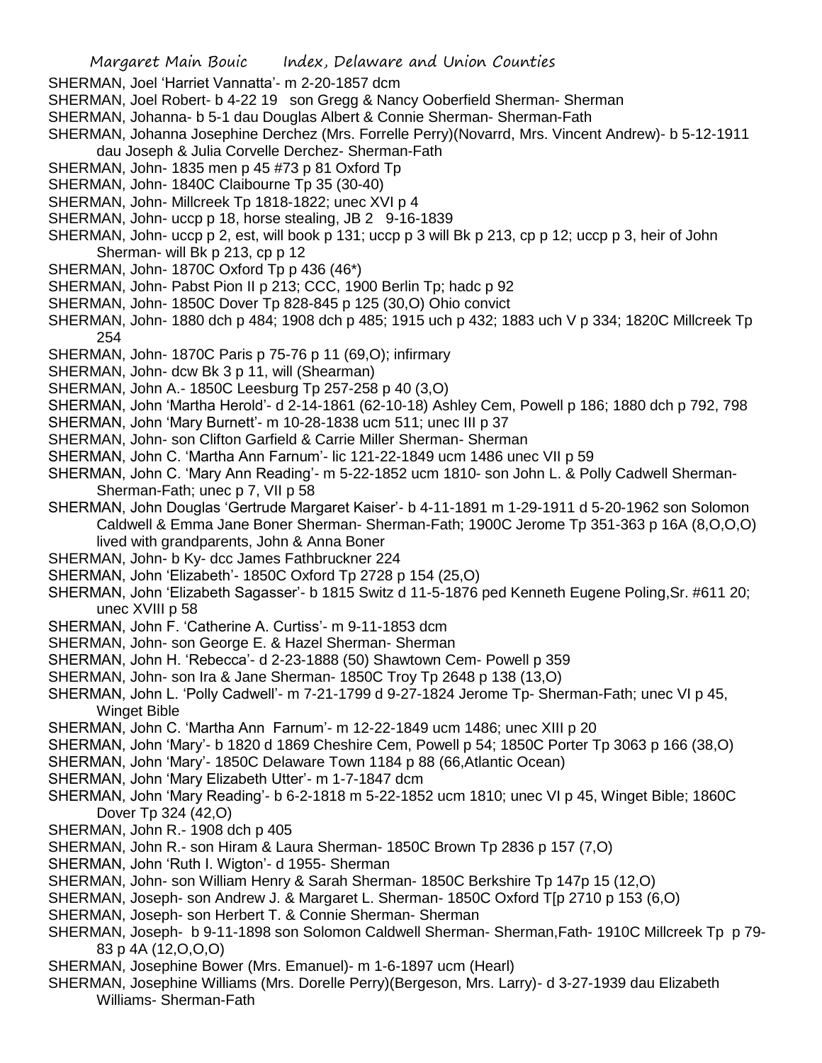SHERMAN, Joel 'Harriet Vannatta'- m 2-20-1857 dcm
SHERMAN, Joel Robert- b 4-22 19 son Gregg & Nancy Ooberfield Sherman- Sherman
SHERMAN, Johanna- b 5-1 dau Douglas Albert & Connie Sherman- Sherman-Fath
SHERMAN, Johanna Josephine Derchez (Mrs. Forrelle Perry)(Novarrd, Mrs. Vincent Andrew)- b 5-12-1911 dau Joseph & Julia Corvelle Derchez- Sherman-Fath
SHERMAN, John- 1835 men p 45 #73 p 81 Oxford Tp
SHERMAN, John- 1840C Claibourne Tp 35 (30-40)
SHERMAN, John- Millcreek Tp 1818-1822; unec XVI p 4
SHERMAN, John- uccp p 18, horse stealing, JB 2 9-16-1839
SHERMAN, John- uccp p 2, est, will book p 131; uccp p 3 will Bk p 213, cp p 12; uccp p 3, heir of John Sherman- will Bk p 213, cp p 12
SHERMAN, John- 1870C Oxford Tp p 436 (46*)
SHERMAN, John- Pabst Pion II p 213; CCC, 1900 Berlin Tp; hadc p 92
SHERMAN, John- 1850C Dover Tp 828-845 p 125 (30,O) Ohio convict
SHERMAN, John- 1880 dch p 484; 1908 dch p 485; 1915 uch p 432; 1883 uch V p 334; 1820C Millcreek Tp 254
SHERMAN, John- 1870C Paris p 75-76 p 11 (69,O); infirmary
SHERMAN, John- dcw Bk 3 p 11, will (Shearman)
SHERMAN, John A.- 1850C Leesburg Tp 257-258 p 40 (3,O)
SHERMAN, John 'Martha Herold'- d 2-14-1861 (62-10-18) Ashley Cem, Powell p 186; 1880 dch p 792, 798
SHERMAN, John 'Mary Burnett'- m 10-28-1838 ucm 511; unec III p 37
SHERMAN, John- son Clifton Garfield & Carrie Miller Sherman- Sherman
SHERMAN, John C. 'Martha Ann Farnum'- lic 121-22-1849 ucm 1486 unec VII p 59
SHERMAN, John C. 'Mary Ann Reading'- m 5-22-1852 ucm 1810- son John L. & Polly Cadwell Sherman- Sherman-Fath; unec p 7, VII p 58
SHERMAN, John Douglas 'Gertrude Margaret Kaiser'- b 4-11-1891 m 1-29-1911 d 5-20-1962 son Solomon Caldwell & Emma Jane Boner Sherman- Sherman-Fath; 1900C Jerome Tp 351-363 p 16A (8,O,O,O) lived with grandparents, John & Anna Boner
SHERMAN, John- b Ky- dcc James Fathbruckner 224
SHERMAN, John 'Elizabeth'- 1850C Oxford Tp 2728 p 154 (25,O)
SHERMAN, John 'Elizabeth Sagasser'- b 1815 Switz d 11-5-1876 ped Kenneth Eugene Poling,Sr. #611 20; unec XVIII p 58
SHERMAN, John F. 'Catherine A. Curtiss'- m 9-11-1853 dcm
SHERMAN, John- son George E. & Hazel Sherman- Sherman
SHERMAN, John H. 'Rebecca'- d 2-23-1888 (50) Shawtown Cem- Powell p 359
SHERMAN, John- son Ira & Jane Sherman- 1850C Troy Tp 2648 p 138 (13,O)
SHERMAN, John L. 'Polly Cadwell'- m 7-21-1799 d 9-27-1824 Jerome Tp- Sherman-Fath; unec VI p 45, Winget Bible
SHERMAN, John C. 'Martha Ann Farnum'- m 12-22-1849 ucm 1486; unec XIII p 20
SHERMAN, John 'Mary'- b 1820 d 1869 Cheshire Cem, Powell p 54; 1850C Porter Tp 3063 p 166 (38,O)
SHERMAN, John 'Mary'- 1850C Delaware Town 1184 p 88 (66,Atlantic Ocean)
SHERMAN, John 'Mary Elizabeth Utter'- m 1-7-1847 dcm
SHERMAN, John 'Mary Reading'- b 6-2-1818 m 5-22-1852 ucm 1810; unec VI p 45, Winget Bible; 1860C Dover Tp 324 (42,O)
SHERMAN, John R.- 1908 dch p 405
SHERMAN, John R.- son Hiram & Laura Sherman- 1850C Brown Tp 2836 p 157 (7,O)
SHERMAN, John 'Ruth I. Wigton'- d 1955- Sherman
SHERMAN, John- son William Henry & Sarah Sherman- 1850C Berkshire Tp 147p 15 (12,O)
SHERMAN, Joseph- son Andrew J. & Margaret L. Sherman- 1850C Oxford T[p 2710 p 153 (6,O)
SHERMAN, Joseph- son Herbert T. & Connie Sherman- Sherman
SHERMAN, Joseph- b 9-11-1898 son Solomon Caldwell Sherman- Sherman,Fath- 1910C Millcreek Tp p 79-83 p 4A (12,O,O,O)
SHERMAN, Josephine Bower (Mrs. Emanuel)- m 1-6-1897 ucm (Hearl)
SHERMAN, Josephine Williams (Mrs. Dorelle Perry)(Bergeson, Mrs. Larry)- d 3-27-1939 dau Elizabeth Williams- Sherman-Fath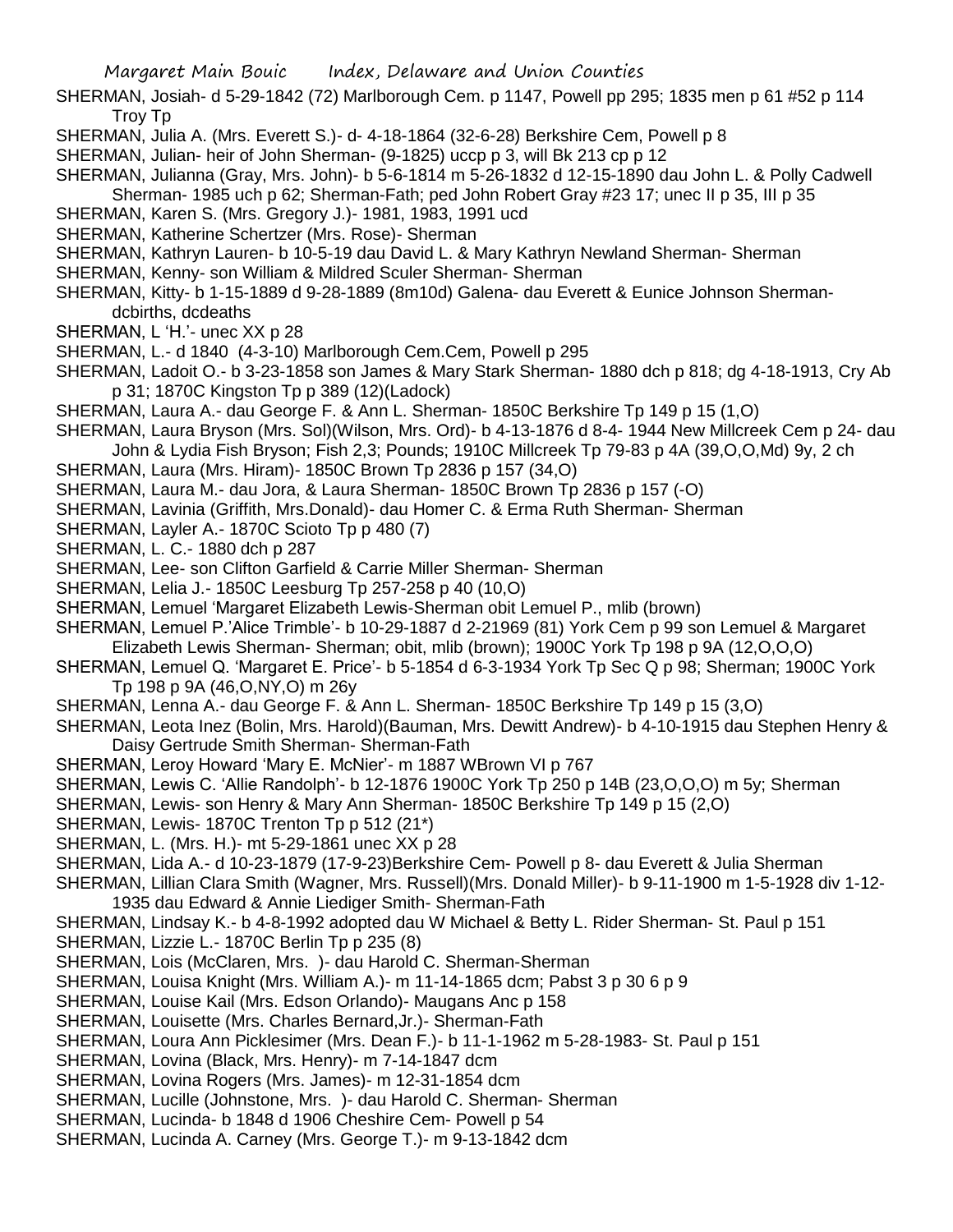SHERMAN, Josiah- d 5-29-1842 (72) Marlborough Cem. p 1147, Powell pp 295; 1835 men p 61 #52 p 114 Troy Tp

SHERMAN, Julia A. (Mrs. Everett S.)- d- 4-18-1864 (32-6-28) Berkshire Cem, Powell p 8

SHERMAN, Julian- heir of John Sherman- (9-1825) uccp p 3, will Bk 213 cp p 12

SHERMAN, Julianna (Gray, Mrs. John)- b 5-6-1814 m 5-26-1832 d 12-15-1890 dau John L. & Polly Cadwell Sherman- 1985 uch p 62; Sherman-Fath; ped John Robert Gray #23 17; unec II p 35, III p 35

SHERMAN, Karen S. (Mrs. Gregory J.)- 1981, 1983, 1991 ucd

SHERMAN, Katherine Schertzer (Mrs. Rose)- Sherman

SHERMAN, Kathryn Lauren- b 10-5-19 dau David L. & Mary Kathryn Newland Sherman- Sherman

SHERMAN, Kenny- son William & Mildred Sculer Sherman- Sherman

SHERMAN, Kitty- b 1-15-1889 d 9-28-1889 (8m10d) Galena- dau Everett & Eunice Johnson Sherman- dcbirths, dcdeaths

SHERMAN, L 'H.'- unec XX p 28

SHERMAN, L.- d 1840 (4-3-10) Marlborough Cem.Cem, Powell p 295

SHERMAN, Ladoit O.- b 3-23-1858 son James & Mary Stark Sherman- 1880 dch p 818; dg 4-18-1913, Cry Ab p 31; 1870C Kingston Tp p 389 (12)(Ladock)

SHERMAN, Laura A.- dau George F. & Ann L. Sherman- 1850C Berkshire Tp 149 p 15 (1,O)

SHERMAN, Laura Bryson (Mrs. Sol)(Wilson, Mrs. Ord)- b 4-13-1876 d 8-4- 1944 New Millcreek Cem p 24- dau John & Lydia Fish Bryson; Fish 2,3; Pounds; 1910C Millcreek Tp 79-83 p 4A (39,O,O,Md) 9y, 2 ch

SHERMAN, Laura (Mrs. Hiram)- 1850C Brown Tp 2836 p 157 (34,O)

SHERMAN, Laura M.- dau Jora, & Laura Sherman- 1850C Brown Tp 2836 p 157 (-O)

SHERMAN, Lavinia (Griffith, Mrs.Donald)- dau Homer C. & Erma Ruth Sherman- Sherman

SHERMAN, Layler A.- 1870C Scioto Tp p 480 (7)

SHERMAN, L. C.- 1880 dch p 287

SHERMAN, Lee- son Clifton Garfield & Carrie Miller Sherman- Sherman

SHERMAN, Lelia J.- 1850C Leesburg Tp 257-258 p 40 (10,O)

SHERMAN, Lemuel 'Margaret Elizabeth Lewis-Sherman obit Lemuel P., mlib (brown)

SHERMAN, Lemuel P.'Alice Trimble'- b 10-29-1887 d 2-21969 (81) York Cem p 99 son Lemuel & Margaret Elizabeth Lewis Sherman- Sherman; obit, mlib (brown); 1900C York Tp 198 p 9A (12,O,O,O)

SHERMAN, Lemuel Q. 'Margaret E. Price'- b 5-1854 d 6-3-1934 York Tp Sec Q p 98; Sherman; 1900C York Tp 198 p 9A (46,O,NY,O) m 26y

SHERMAN, Lenna A.- dau George F. & Ann L. Sherman- 1850C Berkshire Tp 149 p 15 (3,O)

SHERMAN, Leota Inez (Bolin, Mrs. Harold)(Bauman, Mrs. Dewitt Andrew)- b 4-10-1915 dau Stephen Henry & Daisy Gertrude Smith Sherman- Sherman-Fath

SHERMAN, Leroy Howard 'Mary E. McNier'- m 1887 WBrown VI p 767

SHERMAN, Lewis C. 'Allie Randolph'- b 12-1876 1900C York Tp 250 p 14B (23,O,O,O) m 5y; Sherman

SHERMAN, Lewis- son Henry & Mary Ann Sherman- 1850C Berkshire Tp 149 p 15 (2,O)

SHERMAN, Lewis- 1870C Trenton Tp p 512 (21*)

SHERMAN, L. (Mrs. H.)- mt 5-29-1861 unec XX p 28

SHERMAN, Lida A.- d 10-23-1879 (17-9-23)Berkshire Cem- Powell p 8- dau Everett & Julia Sherman

SHERMAN, Lillian Clara Smith (Wagner, Mrs. Russell)(Mrs. Donald Miller)- b 9-11-1900 m 1-5-1928 div 1-12-1935 dau Edward & Annie Liediger Smith- Sherman-Fath

SHERMAN, Lindsay K.- b 4-8-1992 adopted dau W Michael & Betty L. Rider Sherman- St. Paul p 151

SHERMAN, Lizzie L.- 1870C Berlin Tp p 235 (8)

SHERMAN, Lois (McClaren, Mrs. )- dau Harold C. Sherman-Sherman

SHERMAN, Louisa Knight (Mrs. William A.)- m 11-14-1865 dcm; Pabst 3 p 30 6 p 9

SHERMAN, Louise Kail (Mrs. Edson Orlando)- Maugans Anc p 158

SHERMAN, Louisette (Mrs. Charles Bernard,Jr.)- Sherman-Fath

SHERMAN, Loura Ann Picklesimer (Mrs. Dean F.)- b 11-1-1962 m 5-28-1983- St. Paul p 151

SHERMAN, Lovina (Black, Mrs. Henry)- m 7-14-1847 dcm

SHERMAN, Lovina Rogers (Mrs. James)- m 12-31-1854 dcm

SHERMAN, Lucille (Johnstone, Mrs. )- dau Harold C. Sherman- Sherman

SHERMAN, Lucinda- b 1848 d 1906 Cheshire Cem- Powell p 54

SHERMAN, Lucinda A. Carney (Mrs. George T.)- m 9-13-1842 dcm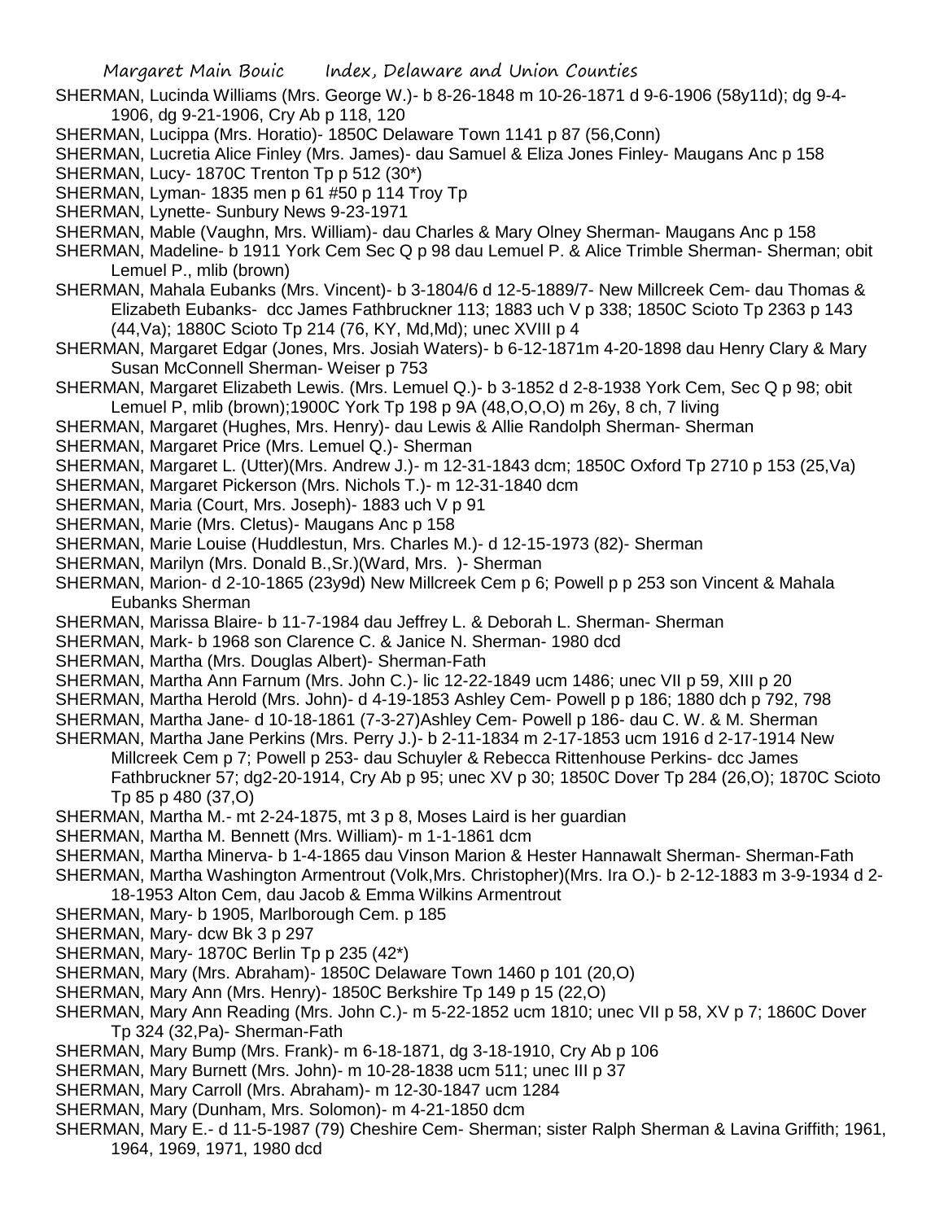SHERMAN, Lucinda Williams (Mrs. George W.)- b 8-26-1848 m 10-26-1871 d 9-6-1906 (58y11d); dg 9-4-1906, dg 9-21-1906, Cry Ab p 118, 120

SHERMAN, Lucippa (Mrs. Horatio)- 1850C Delaware Town 1141 p 87 (56,Conn)

SHERMAN, Lucretia Alice Finley (Mrs. James)- dau Samuel & Eliza Jones Finley- Maugans Anc p 158

SHERMAN, Lucy- 1870C Trenton Tp p 512 (30*)

SHERMAN, Lyman- 1835 men p 61 #50 p 114 Troy Tp

SHERMAN, Lynette- Sunbury News 9-23-1971

SHERMAN, Mable (Vaughn, Mrs. William)- dau Charles & Mary Olney Sherman- Maugans Anc p 158

SHERMAN, Madeline- b 1911 York Cem Sec Q p 98 dau Lemuel P. & Alice Trimble Sherman- Sherman; obit Lemuel P., mlib (brown)

SHERMAN, Mahala Eubanks (Mrs. Vincent)- b 3-1804/6 d 12-5-1889/7- New Millcreek Cem- dau Thomas & Elizabeth Eubanks- dcc James Fathbruckner 113; 1883 uch V p 338; 1850C Scioto Tp 2363 p 143 (44,Va); 1880C Scioto Tp 214 (76, KY, Md,Md); unec XVIII p 4

SHERMAN, Margaret Edgar (Jones, Mrs. Josiah Waters)- b 6-12-1871m 4-20-1898 dau Henry Clary & Mary Susan McConnell Sherman- Weiser p 753

SHERMAN, Margaret Elizabeth Lewis. (Mrs. Lemuel Q.)- b 3-1852 d 2-8-1938 York Cem, Sec Q p 98; obit Lemuel P, mlib (brown);1900C York Tp 198 p 9A (48,O,O,O) m 26y, 8 ch, 7 living

SHERMAN, Margaret (Hughes, Mrs. Henry)- dau Lewis & Allie Randolph Sherman- Sherman

SHERMAN, Margaret Price (Mrs. Lemuel Q.)- Sherman

SHERMAN, Margaret L. (Utter)(Mrs. Andrew J.)- m 12-31-1843 dcm; 1850C Oxford Tp 2710 p 153 (25,Va)

SHERMAN, Margaret Pickerson (Mrs. Nichols T.)- m 12-31-1840 dcm

SHERMAN, Maria (Court, Mrs. Joseph)- 1883 uch V p 91

SHERMAN, Marie (Mrs. Cletus)- Maugans Anc p 158

SHERMAN, Marie Louise (Huddlestun, Mrs. Charles M.)- d 12-15-1973 (82)- Sherman

SHERMAN, Marilyn (Mrs. Donald B.,Sr.)(Ward, Mrs. )- Sherman

SHERMAN, Marion- d 2-10-1865 (23y9d) New Millcreek Cem p 6; Powell p p 253 son Vincent & Mahala Eubanks Sherman

SHERMAN, Marissa Blaire- b 11-7-1984 dau Jeffrey L. & Deborah L. Sherman- Sherman

SHERMAN, Mark- b 1968 son Clarence C. & Janice N. Sherman- 1980 dcd

SHERMAN, Martha (Mrs. Douglas Albert)- Sherman-Fath

SHERMAN, Martha Ann Farnum (Mrs. John C.)- lic 12-22-1849 ucm 1486; unec VII p 59, XIII p 20

SHERMAN, Martha Herold (Mrs. John)- d 4-19-1853 Ashley Cem- Powell p p 186; 1880 dch p 792, 798

SHERMAN, Martha Jane- d 10-18-1861 (7-3-27)Ashley Cem- Powell p 186- dau C. W. & M. Sherman

SHERMAN, Martha Jane Perkins (Mrs. Perry J.)- b 2-11-1834 m 2-17-1853 ucm 1916 d 2-17-1914 New Millcreek Cem p 7; Powell p 253- dau Schuyler & Rebecca Rittenhouse Perkins- dcc James Fathbruckner 57; dg2-20-1914, Cry Ab p 95; unec XV p 30; 1850C Dover Tp 284 (26,O); 1870C Scioto Tp 85 p 480 (37,O)

SHERMAN, Martha M.- mt 2-24-1875, mt 3 p 8, Moses Laird is her guardian

SHERMAN, Martha M. Bennett (Mrs. William)- m 1-1-1861 dcm

SHERMAN, Martha Minerva- b 1-4-1865 dau Vinson Marion & Hester Hannawalt Sherman- Sherman-Fath

SHERMAN, Martha Washington Armentrout (Volk,Mrs. Christopher)(Mrs. Ira O.)- b 2-12-1883 m 3-9-1934 d 2-18-1953 Alton Cem, dau Jacob & Emma Wilkins Armentrout

SHERMAN, Mary- b 1905, Marlborough Cem. p 185

SHERMAN, Mary- dcw Bk 3 p 297

SHERMAN, Mary- 1870C Berlin Tp p 235 (42*)

SHERMAN, Mary (Mrs. Abraham)- 1850C Delaware Town 1460 p 101 (20,O)

SHERMAN, Mary Ann (Mrs. Henry)- 1850C Berkshire Tp 149 p 15 (22,O)

SHERMAN, Mary Ann Reading (Mrs. John C.)- m 5-22-1852 ucm 1810; unec VII p 58, XV p 7; 1860C Dover Tp 324 (32,Pa)- Sherman-Fath

SHERMAN, Mary Bump (Mrs. Frank)- m 6-18-1871, dg 3-18-1910, Cry Ab p 106

SHERMAN, Mary Burnett (Mrs. John)- m 10-28-1838 ucm 511; unec III p 37

SHERMAN, Mary Carroll (Mrs. Abraham)- m 12-30-1847 ucm 1284

SHERMAN, Mary (Dunham, Mrs. Solomon)- m 4-21-1850 dcm

SHERMAN, Mary E.- d 11-5-1987 (79) Cheshire Cem- Sherman; sister Ralph Sherman & Lavina Griffith; 1961, 1964, 1969, 1971, 1980 dcd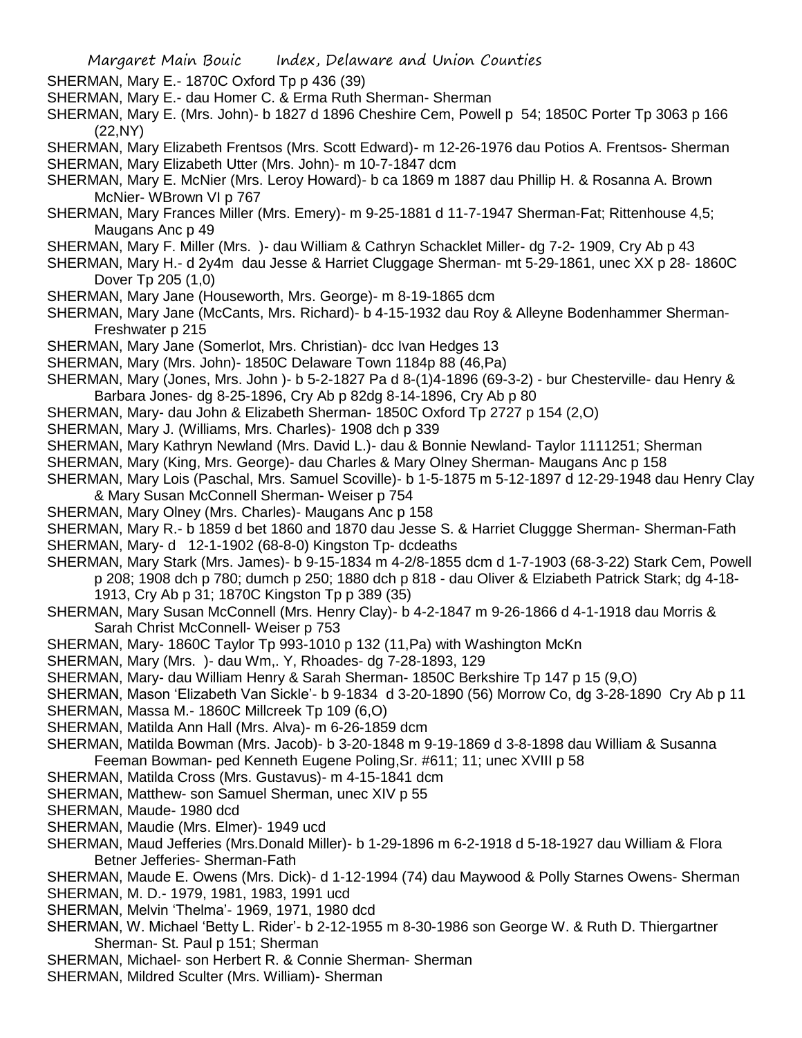SHERMAN, Mary E.- 1870C Oxford Tp p 436 (39)

SHERMAN, Mary E.- dau Homer C. & Erma Ruth Sherman- Sherman

SHERMAN, Mary E. (Mrs. John)- b 1827 d 1896 Cheshire Cem, Powell p 54; 1850C Porter Tp 3063 p 166 (22,NY)

SHERMAN, Mary Elizabeth Frentsos (Mrs. Scott Edward)- m 12-26-1976 dau Potios A. Frentsos- Sherman

SHERMAN, Mary Elizabeth Utter (Mrs. John)- m 10-7-1847 dcm

SHERMAN, Mary E. McNier (Mrs. Leroy Howard)- b ca 1869 m 1887 dau Phillip H. & Rosanna A. Brown McNier- WBrown VI p 767

SHERMAN, Mary Frances Miller (Mrs. Emery)- m 9-25-1881 d 11-7-1947 Sherman-Fat; Rittenhouse 4,5; Maugans Anc p 49

SHERMAN, Mary F. Miller (Mrs. )- dau William & Cathryn Schacklet Miller- dg 7-2- 1909, Cry Ab p 43

SHERMAN, Mary H.- d 2y4m dau Jesse & Harriet Cluggage Sherman- mt 5-29-1861, unec XX p 28- 1860C Dover Tp 205 (1,0)

SHERMAN, Mary Jane (Houseworth, Mrs. George)- m 8-19-1865 dcm

SHERMAN, Mary Jane (McCants, Mrs. Richard)- b 4-15-1932 dau Roy & Alleyne Bodenhammer Sherman- Freshwater p 215

SHERMAN, Mary Jane (Somerlot, Mrs. Christian)- dcc Ivan Hedges 13

SHERMAN, Mary (Mrs. John)- 1850C Delaware Town 1184p 88 (46,Pa)

SHERMAN, Mary (Jones, Mrs. John )- b 5-2-1827 Pa d 8-(1)4-1896 (69-3-2) - bur Chesterville- dau Henry & Barbara Jones- dg 8-25-1896, Cry Ab p 82dg 8-14-1896, Cry Ab p 80

SHERMAN, Mary- dau John & Elizabeth Sherman- 1850C Oxford Tp 2727 p 154 (2,O)

SHERMAN, Mary J. (Williams, Mrs. Charles)- 1908 dch p 339

SHERMAN, Mary Kathryn Newland (Mrs. David L.)- dau & Bonnie Newland- Taylor 1111251; Sherman

SHERMAN, Mary (King, Mrs. George)- dau Charles & Mary Olney Sherman- Maugans Anc p 158

SHERMAN, Mary Lois (Paschal, Mrs. Samuel Scoville)- b 1-5-1875 m 5-12-1897 d 12-29-1948 dau Henry Clay & Mary Susan McConnell Sherman- Weiser p 754

SHERMAN, Mary Olney (Mrs. Charles)- Maugans Anc p 158

SHERMAN, Mary R.- b 1859 d bet 1860 and 1870 dau Jesse S. & Harriet Cluggge Sherman- Sherman-Fath

SHERMAN, Mary- d 12-1-1902 (68-8-0) Kingston Tp- dcdeaths

SHERMAN, Mary Stark (Mrs. James)- b 9-15-1834 m 4-2/8-1855 dcm d 1-7-1903 (68-3-22) Stark Cem, Powell p 208; 1908 dch p 780; dumch p 250; 1880 dch p 818 - dau Oliver & Elziabeth Patrick Stark; dg 4-18-1913, Cry Ab p 31; 1870C Kingston Tp p 389 (35)

SHERMAN, Mary Susan McConnell (Mrs. Henry Clay)- b 4-2-1847 m 9-26-1866 d 4-1-1918 dau Morris & Sarah Christ McConnell- Weiser p 753

SHERMAN, Mary- 1860C Taylor Tp 993-1010 p 132 (11,Pa) with Washington McKn

SHERMAN, Mary (Mrs. )- dau Wm,. Y, Rhoades- dg 7-28-1893, 129

SHERMAN, Mary- dau William Henry & Sarah Sherman- 1850C Berkshire Tp 147 p 15 (9,O)

SHERMAN, Mason 'Elizabeth Van Sickle'- b 9-1834 d 3-20-1890 (56) Morrow Co, dg 3-28-1890 Cry Ab p 11

SHERMAN, Massa M.- 1860C Millcreek Tp 109 (6,O)

SHERMAN, Matilda Ann Hall (Mrs. Alva)- m 6-26-1859 dcm

SHERMAN, Matilda Bowman (Mrs. Jacob)- b 3-20-1848 m 9-19-1869 d 3-8-1898 dau William & Susanna Feeman Bowman- ped Kenneth Eugene Poling,Sr. #611; 11; unec XVIII p 58

SHERMAN, Matilda Cross (Mrs. Gustavus)- m 4-15-1841 dcm

SHERMAN, Matthew- son Samuel Sherman, unec XIV p 55

SHERMAN, Maude- 1980 dcd

SHERMAN, Maudie (Mrs. Elmer)- 1949 ucd

SHERMAN, Maud Jefferies (Mrs.Donald Miller)- b 1-29-1896 m 6-2-1918 d 5-18-1927 dau William & Flora Betner Jefferies- Sherman-Fath

SHERMAN, Maude E. Owens (Mrs. Dick)- d 1-12-1994 (74) dau Maywood & Polly Starnes Owens- Sherman

SHERMAN, M. D.- 1979, 1981, 1983, 1991 ucd

SHERMAN, Melvin 'Thelma'- 1969, 1971, 1980 dcd

SHERMAN, W. Michael 'Betty L. Rider'- b 2-12-1955 m 8-30-1986 son George W. & Ruth D. Thiergartner Sherman- St. Paul p 151; Sherman

SHERMAN, Michael- son Herbert R. & Connie Sherman- Sherman

SHERMAN, Mildred Sculter (Mrs. William)- Sherman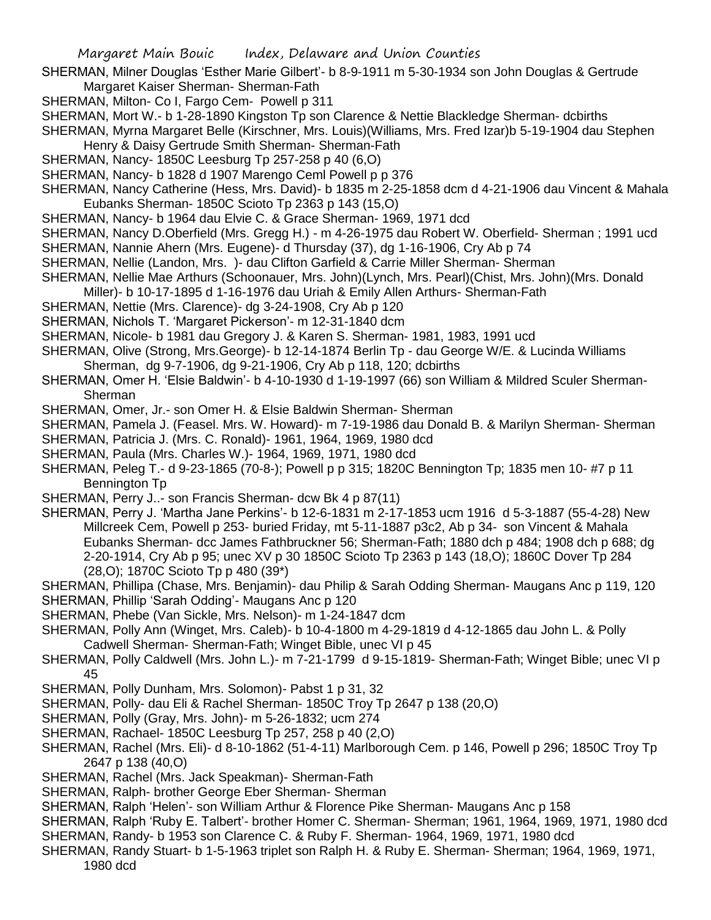SHERMAN, Milner Douglas 'Esther Marie Gilbert'- b 8-9-1911 m 5-30-1934 son John Douglas & Gertrude Margaret Kaiser Sherman- Sherman-Fath

SHERMAN, Milton- Co I, Fargo Cem- Powell p 311

SHERMAN, Mort W.- b 1-28-1890 Kingston Tp son Clarence & Nettie Blackledge Sherman- dcbirths

SHERMAN, Myrna Margaret Belle (Kirschner, Mrs. Louis)(Williams, Mrs. Fred Izar)b 5-19-1904 dau Stephen Henry & Daisy Gertrude Smith Sherman- Sherman-Fath

SHERMAN, Nancy- 1850C Leesburg Tp 257-258 p 40 (6,O)

SHERMAN, Nancy- b 1828 d 1907 Marengo Ceml Powell p p 376

SHERMAN, Nancy Catherine (Hess, Mrs. David)- b 1835 m 2-25-1858 dcm d 4-21-1906 dau Vincent & Mahala Eubanks Sherman- 1850C Scioto Tp 2363 p 143 (15,O)

SHERMAN, Nancy- b 1964 dau Elvie C. & Grace Sherman- 1969, 1971 dcd

SHERMAN, Nancy D.Oberfield (Mrs. Gregg H.) - m 4-26-1975 dau Robert W. Oberfield- Sherman ; 1991 ucd

SHERMAN, Nannie Ahern (Mrs. Eugene)- d Thursday (37), dg 1-16-1906, Cry Ab p 74

SHERMAN, Nellie (Landon, Mrs. )- dau Clifton Garfield & Carrie Miller Sherman- Sherman

SHERMAN, Nellie Mae Arthurs (Schoonauer, Mrs. John)(Lynch, Mrs. Pearl)(Chist, Mrs. John)(Mrs. Donald Miller)- b 10-17-1895 d 1-16-1976 dau Uriah & Emily Allen Arthurs- Sherman-Fath

SHERMAN, Nettie (Mrs. Clarence)- dg 3-24-1908, Cry Ab p 120

SHERMAN, Nichols T. 'Margaret Pickerson'- m 12-31-1840 dcm

SHERMAN, Nicole- b 1981 dau Gregory J. & Karen S. Sherman- 1981, 1983, 1991 ucd

SHERMAN, Olive (Strong, Mrs.George)- b 12-14-1874 Berlin Tp - dau George W/E. & Lucinda Williams Sherman, dg 9-7-1906, dg 9-21-1906, Cry Ab p 118, 120; dcbirths

SHERMAN, Omer H. 'Elsie Baldwin'- b 4-10-1930 d 1-19-1997 (66) son William & Mildred Sculer Sherman- Sherman

SHERMAN, Omer, Jr.- son Omer H. & Elsie Baldwin Sherman- Sherman

SHERMAN, Pamela J. (Feasel. Mrs. W. Howard)- m 7-19-1986 dau Donald B. & Marilyn Sherman- Sherman

SHERMAN, Patricia J. (Mrs. C. Ronald)- 1961, 1964, 1969, 1980 dcd

SHERMAN, Paula (Mrs. Charles W.)- 1964, 1969, 1971, 1980 dcd

SHERMAN, Peleg T.- d 9-23-1865 (70-8-); Powell p p 315; 1820C Bennington Tp; 1835 men 10- #7 p 11 Bennington Tp

SHERMAN, Perry J..- son Francis Sherman- dcw Bk 4 p 87(11)

SHERMAN, Perry J. 'Martha Jane Perkins'- b 12-6-1831 m 2-17-1853 ucm 1916 d 5-3-1887 (55-4-28) New Millcreek Cem, Powell p 253- buried Friday, mt 5-11-1887 p3c2, Ab p 34- son Vincent & Mahala Eubanks Sherman- dcc James Fathbruckner 56; Sherman-Fath; 1880 dch p 484; 1908 dch p 688; dg 2-20-1914, Cry Ab p 95; unec XV p 30 1850C Scioto Tp 2363 p 143 (18,O); 1860C Dover Tp 284 (28,O); 1870C Scioto Tp p 480 (39*)

SHERMAN, Phillipa (Chase, Mrs. Benjamin)- dau Philip & Sarah Odding Sherman- Maugans Anc p 119, 120

SHERMAN, Phillip 'Sarah Odding'- Maugans Anc p 120

SHERMAN, Phebe (Van Sickle, Mrs. Nelson)- m 1-24-1847 dcm

SHERMAN, Polly Ann (Winget, Mrs. Caleb)- b 10-4-1800 m 4-29-1819 d 4-12-1865 dau John L. & Polly Cadwell Sherman- Sherman-Fath; Winget Bible, unec VI p 45

SHERMAN, Polly Caldwell (Mrs. John L.)- m 7-21-1799 d 9-15-1819- Sherman-Fath; Winget Bible; unec VI p 45

SHERMAN, Polly Dunham, Mrs. Solomon)- Pabst 1 p 31, 32

SHERMAN, Polly- dau Eli & Rachel Sherman- 1850C Troy Tp 2647 p 138 (20,O)

SHERMAN, Polly (Gray, Mrs. John)- m 5-26-1832; ucm 274

SHERMAN, Rachael- 1850C Leesburg Tp 257, 258 p 40 (2,O)

SHERMAN, Rachel (Mrs. Eli)- d 8-10-1862 (51-4-11) Marlborough Cem. p 146, Powell p 296; 1850C Troy Tp 2647 p 138 (40,O)

SHERMAN, Rachel (Mrs. Jack Speakman)- Sherman-Fath

SHERMAN, Ralph- brother George Eber Sherman- Sherman

SHERMAN, Ralph 'Helen'- son William Arthur & Florence Pike Sherman- Maugans Anc p 158

SHERMAN, Ralph 'Ruby E. Talbert'- brother Homer C. Sherman- Sherman; 1961, 1964, 1969, 1971, 1980 dcd

SHERMAN, Randy- b 1953 son Clarence C. & Ruby F. Sherman- 1964, 1969, 1971, 1980 dcd

SHERMAN, Randy Stuart- b 1-5-1963 triplet son Ralph H. & Ruby E. Sherman- Sherman; 1964, 1969, 1971, 1980 dcd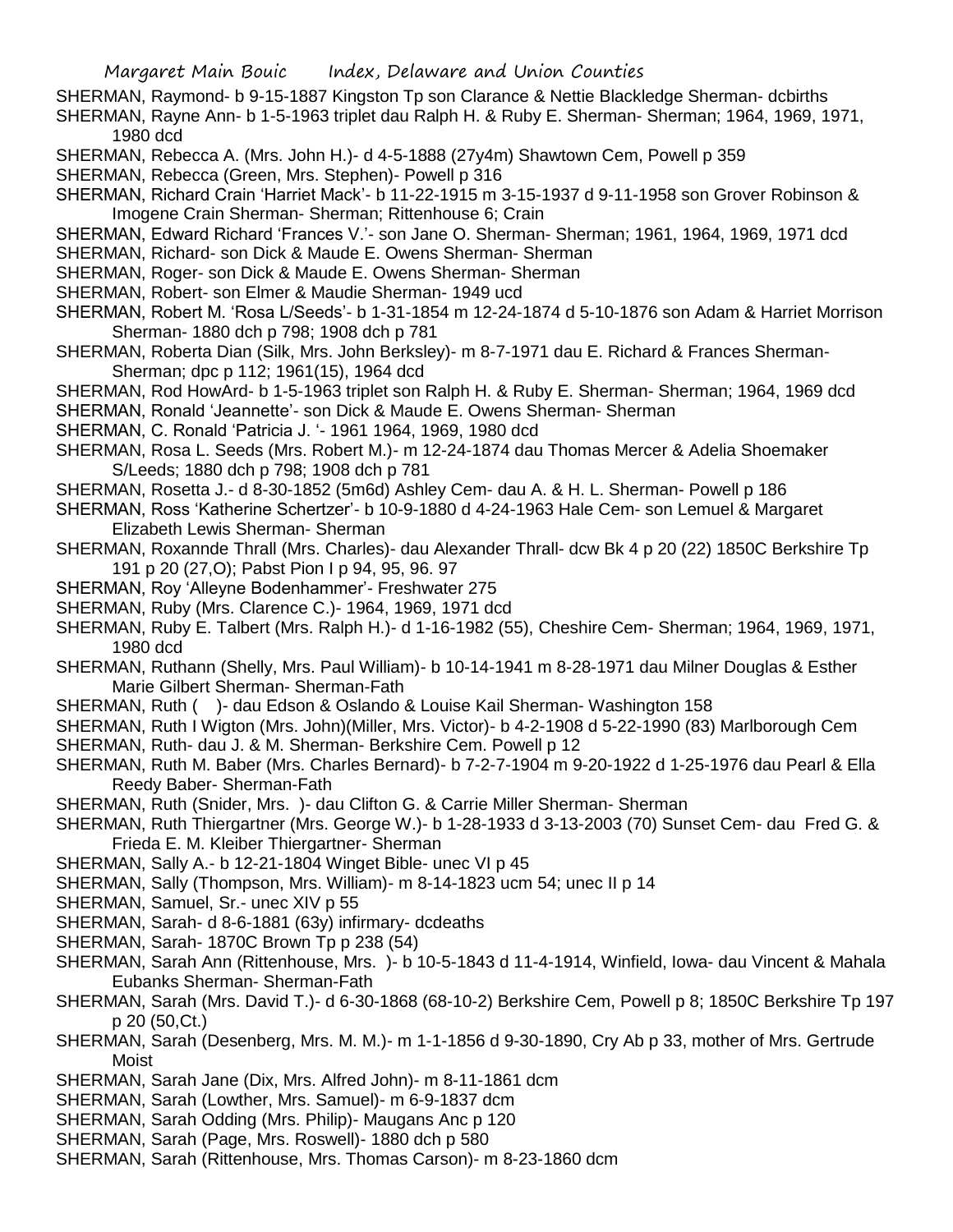SHERMAN, Raymond- b 9-15-1887 Kingston Tp son Clarance & Nettie Blackledge Sherman- dcbirths
SHERMAN, Rayne Ann- b 1-5-1963 triplet dau Ralph H. & Ruby E. Sherman- Sherman; 1964, 1969, 1971, 1980 dcd
SHERMAN, Rebecca A. (Mrs. John H.)- d 4-5-1888 (27y4m) Shawtown Cem, Powell p 359
SHERMAN, Rebecca (Green, Mrs. Stephen)- Powell p 316
SHERMAN, Richard Crain 'Harriet Mack'- b 11-22-1915 m 3-15-1937 d 9-11-1958 son Grover Robinson & Imogene Crain Sherman- Sherman; Rittenhouse 6; Crain
SHERMAN, Edward Richard 'Frances V.'- son Jane O. Sherman- Sherman; 1961, 1964, 1969, 1971 dcd
SHERMAN, Richard- son Dick & Maude E. Owens Sherman- Sherman
SHERMAN, Roger- son Dick & Maude E. Owens Sherman- Sherman
SHERMAN, Robert- son Elmer & Maudie Sherman- 1949 ucd
SHERMAN, Robert M. 'Rosa L/Seeds'- b 1-31-1854 m 12-24-1874 d 5-10-1876 son Adam & Harriet Morrison Sherman- 1880 dch p 798; 1908 dch p 781
SHERMAN, Roberta Dian (Silk, Mrs. John Berksley)- m 8-7-1971 dau E. Richard & Frances Sherman- Sherman; dpc p 112; 1961(15), 1964 dcd
SHERMAN, Rod HowArd- b 1-5-1963 triplet son Ralph H. & Ruby E. Sherman- Sherman; 1964, 1969 dcd
SHERMAN, Ronald 'Jeannette'- son Dick & Maude E. Owens Sherman- Sherman
SHERMAN, C. Ronald 'Patricia J. '- 1961 1964, 1969, 1980 dcd
SHERMAN, Rosa L. Seeds (Mrs. Robert M.)- m 12-24-1874 dau Thomas Mercer & Adelia Shoemaker S/Leeds; 1880 dch p 798; 1908 dch p 781
SHERMAN, Rosetta J.- d 8-30-1852 (5m6d) Ashley Cem- dau A. & H. L. Sherman- Powell p 186
SHERMAN, Ross 'Katherine Schertzer'- b 10-9-1880 d 4-24-1963 Hale Cem- son Lemuel & Margaret Elizabeth Lewis Sherman- Sherman
SHERMAN, Roxannde Thrall (Mrs. Charles)- dau Alexander Thrall- dcw Bk 4 p 20 (22) 1850C Berkshire Tp 191 p 20 (27,O); Pabst Pion I p 94, 95, 96. 97
SHERMAN, Roy 'Alleyne Bodenhammer'- Freshwater 275
SHERMAN, Ruby (Mrs. Clarence C.)- 1964, 1969, 1971 dcd
SHERMAN, Ruby E. Talbert (Mrs. Ralph H.)- d 1-16-1982 (55), Cheshire Cem- Sherman; 1964, 1969, 1971, 1980 dcd
SHERMAN, Ruthann (Shelly, Mrs. Paul William)- b 10-14-1941 m 8-28-1971 dau Milner Douglas & Esther Marie Gilbert Sherman- Sherman-Fath
SHERMAN, Ruth ( )- dau Edson & Oslando & Louise Kail Sherman- Washington 158
SHERMAN, Ruth I Wigton (Mrs. John)(Miller, Mrs. Victor)- b 4-2-1908 d 5-22-1990 (83) Marlborough Cem
SHERMAN, Ruth- dau J. & M. Sherman- Berkshire Cem. Powell p 12
SHERMAN, Ruth M. Baber (Mrs. Charles Bernard)- b 7-2-7-1904 m 9-20-1922 d 1-25-1976 dau Pearl & Ella Reedy Baber- Sherman-Fath
SHERMAN, Ruth (Snider, Mrs. )- dau Clifton G. & Carrie Miller Sherman- Sherman
SHERMAN, Ruth Thiergartner (Mrs. George W.)- b 1-28-1933 d 3-13-2003 (70) Sunset Cem- dau Fred G. & Frieda E. M. Kleiber Thiergartner- Sherman
SHERMAN, Sally A.- b 12-21-1804 Winget Bible- unec VI p 45
SHERMAN, Sally (Thompson, Mrs. William)- m 8-14-1823 ucm 54; unec II p 14
SHERMAN, Samuel, Sr.- unec XIV p 55
SHERMAN, Sarah- d 8-6-1881 (63y) infirmary- dcdeaths
SHERMAN, Sarah- 1870C Brown Tp p 238 (54)
SHERMAN, Sarah Ann (Rittenhouse, Mrs. )- b 10-5-1843 d 11-4-1914, Winfield, Iowa- dau Vincent & Mahala Eubanks Sherman- Sherman-Fath
SHERMAN, Sarah (Mrs. David T.)- d 6-30-1868 (68-10-2) Berkshire Cem, Powell p 8; 1850C Berkshire Tp 197 p 20 (50,Ct.)
SHERMAN, Sarah (Desenberg, Mrs. M. M.)- m 1-1-1856 d 9-30-1890, Cry Ab p 33, mother of Mrs. Gertrude Moist
SHERMAN, Sarah Jane (Dix, Mrs. Alfred John)- m 8-11-1861 dcm
SHERMAN, Sarah (Lowther, Mrs. Samuel)- m 6-9-1837 dcm
SHERMAN, Sarah Odding (Mrs. Philip)- Maugans Anc p 120
SHERMAN, Sarah (Page, Mrs. Roswell)- 1880 dch p 580
SHERMAN, Sarah (Rittenhouse, Mrs. Thomas Carson)- m 8-23-1860 dcm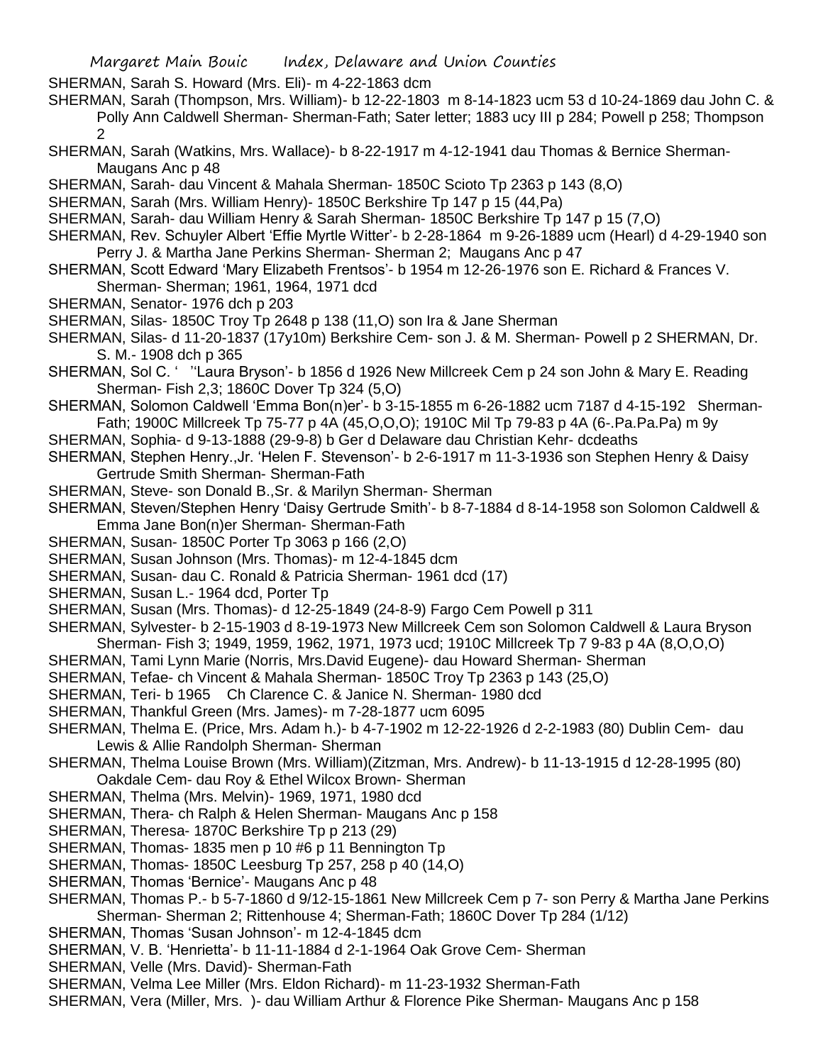SHERMAN, Sarah S. Howard (Mrs. Eli)- m 4-22-1863 dcm

SHERMAN, Sarah (Thompson, Mrs. William)- b 12-22-1803 m 8-14-1823 ucm 53 d 10-24-1869 dau John C. & Polly Ann Caldwell Sherman- Sherman-Fath; Sater letter; 1883 ucy III p 284; Powell p 258; Thompson 2

SHERMAN, Sarah (Watkins, Mrs. Wallace)- b 8-22-1917 m 4-12-1941 dau Thomas & Bernice Sherman- Maugans Anc p 48

SHERMAN, Sarah- dau Vincent & Mahala Sherman- 1850C Scioto Tp 2363 p 143 (8,O)

SHERMAN, Sarah (Mrs. William Henry)- 1850C Berkshire Tp 147 p 15 (44,Pa)

SHERMAN, Sarah- dau William Henry & Sarah Sherman- 1850C Berkshire Tp 147 p 15 (7,O)

SHERMAN, Rev. Schuyler Albert 'Effie Myrtle Witter'- b 2-28-1864 m 9-26-1889 ucm (Hearl) d 4-29-1940 son Perry J. & Martha Jane Perkins Sherman- Sherman 2; Maugans Anc p 47

SHERMAN, Scott Edward 'Mary Elizabeth Frentsos'- b 1954 m 12-26-1976 son E. Richard & Frances V. Sherman- Sherman; 1961, 1964, 1971 dcd

SHERMAN, Senator- 1976 dch p 203

SHERMAN, Silas- 1850C Troy Tp 2648 p 138 (11,O) son Ira & Jane Sherman

SHERMAN, Silas- d 11-20-1837 (17y10m) Berkshire Cem- son J. & M. Sherman- Powell p 2 SHERMAN, Dr. S. M.- 1908 dch p 365

SHERMAN, Sol C. ' ''Laura Bryson'- b 1856 d 1926 New Millcreek Cem p 24 son John & Mary E. Reading Sherman- Fish 2,3; 1860C Dover Tp 324 (5,O)

SHERMAN, Solomon Caldwell 'Emma Bon(n)er'- b 3-15-1855 m 6-26-1882 ucm 7187 d 4-15-192 Sherman-Fath; 1900C Millcreek Tp 75-77 p 4A (45,O,O,O); 1910C Mil Tp 79-83 p 4A (6-.Pa.Pa.Pa) m 9y

SHERMAN, Sophia- d 9-13-1888 (29-9-8) b Ger d Delaware dau Christian Kehr- dcdeaths

SHERMAN, Stephen Henry.,Jr. 'Helen F. Stevenson'- b 2-6-1917 m 11-3-1936 son Stephen Henry & Daisy Gertrude Smith Sherman- Sherman-Fath

SHERMAN, Steve- son Donald B.,Sr. & Marilyn Sherman- Sherman

SHERMAN, Steven/Stephen Henry 'Daisy Gertrude Smith'- b 8-7-1884 d 8-14-1958 son Solomon Caldwell & Emma Jane Bon(n)er Sherman- Sherman-Fath

SHERMAN, Susan- 1850C Porter Tp 3063 p 166 (2,O)

SHERMAN, Susan Johnson (Mrs. Thomas)- m 12-4-1845 dcm

SHERMAN, Susan- dau C. Ronald & Patricia Sherman- 1961 dcd (17)

SHERMAN, Susan L.- 1964 dcd, Porter Tp

SHERMAN, Susan (Mrs. Thomas)- d 12-25-1849 (24-8-9) Fargo Cem Powell p 311

SHERMAN, Sylvester- b 2-15-1903 d 8-19-1973 New Millcreek Cem son Solomon Caldwell & Laura Bryson Sherman- Fish 3; 1949, 1959, 1962, 1971, 1973 ucd; 1910C Millcreek Tp 7 9-83 p 4A (8,O,O,O)

SHERMAN, Tami Lynn Marie (Norris, Mrs.David Eugene)- dau Howard Sherman- Sherman

SHERMAN, Tefae- ch Vincent & Mahala Sherman- 1850C Troy Tp 2363 p 143 (25,O)

SHERMAN, Teri- b 1965 Ch Clarence C. & Janice N. Sherman- 1980 dcd

SHERMAN, Thankful Green (Mrs. James)- m 7-28-1877 ucm 6095

SHERMAN, Thelma E. (Price, Mrs. Adam h.)- b 4-7-1902 m 12-22-1926 d 2-2-1983 (80) Dublin Cem- dau Lewis & Allie Randolph Sherman- Sherman

SHERMAN, Thelma Louise Brown (Mrs. William)(Zitzman, Mrs. Andrew)- b 11-13-1915 d 12-28-1995 (80) Oakdale Cem- dau Roy & Ethel Wilcox Brown- Sherman

SHERMAN, Thelma (Mrs. Melvin)- 1969, 1971, 1980 dcd

SHERMAN, Thera- ch Ralph & Helen Sherman- Maugans Anc p 158

SHERMAN, Theresa- 1870C Berkshire Tp p 213 (29)

SHERMAN, Thomas- 1835 men p 10 #6 p 11 Bennington Tp

SHERMAN, Thomas- 1850C Leesburg Tp 257, 258 p 40 (14,O)

SHERMAN, Thomas 'Bernice'- Maugans Anc p 48

SHERMAN, Thomas P.- b 5-7-1860 d 9/12-15-1861 New Millcreek Cem p 7- son Perry & Martha Jane Perkins Sherman- Sherman 2; Rittenhouse 4; Sherman-Fath; 1860C Dover Tp 284 (1/12)

SHERMAN, Thomas 'Susan Johnson'- m 12-4-1845 dcm

SHERMAN, V. B. 'Henrietta'- b 11-11-1884 d 2-1-1964 Oak Grove Cem- Sherman

SHERMAN, Velle (Mrs. David)- Sherman-Fath

SHERMAN, Velma Lee Miller (Mrs. Eldon Richard)- m 11-23-1932 Sherman-Fath

SHERMAN, Vera (Miller, Mrs. )- dau William Arthur & Florence Pike Sherman- Maugans Anc p 158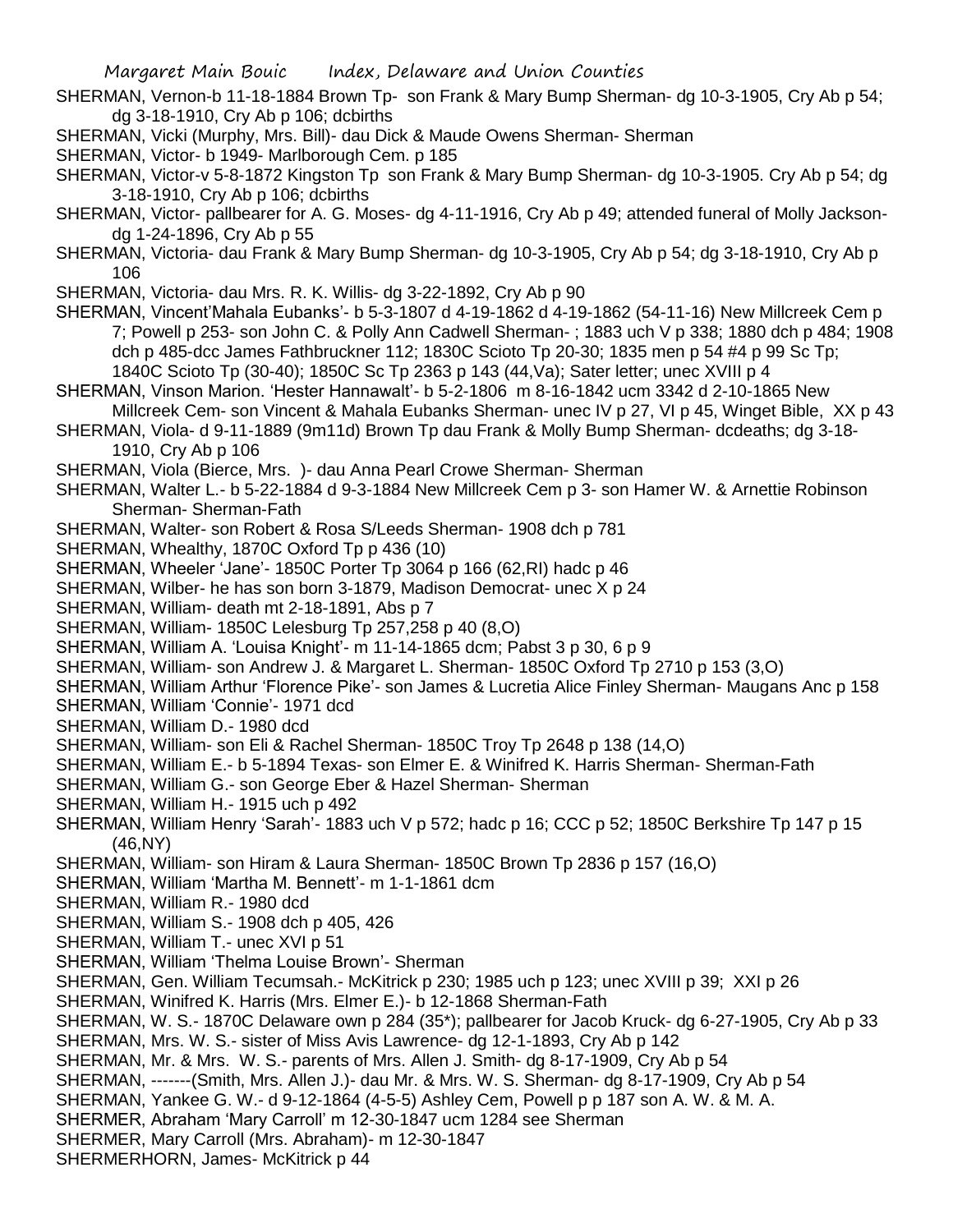SHERMAN, Vernon-b 11-18-1884 Brown Tp- son Frank & Mary Bump Sherman- dg 10-3-1905, Cry Ab p 54; dg 3-18-1910, Cry Ab p 106; dcbirths

SHERMAN, Vicki (Murphy, Mrs. Bill)- dau Dick & Maude Owens Sherman- Sherman

SHERMAN, Victor- b 1949- Marlborough Cem. p 185

SHERMAN, Victor-v 5-8-1872 Kingston Tp son Frank & Mary Bump Sherman- dg 10-3-1905. Cry Ab p 54; dg 3-18-1910, Cry Ab p 106; dcbirths

SHERMAN, Victor- pallbearer for A. G. Moses- dg 4-11-1916, Cry Ab p 49; attended funeral of Molly Jackson- dg 1-24-1896, Cry Ab p 55

SHERMAN, Victoria- dau Frank & Mary Bump Sherman- dg 10-3-1905, Cry Ab p 54; dg 3-18-1910, Cry Ab p 106

SHERMAN, Victoria- dau Mrs. R. K. Willis- dg 3-22-1892, Cry Ab p 90

SHERMAN, Vincent'Mahala Eubanks'- b 5-3-1807 d 4-19-1862 d 4-19-1862 (54-11-16) New Millcreek Cem p 7; Powell p 253- son John C. & Polly Ann Cadwell Sherman- ; 1883 uch V p 338; 1880 dch p 484; 1908 dch p 485-dcc James Fathbruckner 112; 1830C Scioto Tp 20-30; 1835 men p 54 #4 p 99 Sc Tp; 1840C Scioto Tp (30-40); 1850C Sc Tp 2363 p 143 (44,Va); Sater letter; unec XVIII p 4

SHERMAN, Vinson Marion. 'Hester Hannawalt'- b 5-2-1806 m 8-16-1842 ucm 3342 d 2-10-1865 New Millcreek Cem- son Vincent & Mahala Eubanks Sherman- unec IV p 27, VI p 45, Winget Bible, XX p 43

SHERMAN, Viola- d 9-11-1889 (9m11d) Brown Tp dau Frank & Molly Bump Sherman- dcdeaths; dg 3-18-1910, Cry Ab p 106

SHERMAN, Viola (Bierce, Mrs. )- dau Anna Pearl Crowe Sherman- Sherman

SHERMAN, Walter L.- b 5-22-1884 d 9-3-1884 New Millcreek Cem p 3- son Hamer W. & Arnettie Robinson Sherman- Sherman-Fath

SHERMAN, Walter- son Robert & Rosa S/Leeds Sherman- 1908 dch p 781

SHERMAN, Whealthy, 1870C Oxford Tp p 436 (10)

SHERMAN, Wheeler 'Jane'- 1850C Porter Tp 3064 p 166 (62,RI) hadc p 46

SHERMAN, Wilber- he has son born 3-1879, Madison Democrat- unec X p 24

SHERMAN, William- death mt 2-18-1891, Abs p 7

SHERMAN, William- 1850C Lelesburg Tp 257,258 p 40 (8,O)

SHERMAN, William A. 'Louisa Knight'- m 11-14-1865 dcm; Pabst 3 p 30, 6 p 9

SHERMAN, William- son Andrew J. & Margaret L. Sherman- 1850C Oxford Tp 2710 p 153 (3,O)

SHERMAN, William Arthur 'Florence Pike'- son James & Lucretia Alice Finley Sherman- Maugans Anc p 158

SHERMAN, William 'Connie'- 1971 dcd

SHERMAN, William D.- 1980 dcd

SHERMAN, William- son Eli & Rachel Sherman- 1850C Troy Tp 2648 p 138 (14,O)

SHERMAN, William E.- b 5-1894 Texas- son Elmer E. & Winifred K. Harris Sherman- Sherman-Fath

SHERMAN, William G.- son George Eber & Hazel Sherman- Sherman

SHERMAN, William H.- 1915 uch p 492

SHERMAN, William Henry 'Sarah'- 1883 uch V p 572; hadc p 16; CCC p 52; 1850C Berkshire Tp 147 p 15 (46,NY)

SHERMAN, William- son Hiram & Laura Sherman- 1850C Brown Tp 2836 p 157 (16,O)

SHERMAN, William 'Martha M. Bennett'- m 1-1-1861 dcm

SHERMAN, William R.- 1980 dcd

SHERMAN, William S.- 1908 dch p 405, 426

SHERMAN, William T.- unec XVI p 51

SHERMAN, William 'Thelma Louise Brown'- Sherman

SHERMAN, Gen. William Tecumsah.- McKitrick p 230; 1985 uch p 123; unec XVIII p 39; XXI p 26

SHERMAN, Winifred K. Harris (Mrs. Elmer E.)- b 12-1868 Sherman-Fath

SHERMAN, W. S.- 1870C Delaware own p 284 (35*); pallbearer for Jacob Kruck- dg 6-27-1905, Cry Ab p 33

SHERMAN, Mrs. W. S.- sister of Miss Avis Lawrence- dg 12-1-1893, Cry Ab p 142

SHERMAN, Mr. & Mrs. W. S.- parents of Mrs. Allen J. Smith- dg 8-17-1909, Cry Ab p 54

SHERMAN, -------(Smith, Mrs. Allen J.)- dau Mr. & Mrs. W. S. Sherman- dg 8-17-1909, Cry Ab p 54

SHERMAN, Yankee G. W.- d 9-12-1864 (4-5-5) Ashley Cem, Powell p p 187 son A. W. & M. A.

SHERMER, Abraham 'Mary Carroll' m 12-30-1847 ucm 1284 see Sherman

SHERMER, Mary Carroll (Mrs. Abraham)- m 12-30-1847

SHERMERHORN, James- McKitrick p 44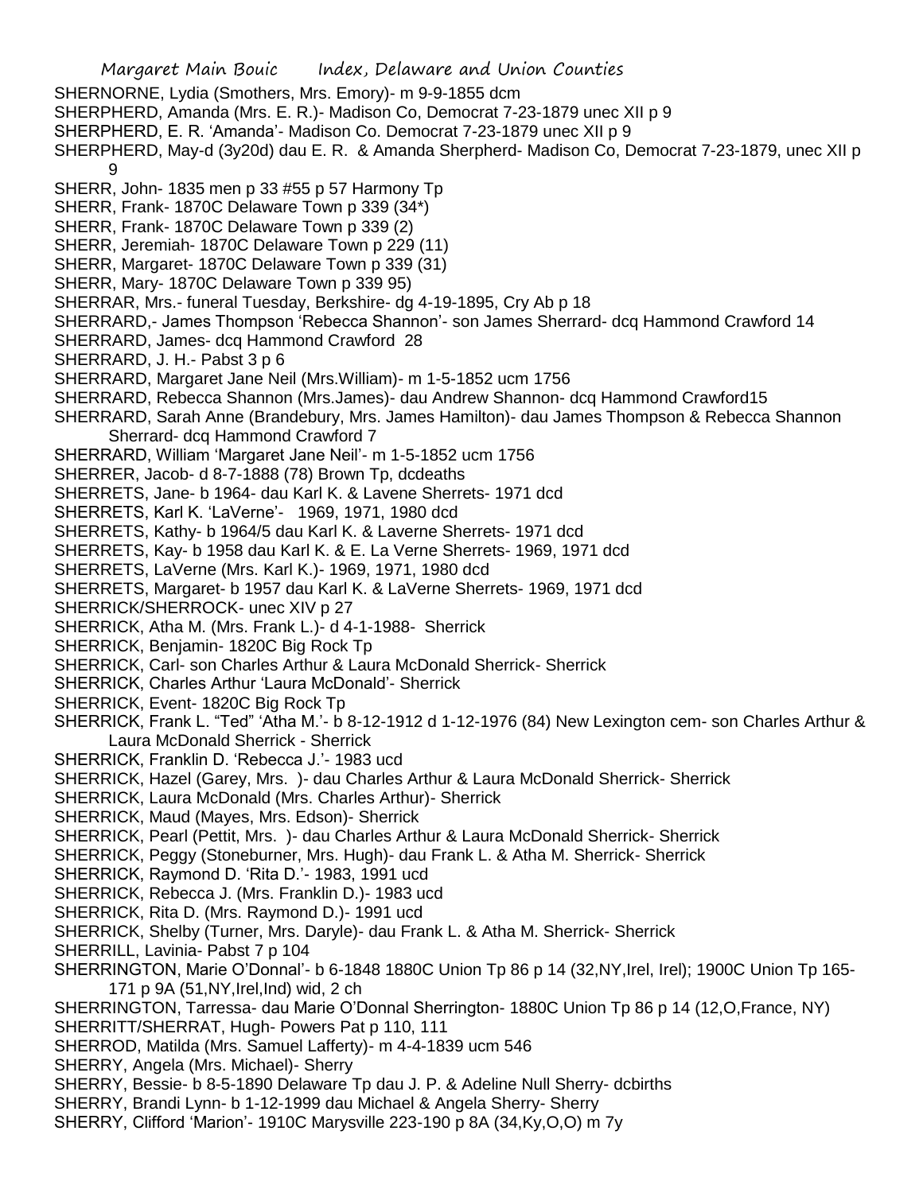SHERNORNE, Lydia (Smothers, Mrs. Emory)- m 9-9-1855 dcm
SHERPHERD, Amanda (Mrs. E. R.)- Madison Co, Democrat 7-23-1879 unec XII p 9
SHERPHERD, E. R. 'Amanda'- Madison Co. Democrat 7-23-1879 unec XII p 9
SHERPHERD, May-d (3y20d) dau E. R. & Amanda Sherpherd- Madison Co, Democrat 7-23-1879, unec XII p 9
SHERR, John- 1835 men p 33 #55 p 57 Harmony Tp
SHERR, Frank- 1870C Delaware Town p 339 (34*)
SHERR, Frank- 1870C Delaware Town p 339 (2)
SHERR, Jeremiah- 1870C Delaware Town p 229 (11)
SHERR, Margaret- 1870C Delaware Town p 339 (31)
SHERR, Mary- 1870C Delaware Town p 339 95)
SHERRAR, Mrs.- funeral Tuesday, Berkshire- dg 4-19-1895, Cry Ab p 18
SHERRARD,- James Thompson 'Rebecca Shannon'- son James Sherrard- dcq Hammond Crawford 14
SHERRARD, James- dcq Hammond Crawford 28
SHERRARD, J. H.- Pabst 3 p 6
SHERRARD, Margaret Jane Neil (Mrs.William)- m 1-5-1852 ucm 1756
SHERRARD, Rebecca Shannon (Mrs.James)- dau Andrew Shannon- dcq Hammond Crawford15
SHERRARD, Sarah Anne (Brandebury, Mrs. James Hamilton)- dau James Thompson & Rebecca Shannon Sherrard- dcq Hammond Crawford 7
SHERRARD, William 'Margaret Jane Neil'- m 1-5-1852 ucm 1756
SHERRER, Jacob- d 8-7-1888 (78) Brown Tp, dcdeaths
SHERRETS, Jane- b 1964- dau Karl K. & Lavene Sherrets- 1971 dcd
SHERRETS, Karl K. 'LaVerne'- 1969, 1971, 1980 dcd
SHERRETS, Kathy- b 1964/5 dau Karl K. & Laverne Sherrets- 1971 dcd
SHERRETS, Kay- b 1958 dau Karl K. & E. La Verne Sherrets- 1969, 1971 dcd
SHERRETS, LaVerne (Mrs. Karl K.)- 1969, 1971, 1980 dcd
SHERRETS, Margaret- b 1957 dau Karl K. & LaVerne Sherrets- 1969, 1971 dcd
SHERRICK/SHERROCK- unec XIV p 27
SHERRICK, Atha M. (Mrs. Frank L.)- d 4-1-1988- Sherrick
SHERRICK, Benjamin- 1820C Big Rock Tp
SHERRICK, Carl- son Charles Arthur & Laura McDonald Sherrick- Sherrick
SHERRICK, Charles Arthur 'Laura McDonald'- Sherrick
SHERRICK, Event- 1820C Big Rock Tp
SHERRICK, Frank L. "Ted" 'Atha M.'- b 8-12-1912 d 1-12-1976 (84) New Lexington cem- son Charles Arthur & Laura McDonald Sherrick - Sherrick
SHERRICK, Franklin D. 'Rebecca J.'- 1983 ucd
SHERRICK, Hazel (Garey, Mrs. )- dau Charles Arthur & Laura McDonald Sherrick- Sherrick
SHERRICK, Laura McDonald (Mrs. Charles Arthur)- Sherrick
SHERRICK, Maud (Mayes, Mrs. Edson)- Sherrick
SHERRICK, Pearl (Pettit, Mrs. )- dau Charles Arthur & Laura McDonald Sherrick- Sherrick
SHERRICK, Peggy (Stoneburner, Mrs. Hugh)- dau Frank L. & Atha M. Sherrick- Sherrick
SHERRICK, Raymond D. 'Rita D.'- 1983, 1991 ucd
SHERRICK, Rebecca J. (Mrs. Franklin D.)- 1983 ucd
SHERRICK, Rita D. (Mrs. Raymond D.)- 1991 ucd
SHERRICK, Shelby (Turner, Mrs. Daryle)- dau Frank L. & Atha M. Sherrick- Sherrick
SHERRILL, Lavinia- Pabst 7 p 104
SHERRINGTON, Marie O'Donnal'- b 6-1848 1880C Union Tp 86 p 14 (32,NY,Irel, Irel); 1900C Union Tp 165-171 p 9A (51,NY,Irel,Ind) wid, 2 ch
SHERRINGTON, Tarressa- dau Marie O'Donnal Sherrington- 1880C Union Tp 86 p 14 (12,O,France, NY)
SHERRITT/SHERRAT, Hugh- Powers Pat p 110, 111
SHERROD, Matilda (Mrs. Samuel Lafferty)- m 4-4-1839 ucm 546
SHERRY, Angela (Mrs. Michael)- Sherry
SHERRY, Bessie- b 8-5-1890 Delaware Tp dau J. P. & Adeline Null Sherry- dcbirths
SHERRY, Brandi Lynn- b 1-12-1999 dau Michael & Angela Sherry- Sherry
SHERRY, Clifford 'Marion'- 1910C Marysville 223-190 p 8A (34,Ky,O,O) m 7y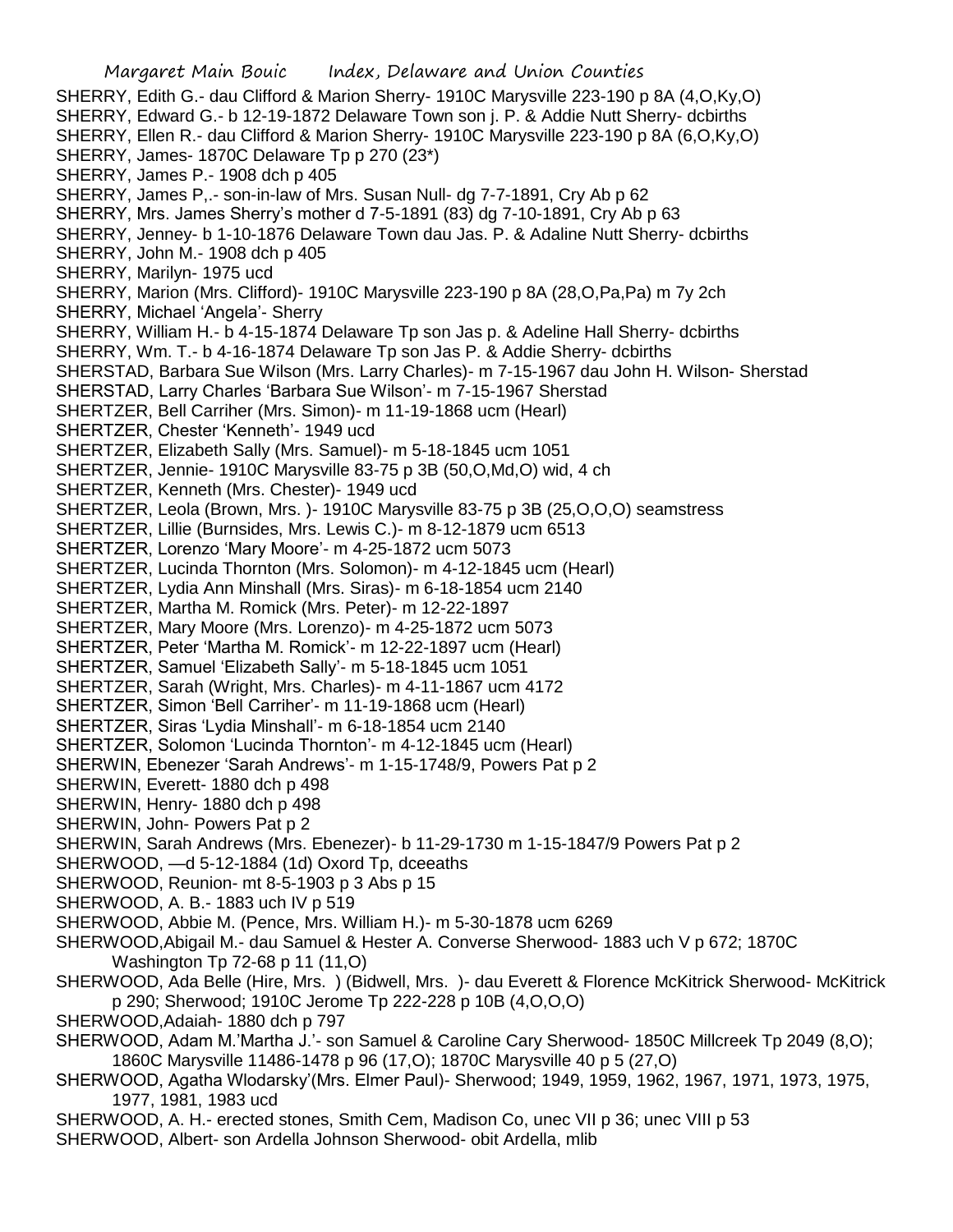SHERRY, Edith G.- dau Clifford & Marion Sherry- 1910C Marysville 223-190 p 8A (4,O,Ky,O)
SHERRY, Edward G.- b 12-19-1872 Delaware Town son j. P. & Addie Nutt Sherry- dcbirths
SHERRY, Ellen R.- dau Clifford & Marion Sherry- 1910C Marysville 223-190 p 8A (6,O,Ky,O)
SHERRY, James- 1870C Delaware Tp p 270 (23*)
SHERRY, James P.- 1908 dch p 405
SHERRY, James P,.- son-in-law of Mrs. Susan Null- dg 7-7-1891, Cry Ab p 62
SHERRY, Mrs. James Sherry's mother d 7-5-1891 (83) dg 7-10-1891, Cry Ab p 63
SHERRY, Jenney- b 1-10-1876 Delaware Town dau Jas. P. & Adaline Nutt Sherry- dcbirths
SHERRY, John M.- 1908 dch p 405
SHERRY, Marilyn- 1975 ucd
SHERRY, Marion (Mrs. Clifford)- 1910C Marysville 223-190 p 8A (28,O,Pa,Pa) m 7y 2ch
SHERRY, Michael 'Angela'- Sherry
SHERRY, William H.- b 4-15-1874 Delaware Tp son Jas p. & Adeline Hall Sherry- dcbirths
SHERRY, Wm. T.- b 4-16-1874 Delaware Tp son Jas P. & Addie Sherry- dcbirths
SHERSTAD, Barbara Sue Wilson (Mrs. Larry Charles)- m 7-15-1967 dau John H. Wilson- Sherstad
SHERSTAD, Larry Charles 'Barbara Sue Wilson'- m 7-15-1967 Sherstad
SHERTZER, Bell Carriher (Mrs. Simon)- m 11-19-1868 ucm (Hearl)
SHERTZER, Chester 'Kenneth'- 1949 ucd
SHERTZER, Elizabeth Sally (Mrs. Samuel)- m 5-18-1845 ucm 1051
SHERTZER, Jennie- 1910C Marysville 83-75 p 3B (50,O,Md,O) wid, 4 ch
SHERTZER, Kenneth (Mrs. Chester)- 1949 ucd
SHERTZER, Leola (Brown, Mrs. )- 1910C Marysville 83-75 p 3B (25,O,O,O) seamstress
SHERTZER, Lillie (Burnsides, Mrs. Lewis C.)- m 8-12-1879 ucm 6513
SHERTZER, Lorenzo 'Mary Moore'- m 4-25-1872 ucm 5073
SHERTZER, Lucinda Thornton (Mrs. Solomon)- m 4-12-1845 ucm (Hearl)
SHERTZER, Lydia Ann Minshall (Mrs. Siras)- m 6-18-1854 ucm 2140
SHERTZER, Martha M. Romick (Mrs. Peter)- m 12-22-1897
SHERTZER, Mary Moore (Mrs. Lorenzo)- m 4-25-1872 ucm 5073
SHERTZER, Peter 'Martha M. Romick'- m 12-22-1897 ucm (Hearl)
SHERTZER, Samuel 'Elizabeth Sally'- m 5-18-1845 ucm 1051
SHERTZER, Sarah (Wright, Mrs. Charles)- m 4-11-1867 ucm 4172
SHERTZER, Simon 'Bell Carriher'- m 11-19-1868 ucm (Hearl)
SHERTZER, Siras 'Lydia Minshall'- m 6-18-1854 ucm 2140
SHERTZER, Solomon 'Lucinda Thornton'- m 4-12-1845 ucm (Hearl)
SHERWIN, Ebenezer 'Sarah Andrews'- m 1-15-1748/9, Powers Pat p 2
SHERWIN, Everett- 1880 dch p 498
SHERWIN, Henry- 1880 dch p 498
SHERWIN, John- Powers Pat p 2
SHERWIN, Sarah Andrews (Mrs. Ebenezer)- b 11-29-1730 m 1-15-1847/9 Powers Pat p 2
SHERWOOD, —d 5-12-1884 (1d) Oxord Tp, dceeaths
SHERWOOD, Reunion- mt 8-5-1903 p 3 Abs p 15
SHERWOOD, A. B.- 1883 uch IV p 519
SHERWOOD, Abbie M. (Pence, Mrs. William H.)- m 5-30-1878 ucm 6269
SHERWOOD,Abigail M.- dau Samuel & Hester A. Converse Sherwood- 1883 uch V p 672; 1870C Washington Tp 72-68 p 11 (11,O)
SHERWOOD, Ada Belle (Hire, Mrs. ) (Bidwell, Mrs. )- dau Everett & Florence McKitrick Sherwood- McKitrick p 290; Sherwood; 1910C Jerome Tp 222-228 p 10B (4,O,O,O)
SHERWOOD,Adaiah- 1880 dch p 797
SHERWOOD, Adam M.'Martha J.'- son Samuel & Caroline Cary Sherwood- 1850C Millcreek Tp 2049 (8,O); 1860C Marysville 11486-1478 p 96 (17,O); 1870C Marysville 40 p 5 (27,O)
SHERWOOD, Agatha Wlodarsky'(Mrs. Elmer Paul)- Sherwood; 1949, 1959, 1962, 1967, 1971, 1973, 1975, 1977, 1981, 1983 ucd
SHERWOOD, A. H.- erected stones, Smith Cem, Madison Co, unec VII p 36; unec VIII p 53
SHERWOOD, Albert- son Ardella Johnson Sherwood- obit Ardella, mlib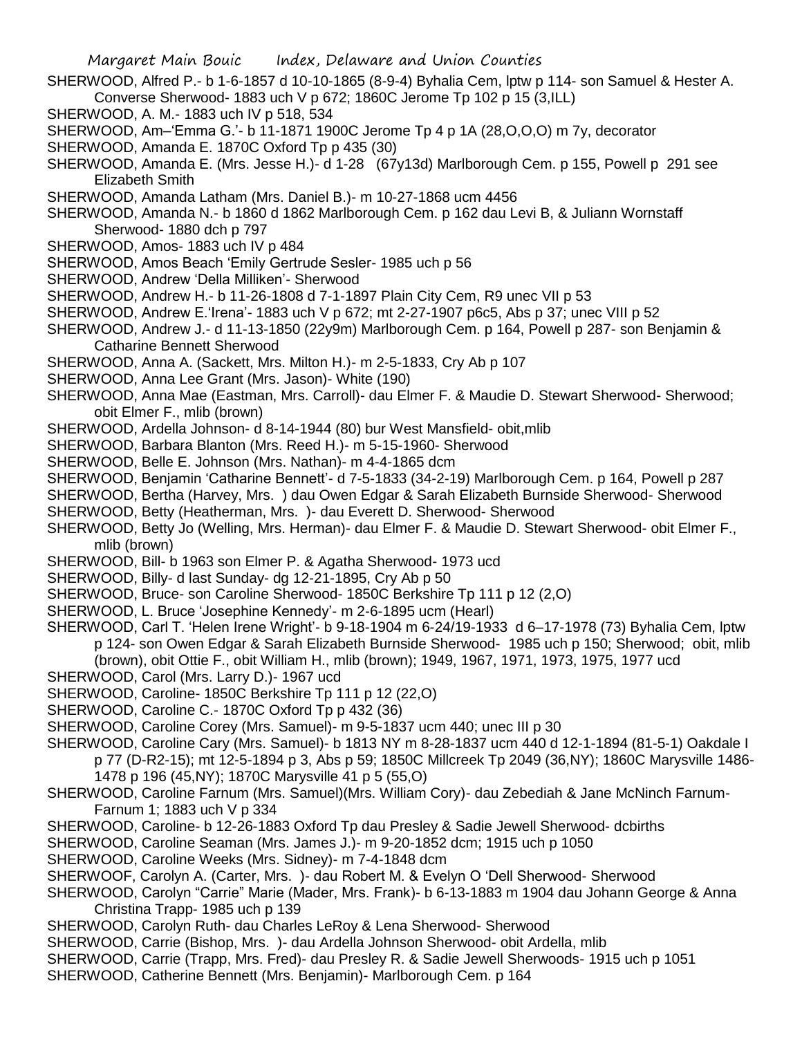SHERWOOD, Alfred P.- b 1-6-1857 d 10-10-1865 (8-9-4) Byhalia Cem, lptw p 114- son Samuel & Hester A. Converse Sherwood- 1883 uch V p 672; 1860C Jerome Tp 102 p 15 (3,ILL)

SHERWOOD, A. M.- 1883 uch IV p 518, 534

SHERWOOD, Am–'Emma G.'- b 11-1871 1900C Jerome Tp 4 p 1A (28,O,O,O) m 7y, decorator

SHERWOOD, Amanda E. 1870C Oxford Tp p 435 (30)

SHERWOOD, Amanda E. (Mrs. Jesse H.)- d 1-28 (67y13d) Marlborough Cem. p 155, Powell p 291 see Elizabeth Smith

SHERWOOD, Amanda Latham (Mrs. Daniel B.)- m 10-27-1868 ucm 4456

SHERWOOD, Amanda N.- b 1860 d 1862 Marlborough Cem. p 162 dau Levi B, & Juliann Wornstaff Sherwood- 1880 dch p 797

SHERWOOD, Amos- 1883 uch IV p 484

SHERWOOD, Amos Beach 'Emily Gertrude Sesler- 1985 uch p 56

SHERWOOD, Andrew 'Della Milliken'- Sherwood

SHERWOOD, Andrew H.- b 11-26-1808 d 7-1-1897 Plain City Cem, R9 unec VII p 53

SHERWOOD, Andrew E.'Irena'- 1883 uch V p 672; mt 2-27-1907 p6c5, Abs p 37; unec VIII p 52

SHERWOOD, Andrew J.- d 11-13-1850 (22y9m) Marlborough Cem. p 164, Powell p 287- son Benjamin & Catharine Bennett Sherwood

SHERWOOD, Anna A. (Sackett, Mrs. Milton H.)- m 2-5-1833, Cry Ab p 107

SHERWOOD, Anna Lee Grant (Mrs. Jason)- White (190)

SHERWOOD, Anna Mae (Eastman, Mrs. Carroll)- dau Elmer F. & Maudie D. Stewart Sherwood- Sherwood; obit Elmer F., mlib (brown)

SHERWOOD, Ardella Johnson- d 8-14-1944 (80) bur West Mansfield- obit,mlib

SHERWOOD, Barbara Blanton (Mrs. Reed H.)- m 5-15-1960- Sherwood

SHERWOOD, Belle E. Johnson (Mrs. Nathan)- m 4-4-1865 dcm

SHERWOOD, Benjamin 'Catharine Bennett'- d 7-5-1833 (34-2-19) Marlborough Cem. p 164, Powell p 287

SHERWOOD, Bertha (Harvey, Mrs. ) dau Owen Edgar & Sarah Elizabeth Burnside Sherwood- Sherwood

SHERWOOD, Betty (Heatherman, Mrs. )- dau Everett D. Sherwood- Sherwood

SHERWOOD, Betty Jo (Welling, Mrs. Herman)- dau Elmer F. & Maudie D. Stewart Sherwood- obit Elmer F., mlib (brown)

SHERWOOD, Bill- b 1963 son Elmer P. & Agatha Sherwood- 1973 ucd

SHERWOOD, Billy- d last Sunday- dg 12-21-1895, Cry Ab p 50

SHERWOOD, Bruce- son Caroline Sherwood- 1850C Berkshire Tp 111 p 12 (2,O)

SHERWOOD, L. Bruce 'Josephine Kennedy'- m 2-6-1895 ucm (Hearl)

SHERWOOD, Carl T. 'Helen Irene Wright'- b 9-18-1904 m 6-24/19-1933 d 6–17-1978 (73) Byhalia Cem, lptw p 124- son Owen Edgar & Sarah Elizabeth Burnside Sherwood- 1985 uch p 150; Sherwood; obit, mlib (brown), obit Ottie F., obit William H., mlib (brown); 1949, 1967, 1971, 1973, 1975, 1977 ucd

SHERWOOD, Carol (Mrs. Larry D.)- 1967 ucd

SHERWOOD, Caroline- 1850C Berkshire Tp 111 p 12 (22,O)

SHERWOOD, Caroline C.- 1870C Oxford Tp p 432 (36)

SHERWOOD, Caroline Corey (Mrs. Samuel)- m 9-5-1837 ucm 440; unec III p 30

SHERWOOD, Caroline Cary (Mrs. Samuel)- b 1813 NY m 8-28-1837 ucm 440 d 12-1-1894 (81-5-1) Oakdale I p 77 (D-R2-15); mt 12-5-1894 p 3, Abs p 59; 1850C Millcreek Tp 2049 (36,NY); 1860C Marysville 1486-1478 p 196 (45,NY); 1870C Marysville 41 p 5 (55,O)

SHERWOOD, Caroline Farnum (Mrs. Samuel)(Mrs. William Cory)- dau Zebediah & Jane McNinch Farnum- Farnum 1; 1883 uch V p 334

SHERWOOD, Caroline- b 12-26-1883 Oxford Tp dau Presley & Sadie Jewell Sherwood- dcbirths

SHERWOOD, Caroline Seaman (Mrs. James J.)- m 9-20-1852 dcm; 1915 uch p 1050

SHERWOOD, Caroline Weeks (Mrs. Sidney)- m 7-4-1848 dcm

SHERWOOF, Carolyn A. (Carter, Mrs. )- dau Robert M. & Evelyn O 'Dell Sherwood- Sherwood

SHERWOOD, Carolyn "Carrie" Marie (Mader, Mrs. Frank)- b 6-13-1883 m 1904 dau Johann George & Anna Christina Trapp- 1985 uch p 139

SHERWOOD, Carolyn Ruth- dau Charles LeRoy & Lena Sherwood- Sherwood

SHERWOOD, Carrie (Bishop, Mrs. )- dau Ardella Johnson Sherwood- obit Ardella, mlib

SHERWOOD, Carrie (Trapp, Mrs. Fred)- dau Presley R. & Sadie Jewell Sherwoods- 1915 uch p 1051

SHERWOOD, Catherine Bennett (Mrs. Benjamin)- Marlborough Cem. p 164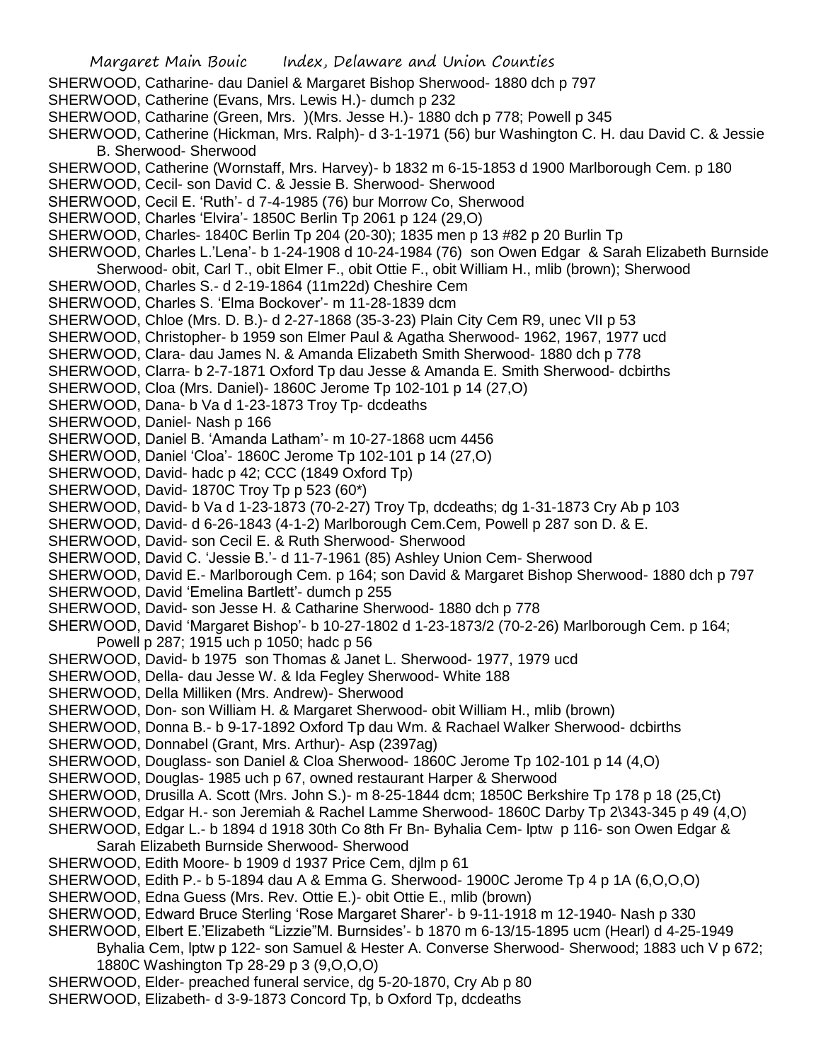SHERWOOD, Catharine- dau Daniel & Margaret Bishop Sherwood- 1880 dch p 797

SHERWOOD, Catherine (Evans, Mrs. Lewis H.)- dumch p 232

SHERWOOD, Catharine (Green, Mrs. )(Mrs. Jesse H.)- 1880 dch p 778; Powell p 345

SHERWOOD, Catherine (Hickman, Mrs. Ralph)- d 3-1-1971 (56) bur Washington C. H. dau David C. & Jessie B. Sherwood- Sherwood

SHERWOOD, Catherine (Wornstaff, Mrs. Harvey)- b 1832 m 6-15-1853 d 1900 Marlborough Cem. p 180

SHERWOOD, Cecil- son David C. & Jessie B. Sherwood- Sherwood

SHERWOOD, Cecil E. 'Ruth'- d 7-4-1985 (76) bur Morrow Co, Sherwood

SHERWOOD, Charles 'Elvira'- 1850C Berlin Tp 2061 p 124 (29,O)

SHERWOOD, Charles- 1840C Berlin Tp 204 (20-30); 1835 men p 13 #82 p 20 Burlin Tp

SHERWOOD, Charles L.'Lena'- b 1-24-1908 d 10-24-1984 (76) son Owen Edgar & Sarah Elizabeth Burnside Sherwood- obit, Carl T., obit Elmer F., obit Ottie F., obit William H., mlib (brown); Sherwood

SHERWOOD, Charles S.- d 2-19-1864 (11m22d) Cheshire Cem

SHERWOOD, Charles S. 'Elma Bockover'- m 11-28-1839 dcm

SHERWOOD, Chloe (Mrs. D. B.)- d 2-27-1868 (35-3-23) Plain City Cem R9, unec VII p 53

SHERWOOD, Christopher- b 1959 son Elmer Paul & Agatha Sherwood- 1962, 1967, 1977 ucd

SHERWOOD, Clara- dau James N. & Amanda Elizabeth Smith Sherwood- 1880 dch p 778

SHERWOOD, Clarra- b 2-7-1871 Oxford Tp dau Jesse & Amanda E. Smith Sherwood- dcbirths

SHERWOOD, Cloa (Mrs. Daniel)- 1860C Jerome Tp 102-101 p 14 (27,O)

SHERWOOD, Dana- b Va d 1-23-1873 Troy Tp- dcdeaths

SHERWOOD, Daniel- Nash p 166

SHERWOOD, Daniel B. 'Amanda Latham'- m 10-27-1868 ucm 4456

SHERWOOD, Daniel 'Cloa'- 1860C Jerome Tp 102-101 p 14 (27,O)

SHERWOOD, David- hadc p 42; CCC (1849 Oxford Tp)

SHERWOOD, David- 1870C Troy Tp p 523 (60*)

SHERWOOD, David- b Va d 1-23-1873 (70-2-27) Troy Tp, dcdeaths; dg 1-31-1873 Cry Ab p 103

SHERWOOD, David- d 6-26-1843 (4-1-2) Marlborough Cem.Cem, Powell p 287 son D. & E.

SHERWOOD, David- son Cecil E. & Ruth Sherwood- Sherwood

SHERWOOD, David C. 'Jessie B.'- d 11-7-1961 (85) Ashley Union Cem- Sherwood

SHERWOOD, David E.- Marlborough Cem. p 164; son David & Margaret Bishop Sherwood- 1880 dch p 797

SHERWOOD, David 'Emelina Bartlett'- dumch p 255

SHERWOOD, David- son Jesse H. & Catharine Sherwood- 1880 dch p 778

SHERWOOD, David 'Margaret Bishop'- b 10-27-1802 d 1-23-1873/2 (70-2-26) Marlborough Cem. p 164; Powell p 287; 1915 uch p 1050; hadc p 56

SHERWOOD, David- b 1975 son Thomas & Janet L. Sherwood- 1977, 1979 ucd

SHERWOOD, Della- dau Jesse W. & Ida Fegley Sherwood- White 188

SHERWOOD, Della Milliken (Mrs. Andrew)- Sherwood

SHERWOOD, Don- son William H. & Margaret Sherwood- obit William H., mlib (brown)

SHERWOOD, Donna B.- b 9-17-1892 Oxford Tp dau Wm. & Rachael Walker Sherwood- dcbirths

SHERWOOD, Donnabel (Grant, Mrs. Arthur)- Asp (2397ag)

SHERWOOD, Douglass- son Daniel & Cloa Sherwood- 1860C Jerome Tp 102-101 p 14 (4,O)

SHERWOOD, Douglas- 1985 uch p 67, owned restaurant Harper & Sherwood

SHERWOOD, Drusilla A. Scott (Mrs. John S.)- m 8-25-1844 dcm; 1850C Berkshire Tp 178 p 18 (25,Ct)

SHERWOOD, Edgar H.- son Jeremiah & Rachel Lamme Sherwood- 1860C Darby Tp 2\343-345 p 49 (4,O)

SHERWOOD, Edgar L.- b 1894 d 1918 30th Co 8th Fr Bn- Byhalia Cem- lptw p 116- son Owen Edgar & Sarah Elizabeth Burnside Sherwood- Sherwood

SHERWOOD, Edith Moore- b 1909 d 1937 Price Cem, djlm p 61

SHERWOOD, Edith P.- b 5-1894 dau A & Emma G. Sherwood- 1900C Jerome Tp 4 p 1A (6,O,O,O)

SHERWOOD, Edna Guess (Mrs. Rev. Ottie E.)- obit Ottie E., mlib (brown)

SHERWOOD, Edward Bruce Sterling 'Rose Margaret Sharer'- b 9-11-1918 m 12-1940- Nash p 330

SHERWOOD, Elbert E.'Elizabeth "Lizzie"M. Burnsides'- b 1870 m 6-13/15-1895 ucm (Hearl) d 4-25-1949 Byhalia Cem, lptw p 122- son Samuel & Hester A. Converse Sherwood- Sherwood; 1883 uch V p 672; 1880C Washington Tp 28-29 p 3 (9,O,O,O)

SHERWOOD, Elder- preached funeral service, dg 5-20-1870, Cry Ab p 80

SHERWOOD, Elizabeth- d 3-9-1873 Concord Tp, b Oxford Tp, dcdeaths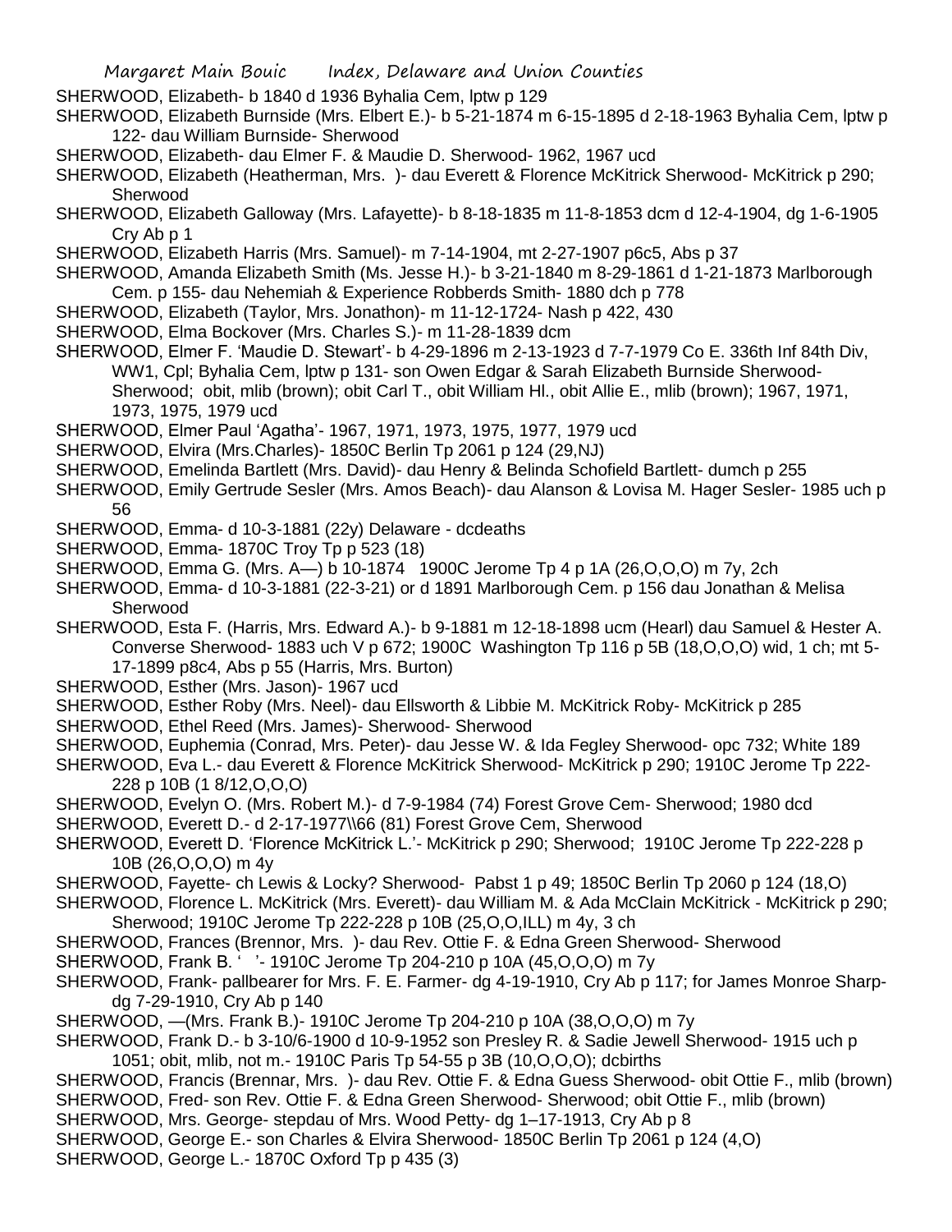SHERWOOD, Elizabeth- b 1840 d 1936 Byhalia Cem, lptw p 129

SHERWOOD, Elizabeth Burnside (Mrs. Elbert E.)- b 5-21-1874 m 6-15-1895 d 2-18-1963 Byhalia Cem, lptw p 122- dau William Burnside- Sherwood

SHERWOOD, Elizabeth- dau Elmer F. & Maudie D. Sherwood- 1962, 1967 ucd

SHERWOOD, Elizabeth (Heatherman, Mrs. )- dau Everett & Florence McKitrick Sherwood- McKitrick p 290; Sherwood

SHERWOOD, Elizabeth Galloway (Mrs. Lafayette)- b 8-18-1835 m 11-8-1853 dcm d 12-4-1904, dg 1-6-1905 Cry Ab p 1

SHERWOOD, Elizabeth Harris (Mrs. Samuel)- m 7-14-1904, mt 2-27-1907 p6c5, Abs p 37

SHERWOOD, Amanda Elizabeth Smith (Ms. Jesse H.)- b 3-21-1840 m 8-29-1861 d 1-21-1873 Marlborough Cem. p 155- dau Nehemiah & Experience Robberds Smith- 1880 dch p 778

SHERWOOD, Elizabeth (Taylor, Mrs. Jonathon)- m 11-12-1724- Nash p 422, 430

SHERWOOD, Elma Bockover (Mrs. Charles S.)- m 11-28-1839 dcm

SHERWOOD, Elmer F. 'Maudie D. Stewart'- b 4-29-1896 m 2-13-1923 d 7-7-1979 Co E. 336th Inf 84th Div, WW1, Cpl; Byhalia Cem, lptw p 131- son Owen Edgar & Sarah Elizabeth Burnside Sherwood- Sherwood; obit, mlib (brown); obit Carl T., obit William Hl., obit Allie E., mlib (brown); 1967, 1971, 1973, 1975, 1979 ucd

SHERWOOD, Elmer Paul 'Agatha'- 1967, 1971, 1973, 1975, 1977, 1979 ucd

SHERWOOD, Elvira (Mrs.Charles)- 1850C Berlin Tp 2061 p 124 (29,NJ)

SHERWOOD, Emelinda Bartlett (Mrs. David)- dau Henry & Belinda Schofield Bartlett- dumch p 255

SHERWOOD, Emily Gertrude Sesler (Mrs. Amos Beach)- dau Alanson & Lovisa M. Hager Sesler- 1985 uch p 56

SHERWOOD, Emma- d 10-3-1881 (22y) Delaware - dcdeaths

SHERWOOD, Emma- 1870C Troy Tp p 523 (18)

SHERWOOD, Emma G. (Mrs. A—) b 10-1874 1900C Jerome Tp 4 p 1A (26,O,O,O) m 7y, 2ch

SHERWOOD, Emma- d 10-3-1881 (22-3-21) or d 1891 Marlborough Cem. p 156 dau Jonathan & Melisa Sherwood

SHERWOOD, Esta F. (Harris, Mrs. Edward A.)- b 9-1881 m 12-18-1898 ucm (Hearl) dau Samuel & Hester A. Converse Sherwood- 1883 uch V p 672; 1900C Washington Tp 116 p 5B (18,O,O,O) wid, 1 ch; mt 5-17-1899 p8c4, Abs p 55 (Harris, Mrs. Burton)

SHERWOOD, Esther (Mrs. Jason)- 1967 ucd

SHERWOOD, Esther Roby (Mrs. Neel)- dau Ellsworth & Libbie M. McKitrick Roby- McKitrick p 285

SHERWOOD, Ethel Reed (Mrs. James)- Sherwood- Sherwood

SHERWOOD, Euphemia (Conrad, Mrs. Peter)- dau Jesse W. & Ida Fegley Sherwood- opc 732; White 189

SHERWOOD, Eva L.- dau Everett & Florence McKitrick Sherwood- McKitrick p 290; 1910C Jerome Tp 222-228 p 10B (1 8/12,O,O,O)

SHERWOOD, Evelyn O. (Mrs. Robert M.)- d 7-9-1984 (74) Forest Grove Cem- Sherwood; 1980 dcd

SHERWOOD, Everett D.- d 2-17-1977\\66 (81) Forest Grove Cem, Sherwood

SHERWOOD, Everett D. 'Florence McKitrick L.'- McKitrick p 290; Sherwood; 1910C Jerome Tp 222-228 p 10B (26,O,O,O) m 4y

SHERWOOD, Fayette- ch Lewis & Locky? Sherwood- Pabst 1 p 49; 1850C Berlin Tp 2060 p 124 (18,O)

SHERWOOD, Florence L. McKitrick (Mrs. Everett)- dau William M. & Ada McClain McKitrick - McKitrick p 290; Sherwood; 1910C Jerome Tp 222-228 p 10B (25,O,O,ILL) m 4y, 3 ch

SHERWOOD, Frances (Brennor, Mrs. )- dau Rev. Ottie F. & Edna Green Sherwood- Sherwood

SHERWOOD, Frank B. ' '- 1910C Jerome Tp 204-210 p 10A (45,O,O,O) m 7y

SHERWOOD, Frank- pallbearer for Mrs. F. E. Farmer- dg 4-19-1910, Cry Ab p 117; for James Monroe Sharp- dg 7-29-1910, Cry Ab p 140

SHERWOOD, —(Mrs. Frank B.)- 1910C Jerome Tp 204-210 p 10A (38,O,O,O) m 7y

SHERWOOD, Frank D.- b 3-10/6-1900 d 10-9-1952 son Presley R. & Sadie Jewell Sherwood- 1915 uch p 1051; obit, mlib, not m.- 1910C Paris Tp 54-55 p 3B (10,O,O,O); dcbirths

SHERWOOD, Francis (Brennar, Mrs. )- dau Rev. Ottie F. & Edna Guess Sherwood- obit Ottie F., mlib (brown)

SHERWOOD, Fred- son Rev. Ottie F. & Edna Green Sherwood- Sherwood; obit Ottie F., mlib (brown)

SHERWOOD, Mrs. George- stepdau of Mrs. Wood Petty- dg 1–17-1913, Cry Ab p 8

SHERWOOD, George E.- son Charles & Elvira Sherwood- 1850C Berlin Tp 2061 p 124 (4,O)

SHERWOOD, George L.- 1870C Oxford Tp p 435 (3)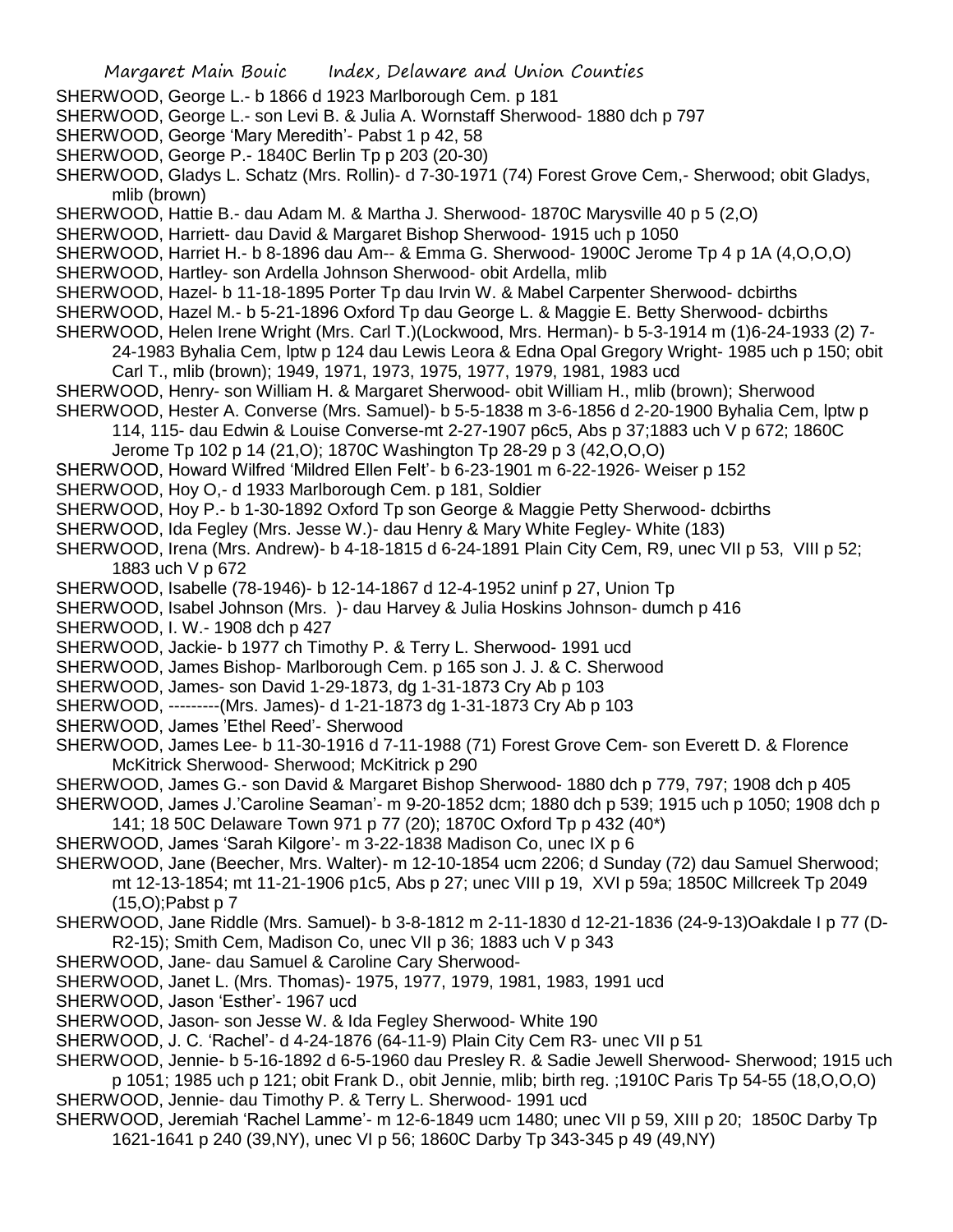SHERWOOD, George L.- b 1866 d 1923 Marlborough Cem. p 181

SHERWOOD, George L.- son Levi B. & Julia A. Wornstaff Sherwood- 1880 dch p 797

SHERWOOD, George 'Mary Meredith'- Pabst 1 p 42, 58

SHERWOOD, George P.- 1840C Berlin Tp p 203 (20-30)

SHERWOOD, Gladys L. Schatz (Mrs. Rollin)- d 7-30-1971 (74) Forest Grove Cem,- Sherwood; obit Gladys, mlib (brown)

SHERWOOD, Hattie B.- dau Adam M. & Martha J. Sherwood- 1870C Marysville 40 p 5 (2,O)

SHERWOOD, Harriett- dau David & Margaret Bishop Sherwood- 1915 uch p 1050

SHERWOOD, Harriet H.- b 8-1896 dau Am-- & Emma G. Sherwood- 1900C Jerome Tp 4 p 1A (4,O,O,O)

SHERWOOD, Hartley- son Ardella Johnson Sherwood- obit Ardella, mlib

SHERWOOD, Hazel- b 11-18-1895 Porter Tp dau Irvin W. & Mabel Carpenter Sherwood- dcbirths

SHERWOOD, Hazel M.- b 5-21-1896 Oxford Tp dau George L. & Maggie E. Betty Sherwood- dcbirths

SHERWOOD, Helen Irene Wright (Mrs. Carl T.)(Lockwood, Mrs. Herman)- b 5-3-1914 m (1)6-24-1933 (2) 7-24-1983 Byhalia Cem, lptw p 124 dau Lewis Leora & Edna Opal Gregory Wright- 1985 uch p 150; obit Carl T., mlib (brown); 1949, 1971, 1973, 1975, 1977, 1979, 1981, 1983 ucd

SHERWOOD, Henry- son William H. & Margaret Sherwood- obit William H., mlib (brown); Sherwood

SHERWOOD, Hester A. Converse (Mrs. Samuel)- b 5-5-1838 m 3-6-1856 d 2-20-1900 Byhalia Cem, lptw p 114, 115- dau Edwin & Louise Converse-mt 2-27-1907 p6c5, Abs p 37;1883 uch V p 672; 1860C Jerome Tp 102 p 14 (21,O); 1870C Washington Tp 28-29 p 3 (42,O,O,O)

SHERWOOD, Howard Wilfred 'Mildred Ellen Felt'- b 6-23-1901 m 6-22-1926- Weiser p 152

SHERWOOD, Hoy O,- d 1933 Marlborough Cem. p 181, Soldier

SHERWOOD, Hoy P.- b 1-30-1892 Oxford Tp son George & Maggie Petty Sherwood- dcbirths

SHERWOOD, Ida Fegley (Mrs. Jesse W.)- dau Henry & Mary White Fegley- White (183)

SHERWOOD, Irena (Mrs. Andrew)- b 4-18-1815 d 6-24-1891 Plain City Cem, R9, unec VII p 53, VIII p 52; 1883 uch V p 672

SHERWOOD, Isabelle (78-1946)- b 12-14-1867 d 12-4-1952 uninf p 27, Union Tp

SHERWOOD, Isabel Johnson (Mrs. )- dau Harvey & Julia Hoskins Johnson- dumch p 416

SHERWOOD, I. W.- 1908 dch p 427

SHERWOOD, Jackie- b 1977 ch Timothy P. & Terry L. Sherwood- 1991 ucd

SHERWOOD, James Bishop- Marlborough Cem. p 165 son J. J. & C. Sherwood

SHERWOOD, James- son David 1-29-1873, dg 1-31-1873 Cry Ab p 103

SHERWOOD, ---------(Mrs. James)- d 1-21-1873 dg 1-31-1873 Cry Ab p 103

SHERWOOD, James 'Ethel Reed'- Sherwood

SHERWOOD, James Lee- b 11-30-1916 d 7-11-1988 (71) Forest Grove Cem- son Everett D. & Florence McKitrick Sherwood- Sherwood; McKitrick p 290

SHERWOOD, James G.- son David & Margaret Bishop Sherwood- 1880 dch p 779, 797; 1908 dch p 405

SHERWOOD, James J.'Caroline Seaman'- m 9-20-1852 dcm; 1880 dch p 539; 1915 uch p 1050; 1908 dch p 141; 18 50C Delaware Town 971 p 77 (20); 1870C Oxford Tp p 432 (40*)

SHERWOOD, James 'Sarah Kilgore'- m 3-22-1838 Madison Co, unec IX p 6

SHERWOOD, Jane (Beecher, Mrs. Walter)- m 12-10-1854 ucm 2206; d Sunday (72) dau Samuel Sherwood; mt 12-13-1854; mt 11-21-1906 p1c5, Abs p 27; unec VIII p 19, XVI p 59a; 1850C Millcreek Tp 2049 (15,O);Pabst p 7

SHERWOOD, Jane Riddle (Mrs. Samuel)- b 3-8-1812 m 2-11-1830 d 12-21-1836 (24-9-13)Oakdale I p 77 (D-R2-15); Smith Cem, Madison Co, unec VII p 36; 1883 uch V p 343

SHERWOOD, Jane- dau Samuel & Caroline Cary Sherwood-

SHERWOOD, Janet L. (Mrs. Thomas)- 1975, 1977, 1979, 1981, 1983, 1991 ucd

SHERWOOD, Jason 'Esther'- 1967 ucd

SHERWOOD, Jason- son Jesse W. & Ida Fegley Sherwood- White 190

SHERWOOD, J. C. 'Rachel'- d 4-24-1876 (64-11-9) Plain City Cem R3- unec VII p 51

SHERWOOD, Jennie- b 5-16-1892 d 6-5-1960 dau Presley R. & Sadie Jewell Sherwood- Sherwood; 1915 uch p 1051; 1985 uch p 121; obit Frank D., obit Jennie, mlib; birth reg. ;1910C Paris Tp 54-55 (18,O,O,O)

SHERWOOD, Jennie- dau Timothy P. & Terry L. Sherwood- 1991 ucd

SHERWOOD, Jeremiah 'Rachel Lamme'- m 12-6-1849 ucm 1480; unec VII p 59, XIII p 20; 1850C Darby Tp 1621-1641 p 240 (39,NY), unec VI p 56; 1860C Darby Tp 343-345 p 49 (49,NY)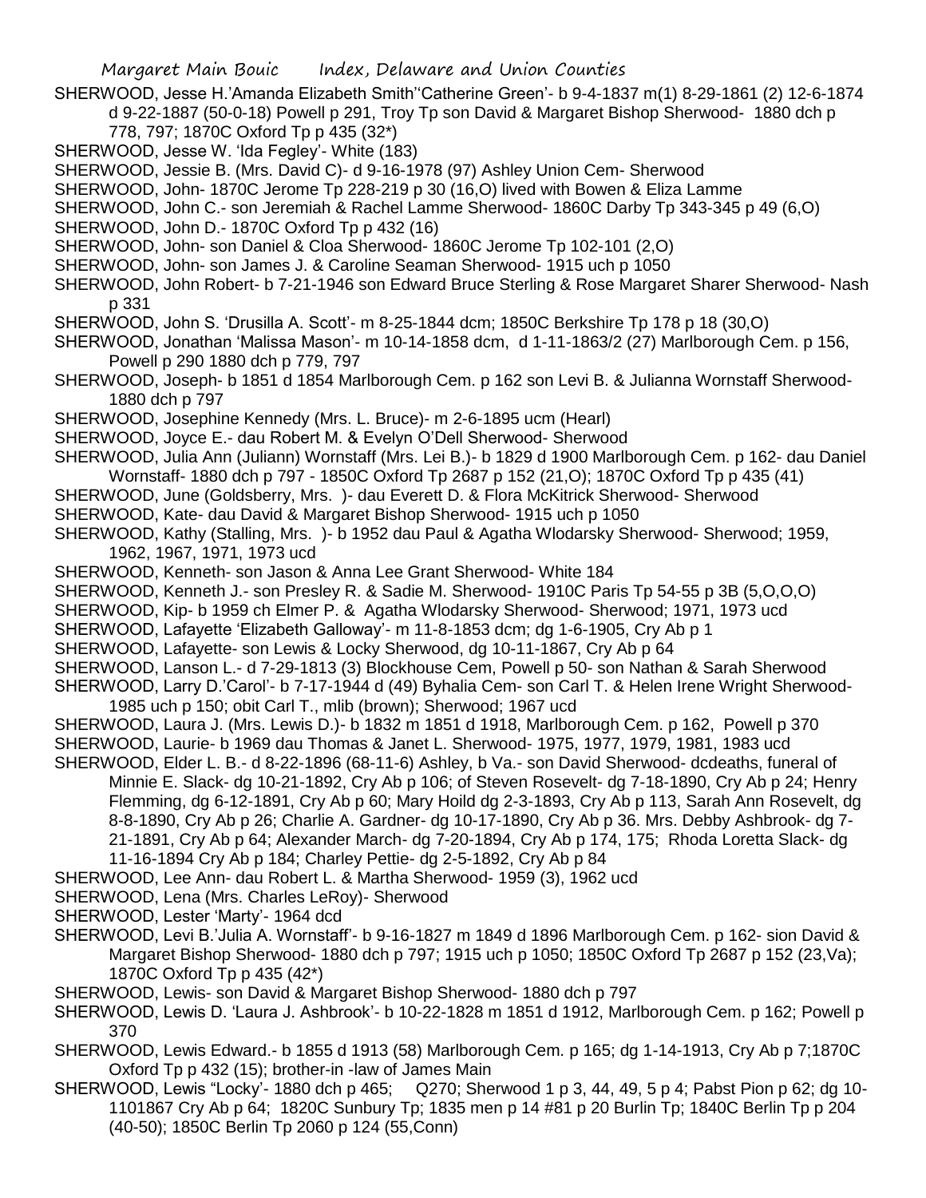SHERWOOD, Jesse H.'Amanda Elizabeth Smith''Catherine Green'- b 9-4-1837 m(1) 8-29-1861 (2) 12-6-1874 d 9-22-1887 (50-0-18) Powell p 291, Troy Tp son David & Margaret Bishop Sherwood- 1880 dch p 778, 797; 1870C Oxford Tp p 435 (32*)

SHERWOOD, Jesse W. 'Ida Fegley'- White (183)

SHERWOOD, Jessie B. (Mrs. David C)- d 9-16-1978 (97) Ashley Union Cem- Sherwood

SHERWOOD, John- 1870C Jerome Tp 228-219 p 30 (16,O) lived with Bowen & Eliza Lamme

SHERWOOD, John C.- son Jeremiah & Rachel Lamme Sherwood- 1860C Darby Tp 343-345 p 49 (6,O)

SHERWOOD, John D.- 1870C Oxford Tp p 432 (16)

SHERWOOD, John- son Daniel & Cloa Sherwood- 1860C Jerome Tp 102-101 (2,O)

SHERWOOD, John- son James J. & Caroline Seaman Sherwood- 1915 uch p 1050

SHERWOOD, John Robert- b 7-21-1946 son Edward Bruce Sterling & Rose Margaret Sharer Sherwood- Nash p 331

SHERWOOD, John S. 'Drusilla A. Scott'- m 8-25-1844 dcm; 1850C Berkshire Tp 178 p 18 (30,O)

SHERWOOD, Jonathan 'Malissa Mason'- m 10-14-1858 dcm, d 1-11-1863/2 (27) Marlborough Cem. p 156, Powell p 290 1880 dch p 779, 797

SHERWOOD, Joseph- b 1851 d 1854 Marlborough Cem. p 162 son Levi B. & Julianna Wornstaff Sherwood- 1880 dch p 797

SHERWOOD, Josephine Kennedy (Mrs. L. Bruce)- m 2-6-1895 ucm (Hearl)

SHERWOOD, Joyce E.- dau Robert M. & Evelyn O'Dell Sherwood- Sherwood

SHERWOOD, Julia Ann (Juliann) Wornstaff (Mrs. Lei B.)- b 1829 d 1900 Marlborough Cem. p 162- dau Daniel Wornstaff- 1880 dch p 797 - 1850C Oxford Tp 2687 p 152 (21,O); 1870C Oxford Tp p 435 (41)

SHERWOOD, June (Goldsberry, Mrs. )- dau Everett D. & Flora McKitrick Sherwood- Sherwood

SHERWOOD, Kate- dau David & Margaret Bishop Sherwood- 1915 uch p 1050

SHERWOOD, Kathy (Stalling, Mrs. )- b 1952 dau Paul & Agatha Wlodarsky Sherwood- Sherwood; 1959, 1962, 1967, 1971, 1973 ucd

SHERWOOD, Kenneth- son Jason & Anna Lee Grant Sherwood- White 184

SHERWOOD, Kenneth J.- son Presley R. & Sadie M. Sherwood- 1910C Paris Tp 54-55 p 3B (5,O,O,O)

SHERWOOD, Kip- b 1959 ch Elmer P. & Agatha Wlodarsky Sherwood- Sherwood; 1971, 1973 ucd

SHERWOOD, Lafayette 'Elizabeth Galloway'- m 11-8-1853 dcm; dg 1-6-1905, Cry Ab p 1

SHERWOOD, Lafayette- son Lewis & Locky Sherwood, dg 10-11-1867, Cry Ab p 64

SHERWOOD, Lanson L.- d 7-29-1813 (3) Blockhouse Cem, Powell p 50- son Nathan & Sarah Sherwood

SHERWOOD, Larry D.'Carol'- b 7-17-1944 d (49) Byhalia Cem- son Carl T. & Helen Irene Wright Sherwood- 1985 uch p 150; obit Carl T., mlib (brown); Sherwood; 1967 ucd

SHERWOOD, Laura J. (Mrs. Lewis D.)- b 1832 m 1851 d 1918, Marlborough Cem. p 162, Powell p 370

SHERWOOD, Laurie- b 1969 dau Thomas & Janet L. Sherwood- 1975, 1977, 1979, 1981, 1983 ucd

SHERWOOD, Elder L. B.- d 8-22-1896 (68-11-6) Ashley, b Va.- son David Sherwood- dcdeaths, funeral of Minnie E. Slack- dg 10-21-1892, Cry Ab p 106; of Steven Rosevelt- dg 7-18-1890, Cry Ab p 24; Henry Flemming, dg 6-12-1891, Cry Ab p 60; Mary Hoild dg 2-3-1893, Cry Ab p 113, Sarah Ann Rosevelt, dg 8-8-1890, Cry Ab p 26; Charlie A. Gardner- dg 10-17-1890, Cry Ab p 36. Mrs. Debby Ashbrook- dg 7-21-1891, Cry Ab p 64; Alexander March- dg 7-20-1894, Cry Ab p 174, 175; Rhoda Loretta Slack- dg 11-16-1894 Cry Ab p 184; Charley Pettie- dg 2-5-1892, Cry Ab p 84

SHERWOOD, Lee Ann- dau Robert L. & Martha Sherwood- 1959 (3), 1962 ucd

SHERWOOD, Lena (Mrs. Charles LeRoy)- Sherwood

SHERWOOD, Lester 'Marty'- 1964 dcd

SHERWOOD, Levi B.'Julia A. Wornstaff'- b 9-16-1827 m 1849 d 1896 Marlborough Cem. p 162- sion David & Margaret Bishop Sherwood- 1880 dch p 797; 1915 uch p 1050; 1850C Oxford Tp 2687 p 152 (23,Va); 1870C Oxford Tp p 435 (42*)

SHERWOOD, Lewis- son David & Margaret Bishop Sherwood- 1880 dch p 797

SHERWOOD, Lewis D. 'Laura J. Ashbrook'- b 10-22-1828 m 1851 d 1912, Marlborough Cem. p 162; Powell p 370

SHERWOOD, Lewis Edward.- b 1855 d 1913 (58) Marlborough Cem. p 165; dg 1-14-1913, Cry Ab p 7;1870C Oxford Tp p 432 (15); brother-in -law of James Main

SHERWOOD, Lewis "Locky'- 1880 dch p 465; Q270; Sherwood 1 p 3, 44, 49, 5 p 4; Pabst Pion p 62; dg 10-1101867 Cry Ab p 64; 1820C Sunbury Tp; 1835 men p 14 #81 p 20 Burlin Tp; 1840C Berlin Tp p 204 (40-50); 1850C Berlin Tp 2060 p 124 (55,Conn)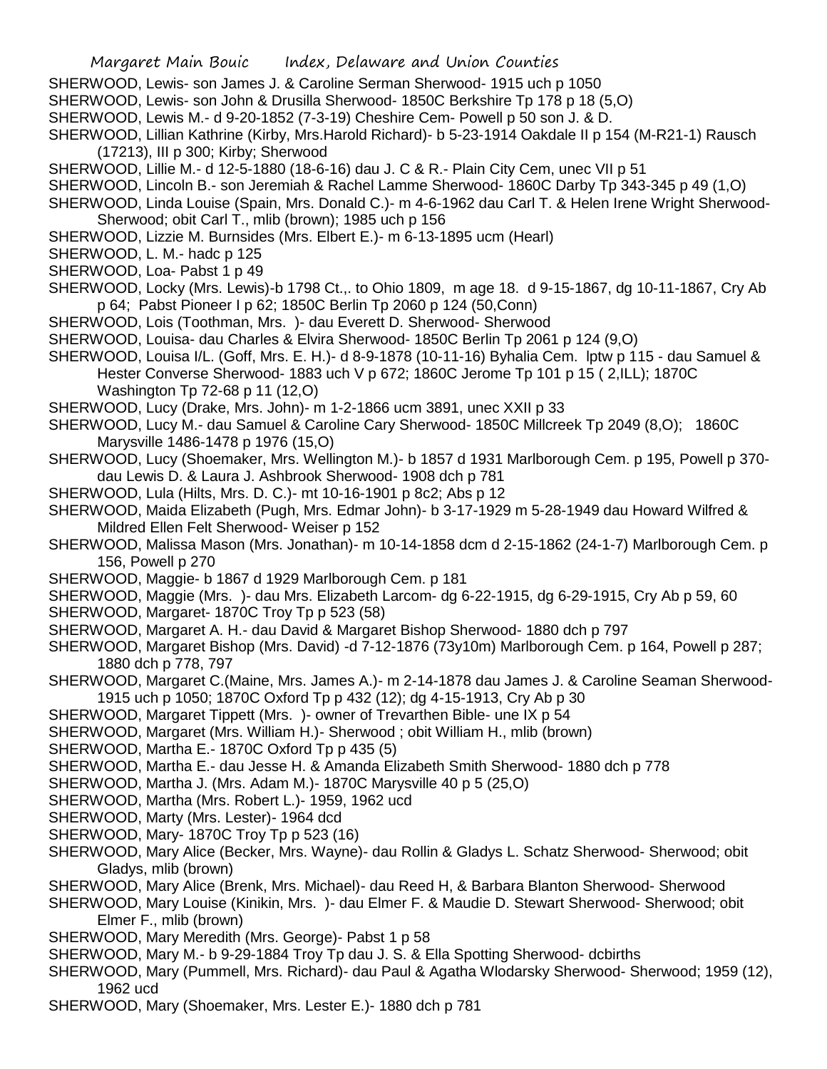SHERWOOD, Lewis- son James J. & Caroline Serman Sherwood- 1915 uch p 1050

SHERWOOD, Lewis- son John & Drusilla Sherwood- 1850C Berkshire Tp 178 p 18 (5,O)

SHERWOOD, Lewis M.- d 9-20-1852 (7-3-19) Cheshire Cem- Powell p 50 son J. & D.

SHERWOOD, Lillian Kathrine (Kirby, Mrs.Harold Richard)- b 5-23-1914 Oakdale II p 154 (M-R21-1) Rausch (17213), III p 300; Kirby; Sherwood

SHERWOOD, Lillie M.- d 12-5-1880 (18-6-16) dau J. C & R.- Plain City Cem, unec VII p 51

SHERWOOD, Lincoln B.- son Jeremiah & Rachel Lamme Sherwood- 1860C Darby Tp 343-345 p 49 (1,O)

SHERWOOD, Linda Louise (Spain, Mrs. Donald C.)- m 4-6-1962 dau Carl T. & Helen Irene Wright Sherwood- Sherwood; obit Carl T., mlib (brown); 1985 uch p 156

SHERWOOD, Lizzie M. Burnsides (Mrs. Elbert E.)- m 6-13-1895 ucm (Hearl)

SHERWOOD, L. M.- hadc p 125

SHERWOOD, Loa- Pabst 1 p 49

SHERWOOD, Locky (Mrs. Lewis)-b 1798 Ct.,. to Ohio 1809, m age 18. d 9-15-1867, dg 10-11-1867, Cry Ab p 64; Pabst Pioneer I p 62; 1850C Berlin Tp 2060 p 124 (50,Conn)

SHERWOOD, Lois (Toothman, Mrs. )- dau Everett D. Sherwood- Sherwood

SHERWOOD, Louisa- dau Charles & Elvira Sherwood- 1850C Berlin Tp 2061 p 124 (9,O)

SHERWOOD, Louisa I/L. (Goff, Mrs. E. H.)- d 8-9-1878 (10-11-16) Byhalia Cem. lptw p 115 - dau Samuel & Hester Converse Sherwood- 1883 uch V p 672; 1860C Jerome Tp 101 p 15 ( 2,ILL); 1870C Washington Tp 72-68 p 11 (12,O)

SHERWOOD, Lucy (Drake, Mrs. John)- m 1-2-1866 ucm 3891, unec XXII p 33

SHERWOOD, Lucy M.- dau Samuel & Caroline Cary Sherwood- 1850C Millcreek Tp 2049 (8,O); 1860C Marysville 1486-1478 p 1976 (15,O)

SHERWOOD, Lucy (Shoemaker, Mrs. Wellington M.)- b 1857 d 1931 Marlborough Cem. p 195, Powell p 370- dau Lewis D. & Laura J. Ashbrook Sherwood- 1908 dch p 781

SHERWOOD, Lula (Hilts, Mrs. D. C.)- mt 10-16-1901 p 8c2; Abs p 12

SHERWOOD, Maida Elizabeth (Pugh, Mrs. Edmar John)- b 3-17-1929 m 5-28-1949 dau Howard Wilfred & Mildred Ellen Felt Sherwood- Weiser p 152

SHERWOOD, Malissa Mason (Mrs. Jonathan)- m 10-14-1858 dcm d 2-15-1862 (24-1-7) Marlborough Cem. p 156, Powell p 270

SHERWOOD, Maggie- b 1867 d 1929 Marlborough Cem. p 181

SHERWOOD, Maggie (Mrs. )- dau Mrs. Elizabeth Larcom- dg 6-22-1915, dg 6-29-1915, Cry Ab p 59, 60

SHERWOOD, Margaret- 1870C Troy Tp p 523 (58)

SHERWOOD, Margaret A. H.- dau David & Margaret Bishop Sherwood- 1880 dch p 797

SHERWOOD, Margaret Bishop (Mrs. David) -d 7-12-1876 (73y10m) Marlborough Cem. p 164, Powell p 287; 1880 dch p 778, 797

SHERWOOD, Margaret C.(Maine, Mrs. James A.)- m 2-14-1878 dau James J. & Caroline Seaman Sherwood- 1915 uch p 1050; 1870C Oxford Tp p 432 (12); dg 4-15-1913, Cry Ab p 30

SHERWOOD, Margaret Tippett (Mrs. )- owner of Trevarthen Bible- une IX p 54

SHERWOOD, Margaret (Mrs. William H.)- Sherwood ; obit William H., mlib (brown)

SHERWOOD, Martha E.- 1870C Oxford Tp p 435 (5)

SHERWOOD, Martha E.- dau Jesse H. & Amanda Elizabeth Smith Sherwood- 1880 dch p 778

SHERWOOD, Martha J. (Mrs. Adam M.)- 1870C Marysville 40 p 5 (25,O)

SHERWOOD, Martha (Mrs. Robert L.)- 1959, 1962 ucd

SHERWOOD, Marty (Mrs. Lester)- 1964 dcd

SHERWOOD, Mary- 1870C Troy Tp p 523 (16)

SHERWOOD, Mary Alice (Becker, Mrs. Wayne)- dau Rollin & Gladys L. Schatz Sherwood- Sherwood; obit Gladys, mlib (brown)

SHERWOOD, Mary Alice (Brenk, Mrs. Michael)- dau Reed H, & Barbara Blanton Sherwood- Sherwood

SHERWOOD, Mary Louise (Kinikin, Mrs. )- dau Elmer F. & Maudie D. Stewart Sherwood- Sherwood; obit Elmer F., mlib (brown)

SHERWOOD, Mary Meredith (Mrs. George)- Pabst 1 p 58

SHERWOOD, Mary M.- b 9-29-1884 Troy Tp dau J. S. & Ella Spotting Sherwood- dcbirths

SHERWOOD, Mary (Pummell, Mrs. Richard)- dau Paul & Agatha Wlodarsky Sherwood- Sherwood; 1959 (12), 1962 ucd

SHERWOOD, Mary (Shoemaker, Mrs. Lester E.)- 1880 dch p 781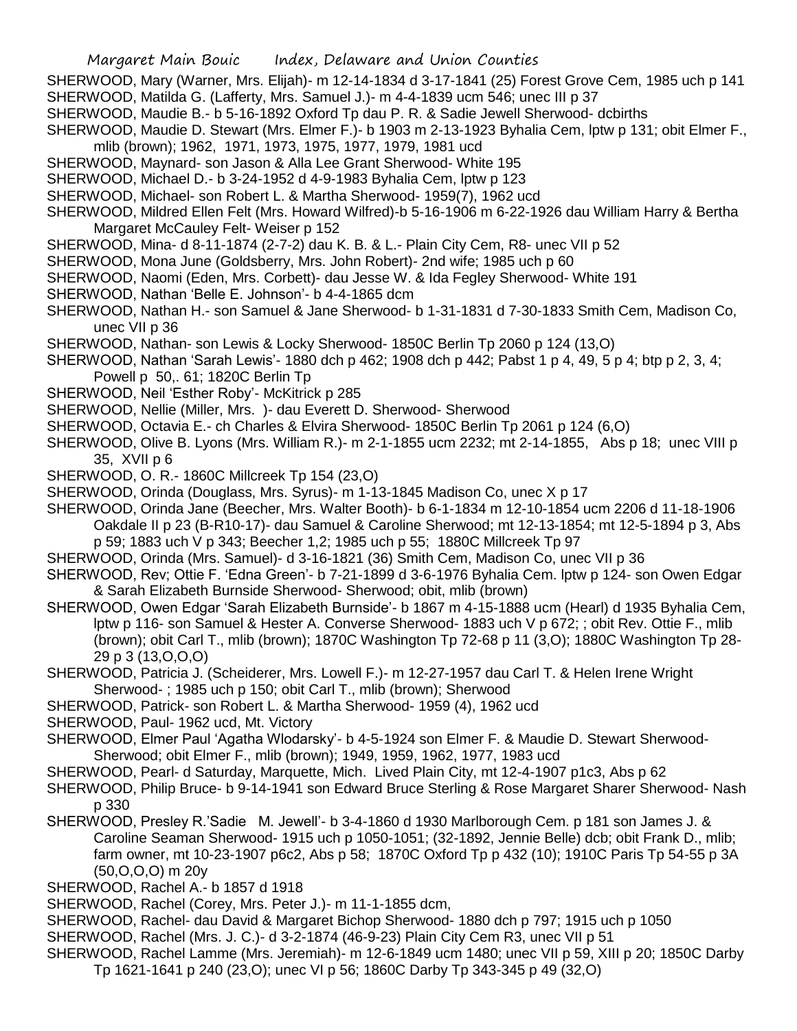SHERWOOD, Mary (Warner, Mrs. Elijah)- m 12-14-1834 d 3-17-1841 (25) Forest Grove Cem, 1985 uch p 141

SHERWOOD, Matilda G. (Lafferty, Mrs. Samuel J.)- m 4-4-1839 ucm 546; unec III p 37

SHERWOOD, Maudie B.- b 5-16-1892 Oxford Tp dau P. R. & Sadie Jewell Sherwood- dcbirths

SHERWOOD, Maudie D. Stewart (Mrs. Elmer F.)- b 1903 m 2-13-1923 Byhalia Cem, lptw p 131; obit Elmer F., mlib (brown); 1962, 1971, 1973, 1975, 1977, 1979, 1981 ucd

SHERWOOD, Maynard- son Jason & Alla Lee Grant Sherwood- White 195

SHERWOOD, Michael D.- b 3-24-1952 d 4-9-1983 Byhalia Cem, lptw p 123

SHERWOOD, Michael- son Robert L. & Martha Sherwood- 1959(7), 1962 ucd

SHERWOOD, Mildred Ellen Felt (Mrs. Howard Wilfred)-b 5-16-1906 m 6-22-1926 dau William Harry & Bertha Margaret McCauley Felt- Weiser p 152

SHERWOOD, Mina- d 8-11-1874 (2-7-2) dau K. B. & L.- Plain City Cem, R8- unec VII p 52

SHERWOOD, Mona June (Goldsberry, Mrs. John Robert)- 2nd wife; 1985 uch p 60

SHERWOOD, Naomi (Eden, Mrs. Corbett)- dau Jesse W. & Ida Fegley Sherwood- White 191

SHERWOOD, Nathan 'Belle E. Johnson'- b 4-4-1865 dcm

SHERWOOD, Nathan H.- son Samuel & Jane Sherwood- b 1-31-1831 d 7-30-1833 Smith Cem, Madison Co, unec VII p 36

SHERWOOD, Nathan- son Lewis & Locky Sherwood- 1850C Berlin Tp 2060 p 124 (13,O)

SHERWOOD, Nathan 'Sarah Lewis'- 1880 dch p 462; 1908 dch p 442; Pabst 1 p 4, 49, 5 p 4; btp p 2, 3, 4; Powell p 50,. 61; 1820C Berlin Tp

SHERWOOD, Neil 'Esther Roby'- McKitrick p 285

SHERWOOD, Nellie (Miller, Mrs. )- dau Everett D. Sherwood- Sherwood

SHERWOOD, Octavia E.- ch Charles & Elvira Sherwood- 1850C Berlin Tp 2061 p 124 (6,O)

SHERWOOD, Olive B. Lyons (Mrs. William R.)- m 2-1-1855 ucm 2232; mt 2-14-1855, Abs p 18; unec VIII p 35, XVII p 6

SHERWOOD, O. R.- 1860C Millcreek Tp 154 (23,O)

SHERWOOD, Orinda (Douglass, Mrs. Syrus)- m 1-13-1845 Madison Co, unec X p 17

SHERWOOD, Orinda Jane (Beecher, Mrs. Walter Booth)- b 6-1-1834 m 12-10-1854 ucm 2206 d 11-18-1906 Oakdale II p 23 (B-R10-17)- dau Samuel & Caroline Sherwood; mt 12-13-1854; mt 12-5-1894 p 3, Abs p 59; 1883 uch V p 343; Beecher 1,2; 1985 uch p 55; 1880C Millcreek Tp 97

SHERWOOD, Orinda (Mrs. Samuel)- d 3-16-1821 (36) Smith Cem, Madison Co, unec VII p 36

SHERWOOD, Rev; Ottie F. 'Edna Green'- b 7-21-1899 d 3-6-1976 Byhalia Cem. lptw p 124- son Owen Edgar & Sarah Elizabeth Burnside Sherwood- Sherwood; obit, mlib (brown)

SHERWOOD, Owen Edgar 'Sarah Elizabeth Burnside'- b 1867 m 4-15-1888 ucm (Hearl) d 1935 Byhalia Cem, lptw p 116- son Samuel & Hester A. Converse Sherwood- 1883 uch V p 672; ; obit Rev. Ottie F., mlib (brown); obit Carl T., mlib (brown); 1870C Washington Tp 72-68 p 11 (3,O); 1880C Washington Tp 28-29 p 3 (13,O,O,O)

SHERWOOD, Patricia J. (Scheiderer, Mrs. Lowell F.)- m 12-27-1957 dau Carl T. & Helen Irene Wright Sherwood- ; 1985 uch p 150; obit Carl T., mlib (brown); Sherwood

SHERWOOD, Patrick- son Robert L. & Martha Sherwood- 1959 (4), 1962 ucd

SHERWOOD, Paul- 1962 ucd, Mt. Victory

SHERWOOD, Elmer Paul 'Agatha Wlodarsky'- b 4-5-1924 son Elmer F. & Maudie D. Stewart Sherwood- Sherwood; obit Elmer F., mlib (brown); 1949, 1959, 1962, 1977, 1983 ucd

SHERWOOD, Pearl- d Saturday, Marquette, Mich. Lived Plain City, mt 12-4-1907 p1c3, Abs p 62

SHERWOOD, Philip Bruce- b 9-14-1941 son Edward Bruce Sterling & Rose Margaret Sharer Sherwood- Nash p 330

SHERWOOD, Presley R.'Sadie M. Jewell'- b 3-4-1860 d 1930 Marlborough Cem. p 181 son James J. & Caroline Seaman Sherwood- 1915 uch p 1050-1051; (32-1892, Jennie Belle) dcb; obit Frank D., mlib; farm owner, mt 10-23-1907 p6c2, Abs p 58; 1870C Oxford Tp p 432 (10); 1910C Paris Tp 54-55 p 3A (50,O,O,O) m 20y

SHERWOOD, Rachel A.- b 1857 d 1918

SHERWOOD, Rachel (Corey, Mrs. Peter J.)- m 11-1-1855 dcm,

SHERWOOD, Rachel- dau David & Margaret Bichop Sherwood- 1880 dch p 797; 1915 uch p 1050

SHERWOOD, Rachel (Mrs. J. C.)- d 3-2-1874 (46-9-23) Plain City Cem R3, unec VII p 51

SHERWOOD, Rachel Lamme (Mrs. Jeremiah)- m 12-6-1849 ucm 1480; unec VII p 59, XIII p 20; 1850C Darby Tp 1621-1641 p 240 (23,O); unec VI p 56; 1860C Darby Tp 343-345 p 49 (32,O)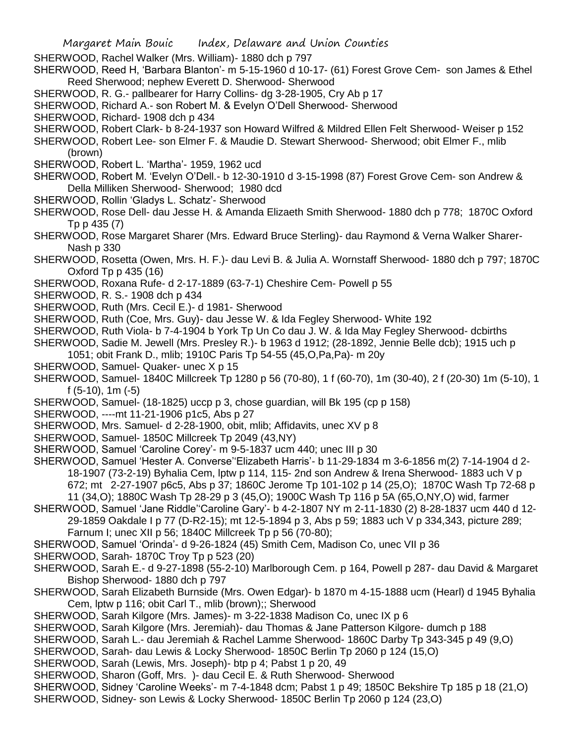SHERWOOD, Rachel Walker (Mrs. William)- 1880 dch p 797

SHERWOOD, Reed H, 'Barbara Blanton'- m 5-15-1960 d 10-17- (61) Forest Grove Cem- son James & Ethel Reed Sherwood; nephew Everett D. Sherwood- Sherwood

SHERWOOD, R. G.- pallbearer for Harry Collins- dg 3-28-1905, Cry Ab p 17

SHERWOOD, Richard A.- son Robert M. & Evelyn O'Dell Sherwood- Sherwood

SHERWOOD, Richard- 1908 dch p 434

SHERWOOD, Robert Clark- b 8-24-1937 son Howard Wilfred & Mildred Ellen Felt Sherwood- Weiser p 152

SHERWOOD, Robert Lee- son Elmer F. & Maudie D. Stewart Sherwood- Sherwood; obit Elmer F., mlib (brown)

SHERWOOD, Robert L. 'Martha'- 1959, 1962 ucd

SHERWOOD, Robert M. 'Evelyn O'Dell.- b 12-30-1910 d 3-15-1998 (87) Forest Grove Cem- son Andrew & Della Milliken Sherwood- Sherwood; 1980 dcd

SHERWOOD, Rollin 'Gladys L. Schatz'- Sherwood

SHERWOOD, Rose Dell- dau Jesse H. & Amanda Elizaeth Smith Sherwood- 1880 dch p 778; 1870C Oxford Tp p 435 (7)

SHERWOOD, Rose Margaret Sharer (Mrs. Edward Bruce Sterling)- dau Raymond & Verna Walker Sharer- Nash p 330

SHERWOOD, Rosetta (Owen, Mrs. H. F.)- dau Levi B. & Julia A. Wornstaff Sherwood- 1880 dch p 797; 1870C Oxford Tp p 435 (16)

SHERWOOD, Roxana Rufe- d 2-17-1889 (63-7-1) Cheshire Cem- Powell p 55

SHERWOOD, R. S.- 1908 dch p 434

SHERWOOD, Ruth (Mrs. Cecil E.)- d 1981- Sherwood

SHERWOOD, Ruth (Coe, Mrs. Guy)- dau Jesse W. & Ida Fegley Sherwood- White 192

SHERWOOD, Ruth Viola- b 7-4-1904 b York Tp Un Co dau J. W. & Ida May Fegley Sherwood- dcbirths

SHERWOOD, Sadie M. Jewell (Mrs. Presley R.)- b 1963 d 1912; (28-1892, Jennie Belle dcb); 1915 uch p 1051; obit Frank D., mlib; 1910C Paris Tp 54-55 (45,O,Pa,Pa)- m 20y

SHERWOOD, Samuel- Quaker- unec X p 15

SHERWOOD, Samuel- 1840C Millcreek Tp 1280 p 56 (70-80), 1 f (60-70), 1m (30-40), 2 f (20-30) 1m (5-10), 1 f (5-10), 1m (-5)

SHERWOOD, Samuel- (18-1825) uccp p 3, chose guardian, will Bk 195 (cp p 158)

SHERWOOD, ----mt 11-21-1906 p1c5, Abs p 27

SHERWOOD, Mrs. Samuel- d 2-28-1900, obit, mlib; Affidavits, unec XV p 8

SHERWOOD, Samuel- 1850C Millcreek Tp 2049 (43,NY)

SHERWOOD, Samuel 'Caroline Corey'- m 9-5-1837 ucm 440; unec III p 30

SHERWOOD, Samuel 'Hester A. Converse''Elizabeth Harris'- b 11-29-1834 m 3-6-1856 m(2) 7-14-1904 d 2-18-1907 (73-2-19) Byhalia Cem, lptw p 114, 115- 2nd son Andrew & Irena Sherwood- 1883 uch V p 672; mt 2-27-1907 p6c5, Abs p 37; 1860C Jerome Tp 101-102 p 14 (25,O); 1870C Wash Tp 72-68 p 11 (34,O); 1880C Wash Tp 28-29 p 3 (45,O); 1900C Wash Tp 116 p 5A (65,O,NY,O) wid, farmer

SHERWOOD, Samuel 'Jane Riddle''Caroline Gary'- b 4-2-1807 NY m 2-11-1830 (2) 8-28-1837 ucm 440 d 12-29-1859 Oakdale I p 77 (D-R2-15); mt 12-5-1894 p 3, Abs p 59; 1883 uch V p 334,343, picture 289; Farnum I; unec XII p 56; 1840C Millcreek Tp p 56 (70-80);

SHERWOOD, Samuel 'Orinda'- d 9-26-1824 (45) Smith Cem, Madison Co, unec VII p 36

SHERWOOD, Sarah- 1870C Troy Tp p 523 (20)

SHERWOOD, Sarah E.- d 9-27-1898 (55-2-10) Marlborough Cem. p 164, Powell p 287- dau David & Margaret Bishop Sherwood- 1880 dch p 797

SHERWOOD, Sarah Elizabeth Burnside (Mrs. Owen Edgar)- b 1870 m 4-15-1888 ucm (Hearl) d 1945 Byhalia Cem, lptw p 116; obit Carl T., mlib (brown);; Sherwood

SHERWOOD, Sarah Kilgore (Mrs. James)- m 3-22-1838 Madison Co, unec IX p 6

SHERWOOD, Sarah Kilgore (Mrs. Jeremiah)- dau Thomas & Jane Patterson Kilgore- dumch p 188

SHERWOOD, Sarah L.- dau Jeremiah & Rachel Lamme Sherwood- 1860C Darby Tp 343-345 p 49 (9,O)

SHERWOOD, Sarah- dau Lewis & Locky Sherwood- 1850C Berlin Tp 2060 p 124 (15,O)

SHERWOOD, Sarah (Lewis, Mrs. Joseph)- btp p 4; Pabst 1 p 20, 49

SHERWOOD, Sharon (Goff, Mrs. )- dau Cecil E. & Ruth Sherwood- Sherwood

SHERWOOD, Sidney 'Caroline Weeks'- m 7-4-1848 dcm; Pabst 1 p 49; 1850C Bekshire Tp 185 p 18 (21,O)

SHERWOOD, Sidney- son Lewis & Locky Sherwood- 1850C Berlin Tp 2060 p 124 (23,O)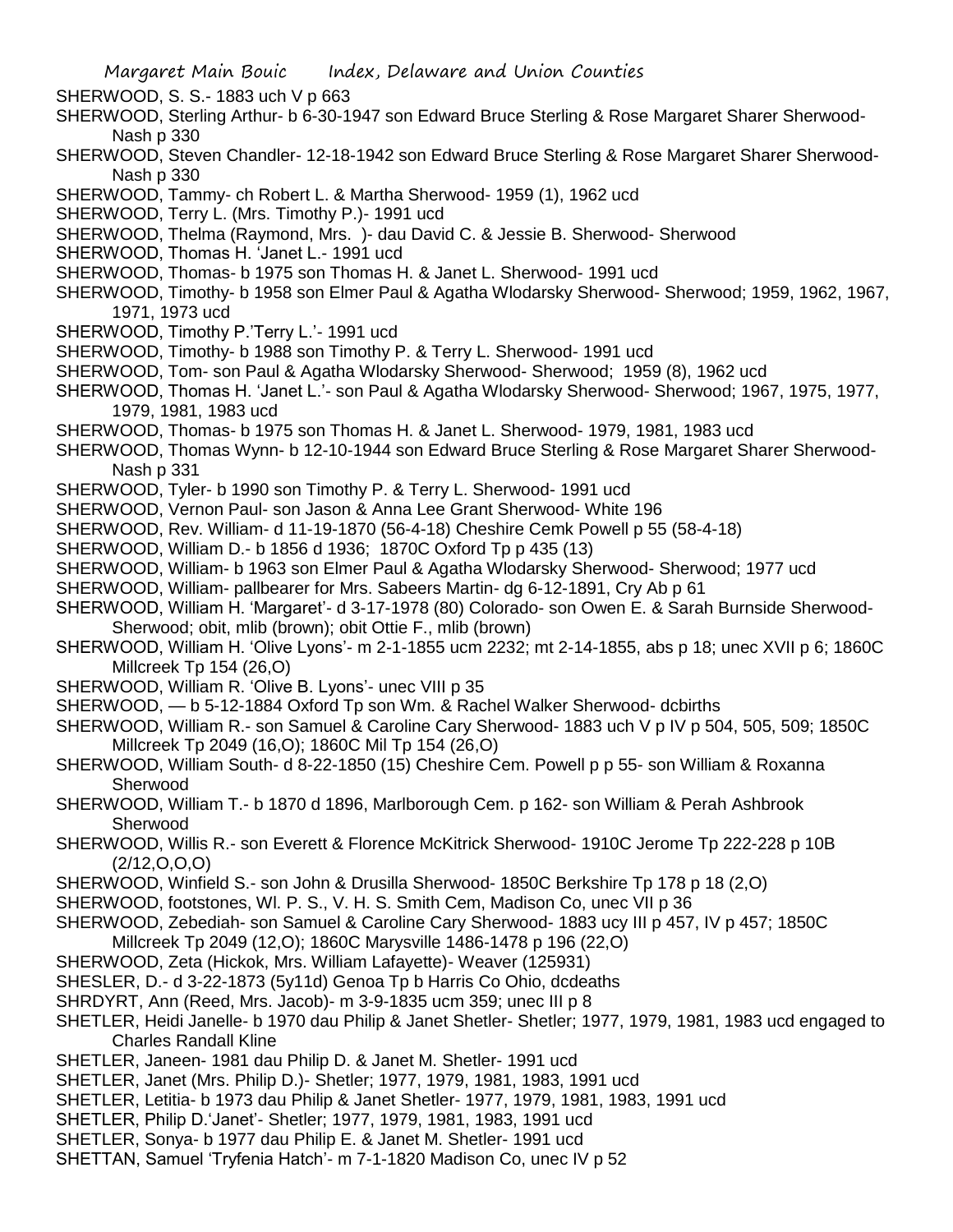SHERWOOD, S. S.- 1883 uch V p 663

SHERWOOD, Sterling Arthur- b 6-30-1947 son Edward Bruce Sterling & Rose Margaret Sharer Sherwood- Nash p 330

SHERWOOD, Steven Chandler- 12-18-1942 son Edward Bruce Sterling & Rose Margaret Sharer Sherwood- Nash p 330

SHERWOOD, Tammy- ch Robert L. & Martha Sherwood- 1959 (1), 1962 ucd

SHERWOOD, Terry L. (Mrs. Timothy P.)- 1991 ucd

SHERWOOD, Thelma (Raymond, Mrs. )- dau David C. & Jessie B. Sherwood- Sherwood

SHERWOOD, Thomas H. 'Janet L.- 1991 ucd

SHERWOOD, Thomas- b 1975 son Thomas H. & Janet L. Sherwood- 1991 ucd

SHERWOOD, Timothy- b 1958 son Elmer Paul & Agatha Wlodarsky Sherwood- Sherwood; 1959, 1962, 1967, 1971, 1973 ucd

SHERWOOD, Timothy P.'Terry L.'- 1991 ucd

SHERWOOD, Timothy- b 1988 son Timothy P. & Terry L. Sherwood- 1991 ucd

SHERWOOD, Tom- son Paul & Agatha Wlodarsky Sherwood- Sherwood; 1959 (8), 1962 ucd

SHERWOOD, Thomas H. 'Janet L.'- son Paul & Agatha Wlodarsky Sherwood- Sherwood; 1967, 1975, 1977, 1979, 1981, 1983 ucd

SHERWOOD, Thomas- b 1975 son Thomas H. & Janet L. Sherwood- 1979, 1981, 1983 ucd

SHERWOOD, Thomas Wynn- b 12-10-1944 son Edward Bruce Sterling & Rose Margaret Sharer Sherwood- Nash p 331

SHERWOOD, Tyler- b 1990 son Timothy P. & Terry L. Sherwood- 1991 ucd

SHERWOOD, Vernon Paul- son Jason & Anna Lee Grant Sherwood- White 196

SHERWOOD, Rev. William- d 11-19-1870 (56-4-18) Cheshire Cemk Powell p 55 (58-4-18)

SHERWOOD, William D.- b 1856 d 1936; 1870C Oxford Tp p 435 (13)

SHERWOOD, William- b 1963 son Elmer Paul & Agatha Wlodarsky Sherwood- Sherwood; 1977 ucd

SHERWOOD, William- pallbearer for Mrs. Sabeers Martin- dg 6-12-1891, Cry Ab p 61

SHERWOOD, William H. 'Margaret'- d 3-17-1978 (80) Colorado- son Owen E. & Sarah Burnside Sherwood- Sherwood; obit, mlib (brown); obit Ottie F., mlib (brown)

SHERWOOD, William H. 'Olive Lyons'- m 2-1-1855 ucm 2232; mt 2-14-1855, abs p 18; unec XVII p 6; 1860C Millcreek Tp 154 (26,O)

SHERWOOD, William R. 'Olive B. Lyons'- unec VIII p 35

SHERWOOD, — b 5-12-1884 Oxford Tp son Wm. & Rachel Walker Sherwood- dcbirths

SHERWOOD, William R.- son Samuel & Caroline Cary Sherwood- 1883 uch V p IV p 504, 505, 509; 1850C Millcreek Tp 2049 (16,O); 1860C Mil Tp 154 (26,O)

SHERWOOD, William South- d 8-22-1850 (15) Cheshire Cem. Powell p p 55- son William & Roxanna Sherwood

SHERWOOD, William T.- b 1870 d 1896, Marlborough Cem. p 162- son William & Perah Ashbrook Sherwood

SHERWOOD, Willis R.- son Everett & Florence McKitrick Sherwood- 1910C Jerome Tp 222-228 p 10B (2/12,O,O,O)

SHERWOOD, Winfield S.- son John & Drusilla Sherwood- 1850C Berkshire Tp 178 p 18 (2,O)

SHERWOOD, footstones, Wl. P. S., V. H. S. Smith Cem, Madison Co, unec VII p 36

SHERWOOD, Zebediah- son Samuel & Caroline Cary Sherwood- 1883 ucy III p 457, IV p 457; 1850C Millcreek Tp 2049 (12,O); 1860C Marysville 1486-1478 p 196 (22,O)

SHERWOOD, Zeta (Hickok, Mrs. William Lafayette)- Weaver (125931)

SHESLER, D.- d 3-22-1873 (5y11d) Genoa Tp b Harris Co Ohio, dcdeaths

SHRDYRT, Ann (Reed, Mrs. Jacob)- m 3-9-1835 ucm 359; unec III p 8

SHETLER, Heidi Janelle- b 1970 dau Philip & Janet Shetler- Shetler; 1977, 1979, 1981, 1983 ucd engaged to Charles Randall Kline

SHETLER, Janeen- 1981 dau Philip D. & Janet M. Shetler- 1991 ucd

SHETLER, Janet (Mrs. Philip D.)- Shetler; 1977, 1979, 1981, 1983, 1991 ucd

SHETLER, Letitia- b 1973 dau Philip & Janet Shetler- 1977, 1979, 1981, 1983, 1991 ucd

SHETLER, Philip D.'Janet'- Shetler; 1977, 1979, 1981, 1983, 1991 ucd

SHETLER, Sonya- b 1977 dau Philip E. & Janet M. Shetler- 1991 ucd

SHETTAN, Samuel 'Tryfenia Hatch'- m 7-1-1820 Madison Co, unec IV p 52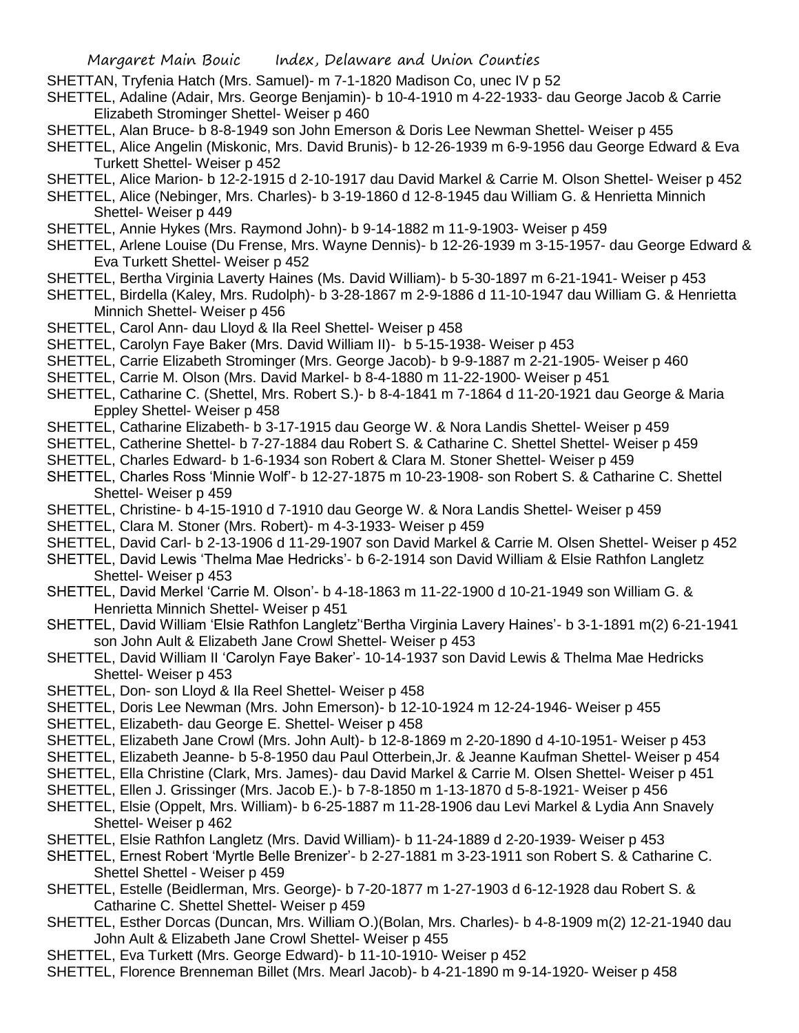SHETTAN, Tryfenia Hatch (Mrs. Samuel)- m 7-1-1820 Madison Co, unec IV p 52

SHETTEL, Adaline (Adair, Mrs. George Benjamin)- b 10-4-1910 m 4-22-1933- dau George Jacob & Carrie Elizabeth Strominger Shettel- Weiser p 460

SHETTEL, Alan Bruce- b 8-8-1949 son John Emerson & Doris Lee Newman Shettel- Weiser p 455

SHETTEL, Alice Angelin (Miskonic, Mrs. David Brunis)- b 12-26-1939 m 6-9-1956 dau George Edward & Eva Turkett Shettel- Weiser p 452

SHETTEL, Alice Marion- b 12-2-1915 d 2-10-1917 dau David Markel & Carrie M. Olson Shettel- Weiser p 452

SHETTEL, Alice (Nebinger, Mrs. Charles)- b 3-19-1860 d 12-8-1945 dau William G. & Henrietta Minnich Shettel- Weiser p 449

SHETTEL, Annie Hykes (Mrs. Raymond John)- b 9-14-1882 m 11-9-1903- Weiser p 459

SHETTEL, Arlene Louise (Du Frense, Mrs. Wayne Dennis)- b 12-26-1939 m 3-15-1957- dau George Edward & Eva Turkett Shettel- Weiser p 452

SHETTEL, Bertha Virginia Laverty Haines (Ms. David William)- b 5-30-1897 m 6-21-1941- Weiser p 453

SHETTEL, Birdella (Kaley, Mrs. Rudolph)- b 3-28-1867 m 2-9-1886 d 11-10-1947 dau William G. & Henrietta Minnich Shettel- Weiser p 456

SHETTEL, Carol Ann- dau Lloyd & Ila Reel Shettel- Weiser p 458

SHETTEL, Carolyn Faye Baker (Mrs. David William II)- b 5-15-1938- Weiser p 453

SHETTEL, Carrie Elizabeth Strominger (Mrs. George Jacob)- b 9-9-1887 m 2-21-1905- Weiser p 460

SHETTEL, Carrie M. Olson (Mrs. David Markel- b 8-4-1880 m 11-22-1900- Weiser p 451

SHETTEL, Catharine C. (Shettel, Mrs. Robert S.)- b 8-4-1841 m 7-1864 d 11-20-1921 dau George & Maria Eppley Shettel- Weiser p 458

SHETTEL, Catharine Elizabeth- b 3-17-1915 dau George W. & Nora Landis Shettel- Weiser p 459

SHETTEL, Catherine Shettel- b 7-27-1884 dau Robert S. & Catharine C. Shettel Shettel- Weiser p 459

SHETTEL, Charles Edward- b 1-6-1934 son Robert & Clara M. Stoner Shettel- Weiser p 459

SHETTEL, Charles Ross 'Minnie Wolf'- b 12-27-1875 m 10-23-1908- son Robert S. & Catharine C. Shettel Shettel- Weiser p 459

SHETTEL, Christine- b 4-15-1910 d 7-1910 dau George W. & Nora Landis Shettel- Weiser p 459

SHETTEL, Clara M. Stoner (Mrs. Robert)- m 4-3-1933- Weiser p 459

SHETTEL, David Carl- b 2-13-1906 d 11-29-1907 son David Markel & Carrie M. Olsen Shettel- Weiser p 452

SHETTEL, David Lewis 'Thelma Mae Hedricks'- b 6-2-1914 son David William & Elsie Rathfon Langletz Shettel- Weiser p 453

SHETTEL, David Merkel 'Carrie M. Olson'- b 4-18-1863 m 11-22-1900 d 10-21-1949 son William G. & Henrietta Minnich Shettel- Weiser p 451

SHETTEL, David William 'Elsie Rathfon Langletz''Bertha Virginia Lavery Haines'- b 3-1-1891 m(2) 6-21-1941 son John Ault & Elizabeth Jane Crowl Shettel- Weiser p 453

SHETTEL, David William II 'Carolyn Faye Baker'- 10-14-1937 son David Lewis & Thelma Mae Hedricks Shettel- Weiser p 453

SHETTEL, Don- son Lloyd & Ila Reel Shettel- Weiser p 458

SHETTEL, Doris Lee Newman (Mrs. John Emerson)- b 12-10-1924 m 12-24-1946- Weiser p 455

SHETTEL, Elizabeth- dau George E. Shettel- Weiser p 458

SHETTEL, Elizabeth Jane Crowl (Mrs. John Ault)- b 12-8-1869 m 2-20-1890 d 4-10-1951- Weiser p 453

SHETTEL, Elizabeth Jeanne- b 5-8-1950 dau Paul Otterbein,Jr. & Jeanne Kaufman Shettel- Weiser p 454

SHETTEL, Ella Christine (Clark, Mrs. James)- dau David Markel & Carrie M. Olsen Shettel- Weiser p 451

SHETTEL, Ellen J. Grissinger (Mrs. Jacob E.)- b 7-8-1850 m 1-13-1870 d 5-8-1921- Weiser p 456

SHETTEL, Elsie (Oppelt, Mrs. William)- b 6-25-1887 m 11-28-1906 dau Levi Markel & Lydia Ann Snavely Shettel- Weiser p 462

SHETTEL, Elsie Rathfon Langletz (Mrs. David William)- b 11-24-1889 d 2-20-1939- Weiser p 453

SHETTEL, Ernest Robert 'Myrtle Belle Brenizer'- b 2-27-1881 m 3-23-1911 son Robert S. & Catharine C. Shettel Shettel - Weiser p 459

SHETTEL, Estelle (Beidlerman, Mrs. George)- b 7-20-1877 m 1-27-1903 d 6-12-1928 dau Robert S. & Catharine C. Shettel Shettel- Weiser p 459

SHETTEL, Esther Dorcas (Duncan, Mrs. William O.)(Bolan, Mrs. Charles)- b 4-8-1909 m(2) 12-21-1940 dau John Ault & Elizabeth Jane Crowl Shettel- Weiser p 455

SHETTEL, Eva Turkett (Mrs. George Edward)- b 11-10-1910- Weiser p 452

SHETTEL, Florence Brenneman Billet (Mrs. Mearl Jacob)- b 4-21-1890 m 9-14-1920- Weiser p 458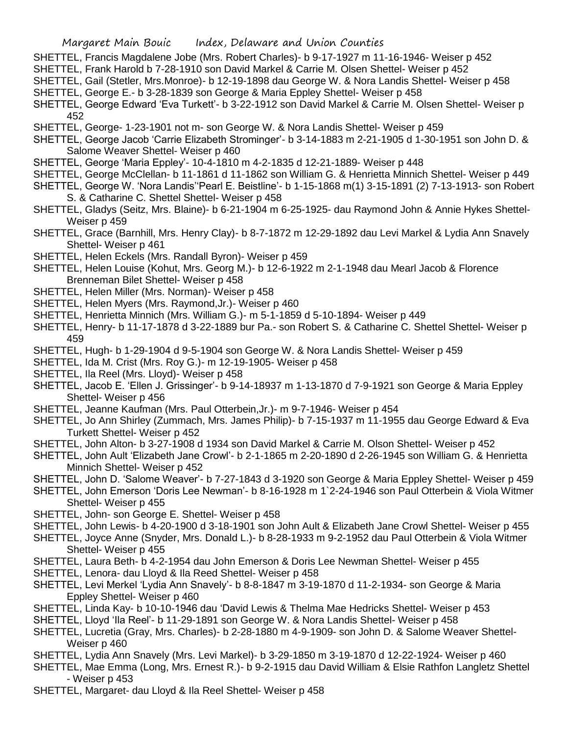SHETTEL, Francis Magdalene Jobe (Mrs. Robert Charles)- b 9-17-1927 m 11-16-1946- Weiser p 452

SHETTEL, Frank Harold b 7-28-1910 son David Markel & Carrie M. Olsen Shettel- Weiser p 452

SHETTEL, Gail (Stetler, Mrs.Monroe)- b 12-19-1898 dau George W. & Nora Landis Shettel- Weiser p 458

SHETTEL, George E.- b 3-28-1839 son George & Maria Eppley Shettel- Weiser p 458

SHETTEL, George Edward 'Eva Turkett'- b 3-22-1912 son David Markel & Carrie M. Olsen Shettel- Weiser p 452

SHETTEL, George- 1-23-1901 not m- son George W. & Nora Landis Shettel- Weiser p 459

SHETTEL, George Jacob 'Carrie Elizabeth Strominger'- b 3-14-1883 m 2-21-1905 d 1-30-1951 son John D. & Salome Weaver Shettel- Weiser p 460

SHETTEL, George 'Maria Eppley'- 10-4-1810 m 4-2-1835 d 12-21-1889- Weiser p 448

SHETTEL, George McClellan- b 11-1861 d 11-1862 son William G. & Henrietta Minnich Shettel- Weiser p 449

SHETTEL, George W. 'Nora Landis''Pearl E. Beistline'- b 1-15-1868 m(1) 3-15-1891 (2) 7-13-1913- son Robert S. & Catharine C. Shettel Shettel- Weiser p 458

SHETTEL, Gladys (Seitz, Mrs. Blaine)- b 6-21-1904 m 6-25-1925- dau Raymond John & Annie Hykes Shettel- Weiser p 459

SHETTEL, Grace (Barnhill, Mrs. Henry Clay)- b 8-7-1872 m 12-29-1892 dau Levi Markel & Lydia Ann Snavely Shettel- Weiser p 461

SHETTEL, Helen Eckels (Mrs. Randall Byron)- Weiser p 459

SHETTEL, Helen Louise (Kohut, Mrs. Georg M.)- b 12-6-1922 m 2-1-1948 dau Mearl Jacob & Florence Brenneman Bilet Shettel- Weiser p 458

SHETTEL, Helen Miller (Mrs. Norman)- Weiser p 458

SHETTEL, Helen Myers (Mrs. Raymond,Jr.)- Weiser p 460

SHETTEL, Henrietta Minnich (Mrs. William G.)- m 5-1-1859 d 5-10-1894- Weiser p 449

SHETTEL, Henry- b 11-17-1878 d 3-22-1889 bur Pa.- son Robert S. & Catharine C. Shettel Shettel- Weiser p 459

SHETTEL, Hugh- b 1-29-1904 d 9-5-1904 son George W. & Nora Landis Shettel- Weiser p 459

SHETTEL, Ida M. Crist (Mrs. Roy G.)- m 12-19-1905- Weiser p 458

SHETTEL, Ila Reel (Mrs. Lloyd)- Weiser p 458

SHETTEL, Jacob E. 'Ellen J. Grissinger'- b 9-14-18937 m 1-13-1870 d 7-9-1921 son George & Maria Eppley Shettel- Weiser p 456

SHETTEL, Jeanne Kaufman (Mrs. Paul Otterbein,Jr.)- m 9-7-1946- Weiser p 454

SHETTEL, Jo Ann Shirley (Zummach, Mrs. James Philip)- b 7-15-1937 m 11-1955 dau George Edward & Eva Turkett Shettel- Weiser p 452

SHETTEL, John Alton- b 3-27-1908 d 1934 son David Markel & Carrie M. Olson Shettel- Weiser p 452

SHETTEL, John Ault 'Elizabeth Jane Crowl'- b 2-1-1865 m 2-20-1890 d 2-26-1945 son William G. & Henrietta Minnich Shettel- Weiser p 452

SHETTEL, John D. 'Salome Weaver'- b 7-27-1843 d 3-1920 son George & Maria Eppley Shettel- Weiser p 459

SHETTEL, John Emerson 'Doris Lee Newman'- b 8-16-1928 m 1`2-24-1946 son Paul Otterbein & Viola Witmer Shettel- Weiser p 455

SHETTEL, John- son George E. Shettel- Weiser p 458

SHETTEL, John Lewis- b 4-20-1900 d 3-18-1901 son John Ault & Elizabeth Jane Crowl Shettel- Weiser p 455

SHETTEL, Joyce Anne (Snyder, Mrs. Donald L.)- b 8-28-1933 m 9-2-1952 dau Paul Otterbein & Viola Witmer Shettel- Weiser p 455

SHETTEL, Laura Beth- b 4-2-1954 dau John Emerson & Doris Lee Newman Shettel- Weiser p 455

SHETTEL, Lenora- dau Lloyd & Ila Reed Shettel- Weiser p 458

SHETTEL, Levi Merkel 'Lydia Ann Snavely'- b 8-8-1847 m 3-19-1870 d 11-2-1934- son George & Maria Eppley Shettel- Weiser p 460

SHETTEL, Linda Kay- b 10-10-1946 dau 'David Lewis & Thelma Mae Hedricks Shettel- Weiser p 453

SHETTEL, Lloyd 'Ila Reel'- b 11-29-1891 son George W. & Nora Landis Shettel- Weiser p 458

SHETTEL, Lucretia (Gray, Mrs. Charles)- b 2-28-1880 m 4-9-1909- son John D. & Salome Weaver Shettel- Weiser p 460

SHETTEL, Lydia Ann Snavely (Mrs. Levi Markel)- b 3-29-1850 m 3-19-1870 d 12-22-1924- Weiser p 460

SHETTEL, Mae Emma (Long, Mrs. Ernest R.)- b 9-2-1915 dau David William & Elsie Rathfon Langletz Shettel - Weiser p 453

SHETTEL, Margaret- dau Lloyd & Ila Reel Shettel- Weiser p 458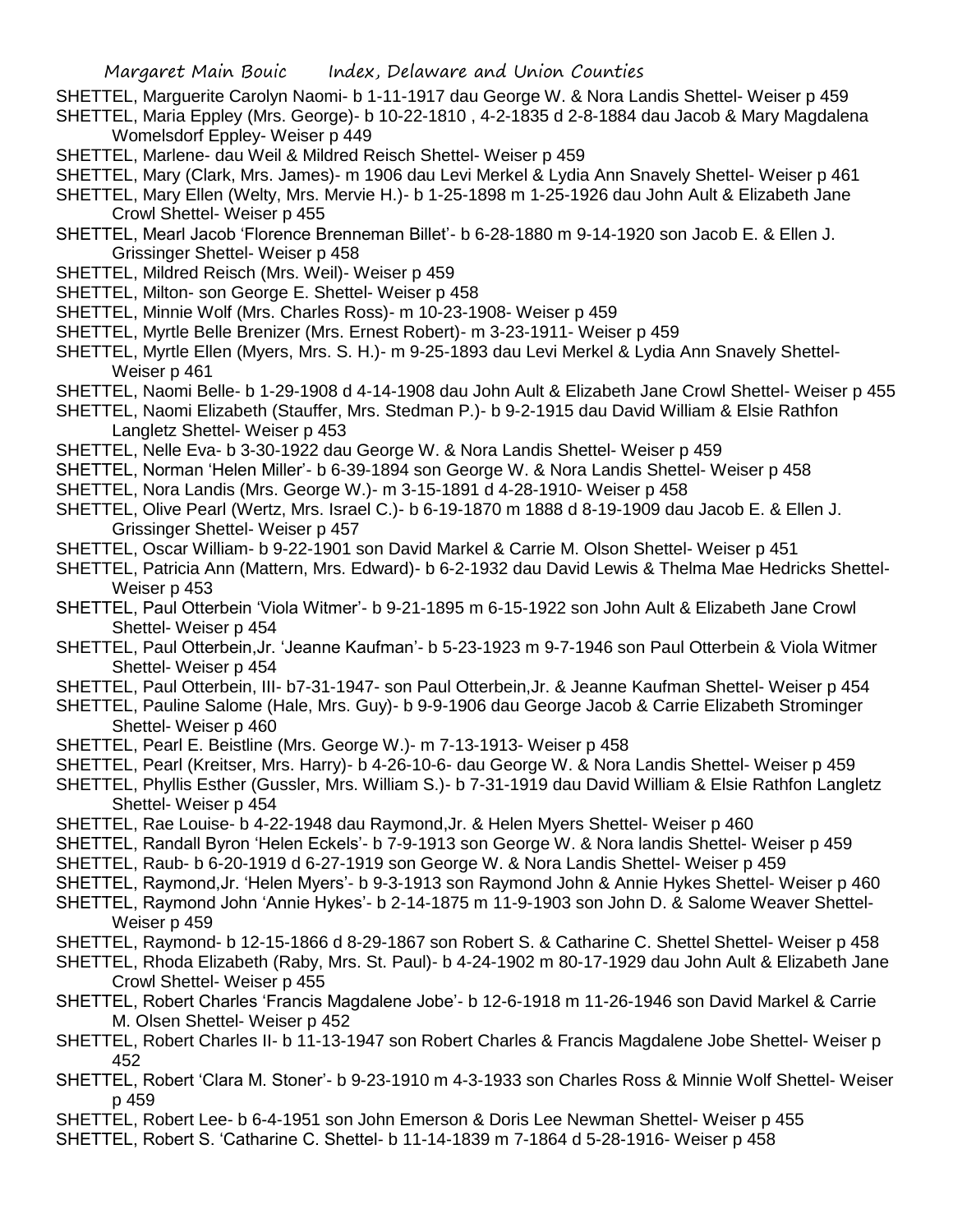SHETTEL, Marguerite Carolyn Naomi- b 1-11-1917 dau George W. & Nora Landis Shettel- Weiser p 459

SHETTEL, Maria Eppley (Mrs. George)- b 10-22-1810 , 4-2-1835 d 2-8-1884 dau Jacob & Mary Magdalena Womelsdorf Eppley- Weiser p 449

SHETTEL, Marlene- dau Weil & Mildred Reisch Shettel- Weiser p 459

SHETTEL, Mary (Clark, Mrs. James)- m 1906 dau Levi Merkel & Lydia Ann Snavely Shettel- Weiser p 461

SHETTEL, Mary Ellen (Welty, Mrs. Mervie H.)- b 1-25-1898 m 1-25-1926 dau John Ault & Elizabeth Jane Crowl Shettel- Weiser p 455

SHETTEL, Mearl Jacob 'Florence Brenneman Billet'- b 6-28-1880 m 9-14-1920 son Jacob E. & Ellen J. Grissinger Shettel- Weiser p 458

SHETTEL, Mildred Reisch (Mrs. Weil)- Weiser p 459

SHETTEL, Milton- son George E. Shettel- Weiser p 458

SHETTEL, Minnie Wolf (Mrs. Charles Ross)- m 10-23-1908- Weiser p 459

SHETTEL, Myrtle Belle Brenizer (Mrs. Ernest Robert)- m 3-23-1911- Weiser p 459

SHETTEL, Myrtle Ellen (Myers, Mrs. S. H.)- m 9-25-1893 dau Levi Merkel & Lydia Ann Snavely Shettel- Weiser p 461

SHETTEL, Naomi Belle- b 1-29-1908 d 4-14-1908 dau John Ault & Elizabeth Jane Crowl Shettel- Weiser p 455

SHETTEL, Naomi Elizabeth (Stauffer, Mrs. Stedman P.)- b 9-2-1915 dau David William & Elsie Rathfon Langletz Shettel- Weiser p 453

SHETTEL, Nelle Eva- b 3-30-1922 dau George W. & Nora Landis Shettel- Weiser p 459

SHETTEL, Norman 'Helen Miller'- b 6-39-1894 son George W. & Nora Landis Shettel- Weiser p 458

SHETTEL, Nora Landis (Mrs. George W.)- m 3-15-1891 d 4-28-1910- Weiser p 458

SHETTEL, Olive Pearl (Wertz, Mrs. Israel C.)- b 6-19-1870 m 1888 d 8-19-1909 dau Jacob E. & Ellen J. Grissinger Shettel- Weiser p 457

SHETTEL, Oscar William- b 9-22-1901 son David Markel & Carrie M. Olson Shettel- Weiser p 451

SHETTEL, Patricia Ann (Mattern, Mrs. Edward)- b 6-2-1932 dau David Lewis & Thelma Mae Hedricks Shettel- Weiser p 453

SHETTEL, Paul Otterbein 'Viola Witmer'- b 9-21-1895 m 6-15-1922 son John Ault & Elizabeth Jane Crowl Shettel- Weiser p 454

SHETTEL, Paul Otterbein,Jr. 'Jeanne Kaufman'- b 5-23-1923 m 9-7-1946 son Paul Otterbein & Viola Witmer Shettel- Weiser p 454

SHETTEL, Paul Otterbein, III- b7-31-1947- son Paul Otterbein,Jr. & Jeanne Kaufman Shettel- Weiser p 454

SHETTEL, Pauline Salome (Hale, Mrs. Guy)- b 9-9-1906 dau George Jacob & Carrie Elizabeth Strominger Shettel- Weiser p 460

SHETTEL, Pearl E. Beistline (Mrs. George W.)- m 7-13-1913- Weiser p 458

SHETTEL, Pearl (Kreitser, Mrs. Harry)- b 4-26-10-6- dau George W. & Nora Landis Shettel- Weiser p 459

SHETTEL, Phyllis Esther (Gussler, Mrs. William S.)- b 7-31-1919 dau David William & Elsie Rathfon Langletz Shettel- Weiser p 454

SHETTEL, Rae Louise- b 4-22-1948 dau Raymond,Jr. & Helen Myers Shettel- Weiser p 460

SHETTEL, Randall Byron 'Helen Eckels'- b 7-9-1913 son George W. & Nora landis Shettel- Weiser p 459

SHETTEL, Raub- b 6-20-1919 d 6-27-1919 son George W. & Nora Landis Shettel- Weiser p 459

SHETTEL, Raymond,Jr. 'Helen Myers'- b 9-3-1913 son Raymond John & Annie Hykes Shettel- Weiser p 460

SHETTEL, Raymond John 'Annie Hykes'- b 2-14-1875 m 11-9-1903 son John D. & Salome Weaver Shettel- Weiser p 459

SHETTEL, Raymond- b 12-15-1866 d 8-29-1867 son Robert S. & Catharine C. Shettel Shettel- Weiser p 458

SHETTEL, Rhoda Elizabeth (Raby, Mrs. St. Paul)- b 4-24-1902 m 80-17-1929 dau John Ault & Elizabeth Jane Crowl Shettel- Weiser p 455

SHETTEL, Robert Charles 'Francis Magdalene Jobe'- b 12-6-1918 m 11-26-1946 son David Markel & Carrie M. Olsen Shettel- Weiser p 452

SHETTEL, Robert Charles II- b 11-13-1947 son Robert Charles & Francis Magdalene Jobe Shettel- Weiser p 452

SHETTEL, Robert 'Clara M. Stoner'- b 9-23-1910 m 4-3-1933 son Charles Ross & Minnie Wolf Shettel- Weiser p 459

SHETTEL, Robert Lee- b 6-4-1951 son John Emerson & Doris Lee Newman Shettel- Weiser p 455

SHETTEL, Robert S. 'Catharine C. Shettel- b 11-14-1839 m 7-1864 d 5-28-1916- Weiser p 458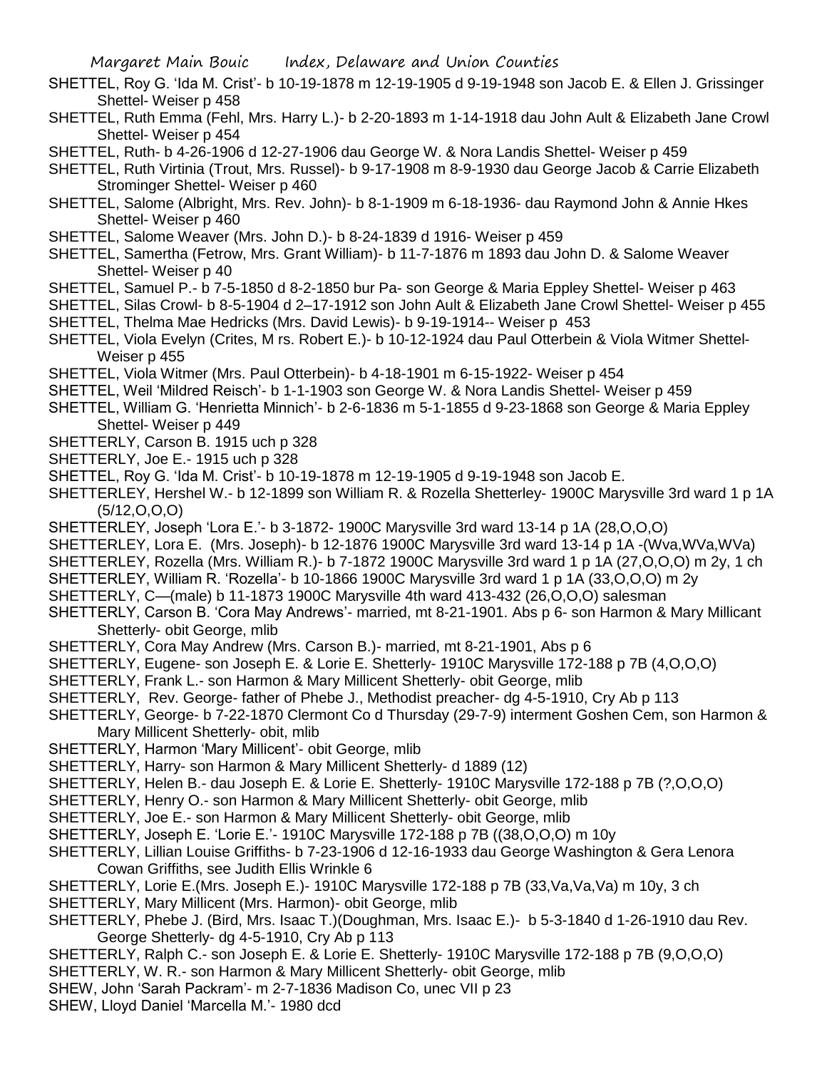SHETTEL, Roy G. 'Ida M. Crist'- b 10-19-1878 m 12-19-1905 d 9-19-1948 son Jacob E. & Ellen J. Grissinger Shettel- Weiser p 458

SHETTEL, Ruth Emma (Fehl, Mrs. Harry L.)- b 2-20-1893 m 1-14-1918 dau John Ault & Elizabeth Jane Crowl Shettel- Weiser p 454

SHETTEL, Ruth- b 4-26-1906 d 12-27-1906 dau George W. & Nora Landis Shettel- Weiser p 459

SHETTEL, Ruth Virtinia (Trout, Mrs. Russel)- b 9-17-1908 m 8-9-1930 dau George Jacob & Carrie Elizabeth Strominger Shettel- Weiser p 460

SHETTEL, Salome (Albright, Mrs. Rev. John)- b 8-1-1909 m 6-18-1936- dau Raymond John & Annie Hkes Shettel- Weiser p 460

SHETTEL, Salome Weaver (Mrs. John D.)- b 8-24-1839 d 1916- Weiser p 459

SHETTEL, Samertha (Fetrow, Mrs. Grant William)- b 11-7-1876 m 1893 dau John D. & Salome Weaver Shettel- Weiser p 40

SHETTEL, Samuel P.- b 7-5-1850 d 8-2-1850 bur Pa- son George & Maria Eppley Shettel- Weiser p 463

SHETTEL, Silas Crowl- b 8-5-1904 d 2–17-1912 son John Ault & Elizabeth Jane Crowl Shettel- Weiser p 455

SHETTEL, Thelma Mae Hedricks (Mrs. David Lewis)- b 9-19-1914-- Weiser p 453

SHETTEL, Viola Evelyn (Crites, M rs. Robert E.)- b 10-12-1924 dau Paul Otterbein & Viola Witmer Shettel- Weiser p 455

SHETTEL, Viola Witmer (Mrs. Paul Otterbein)- b 4-18-1901 m 6-15-1922- Weiser p 454

SHETTEL, Weil 'Mildred Reisch'- b 1-1-1903 son George W. & Nora Landis Shettel- Weiser p 459

SHETTEL, William G. 'Henrietta Minnich'- b 2-6-1836 m 5-1-1855 d 9-23-1868 son George & Maria Eppley Shettel- Weiser p 449

SHETTERLY, Carson B. 1915 uch p 328

SHETTERLY, Joe E.- 1915 uch p 328

SHETTEL, Roy G. 'Ida M. Crist'- b 10-19-1878 m 12-19-1905 d 9-19-1948 son Jacob E.

SHETTERLEY, Hershel W.- b 12-1899 son William R. & Rozella Shetterley- 1900C Marysville 3rd ward 1 p 1A (5/12,O,O,O)

SHETTERLEY, Joseph 'Lora E.'- b 3-1872- 1900C Marysville 3rd ward 13-14 p 1A (28,O,O,O)

SHETTERLEY, Lora E. (Mrs. Joseph)- b 12-1876 1900C Marysville 3rd ward 13-14 p 1A -(Wva,WVa,WVa)

SHETTERLEY, Rozella (Mrs. William R.)- b 7-1872 1900C Marysville 3rd ward 1 p 1A (27,O,O,O) m 2y, 1 ch

SHETTERLEY, William R. 'Rozella'- b 10-1866 1900C Marysville 3rd ward 1 p 1A (33,O,O,O) m 2y

SHETTERLY, C—(male) b 11-1873 1900C Marysville 4th ward 413-432 (26,O,O,O) salesman

SHETTERLY, Carson B. 'Cora May Andrews'- married, mt 8-21-1901. Abs p 6- son Harmon & Mary Millicant Shetterly- obit George, mlib

SHETTERLY, Cora May Andrew (Mrs. Carson B.)- married, mt 8-21-1901, Abs p 6

SHETTERLY, Eugene- son Joseph E. & Lorie E. Shetterly- 1910C Marysville 172-188 p 7B (4,O,O,O)

SHETTERLY, Frank L.- son Harmon & Mary Millicent Shetterly- obit George, mlib

SHETTERLY, Rev. George- father of Phebe J., Methodist preacher- dg 4-5-1910, Cry Ab p 113

SHETTERLY, George- b 7-22-1870 Clermont Co d Thursday (29-7-9) interment Goshen Cem, son Harmon & Mary Millicent Shetterly- obit, mlib

SHETTERLY, Harmon 'Mary Millicent'- obit George, mlib

SHETTERLY, Harry- son Harmon & Mary Millicent Shetterly- d 1889 (12)

SHETTERLY, Helen B.- dau Joseph E. & Lorie E. Shetterly- 1910C Marysville 172-188 p 7B (?,O,O,O)

SHETTERLY, Henry O.- son Harmon & Mary Millicent Shetterly- obit George, mlib

SHETTERLY, Joe E.- son Harmon & Mary Millicent Shetterly- obit George, mlib

SHETTERLY, Joseph E. 'Lorie E.'- 1910C Marysville 172-188 p 7B ((38,O,O,O) m 10y

SHETTERLY, Lillian Louise Griffiths- b 7-23-1906 d 12-16-1933 dau George Washington & Gera Lenora Cowan Griffiths, see Judith Ellis Wrinkle 6

SHETTERLY, Lorie E.(Mrs. Joseph E.)- 1910C Marysville 172-188 p 7B (33,Va,Va,Va) m 10y, 3 ch

SHETTERLY, Mary Millicent (Mrs. Harmon)- obit George, mlib

SHETTERLY, Phebe J. (Bird, Mrs. Isaac T.)(Doughman, Mrs. Isaac E.)- b 5-3-1840 d 1-26-1910 dau Rev. George Shetterly- dg 4-5-1910, Cry Ab p 113

SHETTERLY, Ralph C.- son Joseph E. & Lorie E. Shetterly- 1910C Marysville 172-188 p 7B (9,O,O,O)

SHETTERLY, W. R.- son Harmon & Mary Millicent Shetterly- obit George, mlib

SHEW, John 'Sarah Packram'- m 2-7-1836 Madison Co, unec VII p 23

SHEW, Lloyd Daniel 'Marcella M.'- 1980 dcd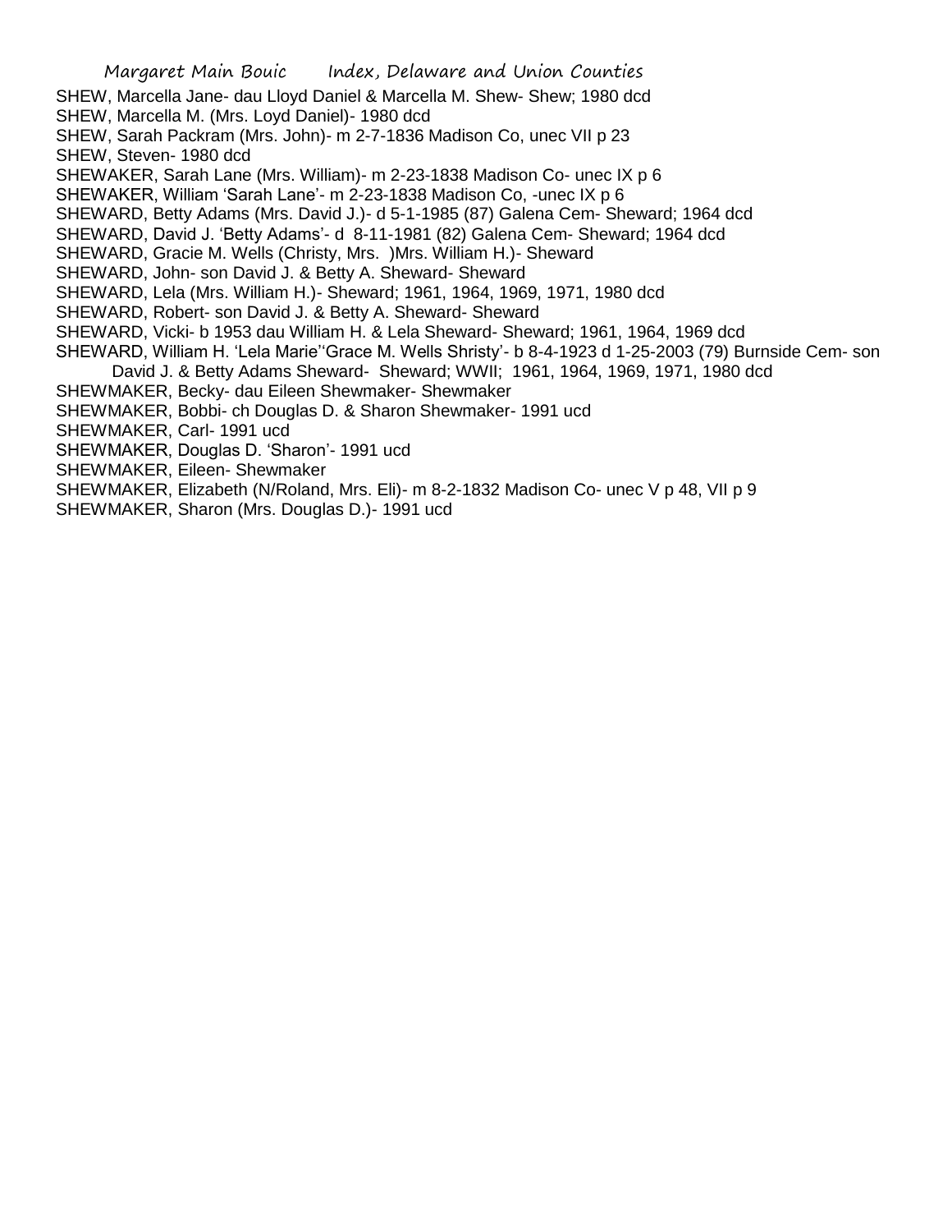SHEW, Marcella Jane- dau Lloyd Daniel & Marcella M. Shew- Shew; 1980 dcd
SHEW, Marcella M. (Mrs. Loyd Daniel)- 1980 dcd
SHEW, Sarah Packram (Mrs. John)- m 2-7-1836 Madison Co, unec VII p 23
SHEW, Steven- 1980 dcd
SHEWAKER, Sarah Lane (Mrs. William)- m 2-23-1838 Madison Co- unec IX p 6
SHEWAKER, William 'Sarah Lane'- m 2-23-1838 Madison Co, -unec IX p 6
SHEWARD, Betty Adams (Mrs. David J.)- d 5-1-1985 (87) Galena Cem- Sheward; 1964 dcd
SHEWARD, David J. 'Betty Adams'- d 8-11-1981 (82) Galena Cem- Sheward; 1964 dcd
SHEWARD, Gracie M. Wells (Christy, Mrs. )Mrs. William H.)- Sheward
SHEWARD, John- son David J. & Betty A. Sheward- Sheward
SHEWARD, Lela (Mrs. William H.)- Sheward; 1961, 1964, 1969, 1971, 1980 dcd
SHEWARD, Robert- son David J. & Betty A. Sheward- Sheward
SHEWARD, Vicki- b 1953 dau William H. & Lela Sheward- Sheward; 1961, 1964, 1969 dcd
SHEWARD, William H. 'Lela Marie''Grace M. Wells Shristy'- b 8-4-1923 d 1-25-2003 (79) Burnside Cem- son David J. & Betty Adams Sheward- Sheward; WWII; 1961, 1964, 1969, 1971, 1980 dcd
SHEWMAKER, Becky- dau Eileen Shewmaker- Shewmaker
SHEWMAKER, Bobbi- ch Douglas D. & Sharon Shewmaker- 1991 ucd
SHEWMAKER, Carl- 1991 ucd
SHEWMAKER, Douglas D. 'Sharon'- 1991 ucd
SHEWMAKER, Eileen- Shewmaker
SHEWMAKER, Elizabeth (N/Roland, Mrs. Eli)- m 8-2-1832 Madison Co- unec V p 48, VII p 9
SHEWMAKER, Sharon (Mrs. Douglas D.)- 1991 ucd